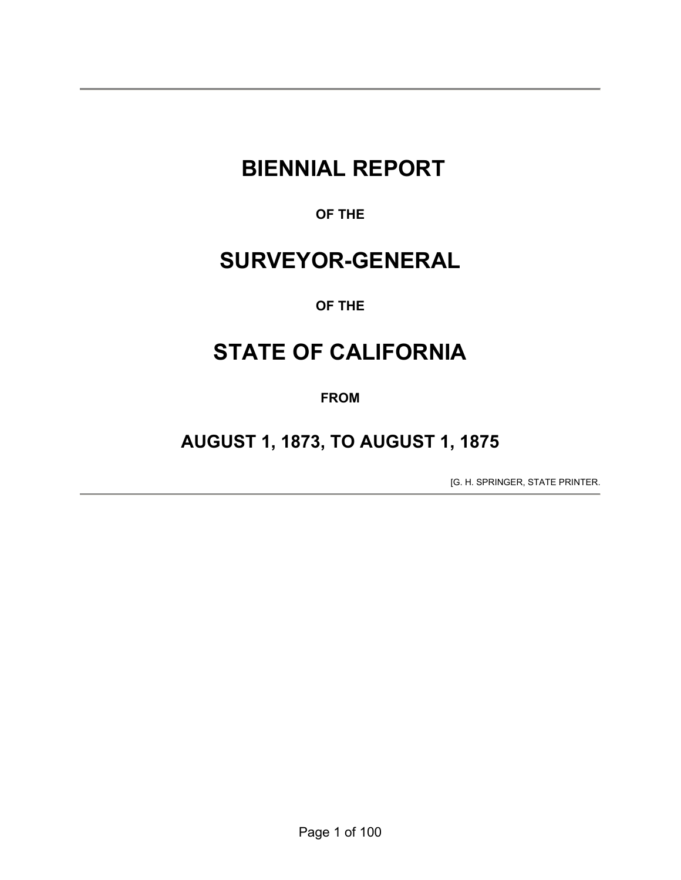# BIENNIAL REPORT

**OF THE**

# SURVEYOR-GENERAL

**OF THE**

# STATE OF CALIFORNIA

**FROM**

## AUGUST 1, 1873, TO AUGUST 1, 1875

[G. H. SPRINGER, STATE PRINTER.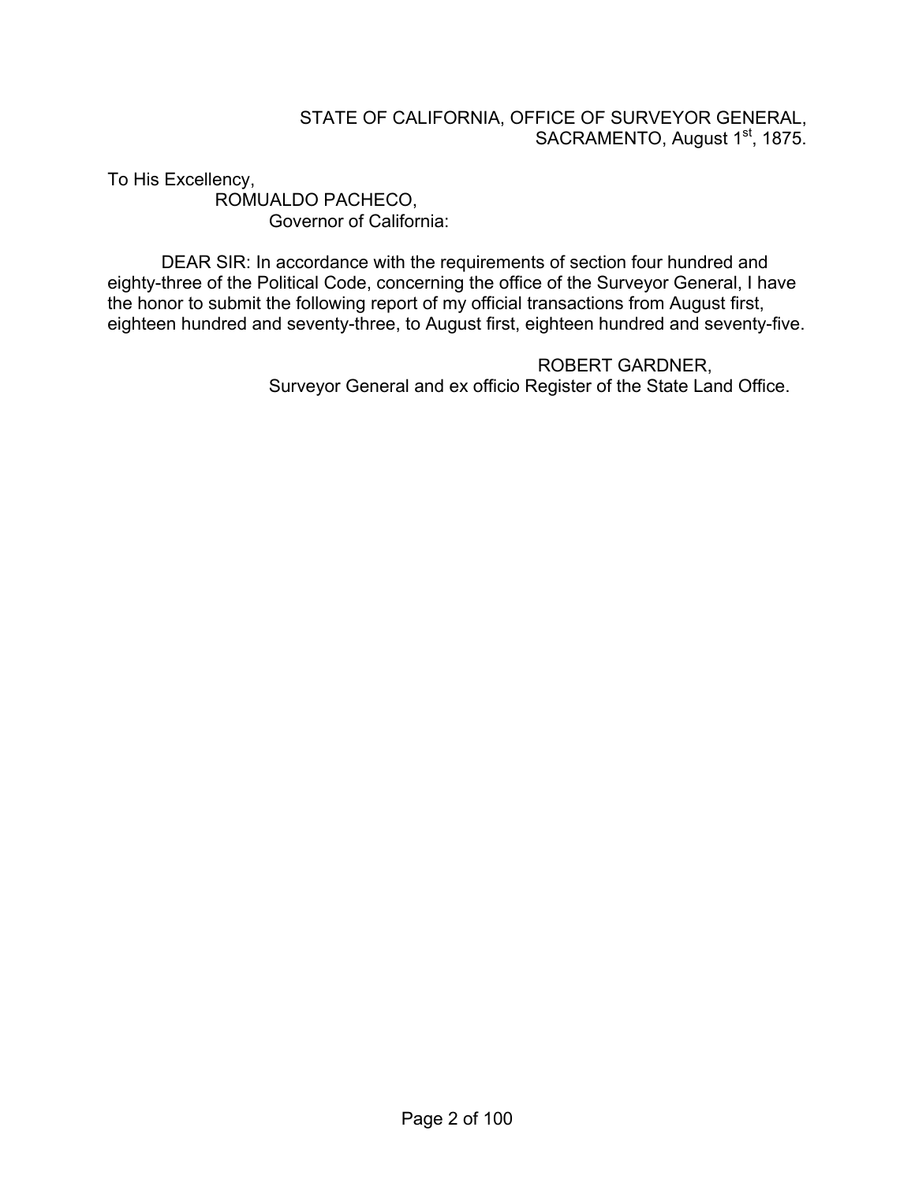STATE OF CALIFORNIA, OFFICE OF SURVEYOR GENERAL,
SACRAMENTO, August 1st, 1875.

To His Excellency,
ROMUALDO PACHECO,
Governor of California:

DEAR SIR: In accordance with the requirements of section four hundred and eighty-three of the Political Code, concerning the office of the Surveyor General, I have the honor to submit the following report of my official transactions from August first, eighteen hundred and seventy-three, to August first, eighteen hundred and seventy-five.

ROBERT GARDNER,
Surveyor General and ex officio Register of the State Land Office.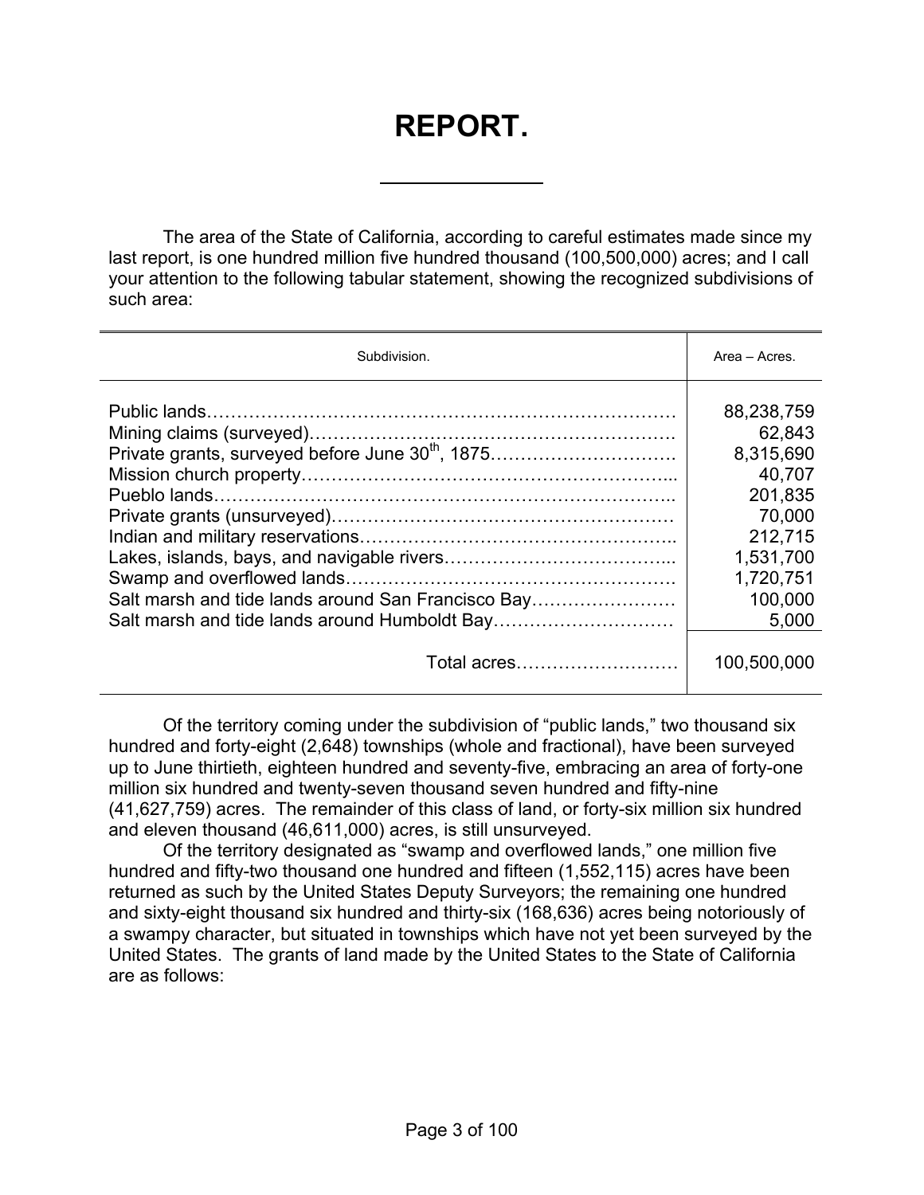# REPORT.

The area of the State of California, according to careful estimates made since my last report, is one hundred million five hundred thousand (100,500,000) acres; and I call your attention to the following tabular statement, showing the recognized subdivisions of such area:

| Subdivision. | Area – Acres. |
|---|---|
| Public lands | 88,238,759 |
| Mining claims (surveyed) | 62,843 |
| Private grants, surveyed before June 30th, 1875 | 8,315,690 |
| Mission church property | 40,707 |
| Pueblo lands | 201,835 |
| Private grants (unsurveyed) | 70,000 |
| Indian and military reservations | 212,715 |
| Lakes, islands, bays, and navigable rivers | 1,531,700 |
| Swamp and overflowed lands | 1,720,751 |
| Salt marsh and tide lands around San Francisco Bay | 100,000 |
| Salt marsh and tide lands around Humboldt Bay | 5,000 |
| Total acres | 100,500,000 |

Of the territory coming under the subdivision of "public lands," two thousand six hundred and forty-eight (2,648) townships (whole and fractional), have been surveyed up to June thirtieth, eighteen hundred and seventy-five, embracing an area of forty-one million six hundred and twenty-seven thousand seven hundred and fifty-nine (41,627,759) acres. The remainder of this class of land, or forty-six million six hundred and eleven thousand (46,611,000) acres, is still unsurveyed.

Of the territory designated as "swamp and overflowed lands," one million five hundred and fifty-two thousand one hundred and fifteen (1,552,115) acres have been returned as such by the United States Deputy Surveyors; the remaining one hundred and sixty-eight thousand six hundred and thirty-six (168,636) acres being notoriously of a swampy character, but situated in townships which have not yet been surveyed by the United States. The grants of land made by the United States to the State of California are as follows: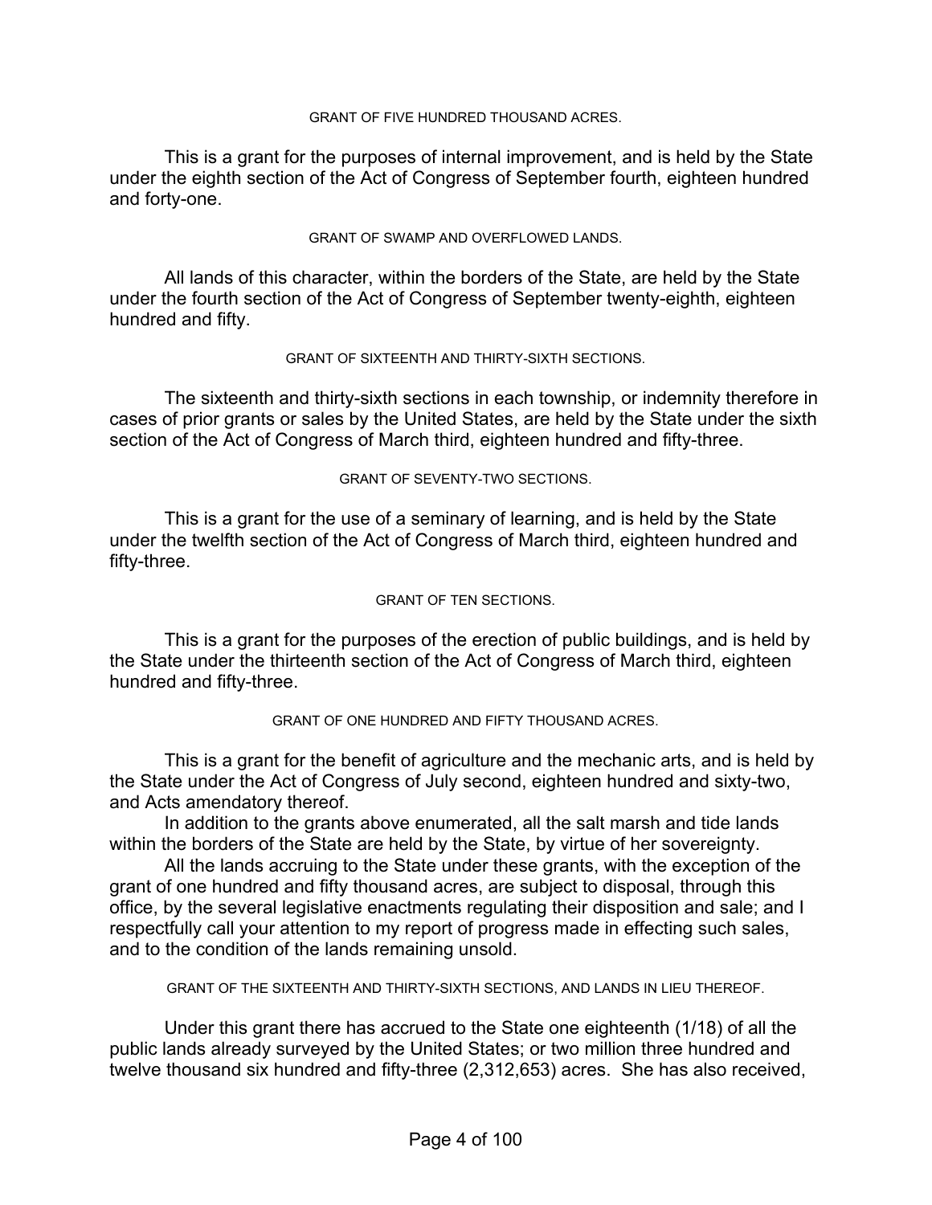### GRANT OF FIVE HUNDRED THOUSAND ACRES.

This is a grant for the purposes of internal improvement, and is held by the State under the eighth section of the Act of Congress of September fourth, eighteen hundred and forty-one.

### GRANT OF SWAMP AND OVERFLOWED LANDS.

All lands of this character, within the borders of the State, are held by the State under the fourth section of the Act of Congress of September twenty-eighth, eighteen hundred and fifty.

### GRANT OF SIXTEENTH AND THIRTY-SIXTH SECTIONS.

The sixteenth and thirty-sixth sections in each township, or indemnity therefore in cases of prior grants or sales by the United States, are held by the State under the sixth section of the Act of Congress of March third, eighteen hundred and fifty-three.

### GRANT OF SEVENTY-TWO SECTIONS.

This is a grant for the use of a seminary of learning, and is held by the State under the twelfth section of the Act of Congress of March third, eighteen hundred and fifty-three.

### GRANT OF TEN SECTIONS.

This is a grant for the purposes of the erection of public buildings, and is held by the State under the thirteenth section of the Act of Congress of March third, eighteen hundred and fifty-three.

### GRANT OF ONE HUNDRED AND FIFTY THOUSAND ACRES.

This is a grant for the benefit of agriculture and the mechanic arts, and is held by the State under the Act of Congress of July second, eighteen hundred and sixty-two, and Acts amendatory thereof.

In addition to the grants above enumerated, all the salt marsh and tide lands within the borders of the State are held by the State, by virtue of her sovereignty.

All the lands accruing to the State under these grants, with the exception of the grant of one hundred and fifty thousand acres, are subject to disposal, through this office, by the several legislative enactments regulating their disposition and sale; and I respectfully call your attention to my report of progress made in effecting such sales, and to the condition of the lands remaining unsold.

### GRANT OF THE SIXTEENTH AND THIRTY-SIXTH SECTIONS, AND LANDS IN LIEU THEREOF.

Under this grant there has accrued to the State one eighteenth (1/18) of all the public lands already surveyed by the United States; or two million three hundred and twelve thousand six hundred and fifty-three (2,312,653) acres. She has also received,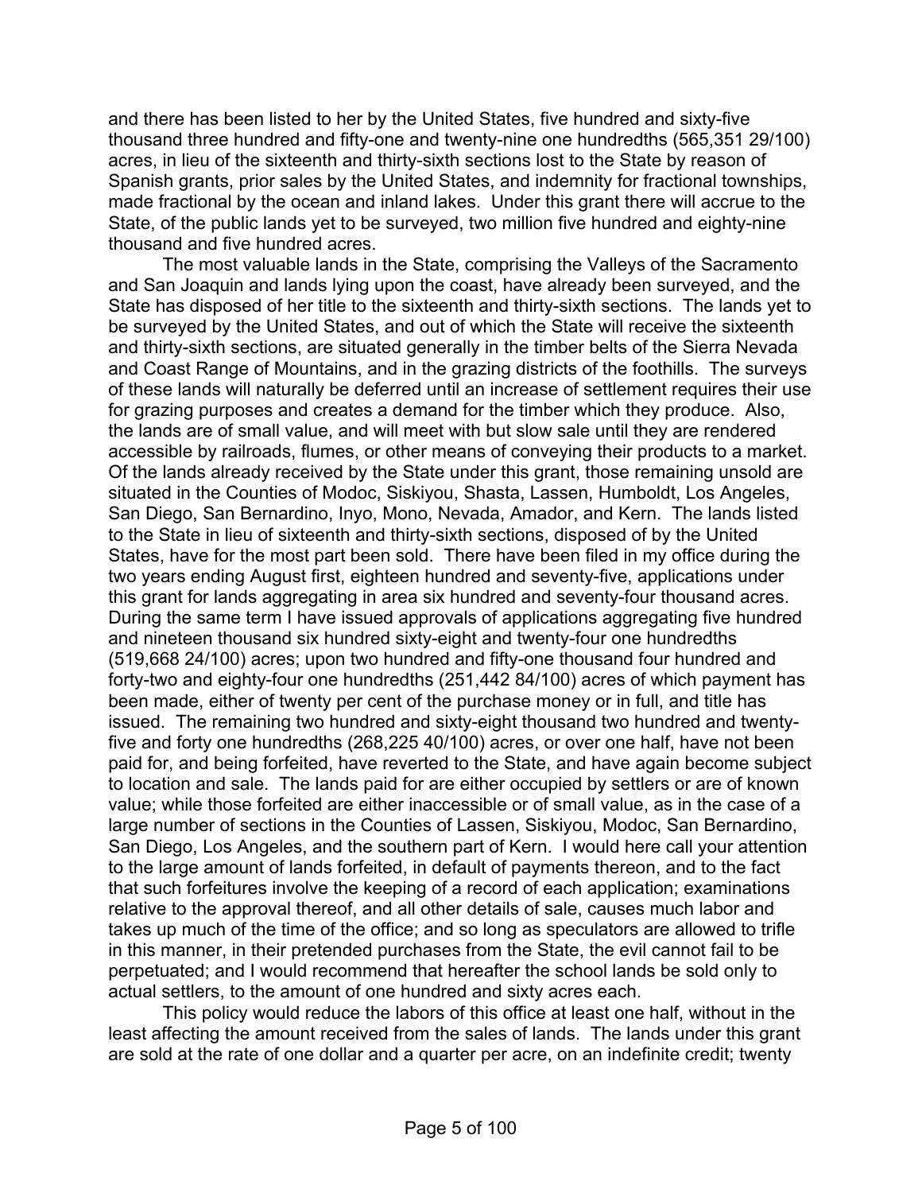and there has been listed to her by the United States, five hundred and sixty-five thousand three hundred and fifty-one and twenty-nine one hundredths (565,351 29/100) acres, in lieu of the sixteenth and thirty-sixth sections lost to the State by reason of Spanish grants, prior sales by the United States, and indemnity for fractional townships, made fractional by the ocean and inland lakes. Under this grant there will accrue to the State, of the public lands yet to be surveyed, two million five hundred and eighty-nine thousand and five hundred acres.

The most valuable lands in the State, comprising the Valleys of the Sacramento and San Joaquin and lands lying upon the coast, have already been surveyed, and the State has disposed of her title to the sixteenth and thirty-sixth sections. The lands yet to be surveyed by the United States, and out of which the State will receive the sixteenth and thirty-sixth sections, are situated generally in the timber belts of the Sierra Nevada and Coast Range of Mountains, and in the grazing districts of the foothills. The surveys of these lands will naturally be deferred until an increase of settlement requires their use for grazing purposes and creates a demand for the timber which they produce. Also, the lands are of small value, and will meet with but slow sale until they are rendered accessible by railroads, flumes, or other means of conveying their products to a market. Of the lands already received by the State under this grant, those remaining unsold are situated in the Counties of Modoc, Siskiyou, Shasta, Lassen, Humboldt, Los Angeles, San Diego, San Bernardino, Inyo, Mono, Nevada, Amador, and Kern. The lands listed to the State in lieu of sixteenth and thirty-sixth sections, disposed of by the United States, have for the most part been sold. There have been filed in my office during the two years ending August first, eighteen hundred and seventy-five, applications under this grant for lands aggregating in area six hundred and seventy-four thousand acres. During the same term I have issued approvals of applications aggregating five hundred and nineteen thousand six hundred sixty-eight and twenty-four one hundredths (519,668 24/100) acres; upon two hundred and fifty-one thousand four hundred and forty-two and eighty-four one hundredths (251,442 84/100) acres of which payment has been made, either of twenty per cent of the purchase money or in full, and title has issued. The remaining two hundred and sixty-eight thousand two hundred and twenty-five and forty one hundredths (268,225 40/100) acres, or over one half, have not been paid for, and being forfeited, have reverted to the State, and have again become subject to location and sale. The lands paid for are either occupied by settlers or are of known value; while those forfeited are either inaccessible or of small value, as in the case of a large number of sections in the Counties of Lassen, Siskiyou, Modoc, San Bernardino, San Diego, Los Angeles, and the southern part of Kern. I would here call your attention to the large amount of lands forfeited, in default of payments thereon, and to the fact that such forfeitures involve the keeping of a record of each application; examinations relative to the approval thereof, and all other details of sale, causes much labor and takes up much of the time of the office; and so long as speculators are allowed to trifle in this manner, in their pretended purchases from the State, the evil cannot fail to be perpetuated; and I would recommend that hereafter the school lands be sold only to actual settlers, to the amount of one hundred and sixty acres each.

This policy would reduce the labors of this office at least one half, without in the least affecting the amount received from the sales of lands. The lands under this grant are sold at the rate of one dollar and a quarter per acre, on an indefinite credit; twenty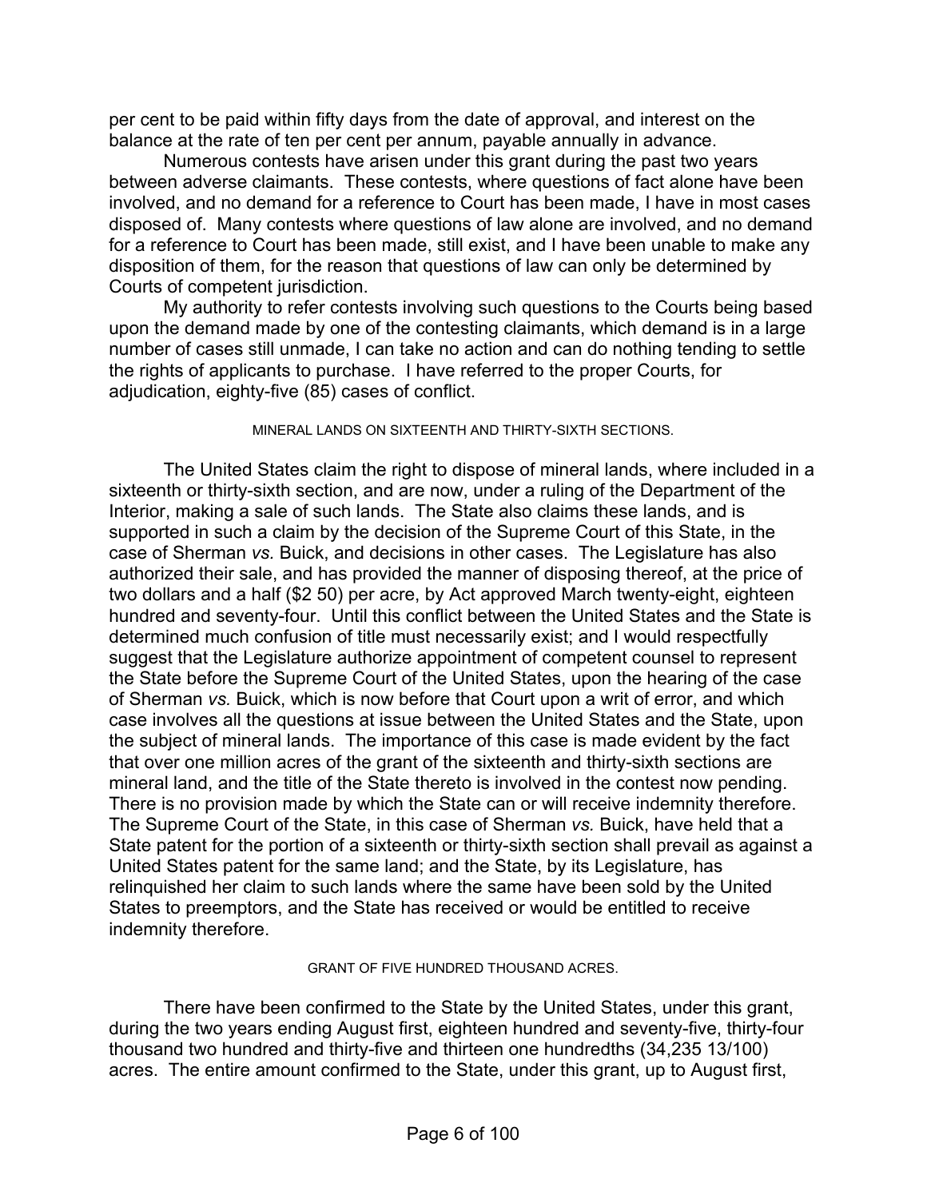per cent to be paid within fifty days from the date of approval, and interest on the balance at the rate of ten per cent per annum, payable annually in advance.

Numerous contests have arisen under this grant during the past two years between adverse claimants. These contests, where questions of fact alone have been involved, and no demand for a reference to Court has been made, I have in most cases disposed of. Many contests where questions of law alone are involved, and no demand for a reference to Court has been made, still exist, and I have been unable to make any disposition of them, for the reason that questions of law can only be determined by Courts of competent jurisdiction.

My authority to refer contests involving such questions to the Courts being based upon the demand made by one of the contesting claimants, which demand is in a large number of cases still unmade, I can take no action and can do nothing tending to settle the rights of applicants to purchase. I have referred to the proper Courts, for adjudication, eighty-five (85) cases of conflict.

###### MINERAL LANDS ON SIXTEENTH AND THIRTY-SIXTH SECTIONS.

The United States claim the right to dispose of mineral lands, where included in a sixteenth or thirty-sixth section, and are now, under a ruling of the Department of the Interior, making a sale of such lands. The State also claims these lands, and is supported in such a claim by the decision of the Supreme Court of this State, in the case of Sherman *vs.* Buick, and decisions in other cases. The Legislature has also authorized their sale, and has provided the manner of disposing thereof, at the price of two dollars and a half ($2 50) per acre, by Act approved March twenty-eight, eighteen hundred and seventy-four. Until this conflict between the United States and the State is determined much confusion of title must necessarily exist; and I would respectfully suggest that the Legislature authorize appointment of competent counsel to represent the State before the Supreme Court of the United States, upon the hearing of the case of Sherman *vs.* Buick, which is now before that Court upon a writ of error, and which case involves all the questions at issue between the United States and the State, upon the subject of mineral lands. The importance of this case is made evident by the fact that over one million acres of the grant of the sixteenth and thirty-sixth sections are mineral land, and the title of the State thereto is involved in the contest now pending. There is no provision made by which the State can or will receive indemnity therefore. The Supreme Court of the State, in this case of Sherman *vs.* Buick, have held that a State patent for the portion of a sixteenth or thirty-sixth section shall prevail as against a United States patent for the same land; and the State, by its Legislature, has relinquished her claim to such lands where the same have been sold by the United States to preemptors, and the State has received or would be entitled to receive indemnity therefore.

###### GRANT OF FIVE HUNDRED THOUSAND ACRES.

There have been confirmed to the State by the United States, under this grant, during the two years ending August first, eighteen hundred and seventy-five, thirty-four thousand two hundred and thirty-five and thirteen one hundredths (34,235 13/100) acres. The entire amount confirmed to the State, under this grant, up to August first,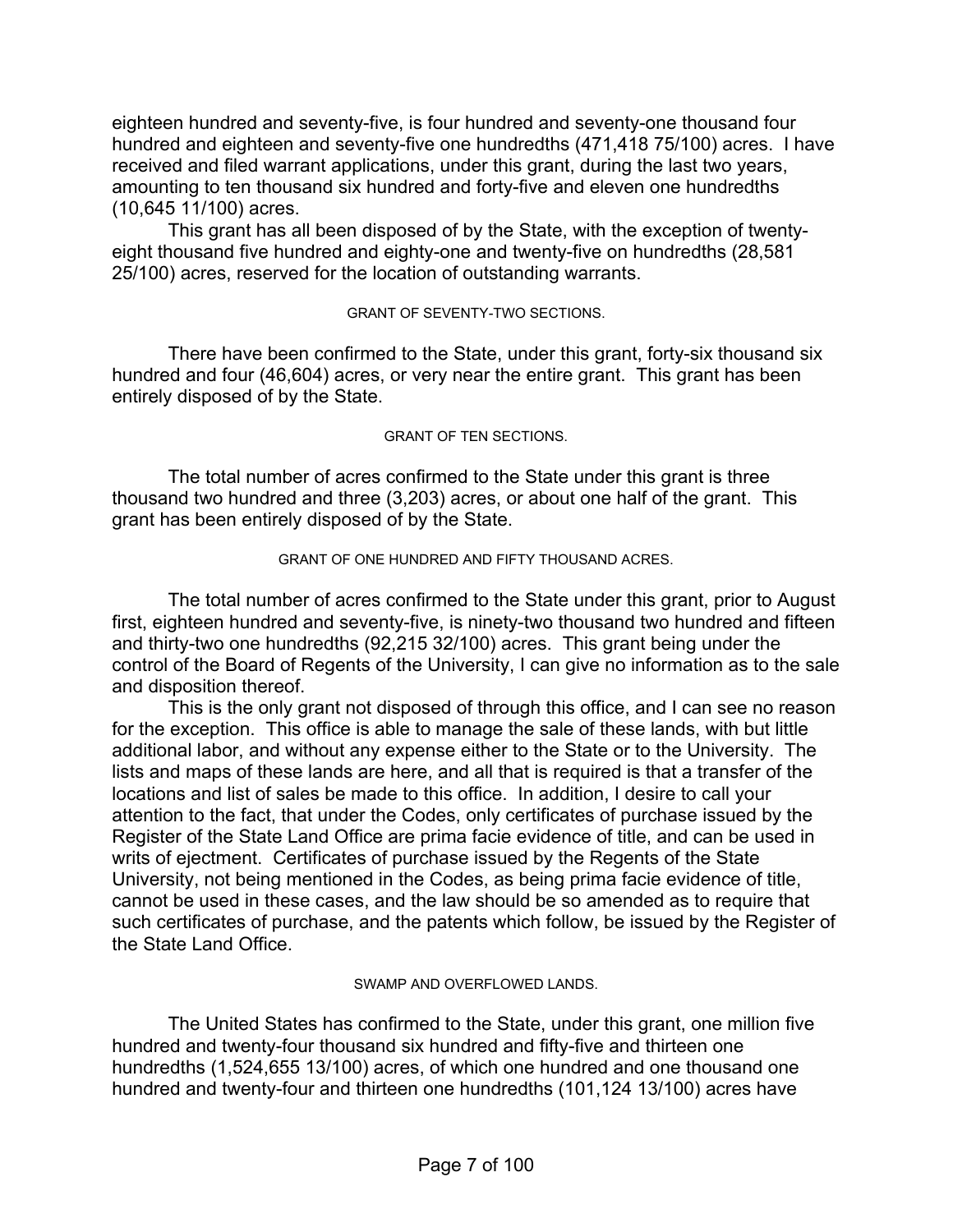eighteen hundred and seventy-five, is four hundred and seventy-one thousand four hundred and eighteen and seventy-five one hundredths (471,418 75/100) acres. I have received and filed warrant applications, under this grant, during the last two years, amounting to ten thousand six hundred and forty-five and eleven one hundredths (10,645 11/100) acres.

This grant has all been disposed of by the State, with the exception of twenty-eight thousand five hundred and eighty-one and twenty-five on hundredths (28,581 25/100) acres, reserved for the location of outstanding warrants.

### GRANT OF SEVENTY-TWO SECTIONS.

There have been confirmed to the State, under this grant, forty-six thousand six hundred and four (46,604) acres, or very near the entire grant. This grant has been entirely disposed of by the State.

### GRANT OF TEN SECTIONS.

The total number of acres confirmed to the State under this grant is three thousand two hundred and three (3,203) acres, or about one half of the grant. This grant has been entirely disposed of by the State.

### GRANT OF ONE HUNDRED AND FIFTY THOUSAND ACRES.

The total number of acres confirmed to the State under this grant, prior to August first, eighteen hundred and seventy-five, is ninety-two thousand two hundred and fifteen and thirty-two one hundredths (92,215 32/100) acres. This grant being under the control of the Board of Regents of the University, I can give no information as to the sale and disposition thereof.

This is the only grant not disposed of through this office, and I can see no reason for the exception. This office is able to manage the sale of these lands, with but little additional labor, and without any expense either to the State or to the University. The lists and maps of these lands are here, and all that is required is that a transfer of the locations and list of sales be made to this office. In addition, I desire to call your attention to the fact, that under the Codes, only certificates of purchase issued by the Register of the State Land Office are prima facie evidence of title, and can be used in writs of ejectment. Certificates of purchase issued by the Regents of the State University, not being mentioned in the Codes, as being prima facie evidence of title, cannot be used in these cases, and the law should be so amended as to require that such certificates of purchase, and the patents which follow, be issued by the Register of the State Land Office.

### SWAMP AND OVERFLOWED LANDS.

The United States has confirmed to the State, under this grant, one million five hundred and twenty-four thousand six hundred and fifty-five and thirteen one hundredths (1,524,655 13/100) acres, of which one hundred and one thousand one hundred and twenty-four and thirteen one hundredths (101,124 13/100) acres have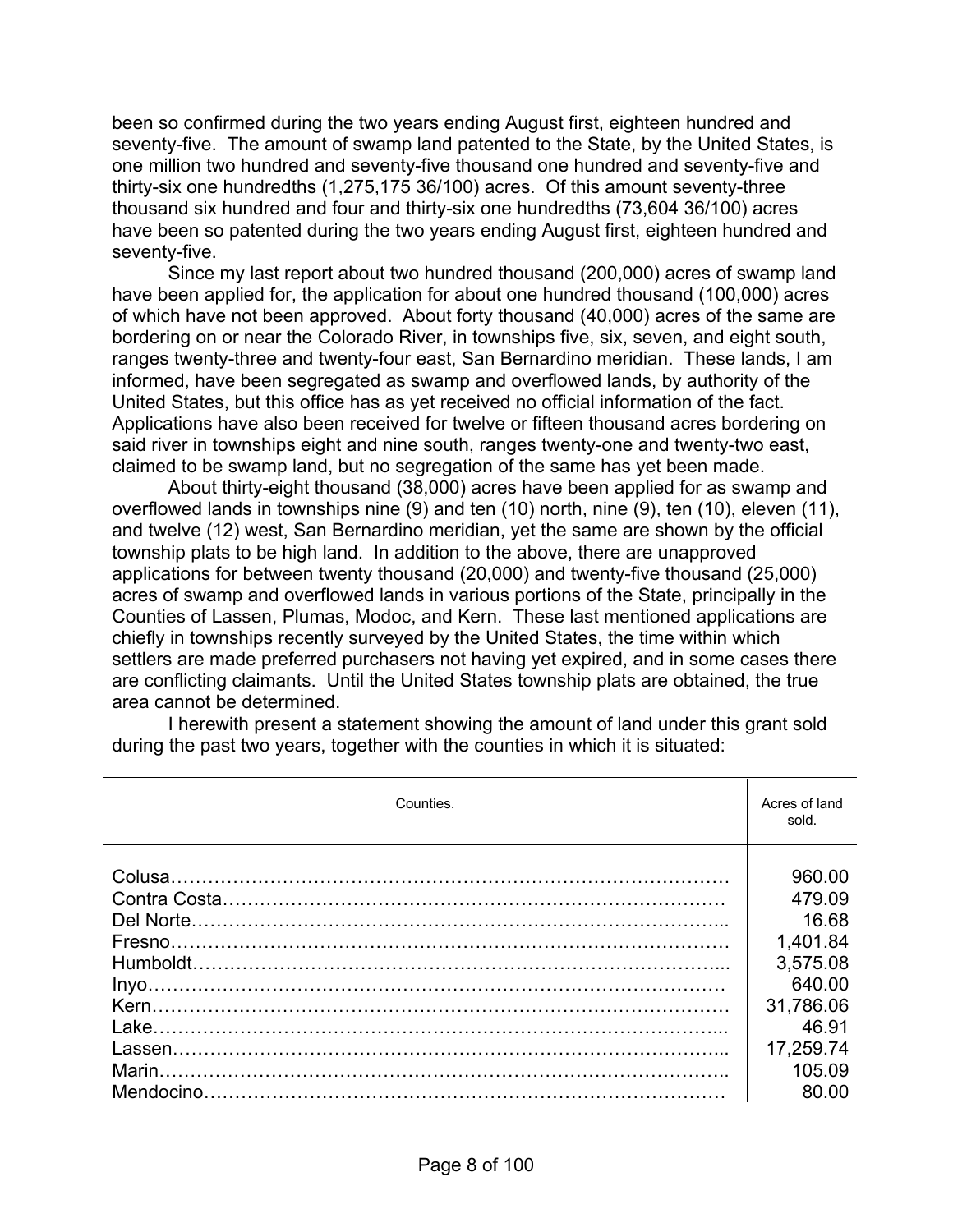been so confirmed during the two years ending August first, eighteen hundred and seventy-five. The amount of swamp land patented to the State, by the United States, is one million two hundred and seventy-five thousand one hundred and seventy-five and thirty-six one hundredths (1,275,175 36/100) acres. Of this amount seventy-three thousand six hundred and four and thirty-six one hundredths (73,604 36/100) acres have been so patented during the two years ending August first, eighteen hundred and seventy-five.

Since my last report about two hundred thousand (200,000) acres of swamp land have been applied for, the application for about one hundred thousand (100,000) acres of which have not been approved. About forty thousand (40,000) acres of the same are bordering on or near the Colorado River, in townships five, six, seven, and eight south, ranges twenty-three and twenty-four east, San Bernardino meridian. These lands, I am informed, have been segregated as swamp and overflowed lands, by authority of the United States, but this office has as yet received no official information of the fact. Applications have also been received for twelve or fifteen thousand acres bordering on said river in townships eight and nine south, ranges twenty-one and twenty-two east, claimed to be swamp land, but no segregation of the same has yet been made.

About thirty-eight thousand (38,000) acres have been applied for as swamp and overflowed lands in townships nine (9) and ten (10) north, nine (9), ten (10), eleven (11), and twelve (12) west, San Bernardino meridian, yet the same are shown by the official township plats to be high land. In addition to the above, there are unapproved applications for between twenty thousand (20,000) and twenty-five thousand (25,000) acres of swamp and overflowed lands in various portions of the State, principally in the Counties of Lassen, Plumas, Modoc, and Kern. These last mentioned applications are chiefly in townships recently surveyed by the United States, the time within which settlers are made preferred purchasers not having yet expired, and in some cases there are conflicting claimants. Until the United States township plats are obtained, the true area cannot be determined.

I herewith present a statement showing the amount of land under this grant sold during the past two years, together with the counties in which it is situated:

| Counties. | Acres of land sold. |
|---|---|
| Colusa | 960.00 |
| Contra Costa | 479.09 |
| Del Norte | 16.68 |
| Fresno | 1,401.84 |
| Humboldt | 3,575.08 |
| Inyo | 640.00 |
| Kern | 31,786.06 |
| Lake | 46.91 |
| Lassen | 17,259.74 |
| Marin | 105.09 |
| Mendocino | 80.00 |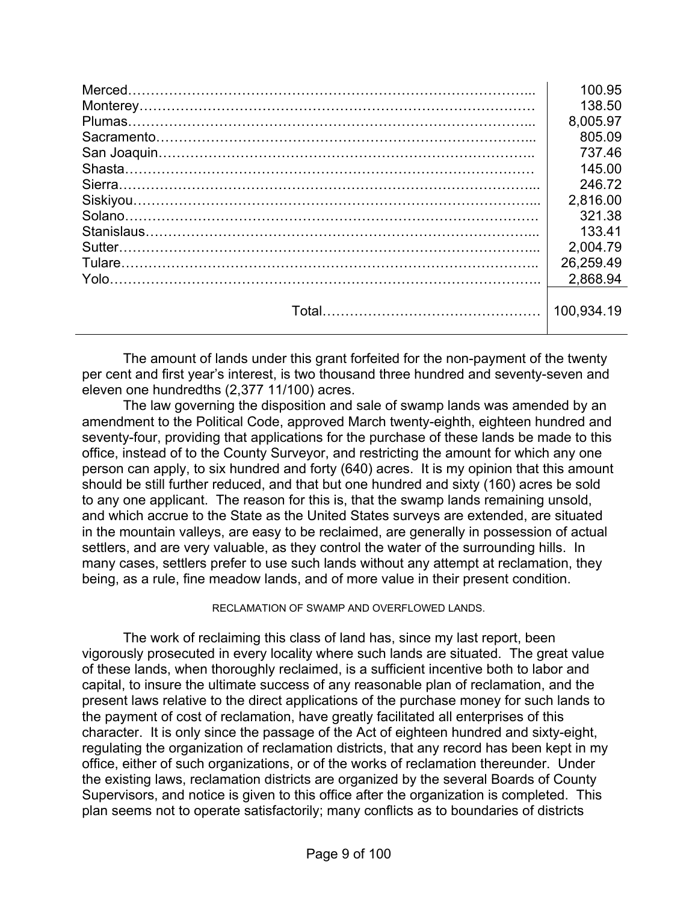| | |
|---|---|
| Merced | 100.95 |
| Monterey | 138.50 |
| Plumas | 8,005.97 |
| Sacramento | 805.09 |
| San Joaquin | 737.46 |
| Shasta | 145.00 |
| Sierra | 246.72 |
| Siskiyou | 2,816.00 |
| Solano | 321.38 |
| Stanislaus | 133.41 |
| Sutter | 2,004.79 |
| Tulare | 26,259.49 |
| Yolo | 2,868.94 |
| Total | 100,934.19 |

The amount of lands under this grant forfeited for the non-payment of the twenty per cent and first year's interest, is two thousand three hundred and seventy-seven and eleven one hundredths (2,377 11/100) acres.

The law governing the disposition and sale of swamp lands was amended by an amendment to the Political Code, approved March twenty-eighth, eighteen hundred and seventy-four, providing that applications for the purchase of these lands be made to this office, instead of to the County Surveyor, and restricting the amount for which any one person can apply, to six hundred and forty (640) acres. It is my opinion that this amount should be still further reduced, and that but one hundred and sixty (160) acres be sold to any one applicant. The reason for this is, that the swamp lands remaining unsold, and which accrue to the State as the United States surveys are extended, are situated in the mountain valleys, are easy to be reclaimed, are generally in possession of actual settlers, and are very valuable, as they control the water of the surrounding hills. In many cases, settlers prefer to use such lands without any attempt at reclamation, they being, as a rule, fine meadow lands, and of more value in their present condition.

### RECLAMATION OF SWAMP AND OVERFLOWED LANDS.

The work of reclaiming this class of land has, since my last report, been vigorously prosecuted in every locality where such lands are situated. The great value of these lands, when thoroughly reclaimed, is a sufficient incentive both to labor and capital, to insure the ultimate success of any reasonable plan of reclamation, and the present laws relative to the direct applications of the purchase money for such lands to the payment of cost of reclamation, have greatly facilitated all enterprises of this character. It is only since the passage of the Act of eighteen hundred and sixty-eight, regulating the organization of reclamation districts, that any record has been kept in my office, either of such organizations, or of the works of reclamation thereunder. Under the existing laws, reclamation districts are organized by the several Boards of County Supervisors, and notice is given to this office after the organization is completed. This plan seems not to operate satisfactorily; many conflicts as to boundaries of districts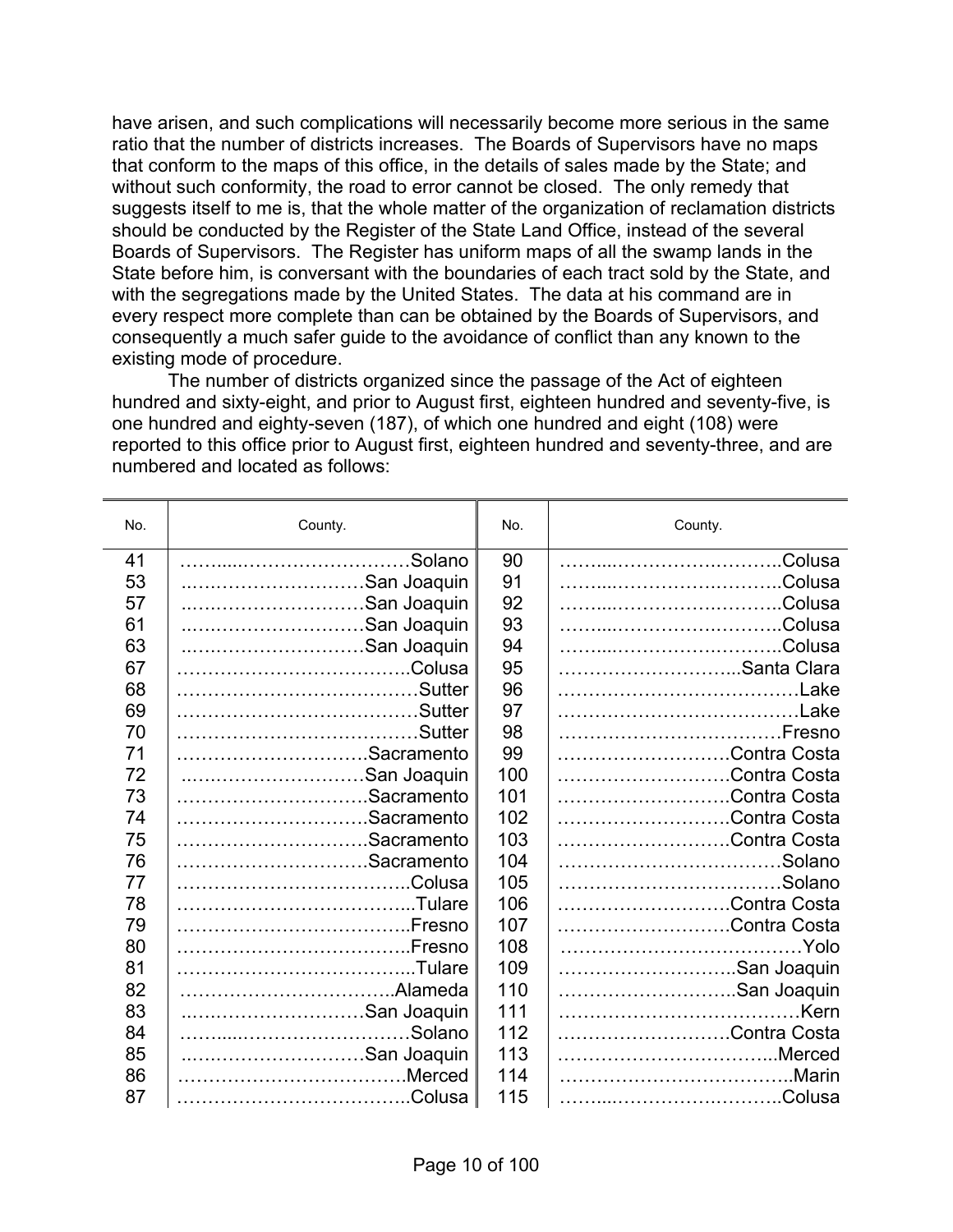have arisen, and such complications will necessarily become more serious in the same ratio that the number of districts increases. The Boards of Supervisors have no maps that conform to the maps of this office, in the details of sales made by the State; and without such conformity, the road to error cannot be closed. The only remedy that suggests itself to me is, that the whole matter of the organization of reclamation districts should be conducted by the Register of the State Land Office, instead of the several Boards of Supervisors. The Register has uniform maps of all the swamp lands in the State before him, is conversant with the boundaries of each tract sold by the State, and with the segregations made by the United States. The data at his command are in every respect more complete than can be obtained by the Boards of Supervisors, and consequently a much safer guide to the avoidance of conflict than any known to the existing mode of procedure.

The number of districts organized since the passage of the Act of eighteen hundred and sixty-eight, and prior to August first, eighteen hundred and seventy-five, is one hundred and eighty-seven (187), of which one hundred and eight (108) were reported to this office prior to August first, eighteen hundred and seventy-three, and are numbered and located as follows:

| No. | County. | No. | County. |
|---|---|---|---|
| 41 | ……….………………………Solano | 90 | ……...……………….………..Colusa |
| 53 | ..…..……………………San Joaquin | 91 | ……...……………….………..Colusa |
| 57 | ..…..……………………San Joaquin | 92 | ……...……………….………..Colusa |
| 61 | ..…..……………………San Joaquin | 93 | ……...……………….………..Colusa |
| 63 | ..…..……………………San Joaquin | 94 | ……...……………….………..Colusa |
| 67 | ………………………………..Colusa | 95 | ………………………...Santa Clara |
| 68 | …………………………………Sutter | 96 | …………………………………Lake |
| 69 | …………………………………Sutter | 97 | …………………………………Lake |
| 70 | …………………………………Sutter | 98 | ………………………………Fresno |
| 71 | …………………………Sacramento | 99 | ………………………Contra Costa |
| 72 | ..…..……………………San Joaquin | 100 | ………………………Contra Costa |
| 73 | …………………………Sacramento | 101 | ………………………Contra Costa |
| 74 | …………………………Sacramento | 102 | ………………………Contra Costa |
| 75 | …………………………Sacramento | 103 | ………………………Contra Costa |
| 76 | …………………………Sacramento | 104 | ………………………………Solano |
| 77 | ………………………………..Colusa | 105 | ………………………………Solano |
| 78 | ………………………………...Tulare | 106 | ………………………Contra Costa |
| 79 | ………………………………..Fresno | 107 | ………………………Contra Costa |
| 80 | ………………………………..Fresno | 108 | …………………………………Yolo |
| 81 | ………………………………...Tulare | 109 | ………………………..San Joaquin |
| 82 | ……………………………..Alameda | 110 | ………………………..San Joaquin |
| 83 | ..…..……………………San Joaquin | 111 | …………………………………Kern |
| 84 | ……….………………………Solano | 112 | ………………………Contra Costa |
| 85 | ..…..……………………San Joaquin | 113 | ……………………………...Merced |
| 86 | ………………………………Merced | 114 | ………………………………..Marin |
| 87 | ………………………………..Colusa | 115 | ……...……………….………..Colusa |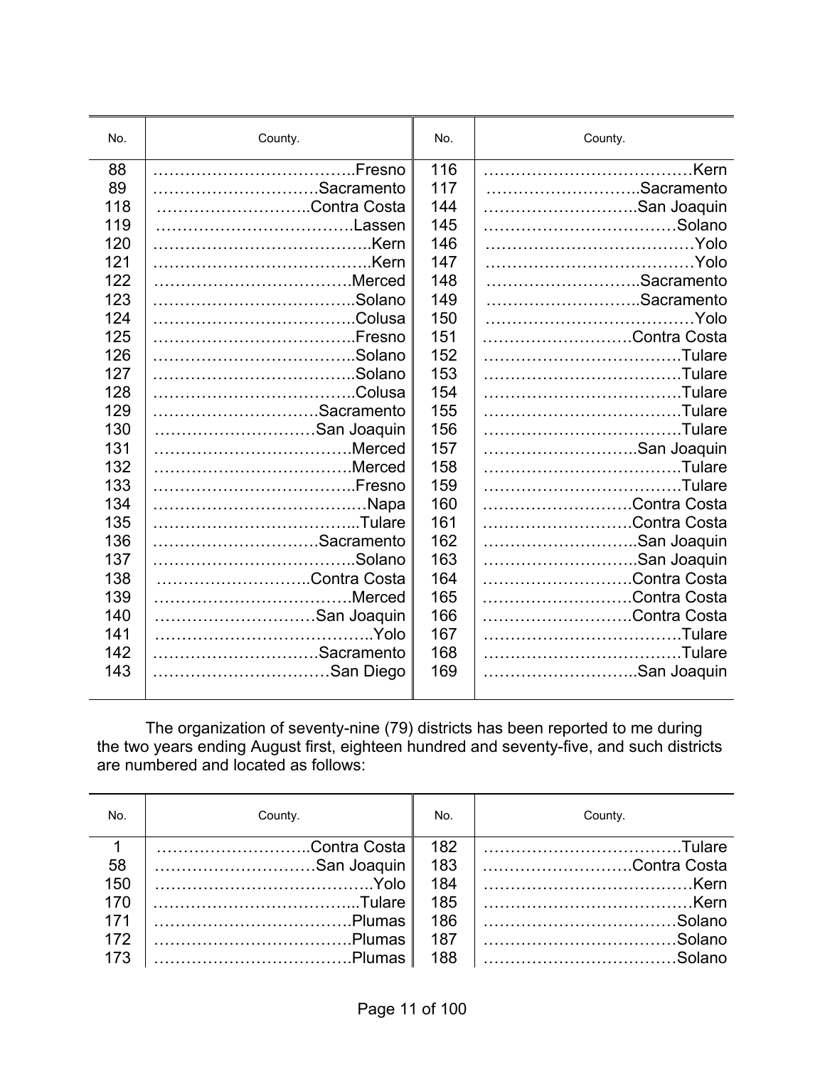| No. | County. | No. | County. |
|---|---|---|---|
| 88 | ……………………………….Fresno | 116 | …………………………………Kern |
| 89 | …………………………Sacramento | 117 | ………………………..Sacramento |
| 118 | ………………………..Contra Costa | 144 | ………………………..San Joaquin |
| 119 | ………………………………Lassen | 145 | ………………………………Solano |
| 120 | …………………………………..Kern | 146 | …………………………………Yolo |
| 121 | …………………………………..Kern | 147 | …………………………………Yolo |
| 122 | ………………………………Merced | 148 | ………………………..Sacramento |
| 123 | ……………………………….Solano | 149 | ………………………..Sacramento |
| 124 | ……………………………….Colusa | 150 | …………………………………Yolo |
| 125 | ……………………………….Fresno | 151 | ………………………Contra Costa |
| 126 | ……………………………….Solano | 152 | ………………………………Tulare |
| 127 | ……………………………….Solano | 153 | ………………………………Tulare |
| 128 | ……………………………….Colusa | 154 | ………………………………Tulare |
| 129 | …………………………Sacramento | 155 | ………………………………Tulare |
| 130 | …………………………San Joaquin | 156 | ………………………………Tulare |
| 131 | ………………………………Merced | 157 | ………………………..San Joaquin |
| 132 | ………………………………Merced | 158 | ………………………………Tulare |
| 133 | ……………………………….Fresno | 159 | ………………………………Tulare |
| 134 | …………………………………..Napa | 160 | ………………………Contra Costa |
| 135 | ………………………………...Tulare | 161 | ………………………Contra Costa |
| 136 | …………………………Sacramento | 162 | ………………………..San Joaquin |
| 137 | ……………………………….Solano | 163 | ………………………..San Joaquin |
| 138 | ………………………..Contra Costa | 164 | ………………………Contra Costa |
| 139 | ………………………………Merced | 165 | ………………………Contra Costa |
| 140 | …………………………San Joaquin | 166 | ………………………Contra Costa |
| 141 | …………………………………..Yolo | 167 | ………………………………Tulare |
| 142 | …………………………Sacramento | 168 | ………………………………Tulare |
| 143 | ……………………………San Diego | 169 | ………………………..San Joaquin |

The organization of seventy-nine (79) districts has been reported to me during the two years ending August first, eighteen hundred and seventy-five, and such districts are numbered and located as follows:

| No. | County. | No. | County. |
|---|---|---|---|
| 1 | ………………………..Contra Costa | 182 | ………………………………Tulare |
| 58 | …………………………San Joaquin | 183 | ………………………Contra Costa |
| 150 | …………………………………..Yolo | 184 | …………………………………Kern |
| 170 | ………………………………...Tulare | 185 | …………………………………Kern |
| 171 | ……………………………….Plumas | 186 | ………………………………Solano |
| 172 | ……………………………….Plumas | 187 | ………………………………Solano |
| 173 | ……………………………….Plumas | 188 | ………………………………Solano |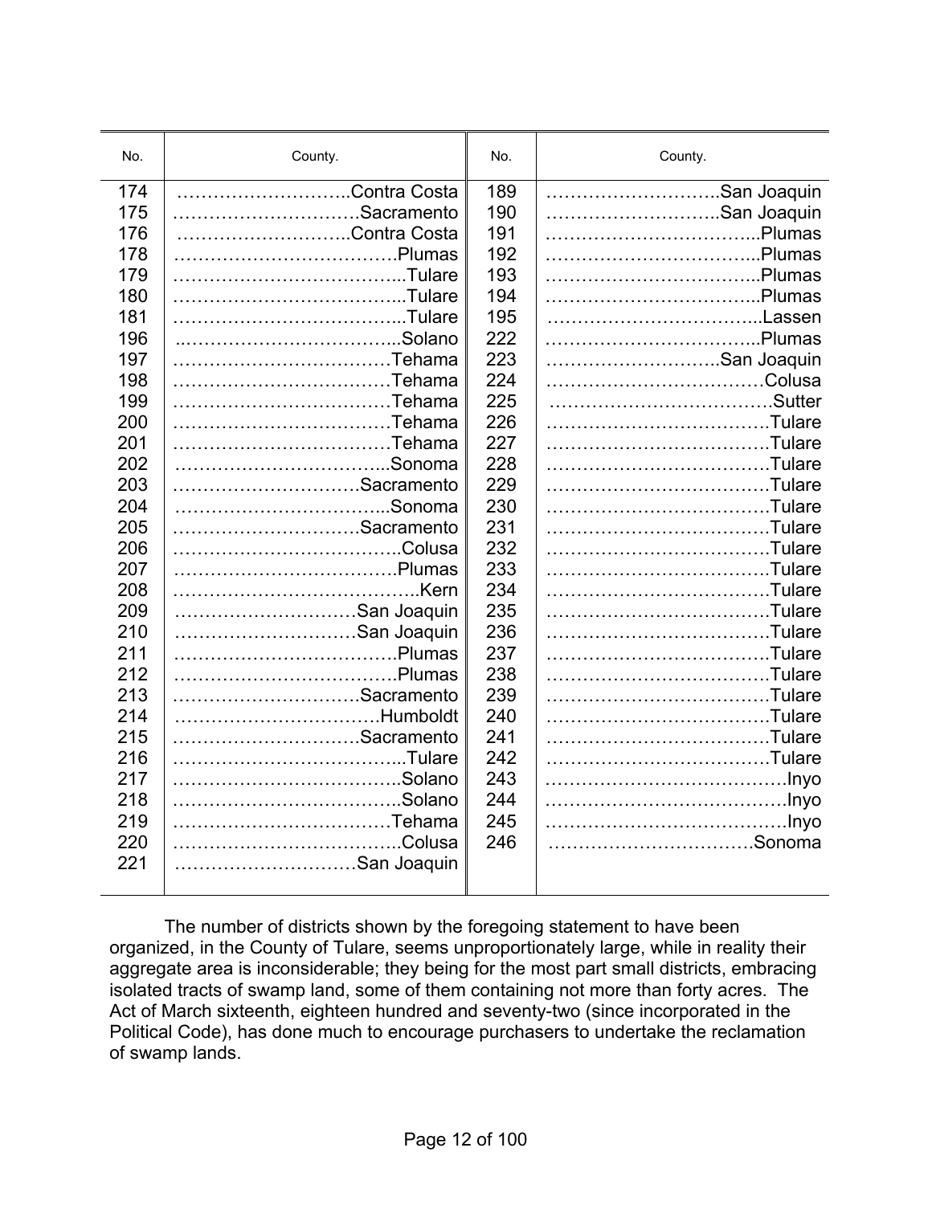| No. | County. | No. | County. |
|---|---|---|---|
| 174 | ………………………..Contra Costa | 189 | ……………………….San Joaquin |
| 175 | …………………………Sacramento | 190 | ……………………….San Joaquin |
| 176 | ………………………..Contra Costa | 191 | ……………………………...Plumas |
| 178 | ……………………………….Plumas | 192 | ……………………………...Plumas |
| 179 | ……………………………….....Tulare | 193 | ……………………………...Plumas |
| 180 | ……………………………….....Tulare | 194 | ……………………………...Plumas |
| 181 | ……………………………….....Tulare | 195 | ……………………………..Lassen |
| 196 | ……………………………...Solano | 222 | ……………………………...Plumas |
| 197 | ………………………………Tehama | 223 | ……………………….San Joaquin |
| 198 | ………………………………Tehama | 224 | ………………………………Colusa |
| 199 | ………………………………Tehama | 225 | ……………………………….Sutter |
| 200 | ………………………………Tehama | 226 | ……………………………….Tulare |
| 201 | ………………………………Tehama | 227 | ……………………………….Tulare |
| 202 | ……………………………...Sonoma | 228 | ……………………………….Tulare |
| 203 | …………………………Sacramento | 229 | ……………………………….Tulare |
| 204 | ……………………………...Sonoma | 230 | ……………………………….Tulare |
| 205 | …………………………Sacramento | 231 | ……………………………….Tulare |
| 206 | ………………………………..Colusa | 232 | ……………………………….Tulare |
| 207 | ……………………………….Plumas | 233 | ……………………………….Tulare |
| 208 | …………………………………..Kern | 234 | ……………………………….Tulare |
| 209 | …………………………San Joaquin | 235 | ……………………………….Tulare |
| 210 | …………………………San Joaquin | 236 | ……………………………….Tulare |
| 211 | ……………………………….Plumas | 237 | ……………………………….Tulare |
| 212 | ……………………………….Plumas | 238 | ……………………………….Tulare |
| 213 | …………………………Sacramento | 239 | ……………………………….Tulare |
| 214 | ……………………………Humboldt | 240 | ……………………………….Tulare |
| 215 | …………………………Sacramento | 241 | ……………………………….Tulare |
| 216 | ……………………………….....Tulare | 242 | ……………………………….Tulare |
| 217 | ………………………………..Solano | 243 | ………………………………….Inyo |
| 218 | ………………………………..Solano | 244 | ………………………………….Inyo |
| 219 | ………………………………Tehama | 245 | ………………………………….Inyo |
| 220 | ………………………………..Colusa | 246 | ……………………………Sonoma |
| 221 | …………………………San Joaquin | | |

The number of districts shown by the foregoing statement to have been organized, in the County of Tulare, seems unproportionately large, while in reality their aggregate area is inconsiderable; they being for the most part small districts, embracing isolated tracts of swamp land, some of them containing not more than forty acres. The Act of March sixteenth, eighteen hundred and seventy-two (since incorporated in the Political Code), has done much to encourage purchasers to undertake the reclamation of swamp lands.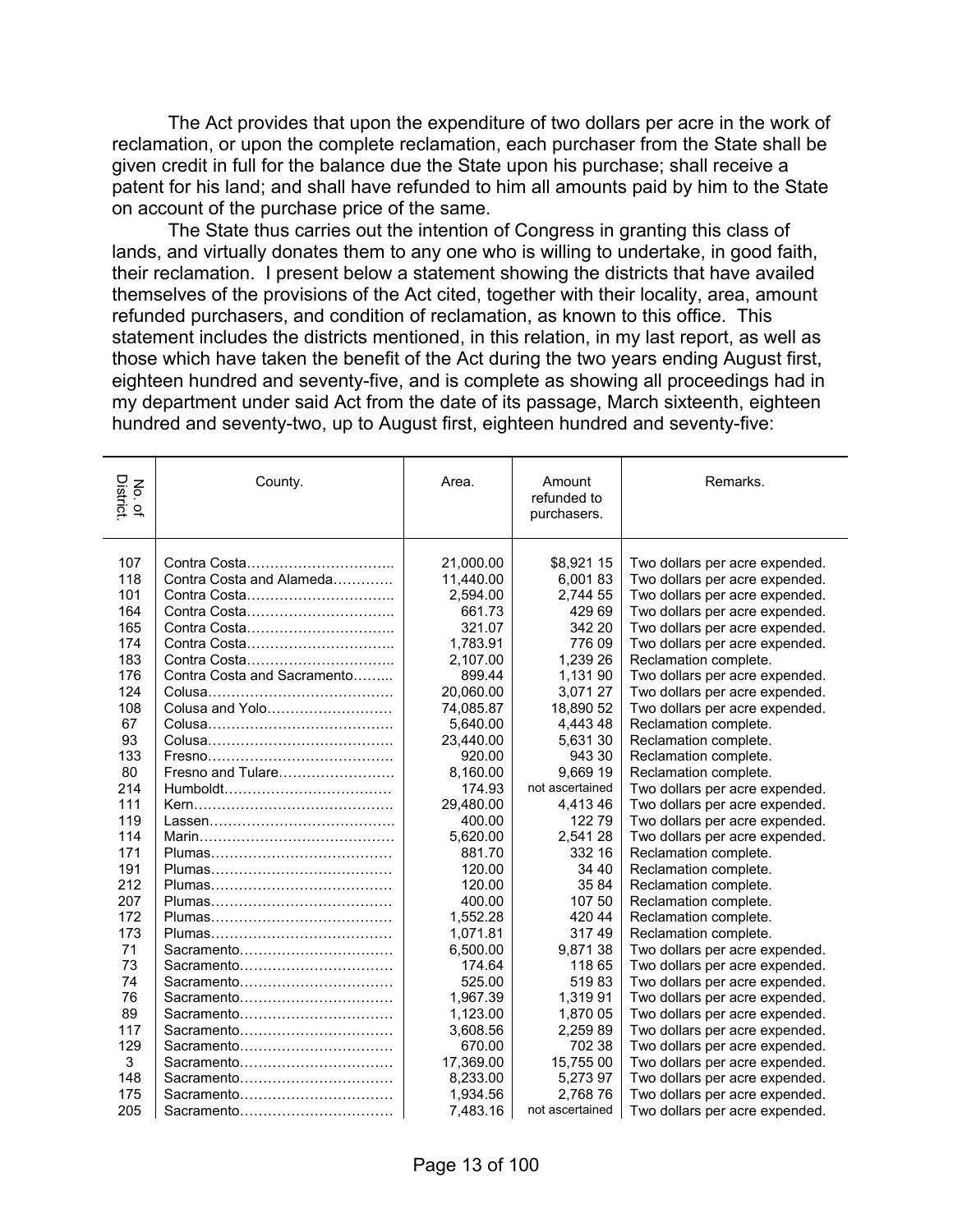The Act provides that upon the expenditure of two dollars per acre in the work of reclamation, or upon the complete reclamation, each purchaser from the State shall be given credit in full for the balance due the State upon his purchase; shall receive a patent for his land; and shall have refunded to him all amounts paid by him to the State on account of the purchase price of the same.

The State thus carries out the intention of Congress in granting this class of lands, and virtually donates them to any one who is willing to undertake, in good faith, their reclamation. I present below a statement showing the districts that have availed themselves of the provisions of the Act cited, together with their locality, area, amount refunded purchasers, and condition of reclamation, as known to this office. This statement includes the districts mentioned, in this relation, in my last report, as well as those which have taken the benefit of the Act during the two years ending August first, eighteen hundred and seventy-five, and is complete as showing all proceedings had in my department under said Act from the date of its passage, March sixteenth, eighteen hundred and seventy-two, up to August first, eighteen hundred and seventy-five:

| No. of District. | County. | Area. | Amount refunded to purchasers. | Remarks. |
|---|---|---|---|---|
| 107 | Contra Costa…………………………. | 21,000.00 | $8,921 15 | Two dollars per acre expended. |
| 118 | Contra Costa and Alameda………… | 11,440.00 | 6,001 83 | Two dollars per acre expended. |
| 101 | Contra Costa…………………………. | 2,594.00 | 2,744 55 | Two dollars per acre expended. |
| 164 | Contra Costa…………………………. | 661.73 | 429 69 | Two dollars per acre expended. |
| 165 | Contra Costa…………………………. | 321.07 | 342 20 | Two dollars per acre expended. |
| 174 | Contra Costa…………………………. | 1,783.91 | 776 09 | Two dollars per acre expended. |
| 183 | Contra Costa…………………………. | 2,107.00 | 1,239 26 | Reclamation complete. |
| 176 | Contra Costa and Sacramento…….. | 899.44 | 1,131 90 | Two dollars per acre expended. |
| 124 | Colusa………………………………… | 20,060.00 | 3,071 27 | Two dollars per acre expended. |
| 108 | Colusa and Yolo……………………… | 74,085.87 | 18,890 52 | Two dollars per acre expended. |
| 67 | Colusa………………………………… | 5,640.00 | 4,443 48 | Reclamation complete. |
| 93 | Colusa………………………………… | 23,440.00 | 5,631 30 | Reclamation complete. |
| 133 | Fresno………………………………… | 920.00 | 943 30 | Reclamation complete. |
| 80 | Fresno and Tulare…………………… | 8,160.00 | 9,669 19 | Reclamation complete. |
| 214 | Humboldt……………………………… | 174.93 | not ascertained | Two dollars per acre expended. |
| 111 | Kern…………………………………… | 29,480.00 | 4,413 46 | Two dollars per acre expended. |
| 119 | Lassen………………………………… | 400.00 | 122 79 | Two dollars per acre expended. |
| 114 | Marin…………………………………… | 5,620.00 | 2,541 28 | Two dollars per acre expended. |
| 171 | Plumas………………………………… | 881.70 | 332 16 | Reclamation complete. |
| 191 | Plumas………………………………… | 120.00 | 34 40 | Reclamation complete. |
| 212 | Plumas………………………………… | 120.00 | 35 84 | Reclamation complete. |
| 207 | Plumas………………………………… | 400.00 | 107 50 | Reclamation complete. |
| 172 | Plumas………………………………… | 1,552.28 | 420 44 | Reclamation complete. |
| 173 | Plumas………………………………… | 1,071.81 | 317 49 | Reclamation complete. |
| 71 | Sacramento…………………………… | 6,500.00 | 9,871 38 | Two dollars per acre expended. |
| 73 | Sacramento…………………………… | 174.64 | 118 65 | Two dollars per acre expended. |
| 74 | Sacramento…………………………… | 525.00 | 519 83 | Two dollars per acre expended. |
| 76 | Sacramento…………………………… | 1,967.39 | 1,319 91 | Two dollars per acre expended. |
| 89 | Sacramento…………………………… | 1,123.00 | 1,870 05 | Two dollars per acre expended. |
| 117 | Sacramento…………………………… | 3,608.56 | 2,259 89 | Two dollars per acre expended. |
| 129 | Sacramento…………………………… | 670.00 | 702 38 | Two dollars per acre expended. |
| 3 | Sacramento…………………………… | 17,369.00 | 15,755 00 | Two dollars per acre expended. |
| 148 | Sacramento…………………………… | 8,233.00 | 5,273 97 | Two dollars per acre expended. |
| 175 | Sacramento…………………………… | 1,934.56 | 2,768 76 | Two dollars per acre expended. |
| 205 | Sacramento…………………………… | 7,483.16 | not ascertained | Two dollars per acre expended. |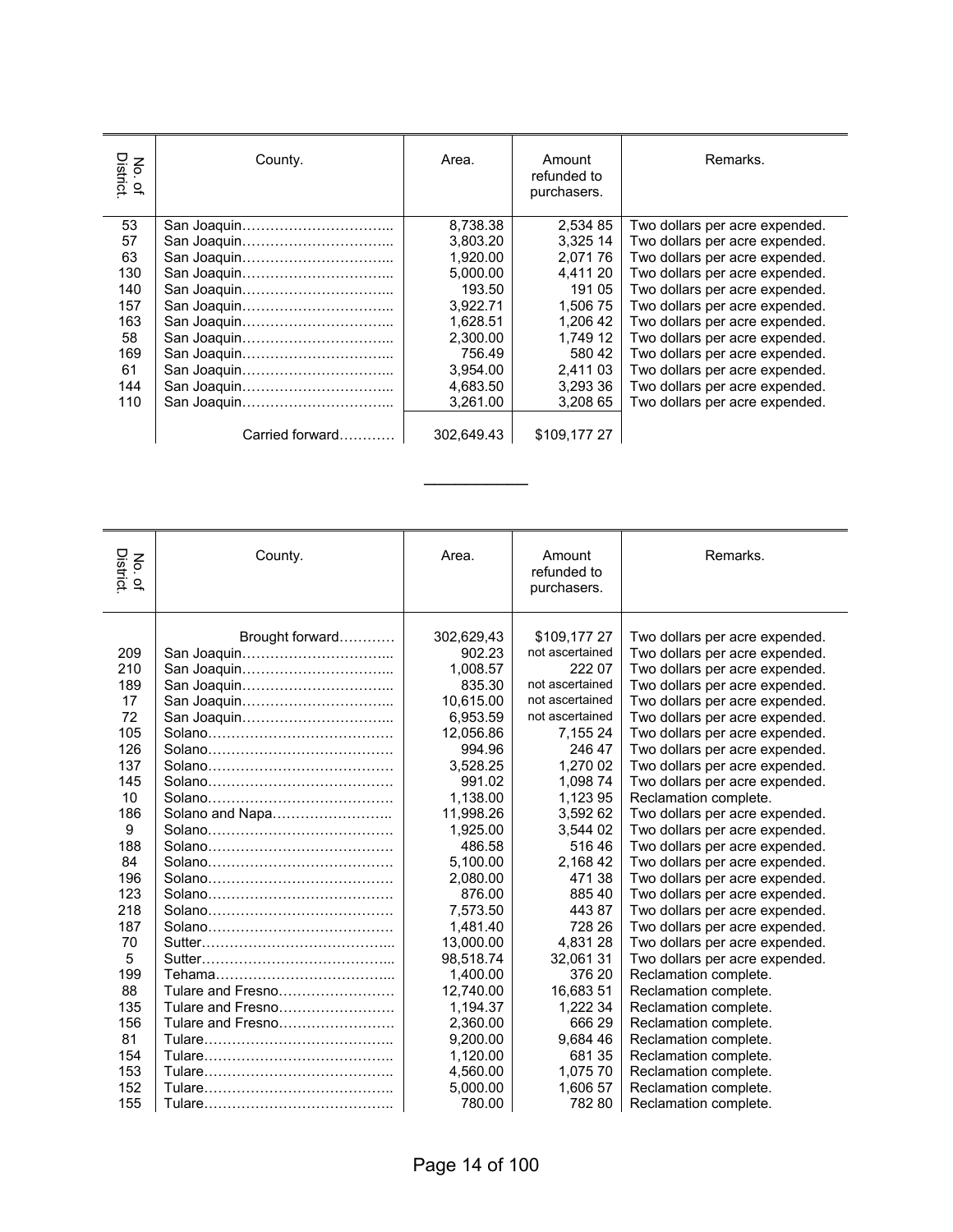| No. of District. | County. | Area. | Amount refunded to purchasers. | Remarks. |
|---|---|---|---|---|
| 53 | San Joaquin………………………….. | 8,738.38 | 2,534 85 | Two dollars per acre expended. |
| 57 | San Joaquin………………………….. | 3,803.20 | 3,325 14 | Two dollars per acre expended. |
| 63 | San Joaquin………………………….. | 1,920.00 | 2,071 76 | Two dollars per acre expended. |
| 130 | San Joaquin………………………….. | 5,000.00 | 4,411 20 | Two dollars per acre expended. |
| 140 | San Joaquin………………………….. | 193.50 | 191 05 | Two dollars per acre expended. |
| 157 | San Joaquin………………………….. | 3,922.71 | 1,506 75 | Two dollars per acre expended. |
| 163 | San Joaquin………………………….. | 1,628.51 | 1,206 42 | Two dollars per acre expended. |
| 58 | San Joaquin………………………….. | 2,300.00 | 1,749 12 | Two dollars per acre expended. |
| 169 | San Joaquin………………………….. | 756.49 | 580 42 | Two dollars per acre expended. |
| 61 | San Joaquin………………………….. | 3,954.00 | 2,411 03 | Two dollars per acre expended. |
| 144 | San Joaquin………………………….. | 4,683.50 | 3,293 36 | Two dollars per acre expended. |
| 110 | San Joaquin………………………….. | 3,261.00 | 3,208 65 | Two dollars per acre expended. |
| | Carried forward………… | 302,649.43 | $109,177 27 | |

---

| No. of District. | County. | Area. | Amount refunded to purchasers. | Remarks. |
|---|---|---|---|---|
| | Brought forward………… | 302,629,43 | $109,177 27 | Two dollars per acre expended. |
| 209 | San Joaquin………………………….. | 902.23 | not ascertained | Two dollars per acre expended. |
| 210 | San Joaquin………………………….. | 1,008.57 | 222 07 | Two dollars per acre expended. |
| 189 | San Joaquin………………………….. | 835.30 | not ascertained | Two dollars per acre expended. |
| 17 | San Joaquin………………………….. | 10,615.00 | not ascertained | Two dollars per acre expended. |
| 72 | San Joaquin………………………….. | 6,953.59 | not ascertained | Two dollars per acre expended. |
| 105 | Solano………………………………… | 12,056.86 | 7,155 24 | Two dollars per acre expended. |
| 126 | Solano………………………………… | 994.96 | 246 47 | Two dollars per acre expended. |
| 137 | Solano………………………………… | 3,528.25 | 1,270 02 | Two dollars per acre expended. |
| 145 | Solano………………………………… | 991.02 | 1,098 74 | Two dollars per acre expended. |
| 10 | Solano………………………………… | 1,138.00 | 1,123 95 | Reclamation complete. |
| 186 | Solano and Napa…………………….. | 11,998.26 | 3,592 62 | Two dollars per acre expended. |
| 9 | Solano………………………………… | 1,925.00 | 3,544 02 | Two dollars per acre expended. |
| 188 | Solano………………………………… | 486.58 | 516 46 | Two dollars per acre expended. |
| 84 | Solano………………………………… | 5,100.00 | 2,168 42 | Two dollars per acre expended. |
| 196 | Solano………………………………… | 2,080.00 | 471 38 | Two dollars per acre expended. |
| 123 | Solano………………………………… | 876.00 | 885 40 | Two dollars per acre expended. |
| 218 | Solano………………………………… | 7,573.50 | 443 87 | Two dollars per acre expended. |
| 187 | Solano………………………………… | 1,481.40 | 728 26 | Two dollars per acre expended. |
| 70 | Sutter………………………………….. | 13,000.00 | 4,831 28 | Two dollars per acre expended. |
| 5 | Sutter………………………………….. | 98,518.74 | 32,061 31 | Two dollars per acre expended. |
| 199 | Tehama……………………………….. | 1,400.00 | 376 20 | Reclamation complete. |
| 88 | Tulare and Fresno……………………. | 12,740.00 | 16,683 51 | Reclamation complete. |
| 135 | Tulare and Fresno……………………. | 1,194.37 | 1,222 34 | Reclamation complete. |
| 156 | Tulare and Fresno……………………. | 2,360.00 | 666 29 | Reclamation complete. |
| 81 | Tulare………………………………….. | 9,200.00 | 9,684 46 | Reclamation complete. |
| 154 | Tulare………………………………….. | 1,120.00 | 681 35 | Reclamation complete. |
| 153 | Tulare………………………………….. | 4,560.00 | 1,075 70 | Reclamation complete. |
| 152 | Tulare………………………………….. | 5,000.00 | 1,606 57 | Reclamation complete. |
| 155 | Tulare………………………………….. | 780.00 | 782 80 | Reclamation complete. |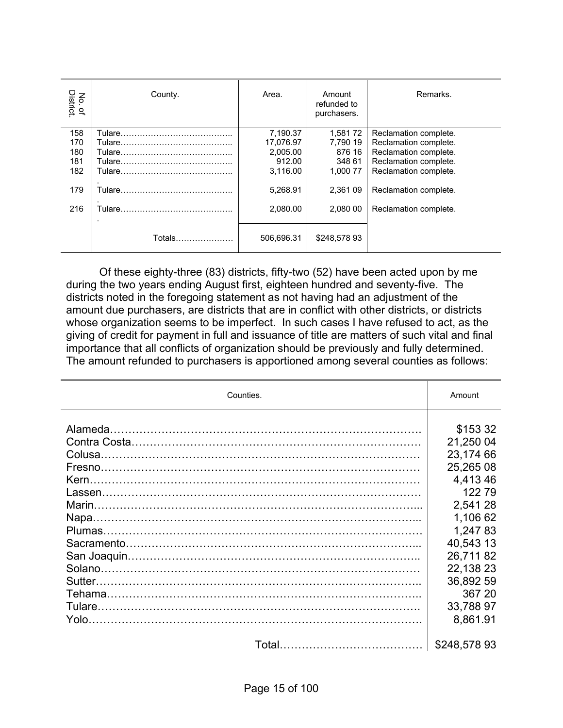| No. of District. | County. | Area. | Amount refunded to purchasers. | Remarks. |
|---|---|---|---|---|
| 158 | Tulare…………………………………. | 7,190.37 | 1,581 72 | Reclamation complete. |
| 170 | Tulare…………………………………. | 17,076.97 | 7,790 19 | Reclamation complete. |
| 180 | Tulare…………………………………. | 2,005.00 | 876 16 | Reclamation complete. |
| 181 | Tulare…………………………………. | 912.00 | 348 61 | Reclamation complete. |
| 182 | Tulare…………………………………. | 3,116.00 | 1,000 77 | Reclamation complete. |
| 179 | Tulare…………………………………. | 5,268.91 | 2,361 09 | Reclamation complete. |
| 216 | Tulare…………………………………. | 2,080.00 | 2,080 00 | Reclamation complete. |
| | Totals………………… | 506,696.31 | $248,578 93 | |

Of these eighty-three (83) districts, fifty-two (52) have been acted upon by me during the two years ending August first, eighteen hundred and seventy-five. The districts noted in the foregoing statement as not having had an adjustment of the amount due purchasers, are districts that are in conflict with other districts, or districts whose organization seems to be imperfect. In such cases I have refused to act, as the giving of credit for payment in full and issuance of title are matters of such vital and final importance that all conflicts of organization should be previously and fully determined. The amount refunded to purchasers is apportioned among several counties as follows:

| Counties. | Amount |
|---|---|
| Alameda……………………………………………………………………… | $153 32 |
| Contra Costa………………………………………………………………… | 21,250 04 |
| Colusa………………………………………………………………………… | 23,174 66 |
| Fresno………………………………………………………………………… | 25,265 08 |
| Kern…………………………………………………………………………… | 4,413 46 |
| Lassen………………………………………………………………………… | 122 79 |
| Marin…………………………………………………………………………... | 2,541 28 |
| Napa…………………………………………………………………………... | 1,106 62 |
| Plumas………………………………………………………………………… | 1,247 83 |
| Sacramento…………………………………………………………………... | 40,543 13 |
| San Joaquin………………………………………………………………….. | 26,711 82 |
| Solano………………………………………………………………………… | 22,138 23 |
| Sutter………………………………………………………………………….. | 36,892 59 |
| Tehama……………………………………………………………………….. | 367 20 |
| Tulare…………………………………………………………………………. | 33,788 97 |
| Yolo……………………………………………………………………………. | 8,861.91 |
| Total………………………………… | $248,578 93 |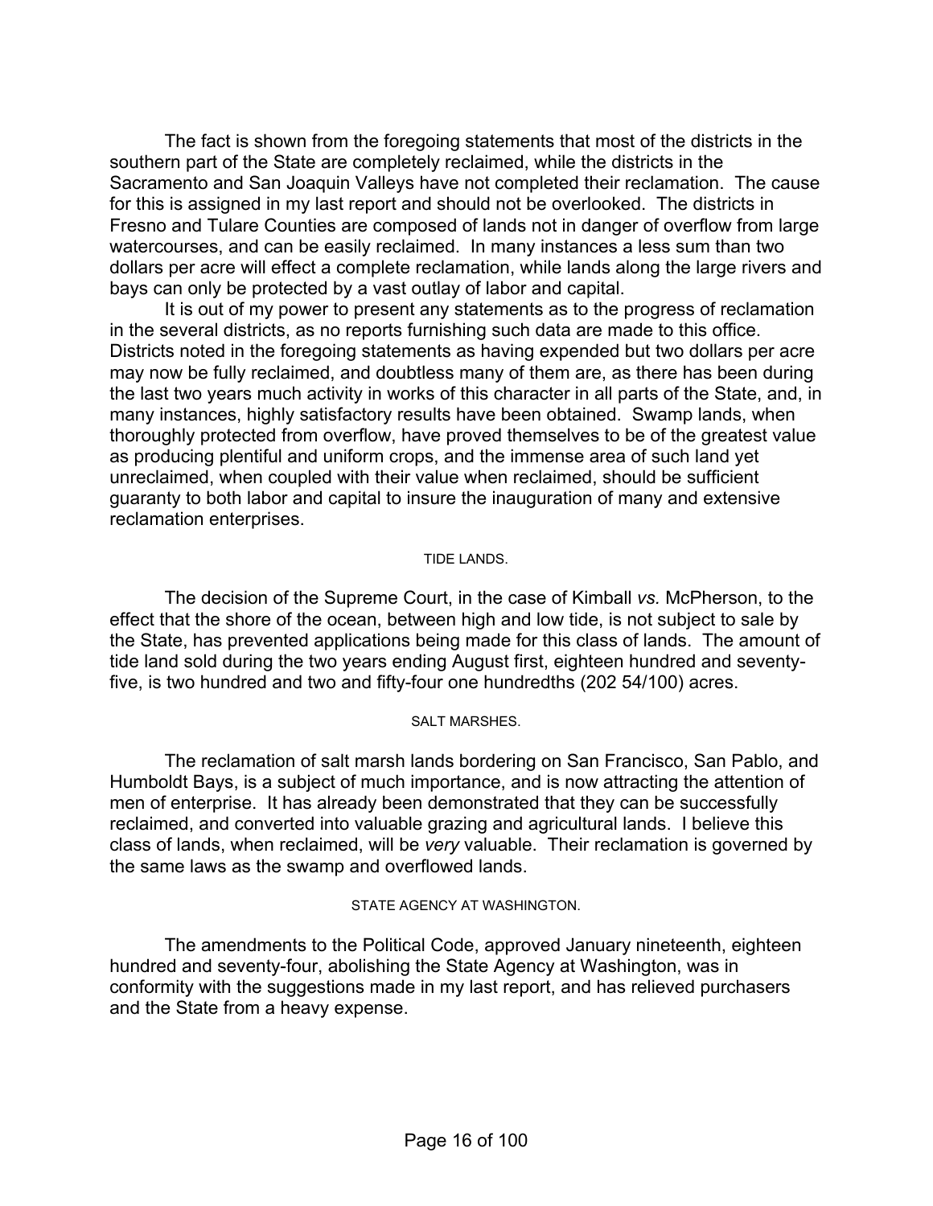The fact is shown from the foregoing statements that most of the districts in the southern part of the State are completely reclaimed, while the districts in the Sacramento and San Joaquin Valleys have not completed their reclamation. The cause for this is assigned in my last report and should not be overlooked. The districts in Fresno and Tulare Counties are composed of lands not in danger of overflow from large watercourses, and can be easily reclaimed. In many instances a less sum than two dollars per acre will effect a complete reclamation, while lands along the large rivers and bays can only be protected by a vast outlay of labor and capital.

It is out of my power to present any statements as to the progress of reclamation in the several districts, as no reports furnishing such data are made to this office. Districts noted in the foregoing statements as having expended but two dollars per acre may now be fully reclaimed, and doubtless many of them are, as there has been during the last two years much activity in works of this character in all parts of the State, and, in many instances, highly satisfactory results have been obtained. Swamp lands, when thoroughly protected from overflow, have proved themselves to be of the greatest value as producing plentiful and uniform crops, and the immense area of such land yet unreclaimed, when coupled with their value when reclaimed, should be sufficient guaranty to both labor and capital to insure the inauguration of many and extensive reclamation enterprises.

## TIDE LANDS.

The decision of the Supreme Court, in the case of Kimball *vs.* McPherson, to the effect that the shore of the ocean, between high and low tide, is not subject to sale by the State, has prevented applications being made for this class of lands. The amount of tide land sold during the two years ending August first, eighteen hundred and seventy-five, is two hundred and two and fifty-four one hundredths (202 54/100) acres.

## SALT MARSHES.

The reclamation of salt marsh lands bordering on San Francisco, San Pablo, and Humboldt Bays, is a subject of much importance, and is now attracting the attention of men of enterprise. It has already been demonstrated that they can be successfully reclaimed, and converted into valuable grazing and agricultural lands. I believe this class of lands, when reclaimed, will be *very* valuable. Their reclamation is governed by the same laws as the swamp and overflowed lands.

## STATE AGENCY AT WASHINGTON.

The amendments to the Political Code, approved January nineteenth, eighteen hundred and seventy-four, abolishing the State Agency at Washington, was in conformity with the suggestions made in my last report, and has relieved purchasers and the State from a heavy expense.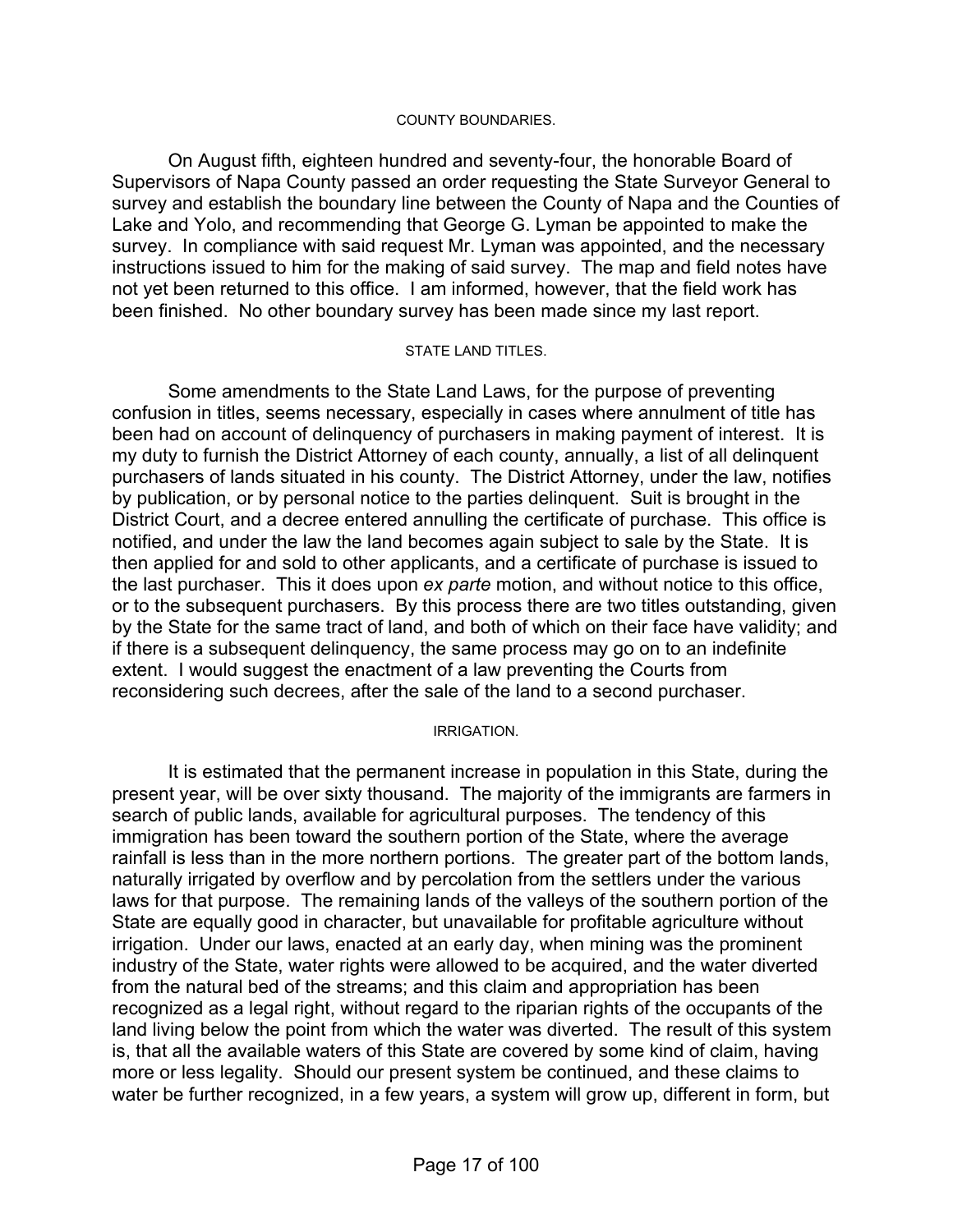### COUNTY BOUNDARIES.

On August fifth, eighteen hundred and seventy-four, the honorable Board of Supervisors of Napa County passed an order requesting the State Surveyor General to survey and establish the boundary line between the County of Napa and the Counties of Lake and Yolo, and recommending that George G. Lyman be appointed to make the survey. In compliance with said request Mr. Lyman was appointed, and the necessary instructions issued to him for the making of said survey. The map and field notes have not yet been returned to this office. I am informed, however, that the field work has been finished. No other boundary survey has been made since my last report.

### STATE LAND TITLES.

Some amendments to the State Land Laws, for the purpose of preventing confusion in titles, seems necessary, especially in cases where annulment of title has been had on account of delinquency of purchasers in making payment of interest. It is my duty to furnish the District Attorney of each county, annually, a list of all delinquent purchasers of lands situated in his county. The District Attorney, under the law, notifies by publication, or by personal notice to the parties delinquent. Suit is brought in the District Court, and a decree entered annulling the certificate of purchase. This office is notified, and under the law the land becomes again subject to sale by the State. It is then applied for and sold to other applicants, and a certificate of purchase is issued to the last purchaser. This it does upon *ex parte* motion, and without notice to this office, or to the subsequent purchasers. By this process there are two titles outstanding, given by the State for the same tract of land, and both of which on their face have validity; and if there is a subsequent delinquency, the same process may go on to an indefinite extent. I would suggest the enactment of a law preventing the Courts from reconsidering such decrees, after the sale of the land to a second purchaser.

### IRRIGATION.

It is estimated that the permanent increase in population in this State, during the present year, will be over sixty thousand. The majority of the immigrants are farmers in search of public lands, available for agricultural purposes. The tendency of this immigration has been toward the southern portion of the State, where the average rainfall is less than in the more northern portions. The greater part of the bottom lands, naturally irrigated by overflow and by percolation from the settlers under the various laws for that purpose. The remaining lands of the valleys of the southern portion of the State are equally good in character, but unavailable for profitable agriculture without irrigation. Under our laws, enacted at an early day, when mining was the prominent industry of the State, water rights were allowed to be acquired, and the water diverted from the natural bed of the streams; and this claim and appropriation has been recognized as a legal right, without regard to the riparian rights of the occupants of the land living below the point from which the water was diverted. The result of this system is, that all the available waters of this State are covered by some kind of claim, having more or less legality. Should our present system be continued, and these claims to water be further recognized, in a few years, a system will grow up, different in form, but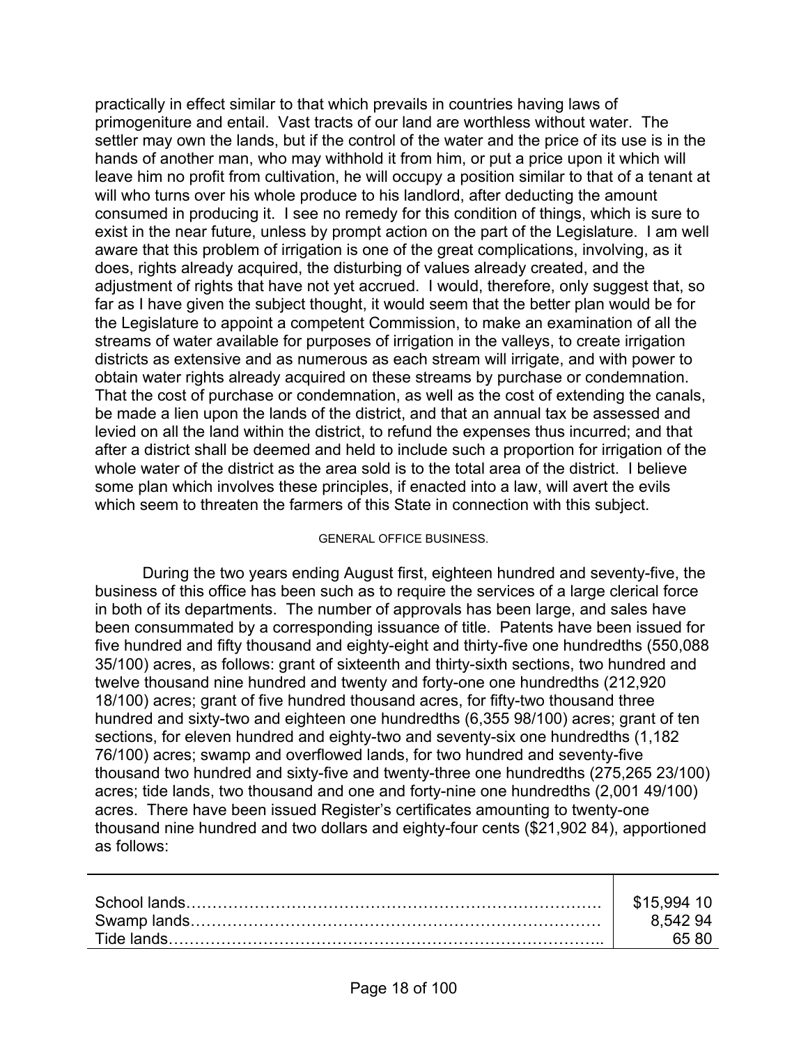practically in effect similar to that which prevails in countries having laws of primogeniture and entail. Vast tracts of our land are worthless without water. The settler may own the lands, but if the control of the water and the price of its use is in the hands of another man, who may withhold it from him, or put a price upon it which will leave him no profit from cultivation, he will occupy a position similar to that of a tenant at will who turns over his whole produce to his landlord, after deducting the amount consumed in producing it. I see no remedy for this condition of things, which is sure to exist in the near future, unless by prompt action on the part of the Legislature. I am well aware that this problem of irrigation is one of the great complications, involving, as it does, rights already acquired, the disturbing of values already created, and the adjustment of rights that have not yet accrued. I would, therefore, only suggest that, so far as I have given the subject thought, it would seem that the better plan would be for the Legislature to appoint a competent Commission, to make an examination of all the streams of water available for purposes of irrigation in the valleys, to create irrigation districts as extensive and as numerous as each stream will irrigate, and with power to obtain water rights already acquired on these streams by purchase or condemnation. That the cost of purchase or condemnation, as well as the cost of extending the canals, be made a lien upon the lands of the district, and that an annual tax be assessed and levied on all the land within the district, to refund the expenses thus incurred; and that after a district shall be deemed and held to include such a proportion for irrigation of the whole water of the district as the area sold is to the total area of the district. I believe some plan which involves these principles, if enacted into a law, will avert the evils which seem to threaten the farmers of this State in connection with this subject.

GENERAL OFFICE BUSINESS.

During the two years ending August first, eighteen hundred and seventy-five, the business of this office has been such as to require the services of a large clerical force in both of its departments. The number of approvals has been large, and sales have been consummated by a corresponding issuance of title. Patents have been issued for five hundred and fifty thousand and eighty-eight and thirty-five one hundredths (550,088 35/100) acres, as follows: grant of sixteenth and thirty-sixth sections, two hundred and twelve thousand nine hundred and twenty and forty-one one hundredths (212,920 18/100) acres; grant of five hundred thousand acres, for fifty-two thousand three hundred and sixty-two and eighteen one hundredths (6,355 98/100) acres; grant of ten sections, for eleven hundred and eighty-two and seventy-six one hundredths (1,182 76/100) acres; swamp and overflowed lands, for two hundred and seventy-five thousand two hundred and sixty-five and twenty-three one hundredths (275,265 23/100) acres; tide lands, two thousand and one and forty-nine one hundredths (2,001 49/100) acres. There have been issued Register's certificates amounting to twenty-one thousand nine hundred and two dollars and eighty-four cents ($21,902 84), apportioned as follows:

| | |
|---|---|
| School lands………………………………………………………………… | $15,994 10 |
| Swamp lands……………………………………………………………… | 8,542 94 |
| Tide lands………………………………………………………………….. | 65 80 |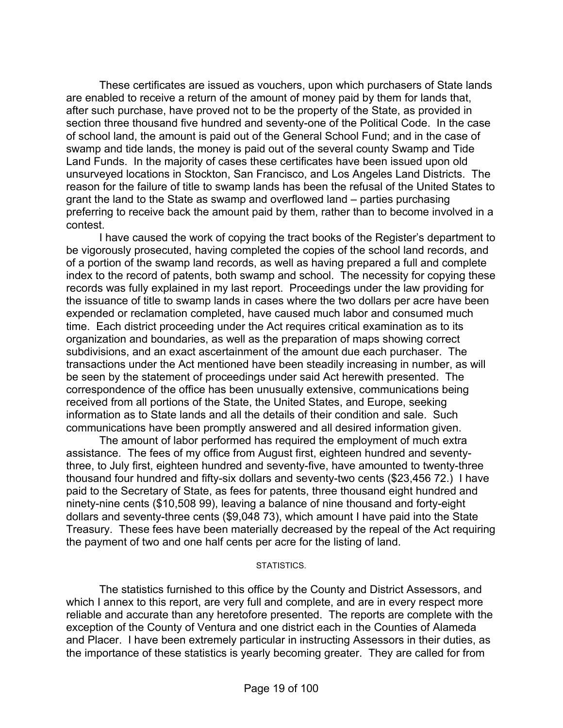These certificates are issued as vouchers, upon which purchasers of State lands are enabled to receive a return of the amount of money paid by them for lands that, after such purchase, have proved not to be the property of the State, as provided in section three thousand five hundred and seventy-one of the Political Code. In the case of school land, the amount is paid out of the General School Fund; and in the case of swamp and tide lands, the money is paid out of the several county Swamp and Tide Land Funds. In the majority of cases these certificates have been issued upon old unsurveyed locations in Stockton, San Francisco, and Los Angeles Land Districts. The reason for the failure of title to swamp lands has been the refusal of the United States to grant the land to the State as swamp and overflowed land – parties purchasing preferring to receive back the amount paid by them, rather than to become involved in a contest.

I have caused the work of copying the tract books of the Register's department to be vigorously prosecuted, having completed the copies of the school land records, and of a portion of the swamp land records, as well as having prepared a full and complete index to the record of patents, both swamp and school. The necessity for copying these records was fully explained in my last report. Proceedings under the law providing for the issuance of title to swamp lands in cases where the two dollars per acre have been expended or reclamation completed, have caused much labor and consumed much time. Each district proceeding under the Act requires critical examination as to its organization and boundaries, as well as the preparation of maps showing correct subdivisions, and an exact ascertainment of the amount due each purchaser. The transactions under the Act mentioned have been steadily increasing in number, as will be seen by the statement of proceedings under said Act herewith presented. The correspondence of the office has been unusually extensive, communications being received from all portions of the State, the United States, and Europe, seeking information as to State lands and all the details of their condition and sale. Such communications have been promptly answered and all desired information given.

The amount of labor performed has required the employment of much extra assistance. The fees of my office from August first, eighteen hundred and seventy-three, to July first, eighteen hundred and seventy-five, have amounted to twenty-three thousand four hundred and fifty-six dollars and seventy-two cents ($23,456 72.) I have paid to the Secretary of State, as fees for patents, three thousand eight hundred and ninety-nine cents ($10,508 99), leaving a balance of nine thousand and forty-eight dollars and seventy-three cents ($9,048 73), which amount I have paid into the State Treasury. These fees have been materially decreased by the repeal of the Act requiring the payment of two and one half cents per acre for the listing of land.

## STATISTICS.

The statistics furnished to this office by the County and District Assessors, and which I annex to this report, are very full and complete, and are in every respect more reliable and accurate than any heretofore presented. The reports are complete with the exception of the County of Ventura and one district each in the Counties of Alameda and Placer. I have been extremely particular in instructing Assessors in their duties, as the importance of these statistics is yearly becoming greater. They are called for from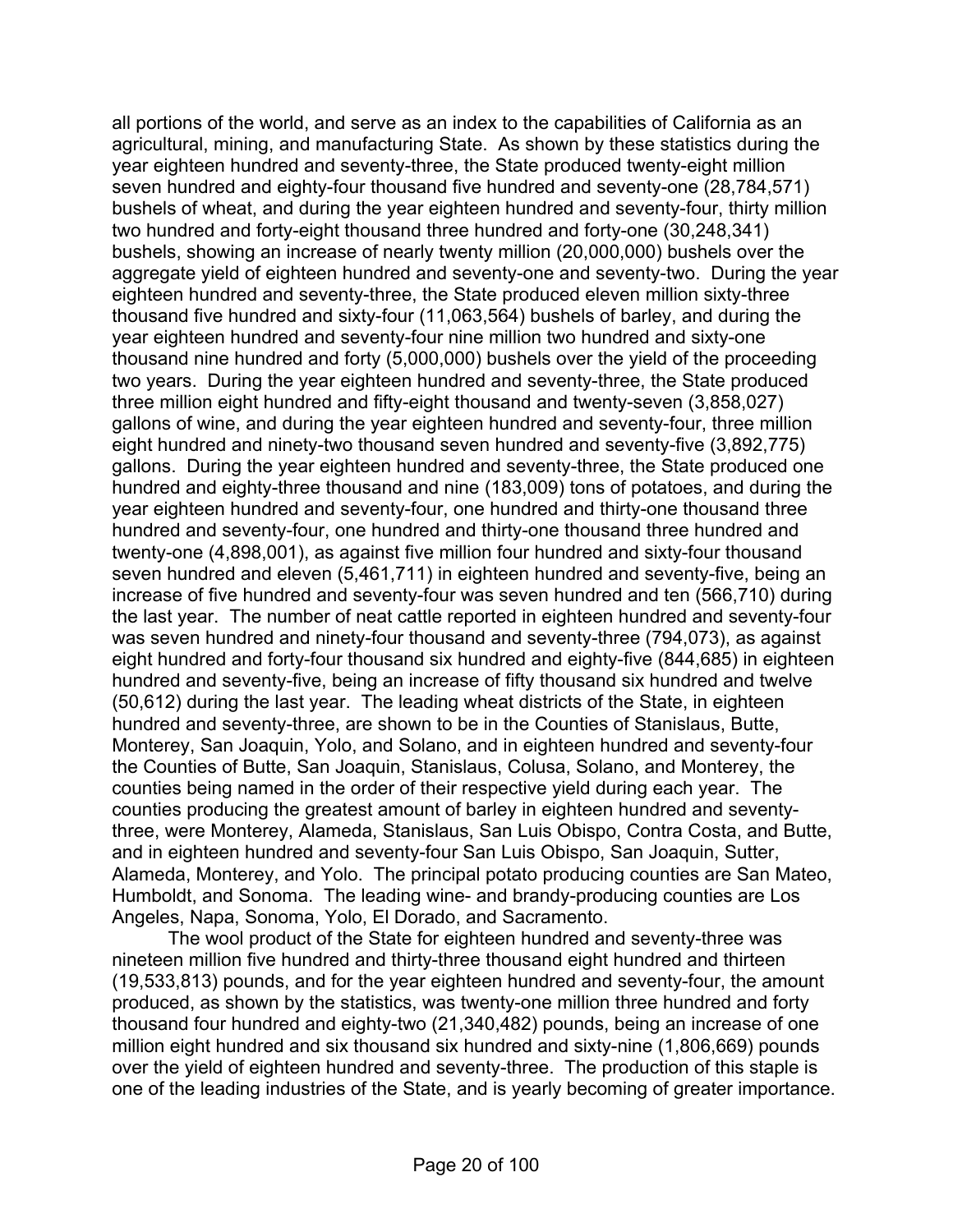all portions of the world, and serve as an index to the capabilities of California as an agricultural, mining, and manufacturing State. As shown by these statistics during the year eighteen hundred and seventy-three, the State produced twenty-eight million seven hundred and eighty-four thousand five hundred and seventy-one (28,784,571) bushels of wheat, and during the year eighteen hundred and seventy-four, thirty million two hundred and forty-eight thousand three hundred and forty-one (30,248,341) bushels, showing an increase of nearly twenty million (20,000,000) bushels over the aggregate yield of eighteen hundred and seventy-one and seventy-two. During the year eighteen hundred and seventy-three, the State produced eleven million sixty-three thousand five hundred and sixty-four (11,063,564) bushels of barley, and during the year eighteen hundred and seventy-four nine million two hundred and sixty-one thousand nine hundred and forty (5,000,000) bushels over the yield of the proceeding two years. During the year eighteen hundred and seventy-three, the State produced three million eight hundred and fifty-eight thousand and twenty-seven (3,858,027) gallons of wine, and during the year eighteen hundred and seventy-four, three million eight hundred and ninety-two thousand seven hundred and seventy-five (3,892,775) gallons. During the year eighteen hundred and seventy-three, the State produced one hundred and eighty-three thousand and nine (183,009) tons of potatoes, and during the year eighteen hundred and seventy-four, one hundred and thirty-one thousand three hundred and seventy-four, one hundred and thirty-one thousand three hundred and twenty-one (4,898,001), as against five million four hundred and sixty-four thousand seven hundred and eleven (5,461,711) in eighteen hundred and seventy-five, being an increase of five hundred and seventy-four was seven hundred and ten (566,710) during the last year. The number of neat cattle reported in eighteen hundred and seventy-four was seven hundred and ninety-four thousand and seventy-three (794,073), as against eight hundred and forty-four thousand six hundred and eighty-five (844,685) in eighteen hundred and seventy-five, being an increase of fifty thousand six hundred and twelve (50,612) during the last year. The leading wheat districts of the State, in eighteen hundred and seventy-three, are shown to be in the Counties of Stanislaus, Butte, Monterey, San Joaquin, Yolo, and Solano, and in eighteen hundred and seventy-four the Counties of Butte, San Joaquin, Stanislaus, Colusa, Solano, and Monterey, the counties being named in the order of their respective yield during each year. The counties producing the greatest amount of barley in eighteen hundred and seventy-three, were Monterey, Alameda, Stanislaus, San Luis Obispo, Contra Costa, and Butte, and in eighteen hundred and seventy-four San Luis Obispo, San Joaquin, Sutter, Alameda, Monterey, and Yolo. The principal potato producing counties are San Mateo, Humboldt, and Sonoma. The leading wine- and brandy-producing counties are Los Angeles, Napa, Sonoma, Yolo, El Dorado, and Sacramento.

The wool product of the State for eighteen hundred and seventy-three was nineteen million five hundred and thirty-three thousand eight hundred and thirteen (19,533,813) pounds, and for the year eighteen hundred and seventy-four, the amount produced, as shown by the statistics, was twenty-one million three hundred and forty thousand four hundred and eighty-two (21,340,482) pounds, being an increase of one million eight hundred and six thousand six hundred and sixty-nine (1,806,669) pounds over the yield of eighteen hundred and seventy-three. The production of this staple is one of the leading industries of the State, and is yearly becoming of greater importance.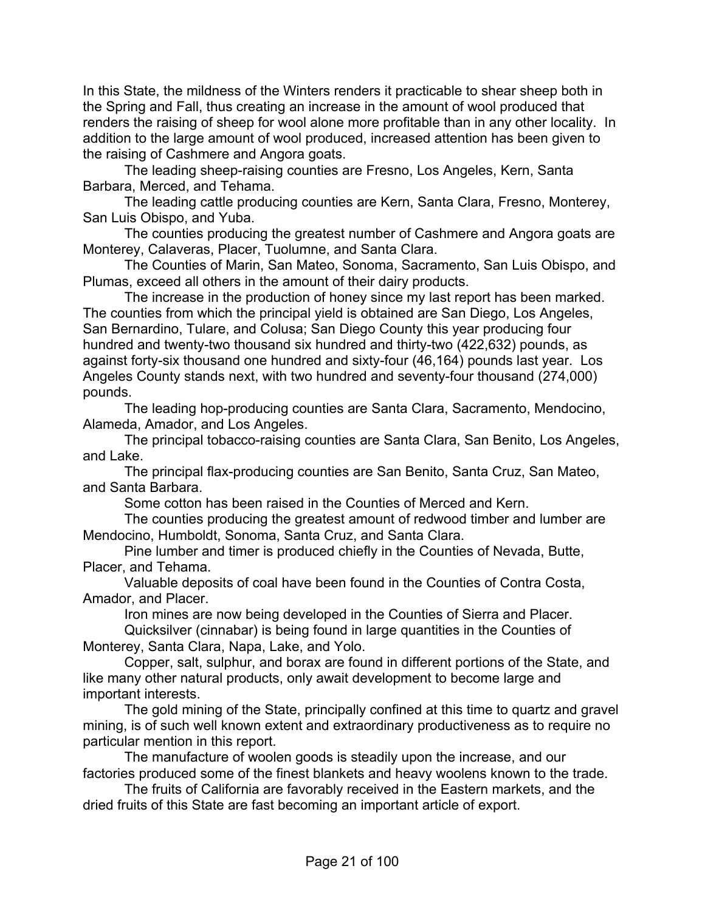In this State, the mildness of the Winters renders it practicable to shear sheep both in the Spring and Fall, thus creating an increase in the amount of wool produced that renders the raising of sheep for wool alone more profitable than in any other locality. In addition to the large amount of wool produced, increased attention has been given to the raising of Cashmere and Angora goats.

The leading sheep-raising counties are Fresno, Los Angeles, Kern, Santa Barbara, Merced, and Tehama.

The leading cattle producing counties are Kern, Santa Clara, Fresno, Monterey, San Luis Obispo, and Yuba.

The counties producing the greatest number of Cashmere and Angora goats are Monterey, Calaveras, Placer, Tuolumne, and Santa Clara.

The Counties of Marin, San Mateo, Sonoma, Sacramento, San Luis Obispo, and Plumas, exceed all others in the amount of their dairy products.

The increase in the production of honey since my last report has been marked. The counties from which the principal yield is obtained are San Diego, Los Angeles, San Bernardino, Tulare, and Colusa; San Diego County this year producing four hundred and twenty-two thousand six hundred and thirty-two (422,632) pounds, as against forty-six thousand one hundred and sixty-four (46,164) pounds last year. Los Angeles County stands next, with two hundred and seventy-four thousand (274,000) pounds.

The leading hop-producing counties are Santa Clara, Sacramento, Mendocino, Alameda, Amador, and Los Angeles.

The principal tobacco-raising counties are Santa Clara, San Benito, Los Angeles, and Lake.

The principal flax-producing counties are San Benito, Santa Cruz, San Mateo, and Santa Barbara.

Some cotton has been raised in the Counties of Merced and Kern.

The counties producing the greatest amount of redwood timber and lumber are Mendocino, Humboldt, Sonoma, Santa Cruz, and Santa Clara.

Pine lumber and timer is produced chiefly in the Counties of Nevada, Butte, Placer, and Tehama.

Valuable deposits of coal have been found in the Counties of Contra Costa, Amador, and Placer.

Iron mines are now being developed in the Counties of Sierra and Placer.

Quicksilver (cinnabar) is being found in large quantities in the Counties of Monterey, Santa Clara, Napa, Lake, and Yolo.

Copper, salt, sulphur, and borax are found in different portions of the State, and like many other natural products, only await development to become large and important interests.

The gold mining of the State, principally confined at this time to quartz and gravel mining, is of such well known extent and extraordinary productiveness as to require no particular mention in this report.

The manufacture of woolen goods is steadily upon the increase, and our factories produced some of the finest blankets and heavy woolens known to the trade.

The fruits of California are favorably received in the Eastern markets, and the dried fruits of this State are fast becoming an important article of export.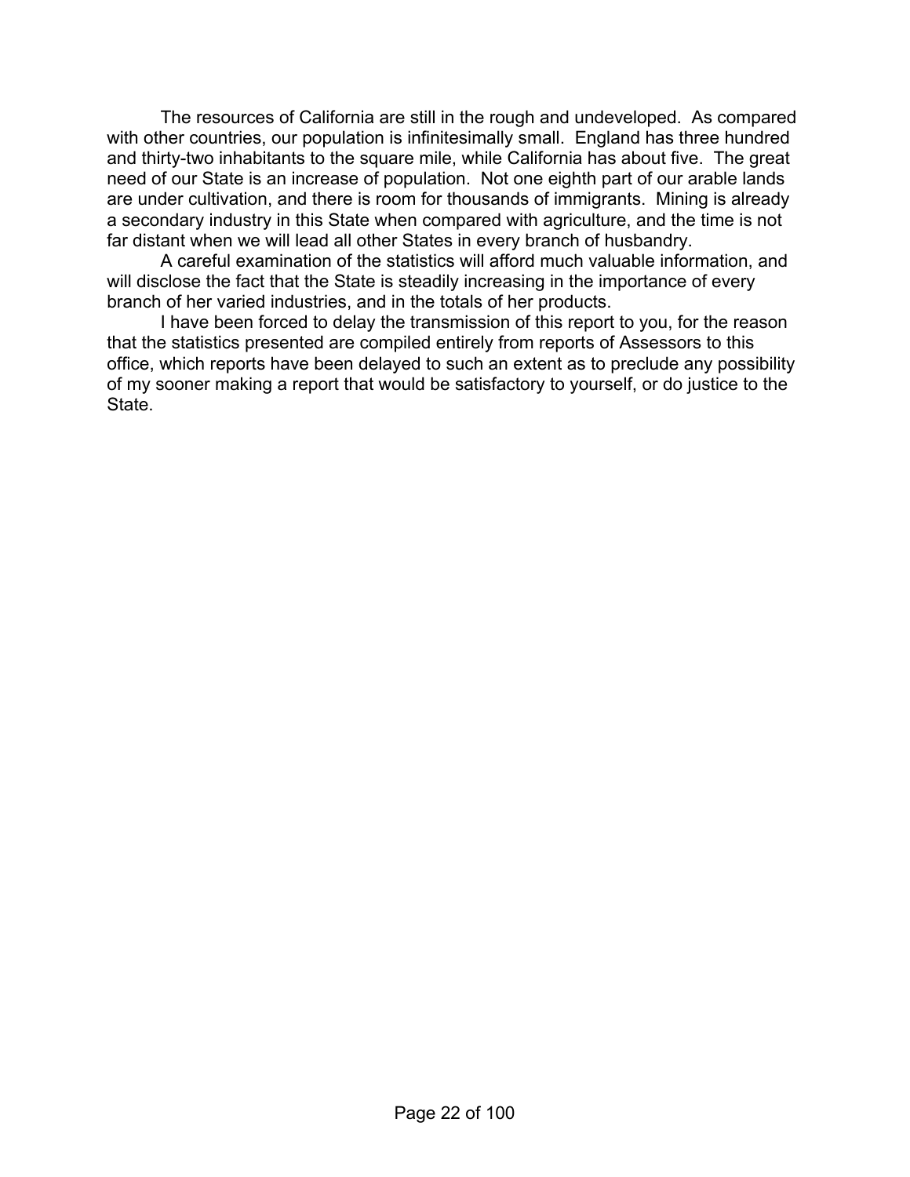The resources of California are still in the rough and undeveloped. As compared with other countries, our population is infinitesimally small. England has three hundred and thirty-two inhabitants to the square mile, while California has about five. The great need of our State is an increase of population. Not one eighth part of our arable lands are under cultivation, and there is room for thousands of immigrants. Mining is already a secondary industry in this State when compared with agriculture, and the time is not far distant when we will lead all other States in every branch of husbandry.

A careful examination of the statistics will afford much valuable information, and will disclose the fact that the State is steadily increasing in the importance of every branch of her varied industries, and in the totals of her products.

I have been forced to delay the transmission of this report to you, for the reason that the statistics presented are compiled entirely from reports of Assessors to this office, which reports have been delayed to such an extent as to preclude any possibility of my sooner making a report that would be satisfactory to yourself, or do justice to the State.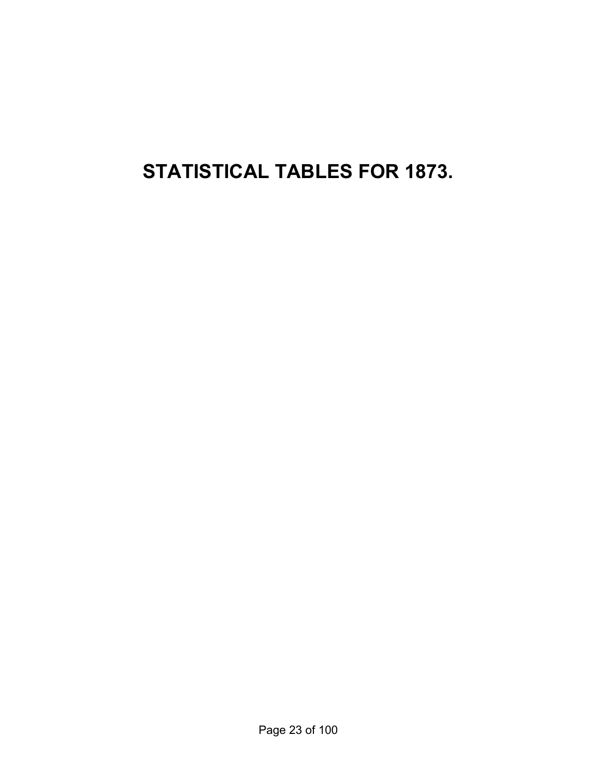# STATISTICAL TABLES FOR 1873.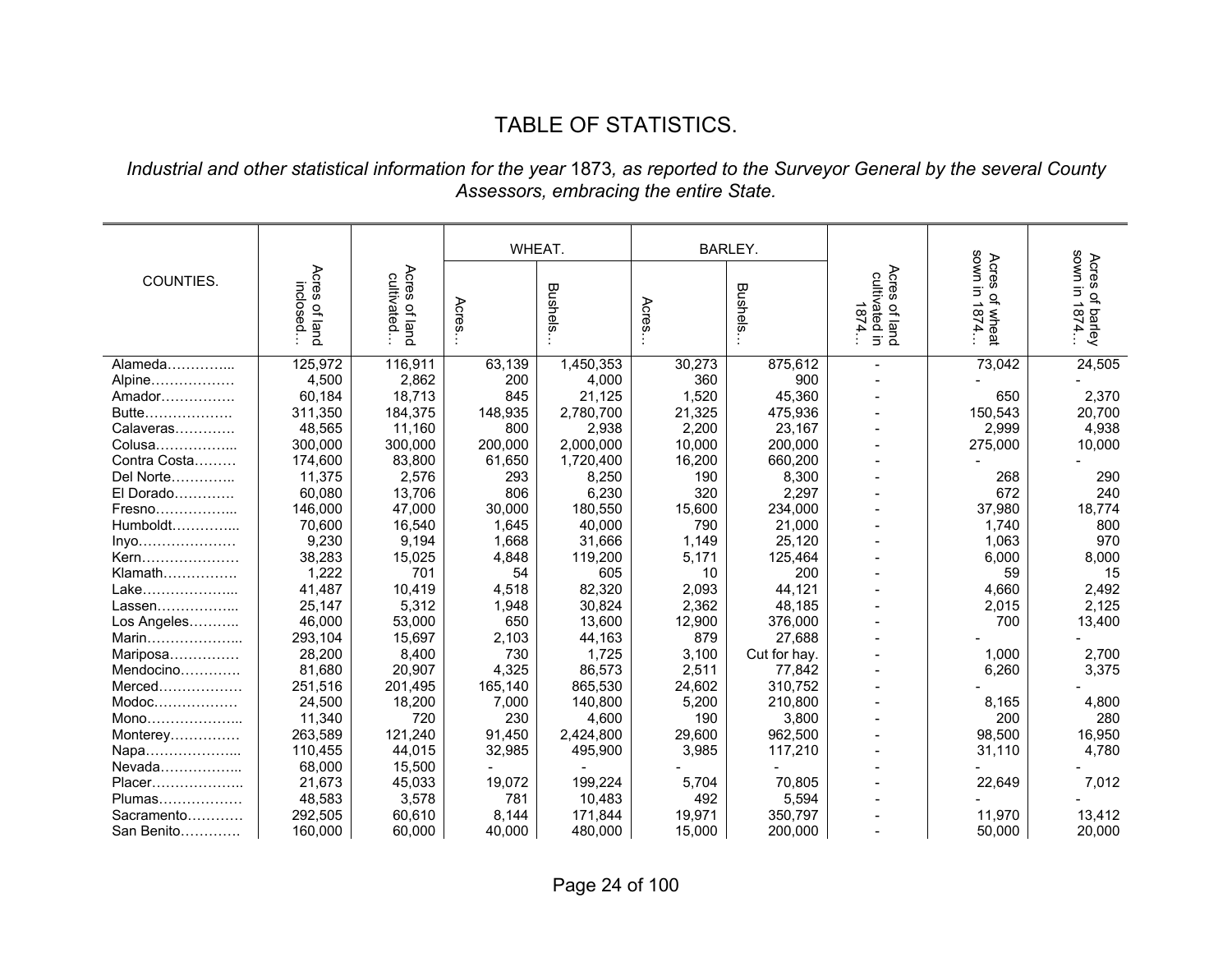# TABLE OF STATISTICS.

*Industrial and other statistical information for the year* 1873*, as reported to the Surveyor General by the several County Assessors, embracing the entire State.*

| COUNTIES. | Acres of land inclosed… | Acres of land cultivated… | WHEAT. | | BARLEY. | | Acres of land cultivated in 1874… | Acres of wheat sown in 1874… | Acres of barley sown in 1874… |
|---|---|---|---|---|---|---|---|---|---|
| | | | Acres… | Bushels… | Acres… | Bushels… | | | |
| Alameda…………... | 125,972 | 116,911 | 63,139 | 1,450,353 | 30,273 | 875,612 | - | 73,042 | 24,505 |
| Alpine……………… | 4,500 | 2,862 | 200 | 4,000 | 360 | 900 | - | - | - |
| Amador……………. | 60,184 | 18,713 | 845 | 21,125 | 1,520 | 45,360 | - | 650 | 2,370 |
| Butte………………. | 311,350 | 184,375 | 148,935 | 2,780,700 | 21,325 | 475,936 | - | 150,543 | 20,700 |
| Calaveras…………. | 48,565 | 11,160 | 800 | 2,938 | 2,200 | 23,167 | - | 2,999 | 4,938 |
| Colusa……………... | 300,000 | 300,000 | 200,000 | 2,000,000 | 10,000 | 200,000 | - | 275,000 | 10,000 |
| Contra Costa……… | 174,600 | 83,800 | 61,650 | 1,720,400 | 16,200 | 660,200 | - | - | - |
| Del Norte………….. | 11,375 | 2,576 | 293 | 8,250 | 190 | 8,300 | - | 268 | 290 |
| El Dorado…………. | 60,080 | 13,706 | 806 | 6,230 | 320 | 2,297 | - | 672 | 240 |
| Fresno……………... | 146,000 | 47,000 | 30,000 | 180,550 | 15,600 | 234,000 | - | 37,980 | 18,774 |
| Humboldt…………... | 70,600 | 16,540 | 1,645 | 40,000 | 790 | 21,000 | - | 1,740 | 800 |
| Inyo………………… | 9,230 | 9,194 | 1,668 | 31,666 | 1,149 | 25,120 | - | 1,063 | 970 |
| Kern………………… | 38,283 | 15,025 | 4,848 | 119,200 | 5,171 | 125,464 | - | 6,000 | 8,000 |
| Klamath……………. | 1,222 | 701 | 54 | 605 | 10 | 200 | - | 59 | 15 |
| Lake………………... | 41,487 | 10,419 | 4,518 | 82,320 | 2,093 | 44,121 | - | 4,660 | 2,492 |
| Lassen……………... | 25,147 | 5,312 | 1,948 | 30,824 | 2,362 | 48,185 | - | 2,015 | 2,125 |
| Los Angeles……….. | 46,000 | 53,000 | 650 | 13,600 | 12,900 | 376,000 | - | 700 | 13,400 |
| Marin………………... | 293,104 | 15,697 | 2,103 | 44,163 | 879 | 27,688 | - | - | - |
| Mariposa…………… | 28,200 | 8,400 | 730 | 1,725 | 3,100 | Cut for hay. | - | 1,000 | 2,700 |
| Mendocino…………. | 81,680 | 20,907 | 4,325 | 86,573 | 2,511 | 77,842 | - | 6,260 | 3,375 |
| Merced……………… | 251,516 | 201,495 | 165,140 | 865,530 | 24,602 | 310,752 | - | - | - |
| Modoc……………… | 24,500 | 18,200 | 7,000 | 140,800 | 5,200 | 210,800 | - | 8,165 | 4,800 |
| Mono………………... | 11,340 | 720 | 230 | 4,600 | 190 | 3,800 | - | 200 | 280 |
| Monterey…………… | 263,589 | 121,240 | 91,450 | 2,424,800 | 29,600 | 962,500 | - | 98,500 | 16,950 |
| Napa………………... | 110,455 | 44,015 | 32,985 | 495,900 | 3,985 | 117,210 | - | 31,110 | 4,780 |
| Nevada……………... | 68,000 | 15,500 | - | - | - | - | - | - | - |
| Placer……………….. | 21,673 | 45,033 | 19,072 | 199,224 | 5,704 | 70,805 | - | 22,649 | 7,012 |
| Plumas……………… | 48,583 | 3,578 | 781 | 10,483 | 492 | 5,594 | - | - | - |
| Sacramento………… | 292,505 | 60,610 | 8,144 | 171,844 | 19,971 | 350,797 | - | 11,970 | 13,412 |
| San Benito…………. | 160,000 | 60,000 | 40,000 | 480,000 | 15,000 | 200,000 | - | 50,000 | 20,000 |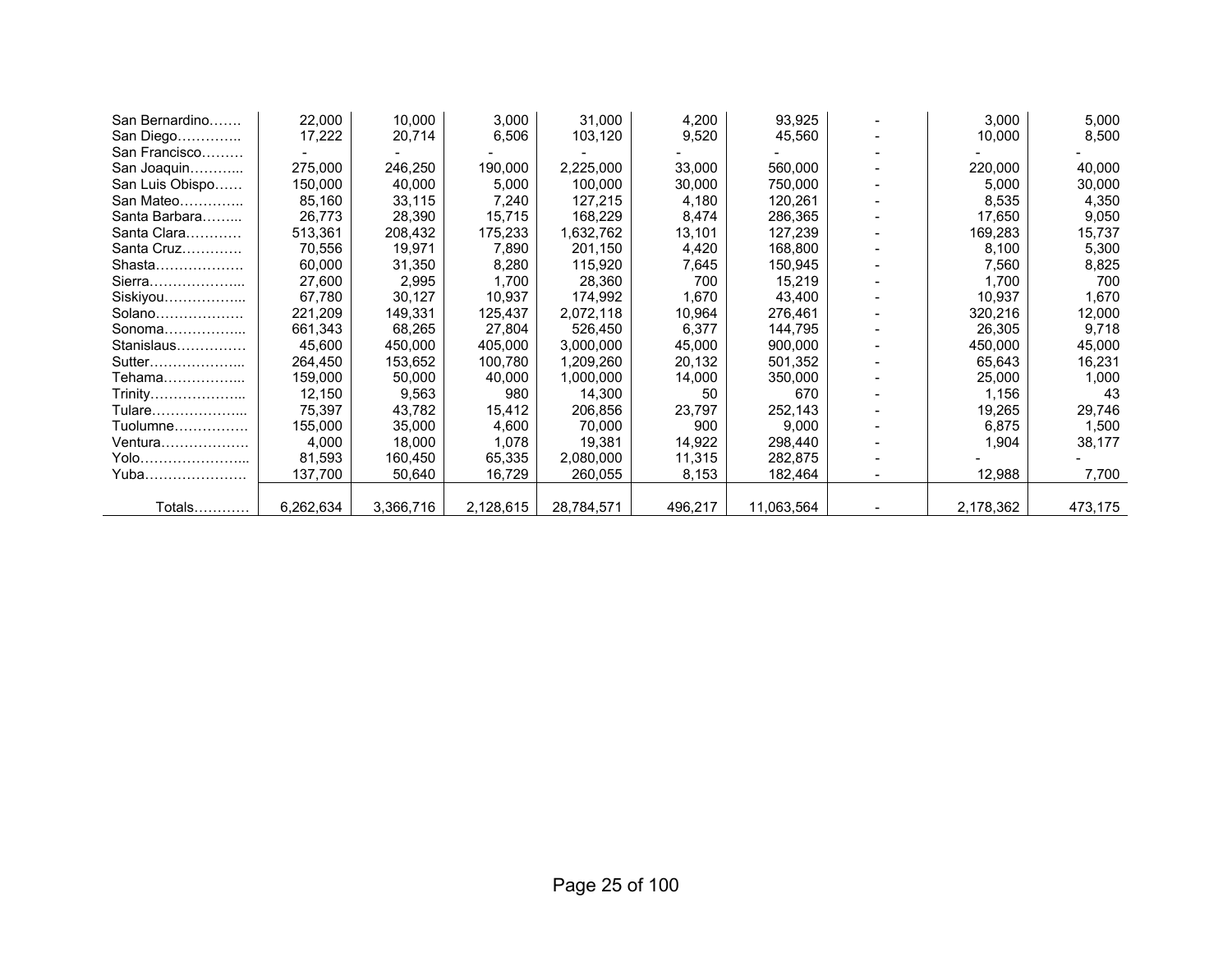| | | | | | | | | | |
|---|---|---|---|---|---|---|---|---|---|
| San Bernardino……. | 22,000 | 10,000 | 3,000 | 31,000 | 4,200 | 93,925 | - | 3,000 | 5,000 |
| San Diego………….. | 17,222 | 20,714 | 6,506 | 103,120 | 9,520 | 45,560 | - | 10,000 | 8,500 |
| San Francisco……… | - | - | - | - | - | - | - | - | - |
| San Joaquin………... | 275,000 | 246,250 | 190,000 | 2,225,000 | 33,000 | 560,000 | - | 220,000 | 40,000 |
| San Luis Obispo…… | 150,000 | 40,000 | 5,000 | 100,000 | 30,000 | 750,000 | - | 5,000 | 30,000 |
| San Mateo………….. | 85,160 | 33,115 | 7,240 | 127,215 | 4,180 | 120,261 | - | 8,535 | 4,350 |
| Santa Barbara……... | 26,773 | 28,390 | 15,715 | 168,229 | 8,474 | 286,365 | - | 17,650 | 9,050 |
| Santa Clara………… | 513,361 | 208,432 | 175,233 | 1,632,762 | 13,101 | 127,239 | - | 169,283 | 15,737 |
| Santa Cruz…………. | 70,556 | 19,971 | 7,890 | 201,150 | 4,420 | 168,800 | - | 8,100 | 5,300 |
| Shasta………………. | 60,000 | 31,350 | 8,280 | 115,920 | 7,645 | 150,945 | - | 7,560 | 8,825 |
| Sierra………………... | 27,600 | 2,995 | 1,700 | 28,360 | 700 | 15,219 | - | 1,700 | 700 |
| Siskiyou……………... | 67,780 | 30,127 | 10,937 | 174,992 | 1,670 | 43,400 | - | 10,937 | 1,670 |
| Solano………………. | 221,209 | 149,331 | 125,437 | 2,072,118 | 10,964 | 276,461 | - | 320,216 | 12,000 |
| Sonoma……………... | 661,343 | 68,265 | 27,804 | 526,450 | 6,377 | 144,795 | - | 26,305 | 9,718 |
| Stanislaus…………… | 45,600 | 450,000 | 405,000 | 3,000,000 | 45,000 | 900,000 | - | 450,000 | 45,000 |
| Sutter………………... | 264,450 | 153,652 | 100,780 | 1,209,260 | 20,132 | 501,352 | - | 65,643 | 16,231 |
| Tehama……………... | 159,000 | 50,000 | 40,000 | 1,000,000 | 14,000 | 350,000 | - | 25,000 | 1,000 |
| Trinity………………... | 12,150 | 9,563 | 980 | 14,300 | 50 | 670 | - | 1,156 | 43 |
| Tulare………………... | 75,397 | 43,782 | 15,412 | 206,856 | 23,797 | 252,143 | - | 19,265 | 29,746 |
| Tuolumne……………. | 155,000 | 35,000 | 4,600 | 70,000 | 900 | 9,000 | - | 6,875 | 1,500 |
| Ventura………………. | 4,000 | 18,000 | 1,078 | 19,381 | 14,922 | 298,440 | - | 1,904 | 38,177 |
| Yolo…………………... | 81,593 | 160,450 | 65,335 | 2,080,000 | 11,315 | 282,875 | - | - | - |
| Yuba…………………. | 137,700 | 50,640 | 16,729 | 260,055 | 8,153 | 182,464 | - | 12,988 | 7,700 |
| Totals………… | 6,262,634 | 3,366,716 | 2,128,615 | 28,784,571 | 496,217 | 11,063,564 | - | 2,178,362 | 473,175 |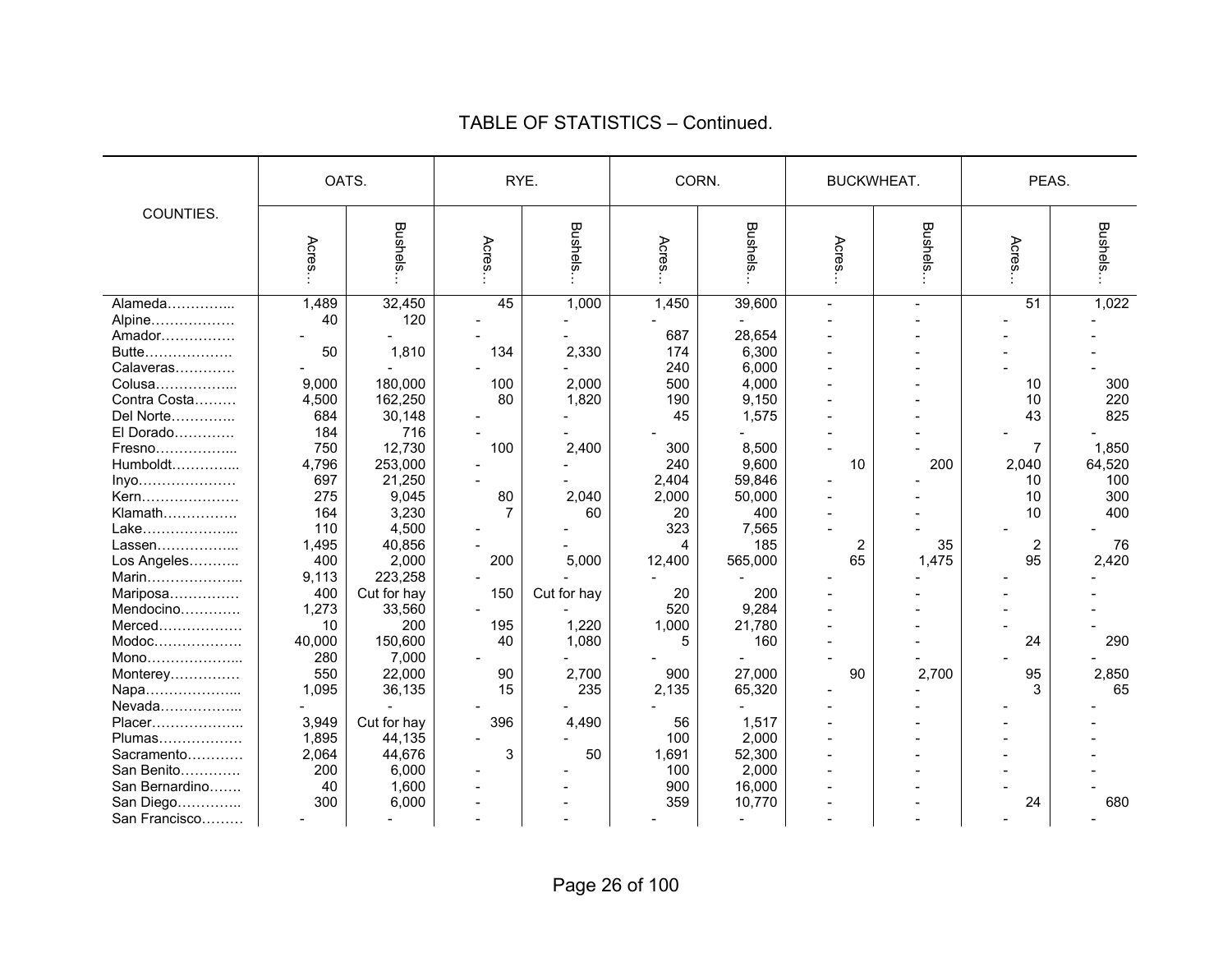## TABLE OF STATISTICS – Continued.

| COUNTIES. | OATS. | | RYE. | | CORN. | | BUCKWHEAT. | | PEAS. | |
|---|---|---|---|---|---|---|---|---|---|---|
| | Acres… | Bushels… | Acres… | Bushels… | Acres… | Bushels… | Acres… | Bushels… | Acres… | Bushels… |
| Alameda………….... | 1,489 | 32,450 | 45 | 1,000 | 1,450 | 39,600 | - | - | 51 | 1,022 |
| Alpine……………… | 40 | 120 | - | - | - | - | - | - | - | - |
| Amador……………. | - | - | - | - | 687 | 28,654 | - | - | - | - |
| Butte………………. | 50 | 1,810 | 134 | 2,330 | 174 | 6,300 | - | - | - | - |
| Calaveras…………. | - | - | - | - | 240 | 6,000 | - | - | - | - |
| Colusa…………….... | 9,000 | 180,000 | 100 | 2,000 | 500 | 4,000 | - | - | 10 | 300 |
| Contra Costa……… | 4,500 | 162,250 | 80 | 1,820 | 190 | 9,150 | - | - | 10 | 220 |
| Del Norte………….. | 684 | 30,148 | - | - | 45 | 1,575 | - | - | 43 | 825 |
| El Dorado…………. | 184 | 716 | - | - | - | - | - | - | - | - |
| Fresno…………….... | 750 | 12,730 | 100 | 2,400 | 300 | 8,500 | - | - | 7 | 1,850 |
| Humboldt………….... | 4,796 | 253,000 | - | - | 240 | 9,600 | 10 | 200 | 2,040 | 64,520 |
| Inyo………………… | 697 | 21,250 | - | - | 2,404 | 59,846 | - | - | 10 | 100 |
| Kern………………… | 275 | 9,045 | 80 | 2,040 | 2,000 | 50,000 | - | - | 10 | 300 |
| Klamath……………. | 164 | 3,230 | 7 | 60 | 20 | 400 | - | - | 10 | 400 |
| Lake………………... | 110 | 4,500 | - | - | 323 | 7,565 | - | - | - | - |
| Lassen…………….... | 1,495 | 40,856 | - | - | 4 | 185 | 2 | 35 | 2 | 76 |
| Los Angeles……….. | 400 | 2,000 | 200 | 5,000 | 12,400 | 565,000 | 65 | 1,475 | 95 | 2,420 |
| Marin………………... | 9,113 | 223,258 | - | - | - | - | - | - | - | - |
| Mariposa…………… | 400 | Cut for hay | 150 | Cut for hay | 20 | 200 | - | - | - | - |
| Mendocino…………. | 1,273 | 33,560 | - | - | 520 | 9,284 | - | - | - | - |
| Merced……………… | 10 | 200 | 195 | 1,220 | 1,000 | 21,780 | - | - | - | - |
| Modoc………………. | 40,000 | 150,600 | 40 | 1,080 | 5 | 160 | - | - | 24 | 290 |
| Mono………………... | 280 | 7,000 | - | - | - | - | - | - | - | - |
| Monterey…………… | 550 | 22,000 | 90 | 2,700 | 900 | 27,000 | 90 | 2,700 | 95 | 2,850 |
| Napa………………... | 1,095 | 36,135 | 15 | 235 | 2,135 | 65,320 | - | - | 3 | 65 |
| Nevada……………... | - | - | - | - | - | - | - | - | - | - |
| Placer……………….. | 3,949 | Cut for hay | 396 | 4,490 | 56 | 1,517 | - | - | - | - |
| Plumas……………… | 1,895 | 44,135 | - | - | 100 | 2,000 | - | - | - | - |
| Sacramento………… | 2,064 | 44,676 | 3 | 50 | 1,691 | 52,300 | - | - | - | - |
| San Benito…………. | 200 | 6,000 | - | - | 100 | 2,000 | - | - | - | - |
| San Bernardino……. | 40 | 1,600 | - | - | 900 | 16,000 | - | - | - | - |
| San Diego………….. | 300 | 6,000 | - | - | 359 | 10,770 | - | - | 24 | 680 |
| San Francisco……… | - | - | - | - | - | - | - | - | - | - |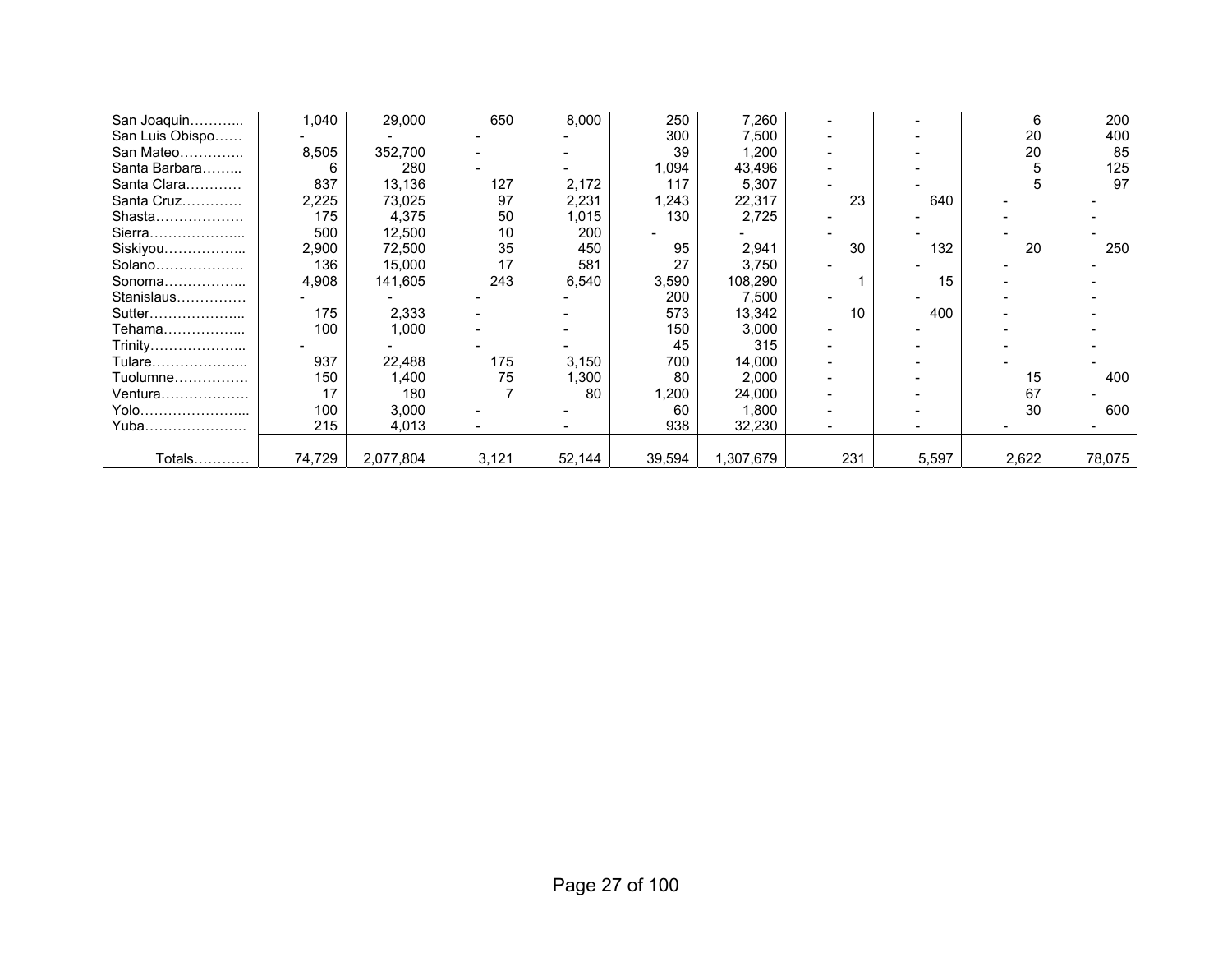| | | | | | | | | | | |
|---|---|---|---|---|---|---|---|---|---|---|
| San Joaquin………... | 1,040 | 29,000 | 650 | 8,000 | 250 | 7,260 | - | - | 6 | 200 |
| San Luis Obispo…… | - | - | - | - | 300 | 7,500 | - | - | 20 | 400 |
| San Mateo…………... | 8,505 | 352,700 | - | - | 39 | 1,200 | - | - | 20 | 85 |
| Santa Barbara……... | 6 | 280 | - | - | 1,094 | 43,496 | - | - | 5 | 125 |
| Santa Clara………… | 837 | 13,136 | 127 | 2,172 | 117 | 5,307 | - | - | 5 | 97 |
| Santa Cruz………… | 2,225 | 73,025 | 97 | 2,231 | 1,243 | 22,317 | 23 | 640 | - | - |
| Shasta………………. | 175 | 4,375 | 50 | 1,015 | 130 | 2,725 | - | - | - | - |
| Sierra………………... | 500 | 12,500 | 10 | 200 | - | - | - | - | - | - |
| Siskiyou……………... | 2,900 | 72,500 | 35 | 450 | 95 | 2,941 | 30 | 132 | 20 | 250 |
| Solano………………. | 136 | 15,000 | 17 | 581 | 27 | 3,750 | - | - | - | - |
| Sonoma……………... | 4,908 | 141,605 | 243 | 6,540 | 3,590 | 108,290 | 1 | 15 | - | - |
| Stanislaus…………… | - | - | - | - | 200 | 7,500 | - | - | - | - |
| Sutter………………... | 175 | 2,333 | - | - | 573 | 13,342 | 10 | 400 | - | - |
| Tehama……………... | 100 | 1,000 | - | - | 150 | 3,000 | - | - | - | - |
| Trinity………………... | - | - | - | - | 45 | 315 | - | - | - | - |
| Tulare………………... | 937 | 22,488 | 175 | 3,150 | 700 | 14,000 | - | - | - | - |
| Tuolumne……………. | 150 | 1,400 | 75 | 1,300 | 80 | 2,000 | - | - | 15 | 400 |
| Ventura………………. | 17 | 180 | 7 | 80 | 1,200 | 24,000 | - | - | 67 | - |
| Yolo…………………... | 100 | 3,000 | - | - | 60 | 1,800 | - | - | 30 | 600 |
| Yuba…………………. | 215 | 4,013 | - | - | 938 | 32,230 | - | - | - | - |
| Totals………… | 74,729 | 2,077,804 | 3,121 | 52,144 | 39,594 | 1,307,679 | 231 | 5,597 | 2,622 | 78,075 |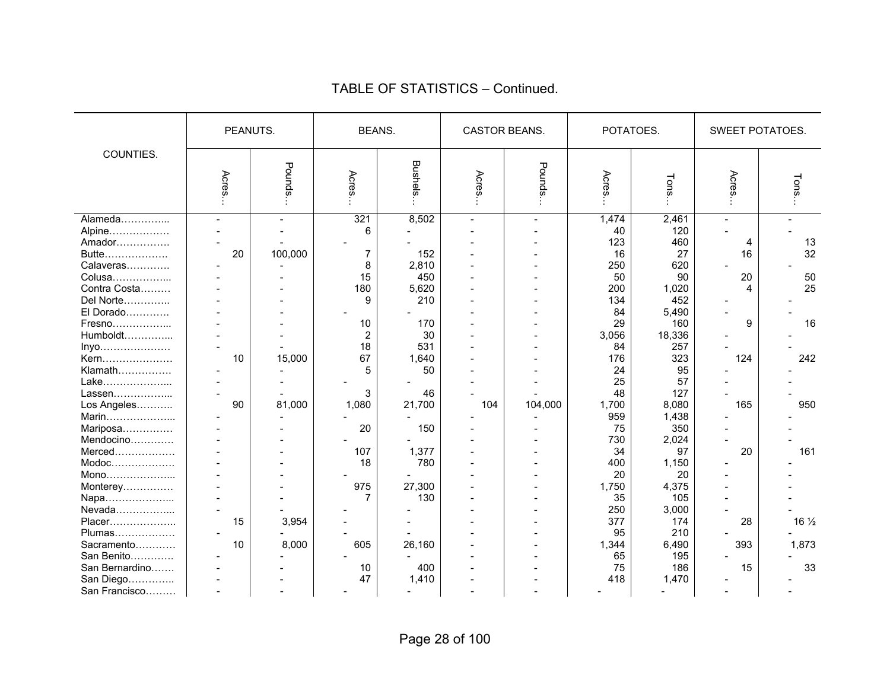## TABLE OF STATISTICS – Continued.

| COUNTIES. | PEANUTS. | | BEANS. | | CASTOR BEANS. | | POTATOES. | | SWEET POTATOES. | |
|---|---|---|---|---|---|---|---|---|---|---|
| | Acres… | Pounds… | Acres… | Bushels… | Acres… | Pounds… | Acres… | Tons… | Acres… | Tons… |
| Alameda………….. | - | - | 321 | 8,502 | - | - | 1,474 | 2,461 | - | - |
| Alpine……………… | - | - | 6 | - | - | - | 40 | 120 | - | - |
| Amador……………. | - | - | - | - | - | - | 123 | 460 | 4 | 13 |
| Butte………………. | 20 | 100,000 | 7 | 152 | - | - | 16 | 27 | 16 | 32 |
| Calaveras…………. | - | - | 8 | 2,810 | - | - | 250 | 620 | - | - |
| Colusa…………….. | - | - | 15 | 450 | - | - | 50 | 90 | 20 | 50 |
| Contra Costa……… | - | - | 180 | 5,620 | - | - | 200 | 1,020 | 4 | 25 |
| Del Norte………….. | - | - | 9 | 210 | - | - | 134 | 452 | - | - |
| El Dorado…………. | - | - | - | - | - | - | 84 | 5,490 | - | - |
| Fresno…………….. | - | - | 10 | 170 | - | - | 29 | 160 | 9 | 16 |
| Humboldt………….. | - | - | 2 | 30 | - | - | 3,056 | 18,336 | - | - |
| Inyo………………… | - | - | 18 | 531 | - | - | 84 | 257 | - | - |
| Kern………………… | 10 | 15,000 | 67 | 1,640 | - | - | 176 | 323 | 124 | 242 |
| Klamath……………. | - | - | 5 | 50 | - | - | 24 | 95 | - | - |
| Lake……………….. | - | - | - | - | - | - | 25 | 57 | - | - |
| Lassen…………….. | - | - | 3 | 46 | - | - | 48 | 127 | - | - |
| Los Angeles……….. | 90 | 81,000 | 1,080 | 21,700 | 104 | 104,000 | 1,700 | 8,080 | 165 | 950 |
| Marin……………….. | - | - | - | - | - | - | 959 | 1,438 | - | - |
| Mariposa…………… | - | - | 20 | 150 | - | - | 75 | 350 | - | - |
| Mendocino…………. | - | - | - | - | - | - | 730 | 2,024 | - | - |
| Merced……………… | - | - | 107 | 1,377 | - | - | 34 | 97 | 20 | 161 |
| Modoc………………. | - | - | 18 | 780 | - | - | 400 | 1,150 | - | - |
| Mono……………….. | - | - | - | - | - | - | 20 | 20 | - | - |
| Monterey…………… | - | - | 975 | 27,300 | - | - | 1,750 | 4,375 | - | - |
| Napa……………….. | - | - | 7 | 130 | - | - | 35 | 105 | - | - |
| Nevada…………….. | - | - | - | - | - | - | 250 | 3,000 | - | - |
| Placer……………….. | 15 | 3,954 | - | - | - | - | 377 | 174 | 28 | 16 ½ |
| Plumas……………… | - | - | - | - | - | - | 95 | 210 | - | - |
| Sacramento………… | 10 | 8,000 | 605 | 26,160 | - | - | 1,344 | 6,490 | 393 | 1,873 |
| San Benito…………. | - | - | - | - | - | - | 65 | 195 | - | - |
| San Bernardino……. | - | - | 10 | 400 | - | - | 75 | 186 | 15 | 33 |
| San Diego………….. | - | - | 47 | 1,410 | - | - | 418 | 1,470 | - | - |
| San Francisco……… | - | - | - | - | - | - | - | - | - | - |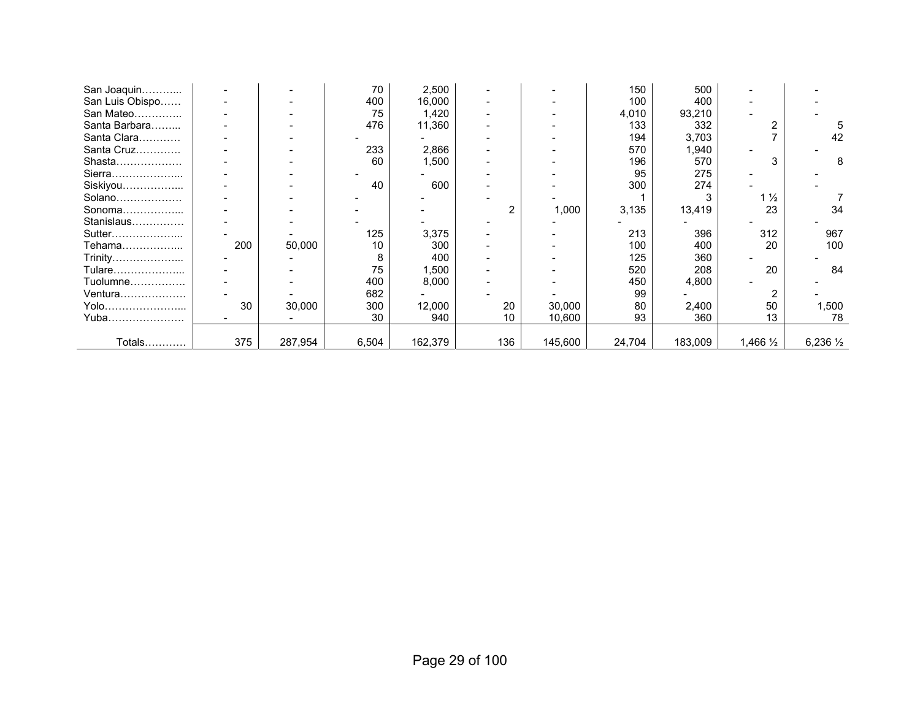| | | | | | | | | | | |
|---|---|---|---|---|---|---|---|---|---|---|
| San Joaquin………... | - | - | 70 | 2,500 | - | - | 150 | 500 | - | - |
| San Luis Obispo…… | - | - | 400 | 16,000 | - | - | 100 | 400 | - | - |
| San Mateo…………... | - | - | 75 | 1,420 | - | - | 4,010 | 93,210 | - | - |
| Santa Barbara……... | - | - | 476 | 11,360 | - | - | 133 | 332 | 2 | 5 |
| Santa Clara………… | - | - | - | - | - | - | 194 | 3,703 | 7 | 42 |
| Santa Cruz………… | - | - | 233 | 2,866 | - | - | 570 | 1,940 | - | - |
| Shasta………………. | - | - | 60 | 1,500 | - | - | 196 | 570 | 3 | 8 |
| Sierra………………... | - | - | - | - | - | - | 95 | 275 | - | - |
| Siskiyou……………... | - | - | 40 | 600 | - | - | 300 | 274 | - | - |
| Solano………………. | - | - | - | - | - | - | 1 | 3 | 1 ½ | 7 |
| Sonoma……………... | - | - | - | - | 2 | 1,000 | 3,135 | 13,419 | 23 | 34 |
| Stanislaus…………… | - | - | - | - | - | - | - | - | - | - |
| Sutter………………... | - | - | 125 | 3,375 | - | - | 213 | 396 | 312 | 967 |
| Tehama……………... | 200 | 50,000 | 10 | 300 | - | - | 100 | 400 | 20 | 100 |
| Trinity………………... | - | - | 8 | 400 | - | - | 125 | 360 | - | - |
| Tulare………………... | - | - | 75 | 1,500 | - | - | 520 | 208 | 20 | 84 |
| Tuolumne……………. | - | - | 400 | 8,000 | - | - | 450 | 4,800 | - | - |
| Ventura………………. | - | - | 682 | - | - | - | 99 | - | 2 | - |
| Yolo…………………... | 30 | 30,000 | 300 | 12,000 | 20 | 30,000 | 80 | 2,400 | 50 | 1,500 |
| Yuba…………………. | - | - | 30 | 940 | 10 | 10,600 | 93 | 360 | 13 | 78 |
| Totals………… | 375 | 287,954 | 6,504 | 162,379 | 136 | 145,600 | 24,704 | 183,009 | 1,466 ½ | 6,236 ½ |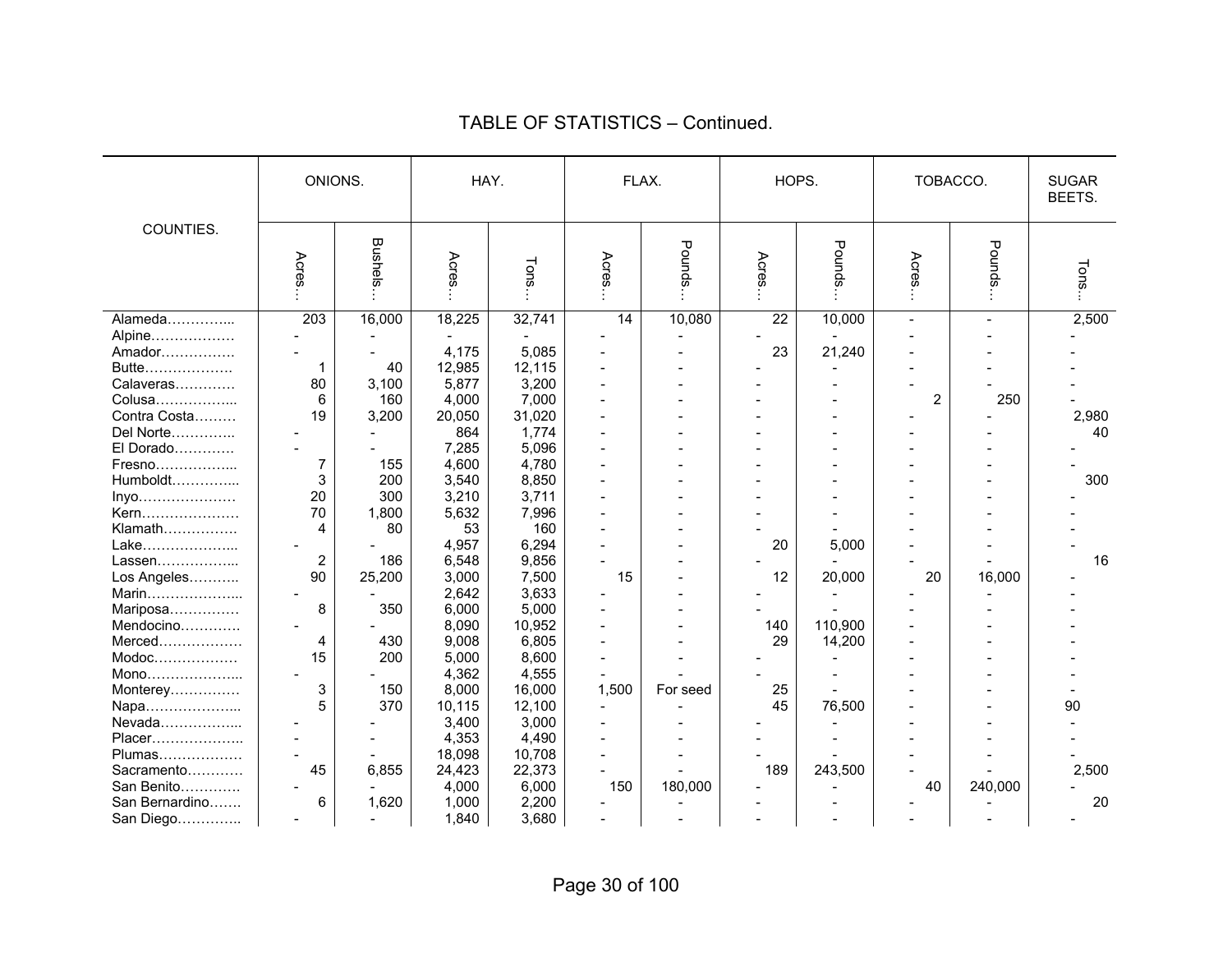## TABLE OF STATISTICS – Continued.

| COUNTIES. | ONIONS. | | HAY. | | FLAX. | | HOPS. | | TOBACCO. | | SUGAR BEETS. |
|---|---|---|---|---|---|---|---|---|---|---|---|
| | Acres… | Bushels… | Acres… | Tons… | Acres… | Pounds… | Acres… | Pounds… | Acres… | Pounds… | Tons… |
| Alameda………….. | 203 | 16,000 | 18,225 | 32,741 | 14 | 10,080 | 22 | 10,000 | - | - | 2,500 |
| Alpine……………… | - | - | - | - | - | - | - | - | - | - | - |
| Amador……………. | - | - | 4,175 | 5,085 | - | - | 23 | 21,240 | - | - | - |
| Butte………………. | 1 | 40 | 12,985 | 12,115 | - | - | - | - | - | - | - |
| Calaveras…………. | 80 | 3,100 | 5,877 | 3,200 | - | - | - | - | - | - | - |
| Colusa…………….. | 6 | 160 | 4,000 | 7,000 | - | - | - | - | 2 | 250 | - |
| Contra Costa……… | 19 | 3,200 | 20,050 | 31,020 | - | - | - | - | - | - | 2,980 |
| Del Norte………….. | - | - | 864 | 1,774 | - | - | - | - | - | - | 40 |
| El Dorado…………. | - | - | 7,285 | 5,096 | - | - | - | - | - | - | - |
| Fresno…………….. | 7 | 155 | 4,600 | 4,780 | - | - | - | - | - | - | - |
| Humboldt………….. | 3 | 200 | 3,540 | 8,850 | - | - | - | - | - | - | 300 |
| Inyo………………… | 20 | 300 | 3,210 | 3,711 | - | - | - | - | - | - | - |
| Kern………………… | 70 | 1,800 | 5,632 | 7,996 | - | - | - | - | - | - | - |
| Klamath……………. | 4 | 80 | 53 | 160 | - | - | - | - | - | - | - |
| Lake……………….. | - | - | 4,957 | 6,294 | - | - | 20 | 5,000 | - | - | - |
| Lassen…………….. | 2 | 186 | 6,548 | 9,856 | - | - | - | - | - | - | 16 |
| Los Angeles……….. | 90 | 25,200 | 3,000 | 7,500 | 15 | - | 12 | 20,000 | 20 | 16,000 | - |
| Marin……………….. | - | - | 2,642 | 3,633 | - | - | - | - | - | - | - |
| Mariposa…………… | 8 | 350 | 6,000 | 5,000 | - | - | - | - | - | - | - |
| Mendocino…………. | - | - | 8,090 | 10,952 | - | - | 140 | 110,900 | - | - | - |
| Merced……………… | 4 | 430 | 9,008 | 6,805 | - | - | 29 | 14,200 | - | - | - |
| Modoc……………… | 15 | 200 | 5,000 | 8,600 | - | - | - | - | - | - | - |
| Mono……………….. | - | - | 4,362 | 4,555 | - | - | - | - | - | - | - |
| Monterey…………… | 3 | 150 | 8,000 | 16,000 | 1,500 | For seed | 25 | - | - | - | - |
| Napa……………….. | 5 | 370 | 10,115 | 12,100 | - | - | 45 | 76,500 | - | - | 90 |
| Nevada…………….. | - | - | 3,400 | 3,000 | - | - | - | - | - | - | - |
| Placer………………. | - | - | 4,353 | 4,490 | - | - | - | - | - | - | - |
| Plumas……………… | - | - | 18,098 | 10,708 | - | - | - | - | - | - | - |
| Sacramento………… | 45 | 6,855 | 24,423 | 22,373 | - | - | 189 | 243,500 | - | - | 2,500 |
| San Benito…………. | - | - | 4,000 | 6,000 | 150 | 180,000 | - | - | 40 | 240,000 | - |
| San Bernardino……. | 6 | 1,620 | 1,000 | 2,200 | - | - | - | - | - | - | 20 |
| San Diego………….. | - | - | 1,840 | 3,680 | - | - | - | - | - | - | - |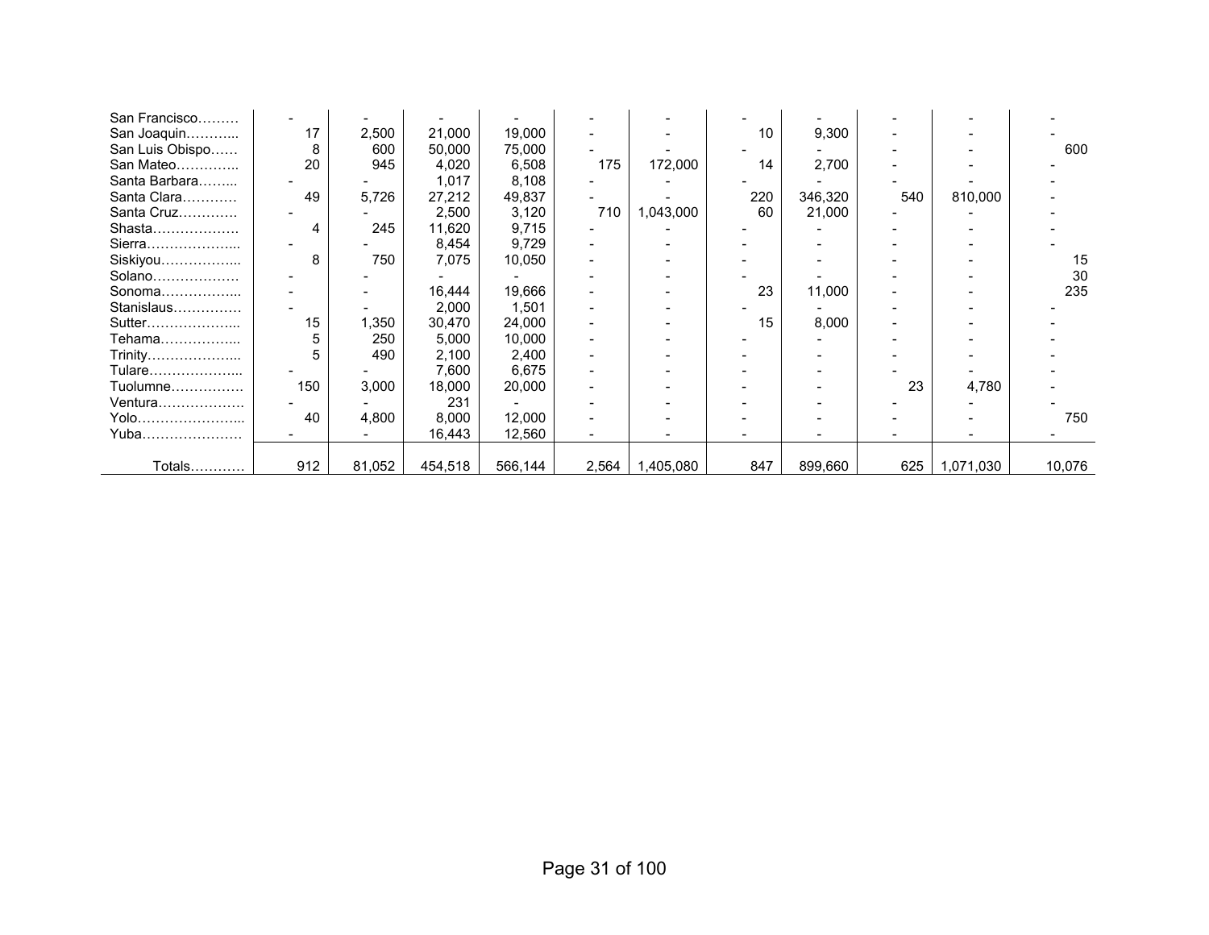| | | | | | | | | | | | |
|---|---|---|---|---|---|---|---|---|---|---|---|
| San Francisco……… | - | - | - | - | - | - | - | - | - | - | - |
| San Joaquin………... | 17 | 2,500 | 21,000 | 19,000 | - | - | 10 | 9,300 | - | - | - |
| San Luis Obispo…… | 8 | 600 | 50,000 | 75,000 | - | - | - | - | - | - | 600 |
| San Mateo………….. | 20 | 945 | 4,020 | 6,508 | 175 | 172,000 | 14 | 2,700 | - | - | - |
| Santa Barbara……... | - | - | 1,017 | 8,108 | - | - | - | - | - | - | - |
| Santa Clara………… | 49 | 5,726 | 27,212 | 49,837 | - | - | 220 | 346,320 | 540 | 810,000 | - |
| Santa Cruz………… | - | - | 2,500 | 3,120 | 710 | 1,043,000 | 60 | 21,000 | - | - | - |
| Shasta………………. | 4 | 245 | 11,620 | 9,715 | - | - | - | - | - | - | - |
| Sierra………………... | - | - | 8,454 | 9,729 | - | - | - | - | - | - | - |
| Siskiyou……………... | 8 | 750 | 7,075 | 10,050 | - | - | - | - | - | - | 15 |
| Solano………………. | - | - | - | - | - | - | - | - | - | - | 30 |
| Sonoma……………... | - | - | 16,444 | 19,666 | - | - | 23 | 11,000 | - | - | 235 |
| Stanislaus…………… | - | - | 2,000 | 1,501 | - | - | - | - | - | - | - |
| Sutter………………... | 15 | 1,350 | 30,470 | 24,000 | - | - | 15 | 8,000 | - | - | - |
| Tehama……………... | 5 | 250 | 5,000 | 10,000 | - | - | - | - | - | - | - |
| Trinity………………... | 5 | 490 | 2,100 | 2,400 | - | - | - | - | - | - | - |
| Tulare………………... | - | - | 7,600 | 6,675 | - | - | - | - | - | - | - |
| Tuolumne……………. | 150 | 3,000 | 18,000 | 20,000 | - | - | - | - | 23 | 4,780 | - |
| Ventura………………. | - | - | 231 | - | - | - | - | - | - | - | - |
| Yolo…………………... | 40 | 4,800 | 8,000 | 12,000 | - | - | - | - | - | - | 750 |
| Yuba…………………. | - | - | 16,443 | 12,560 | - | - | - | - | - | - | - |
| Totals………… | 912 | 81,052 | 454,518 | 566,144 | 2,564 | 1,405,080 | 847 | 899,660 | 625 | 1,071,030 | 10,076 |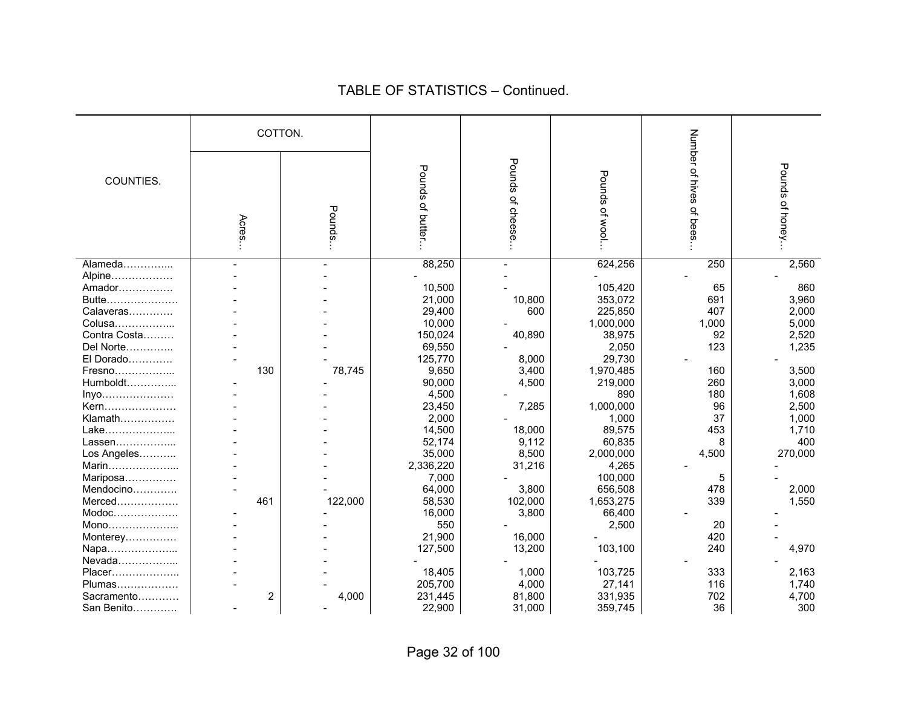## TABLE OF STATISTICS – Continued.

| COUNTIES. | COTTON. | | Pounds of butter… | Pounds of cheese… | Pounds of wool… | Number of hives of bees… | Pounds of honey… |
|---|---|---|---|---|---|---|---|
| | Acres… | Pounds… | | | | | |
| Alameda………….... | - | - | 88,250 | - | 624,256 | 250 | 2,560 |
| Alpine……………… | - | - | - | - | - | - | - |
| Amador……………. | - | - | 10,500 | - | 105,420 | 65 | 860 |
| Butte………………… | - | - | 21,000 | 10,800 | 353,072 | 691 | 3,960 |
| Calaveras…………. | - | - | 29,400 | 600 | 225,850 | 407 | 2,000 |
| Colusa……………... | - | - | 10,000 | - | 1,000,000 | 1,000 | 5,000 |
| Contra Costa……… | - | - | 150,024 | 40,890 | 38,975 | 92 | 2,520 |
| Del Norte………….. | - | - | 69,550 | - | 2,050 | 123 | 1,235 |
| El Dorado…………. | - | - | 125,770 | 8,000 | 29,730 | - | - |
| Fresno……………... | 130 | 78,745 | 9,650 | 3,400 | 1,970,485 | 160 | 3,500 |
| Humboldt…………... | - | - | 90,000 | 4,500 | 219,000 | 260 | 3,000 |
| Inyo………………… | - | - | 4,500 | - | 890 | 180 | 1,608 |
| Kern………………… | - | - | 23,450 | 7,285 | 1,000,000 | 96 | 2,500 |
| Klamath……………. | - | - | 2,000 | - | 1,000 | 37 | 1,000 |
| Lake………………... | - | - | 14,500 | 18,000 | 89,575 | 453 | 1,710 |
| Lassen……………... | - | - | 52,174 | 9,112 | 60,835 | 8 | 400 |
| Los Angeles……….. | - | - | 35,000 | 8,500 | 2,000,000 | 4,500 | 270,000 |
| Marin………………... | - | - | 2,336,220 | 31,216 | 4,265 | - | - |
| Mariposa…………… | - | - | 7,000 | - | 100,000 | 5 | - |
| Mendocino…………. | - | - | 64,000 | 3,800 | 656,508 | 478 | 2,000 |
| Merced……………… | 461 | 122,000 | 58,530 | 102,000 | 1,653,275 | 339 | 1,550 |
| Modoc………………. | - | - | 16,000 | 3,800 | 66,400 | - | - |
| Mono………………... | - | - | 550 | - | 2,500 | 20 | - |
| Monterey…………… | - | - | 21,900 | 16,000 | - | 420 | - |
| Napa………………... | - | - | 127,500 | 13,200 | 103,100 | 240 | 4,970 |
| Nevada……………... | - | - | - | - | - | - | - |
| Placer……………….. | - | - | 18,405 | 1,000 | 103,725 | 333 | 2,163 |
| Plumas……………… | - | - | 205,700 | 4,000 | 27,141 | 116 | 1,740 |
| Sacramento………… | 2 | 4,000 | 231,445 | 81,800 | 331,935 | 702 | 4,700 |
| San Benito…………. | - | - | 22,900 | 31,000 | 359,745 | 36 | 300 |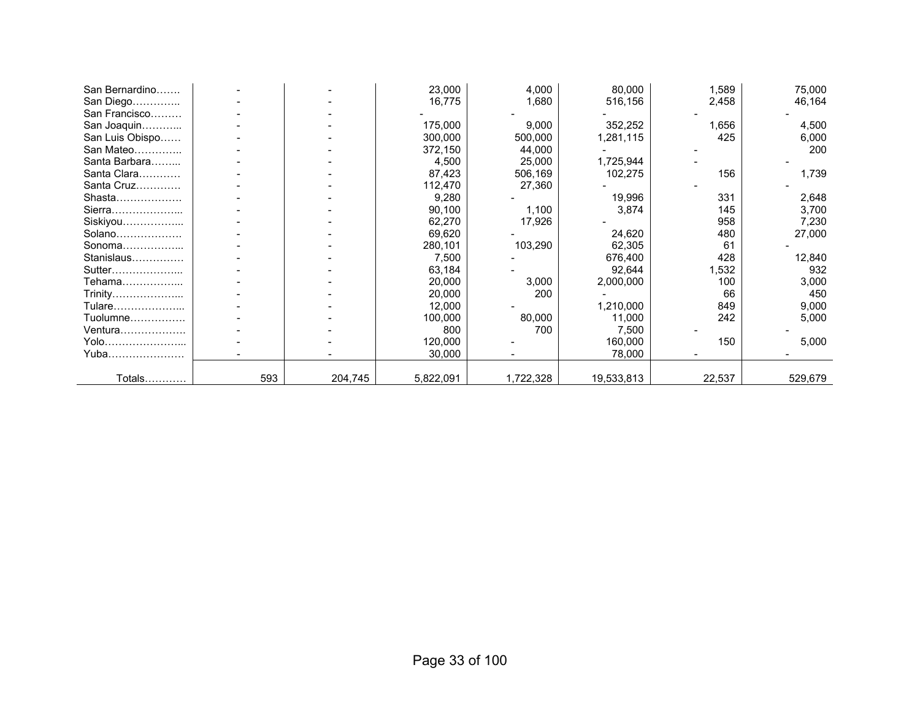| | | | | | | | |
|---|---|---|---|---|---|---|---|
| San Bernardino……. | - | - | 23,000 | 4,000 | 80,000 | 1,589 | 75,000 |
| San Diego………….. | - | - | 16,775 | 1,680 | 516,156 | 2,458 | 46,164 |
| San Francisco……… | - | - | - | - | - | - | - |
| San Joaquin………... | - | - | 175,000 | 9,000 | 352,252 | 1,656 | 4,500 |
| San Luis Obispo…… | - | - | 300,000 | 500,000 | 1,281,115 | 425 | 6,000 |
| San Mateo………….. | - | - | 372,150 | 44,000 | - | - | 200 |
| Santa Barbara……... | - | - | 4,500 | 25,000 | 1,725,944 | - | - |
| Santa Clara………… | - | - | 87,423 | 506,169 | 102,275 | 156 | 1,739 |
| Santa Cruz………… | - | - | 112,470 | 27,360 | - | - | - |
| Shasta………………. | - | - | 9,280 | - | 19,996 | 331 | 2,648 |
| Sierra………………... | - | - | 90,100 | 1,100 | 3,874 | 145 | 3,700 |
| Siskiyou……………... | - | - | 62,270 | 17,926 | - | 958 | 7,230 |
| Solano………………. | - | - | 69,620 | - | 24,620 | 480 | 27,000 |
| Sonoma……………... | - | - | 280,101 | 103,290 | 62,305 | 61 | - |
| Stanislaus…………… | - | - | 7,500 | - | 676,400 | 428 | 12,840 |
| Sutter………………... | - | - | 63,184 | - | 92,644 | 1,532 | 932 |
| Tehama……………... | - | - | 20,000 | 3,000 | 2,000,000 | 100 | 3,000 |
| Trinity………………... | - | - | 20,000 | 200 | - | 66 | 450 |
| Tulare………………... | - | - | 12,000 | - | 1,210,000 | 849 | 9,000 |
| Tuolumne……………. | - | - | 100,000 | 80,000 | 11,000 | 242 | 5,000 |
| Ventura………………. | - | - | 800 | 700 | 7,500 | - | - |
| Yolo…………………... | - | - | 120,000 | - | 160,000 | 150 | 5,000 |
| Yuba…………………. | - | - | 30,000 | - | 78,000 | - | - |
| Totals………… | 593 | 204,745 | 5,822,091 | 1,722,328 | 19,533,813 | 22,537 | 529,679 |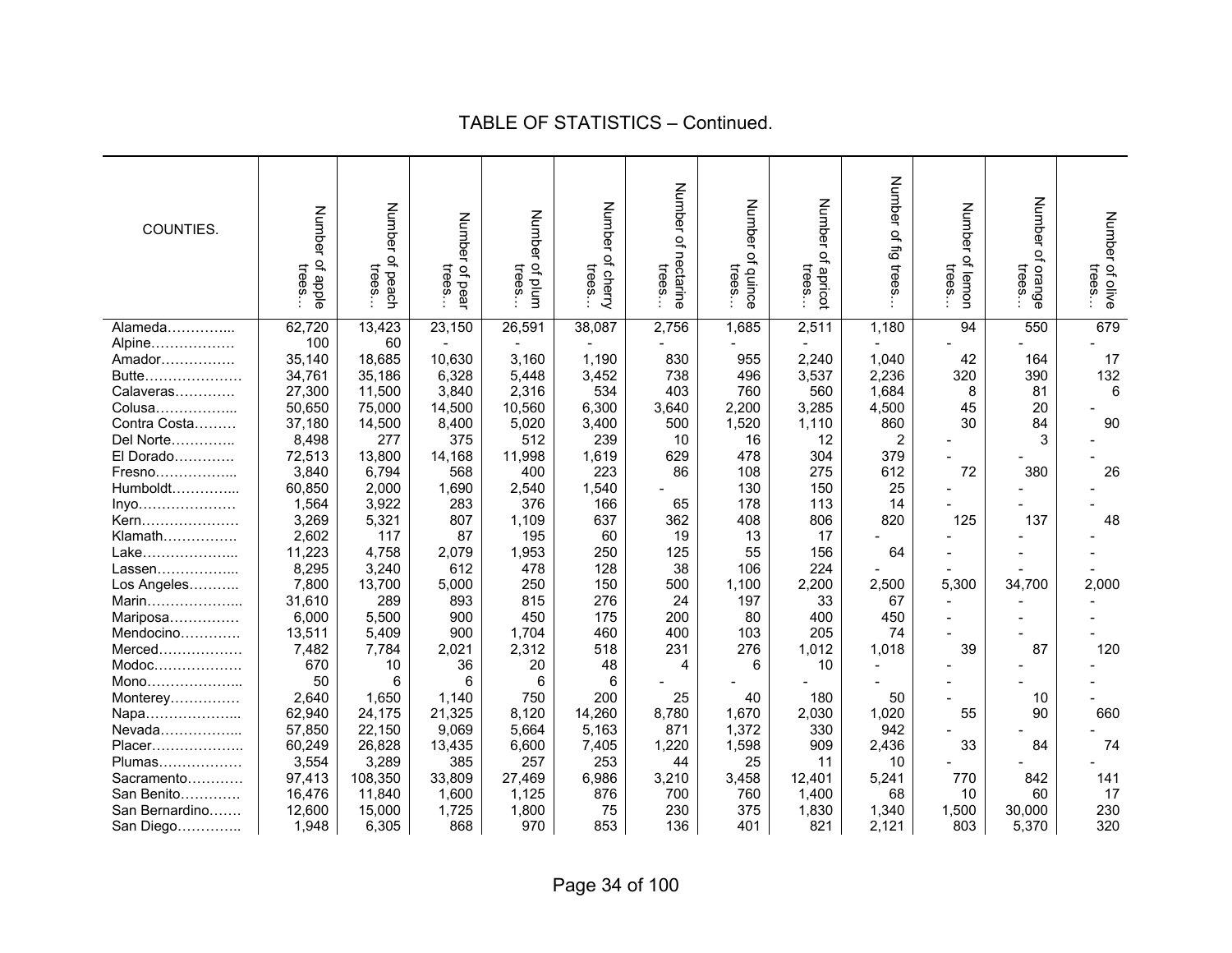## TABLE OF STATISTICS – Continued.

| COUNTIES. | Number of apple trees… | Number of peach trees… | Number of pear trees… | Number of plum trees… | Number of cherry trees… | Number of nectarine trees… | Number of quince trees… | Number of apricot trees… | Number of fig trees… | Number of lemon trees… | Number of orange trees… | Number of olive trees… |
|---|---|---|---|---|---|---|---|---|---|---|---|---|
| Alameda………….. | 62,720 | 13,423 | 23,150 | 26,591 | 38,087 | 2,756 | 1,685 | 2,511 | 1,180 | 94 | 550 | 679 |
| Alpine……………… | 100 | 60 | - | - | - | - | - | - | - | - | - | - |
| Amador……………. | 35,140 | 18,685 | 10,630 | 3,160 | 1,190 | 830 | 955 | 2,240 | 1,040 | 42 | 164 | 17 |
| Butte………………… | 34,761 | 35,186 | 6,328 | 5,448 | 3,452 | 738 | 496 | 3,537 | 2,236 | 320 | 390 | 132 |
| Calaveras…………. | 27,300 | 11,500 | 3,840 | 2,316 | 534 | 403 | 760 | 560 | 1,684 | 8 | 81 | 6 |
| Colusa…………….. | 50,650 | 75,000 | 14,500 | 10,560 | 6,300 | 3,640 | 2,200 | 3,285 | 4,500 | 45 | 20 | - |
| Contra Costa……… | 37,180 | 14,500 | 8,400 | 5,020 | 3,400 | 500 | 1,520 | 1,110 | 860 | 30 | 84 | 90 |
| Del Norte………….. | 8,498 | 277 | 375 | 512 | 239 | 10 | 16 | 12 | 2 | - | 3 | - |
| El Dorado…………. | 72,513 | 13,800 | 14,168 | 11,998 | 1,619 | 629 | 478 | 304 | 379 | - | - | - |
| Fresno…………….. | 3,840 | 6,794 | 568 | 400 | 223 | 86 | 108 | 275 | 612 | 72 | 380 | 26 |
| Humboldt………….. | 60,850 | 2,000 | 1,690 | 2,540 | 1,540 | - | 130 | 150 | 25 | - | - | - |
| Inyo………………… | 1,564 | 3,922 | 283 | 376 | 166 | 65 | 178 | 113 | 14 | - | - | - |
| Kern………………… | 3,269 | 5,321 | 807 | 1,109 | 637 | 362 | 408 | 806 | 820 | 125 | 137 | 48 |
| Klamath……………. | 2,602 | 117 | 87 | 195 | 60 | 19 | 13 | 17 | - | - | - | - |
| Lake……………….. | 11,223 | 4,758 | 2,079 | 1,953 | 250 | 125 | 55 | 156 | 64 | - | - | - |
| Lassen…………….. | 8,295 | 3,240 | 612 | 478 | 128 | 38 | 106 | 224 | - | - | - | - |
| Los Angeles……….. | 7,800 | 13,700 | 5,000 | 250 | 150 | 500 | 1,100 | 2,200 | 2,500 | 5,300 | 34,700 | 2,000 |
| Marin……………….. | 31,610 | 289 | 893 | 815 | 276 | 24 | 197 | 33 | 67 | - | - | - |
| Mariposa…………… | 6,000 | 5,500 | 900 | 450 | 175 | 200 | 80 | 400 | 450 | - | - | - |
| Mendocino…………. | 13,511 | 5,409 | 900 | 1,704 | 460 | 400 | 103 | 205 | 74 | - | - | - |
| Merced……………… | 7,482 | 7,784 | 2,021 | 2,312 | 518 | 231 | 276 | 1,012 | 1,018 | 39 | 87 | 120 |
| Modoc………………. | 670 | 10 | 36 | 20 | 48 | 4 | 6 | 10 | - | - | - | - |
| Mono……………….. | 50 | 6 | 6 | 6 | 6 | - | - | - | - | - | - | - |
| Monterey…………… | 2,640 | 1,650 | 1,140 | 750 | 200 | 25 | 40 | 180 | 50 | - | 10 | - |
| Napa……………….. | 62,940 | 24,175 | 21,325 | 8,120 | 14,260 | 8,780 | 1,670 | 2,030 | 1,020 | 55 | 90 | 660 |
| Nevada…………….. | 57,850 | 22,150 | 9,069 | 5,664 | 5,163 | 871 | 1,372 | 330 | 942 | - | - | - |
| Placer………………. | 60,249 | 26,828 | 13,435 | 6,600 | 7,405 | 1,220 | 1,598 | 909 | 2,436 | 33 | 84 | 74 |
| Plumas……………… | 3,554 | 3,289 | 385 | 257 | 253 | 44 | 25 | 11 | 10 | - | - | - |
| Sacramento………… | 97,413 | 108,350 | 33,809 | 27,469 | 6,986 | 3,210 | 3,458 | 12,401 | 5,241 | 770 | 842 | 141 |
| San Benito…………. | 16,476 | 11,840 | 1,600 | 1,125 | 876 | 700 | 760 | 1,400 | 68 | 10 | 60 | 17 |
| San Bernardino……. | 12,600 | 15,000 | 1,725 | 1,800 | 75 | 230 | 375 | 1,830 | 1,340 | 1,500 | 30,000 | 230 |
| San Diego………….. | 1,948 | 6,305 | 868 | 970 | 853 | 136 | 401 | 821 | 2,121 | 803 | 5,370 | 320 |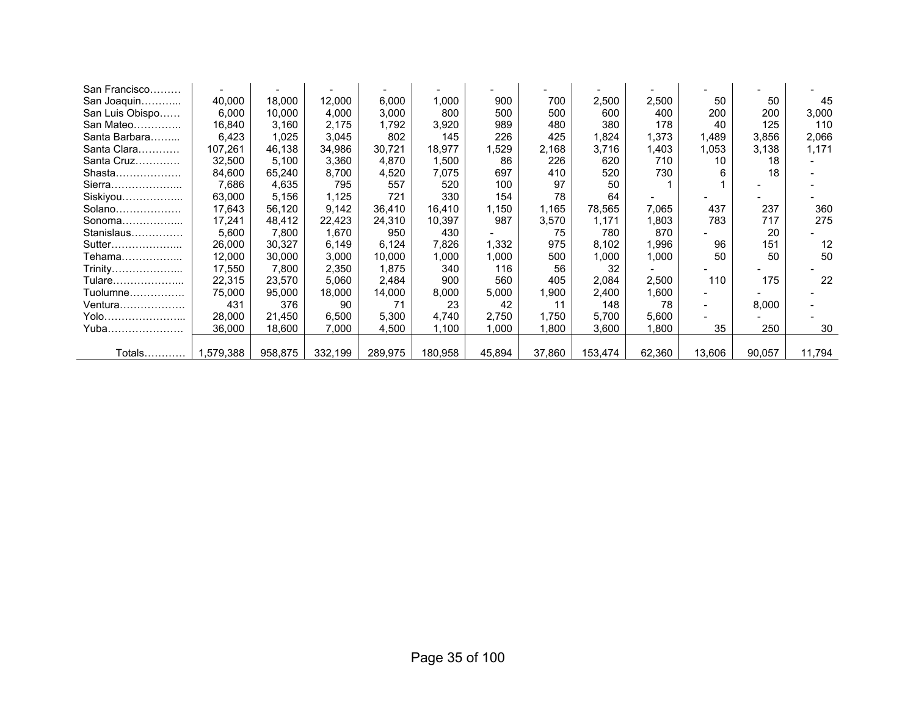| | | | | | | | | | | | | |
|---|---|---|---|---|---|---|---|---|---|---|---|---|
| San Francisco……… | - | - | - | - | - | - | - | - | - | - | - | - |
| San Joaquin………... | 40,000 | 18,000 | 12,000 | 6,000 | 1,000 | 900 | 700 | 2,500 | 2,500 | 50 | 50 | 45 |
| San Luis Obispo…… | 6,000 | 10,000 | 4,000 | 3,000 | 800 | 500 | 500 | 600 | 400 | 200 | 200 | 3,000 |
| San Mateo………….. | 16,840 | 3,160 | 2,175 | 1,792 | 3,920 | 989 | 480 | 380 | 178 | 40 | 125 | 110 |
| Santa Barbara……... | 6,423 | 1,025 | 3,045 | 802 | 145 | 226 | 425 | 1,824 | 1,373 | 1,489 | 3,856 | 2,066 |
| Santa Clara………… | 107,261 | 46,138 | 34,986 | 30,721 | 18,977 | 1,529 | 2,168 | 3,716 | 1,403 | 1,053 | 3,138 | 1,171 |
| Santa Cruz…………. | 32,500 | 5,100 | 3,360 | 4,870 | 1,500 | 86 | 226 | 620 | 710 | 10 | 18 | - |
| Shasta………………. | 84,600 | 65,240 | 8,700 | 4,520 | 7,075 | 697 | 410 | 520 | 730 | 6 | 18 | - |
| Sierra………………... | 7,686 | 4,635 | 795 | 557 | 520 | 100 | 97 | 50 | 1 | 1 | - | - |
| Siskiyou……………... | 63,000 | 5,156 | 1,125 | 721 | 330 | 154 | 78 | 64 | - | - | - | - |
| Solano………………. | 17,643 | 56,120 | 9,142 | 36,410 | 16,410 | 1,150 | 1,165 | 78,565 | 7,065 | 437 | 237 | 360 |
| Sonoma……………... | 17,241 | 48,412 | 22,423 | 24,310 | 10,397 | 987 | 3,570 | 1,171 | 1,803 | 783 | 717 | 275 |
| Stanislaus…………… | 5,600 | 7,800 | 1,670 | 950 | 430 | - | 75 | 780 | 870 | - | 20 | - |
| Sutter………………... | 26,000 | 30,327 | 6,149 | 6,124 | 7,826 | 1,332 | 975 | 8,102 | 1,996 | 96 | 151 | 12 |
| Tehama……………... | 12,000 | 30,000 | 3,000 | 10,000 | 1,000 | 1,000 | 500 | 1,000 | 1,000 | 50 | 50 | 50 |
| Trinity………………... | 17,550 | 7,800 | 2,350 | 1,875 | 340 | 116 | 56 | 32 | - | - | - | - |
| Tulare………………... | 22,315 | 23,570 | 5,060 | 2,484 | 900 | 560 | 405 | 2,084 | 2,500 | 110 | 175 | 22 |
| Tuolumne……………. | 75,000 | 95,000 | 18,000 | 14,000 | 8,000 | 5,000 | 1,900 | 2,400 | 1,600 | - | - | - |
| Ventura………………. | 431 | 376 | 90 | 71 | 23 | 42 | 11 | 148 | 78 | - | 8,000 | - |
| Yolo…………………... | 28,000 | 21,450 | 6,500 | 5,300 | 4,740 | 2,750 | 1,750 | 5,700 | 5,600 | - | - | - |
| Yuba…………………. | 36,000 | 18,600 | 7,000 | 4,500 | 1,100 | 1,000 | 1,800 | 3,600 | 1,800 | 35 | 250 | 30 |
| Totals………… | 1,579,388 | 958,875 | 332,199 | 289,975 | 180,958 | 45,894 | 37,860 | 153,474 | 62,360 | 13,606 | 90,057 | 11,794 |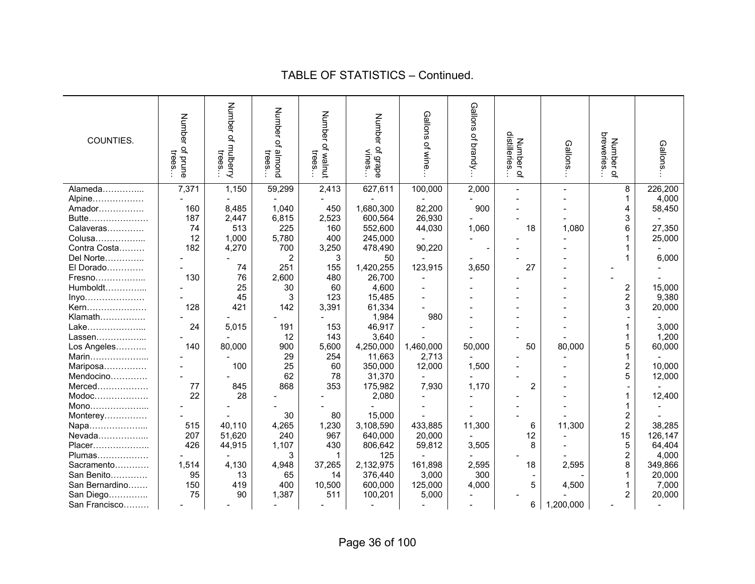# TABLE OF STATISTICS – Continued.

| COUNTIES. | Number of prune trees… | Number of mulberry trees… | Number of almond trees… | Number of walnut trees… | Number of grape vines… | Gallons of wine… | Gallons of brandy… | Number of distilleries… | Gallons… | Number of breweries… | Gallons… |
|---|---|---|---|---|---|---|---|---|---|---|---|
| Alameda………….... | 7,371 | 1,150 | 59,299 | 2,413 | 627,611 | 100,000 | 2,000 | - | - | 8 | 226,200 |
| Alpine……………… | - | - | - | - | - | - | - | - | - | 1 | 4,000 |
| Amador……………. | 160 | 8,485 | 1,040 | 450 | 1,680,300 | 82,200 | 900 | - | - | 4 | 58,450 |
| Butte………………… | 187 | 2,447 | 6,815 | 2,523 | 600,564 | 26,930 | - | - | - | 3 | - |
| Calaveras…………. | 74 | 513 | 225 | 160 | 552,600 | 44,030 | 1,060 | 18 | 1,080 | 6 | 27,350 |
| Colusa…………….... | 12 | 1,000 | 5,780 | 400 | 245,000 | - | - | - | - | 1 | 25,000 |
| Contra Costa……… | 182 | 4,270 | 700 | 3,250 | 478,490 | 90,220 | - | - | - | 1 | - |
| Del Norte………….. | - | - | 2 | 3 | 50 | - | - | - | - | 1 | 6,000 |
| El Dorado…………. | - | 74 | 251 | 155 | 1,420,255 | 123,915 | 3,650 | 27 | - | - | - |
| Fresno…………….... | 130 | 76 | 2,600 | 480 | 26,700 | - | - | - | - | - | - |
| Humboldt………….... | - | 25 | 30 | 60 | 4,600 | - | - | - | - | 2 | 15,000 |
| Inyo………………… | - | 45 | 3 | 123 | 15,485 | - | - | - | - | 2 | 9,380 |
| Kern………………… | 128 | 421 | 142 | 3,391 | 61,334 | - | - | - | - | 3 | 20,000 |
| Klamath……………. | - | - | - | - | 1,984 | 980 | - | - | - | - | - |
| Lake………………... | 24 | 5,015 | 191 | 153 | 46,917 | - | - | - | - | 1 | 3,000 |
| Lassen……………... | - | - | 12 | 143 | 3,640 | - | - | - | - | 1 | 1,200 |
| Los Angeles……….. | 140 | 80,000 | 900 | 5,600 | 4,250,000 | 1,460,000 | 50,000 | 50 | 80,000 | 5 | 60,000 |
| Marin………………... | - | - | 29 | 254 | 11,663 | 2,713 | - | - | - | 1 | - |
| Mariposa…………… | - | 100 | 25 | 60 | 350,000 | 12,000 | 1,500 | - | - | 2 | 10,000 |
| Mendocino…………. | - | - | 62 | 78 | 31,370 | - | - | - | - | 5 | 12,000 |
| Merced……………… | 77 | 845 | 868 | 353 | 175,982 | 7,930 | 1,170 | 2 | - | - | - |
| Modoc………………. | 22 | 28 | - | - | 2,080 | - | - | - | - | 1 | 12,400 |
| Mono………………... | - | - | - | - | - | - | - | - | - | 1 | - |
| Monterey…………… | - | - | 30 | 80 | 15,000 | - | - | - | - | 2 | - |
| Napa………………... | 515 | 40,110 | 4,265 | 1,230 | 3,108,590 | 433,885 | 11,300 | 6 | 11,300 | 2 | 38,285 |
| Nevada……………... | 207 | 51,620 | 240 | 967 | 640,000 | 20,000 | - | 12 | - | 15 | 126,147 |
| Placer……………….. | 426 | 44,915 | 1,107 | 430 | 806,642 | 59,812 | 3,505 | 8 | - | 5 | 64,404 |
| Plumas……………… | - | - | 3 | 1 | 125 | - | - | - | - | 2 | 4,000 |
| Sacramento………… | 1,514 | 4,130 | 4,948 | 37,265 | 2,132,975 | 161,898 | 2,595 | 18 | 2,595 | 8 | 349,866 |
| San Benito…………. | 95 | 13 | 65 | 14 | 376,440 | 3,000 | 300 | - | - | 1 | 20,000 |
| San Bernardino……. | 150 | 419 | 400 | 10,500 | 600,000 | 125,000 | 4,000 | 5 | 4,500 | 1 | 7,000 |
| San Diego………….. | 75 | 90 | 1,387 | 511 | 100,201 | 5,000 | - | - | - | 2 | 20,000 |
| San Francisco……… | - | - | - | - | - | - | - | 6 | 1,200,000 | - | - |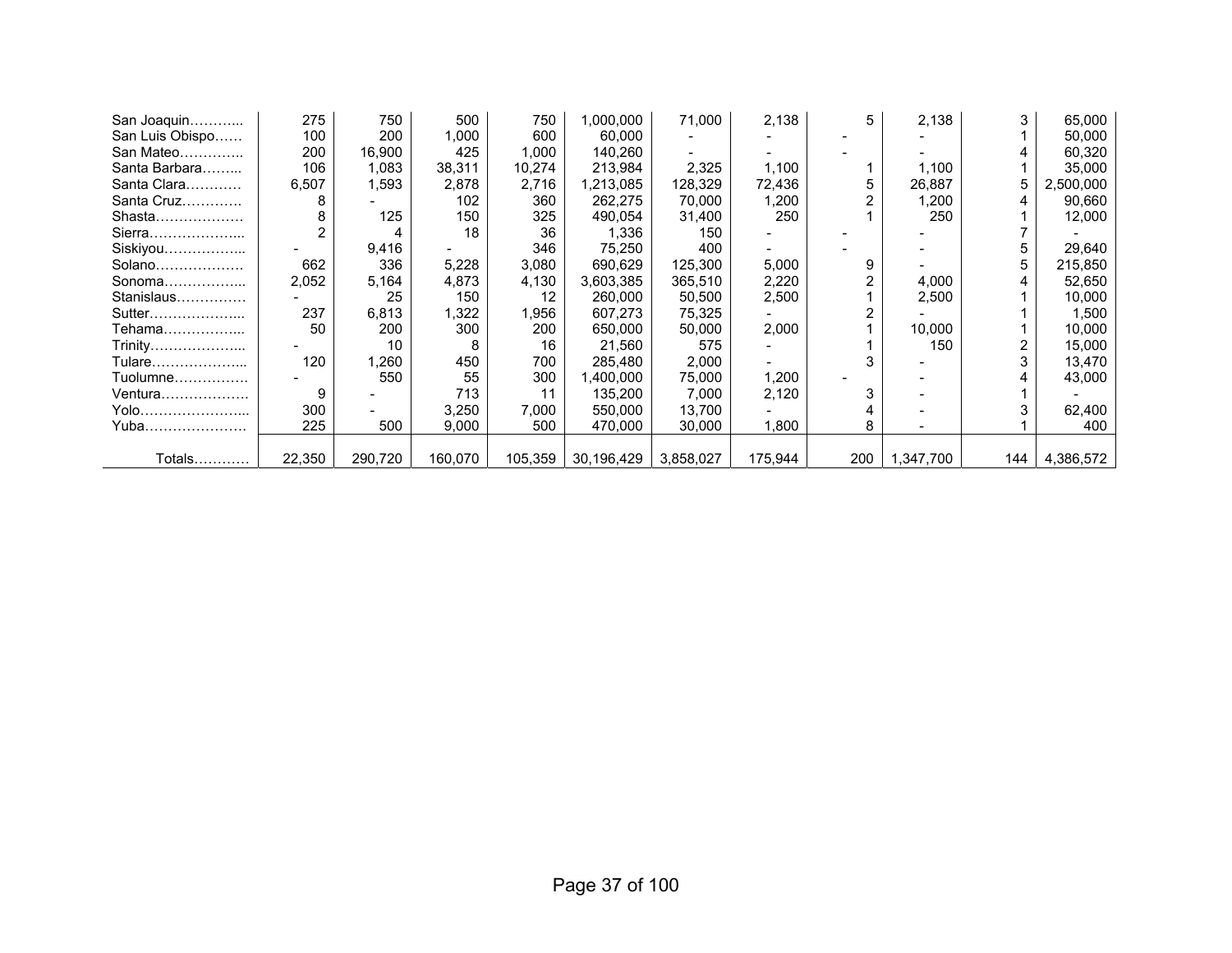| | | | | | | | | | | | |
|---|---|---|---|---|---|---|---|---|---|---|---|
| San Joaquin……….. | 275 | 750 | 500 | 750 | 1,000,000 | 71,000 | 2,138 | 5 | 2,138 | 3 | 65,000 |
| San Luis Obispo…… | 100 | 200 | 1,000 | 600 | 60,000 | - | - | - | - | 1 | 50,000 |
| San Mateo………….. | 200 | 16,900 | 425 | 1,000 | 140,260 | - | - | - | - | 4 | 60,320 |
| Santa Barbara……... | 106 | 1,083 | 38,311 | 10,274 | 213,984 | 2,325 | 1,100 | 1 | 1,100 | 1 | 35,000 |
| Santa Clara………… | 6,507 | 1,593 | 2,878 | 2,716 | 1,213,085 | 128,329 | 72,436 | 5 | 26,887 | 5 | 2,500,000 |
| Santa Cruz………… | 8 | - | 102 | 360 | 262,275 | 70,000 | 1,200 | 2 | 1,200 | 4 | 90,660 |
| Shasta……………… | 8 | 125 | 150 | 325 | 490,054 | 31,400 | 250 | 1 | 250 | 1 | 12,000 |
| Sierra………………... | 2 | 4 | 18 | 36 | 1,336 | 150 | - | - | - | 7 | - |
| Siskiyou……………... | - | 9,416 | - | 346 | 75,250 | 400 | - | - | - | 5 | 29,640 |
| Solano………………. | 662 | 336 | 5,228 | 3,080 | 690,629 | 125,300 | 5,000 | 9 | - | 5 | 215,850 |
| Sonoma……………... | 2,052 | 5,164 | 4,873 | 4,130 | 3,603,385 | 365,510 | 2,220 | 2 | 4,000 | 4 | 52,650 |
| Stanislaus…………… | - | 25 | 150 | 12 | 260,000 | 50,500 | 2,500 | 1 | 2,500 | 1 | 10,000 |
| Sutter………………... | 237 | 6,813 | 1,322 | 1,956 | 607,273 | 75,325 | - | 2 | - | 1 | 1,500 |
| Tehama……………... | 50 | 200 | 300 | 200 | 650,000 | 50,000 | 2,000 | 1 | 10,000 | 1 | 10,000 |
| Trinity………………... | - | 10 | 8 | 16 | 21,560 | 575 | - | 1 | 150 | 2 | 15,000 |
| Tulare………………... | 120 | 1,260 | 450 | 700 | 285,480 | 2,000 | - | 3 | - | 3 | 13,470 |
| Tuolumne……………. | - | 550 | 55 | 300 | 1,400,000 | 75,000 | 1,200 | - | - | 4 | 43,000 |
| Ventura………………. | 9 | - | 713 | 11 | 135,200 | 7,000 | 2,120 | 3 | - | 1 | - |
| Yolo…………………... | 300 | - | 3,250 | 7,000 | 550,000 | 13,700 | - | 4 | - | 3 | 62,400 |
| Yuba…………………. | 225 | 500 | 9,000 | 500 | 470,000 | 30,000 | 1,800 | 8 | - | 1 | 400 |
| Totals………… | 22,350 | 290,720 | 160,070 | 105,359 | 30,196,429 | 3,858,027 | 175,944 | 200 | 1,347,700 | 144 | 4,386,572 |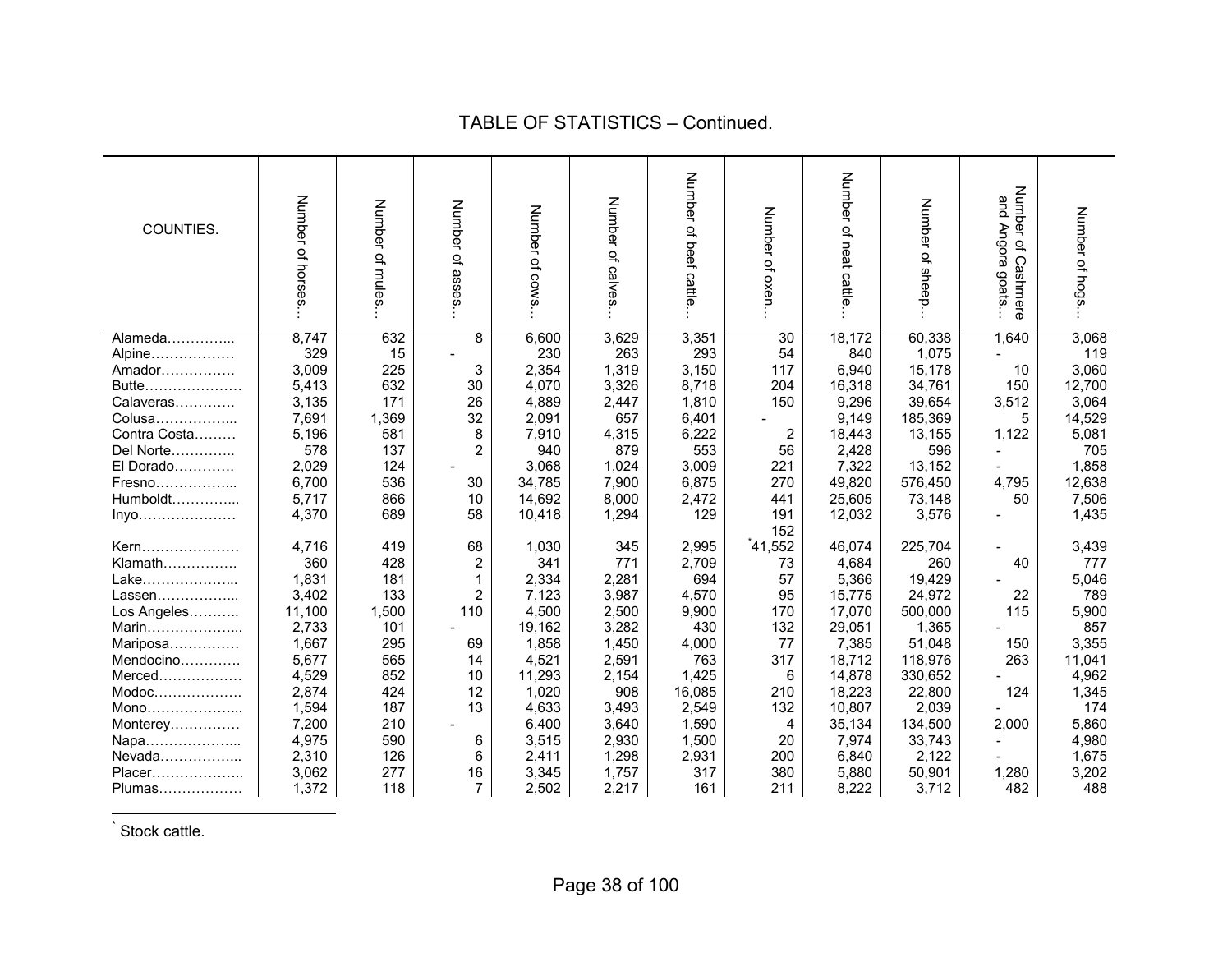## TABLE OF STATISTICS – Continued.

| COUNTIES. | Number of horses… | Number of mules… | Number of asses… | Number of cows… | Number of calves… | Number of beef cattle… | Number of oxen… | Number of neat cattle… | Number of sheep… | Number of Cashmere and Angora goats… | Number of hogs… |
|---|---|---|---|---|---|---|---|---|---|---|---|
| Alameda………….... | 8,747 | 632 | 8 | 6,600 | 3,629 | 3,351 | 30 | 18,172 | 60,338 | 1,640 | 3,068 |
| Alpine……………… | 329 | 15 | - | 230 | 263 | 293 | 54 | 840 | 1,075 | - | 119 |
| Amador……………. | 3,009 | 225 | 3 | 2,354 | 1,319 | 3,150 | 117 | 6,940 | 15,178 | 10 | 3,060 |
| Butte………………… | 5,413 | 632 | 30 | 4,070 | 3,326 | 8,718 | 204 | 16,318 | 34,761 | 150 | 12,700 |
| Calaveras………… | 3,135 | 171 | 26 | 4,889 | 2,447 | 1,810 | 150 | 9,296 | 39,654 | 3,512 | 3,064 |
| Colusa……………... | 7,691 | 1,369 | 32 | 2,091 | 657 | 6,401 | - | 9,149 | 185,369 | 5 | 14,529 |
| Contra Costa……… | 5,196 | 581 | 8 | 7,910 | 4,315 | 6,222 | 2 | 18,443 | 13,155 | 1,122 | 5,081 |
| Del Norte………….. | 578 | 137 | 2 | 940 | 879 | 553 | 56 | 2,428 | 596 | - | 705 |
| El Dorado………… | 2,029 | 124 | - | 3,068 | 1,024 | 3,009 | 221 | 7,322 | 13,152 | - | 1,858 |
| Fresno……………... | 6,700 | 536 | 30 | 34,785 | 7,900 | 6,875 | 270 | 49,820 | 576,450 | 4,795 | 12,638 |
| Humboldt………….. | 5,717 | 866 | 10 | 14,692 | 8,000 | 2,472 | 441 | 25,605 | 73,148 | 50 | 7,506 |
| Inyo………………… | 4,370 | 689 | 58 | 10,418 | 1,294 | 129 | 191 | 12,032 | 3,576 | - | 1,435 |
| Kern………………… | 4,716 | 419 | 68 | 1,030 | 345 | 2,995 | 152 *41,552 | 46,074 | 225,704 | - | 3,439 |
| Klamath……………. | 360 | 428 | 2 | 341 | 771 | 2,709 | 73 | 4,684 | 260 | 40 | 777 |
| Lake………………... | 1,831 | 181 | 1 | 2,334 | 2,281 | 694 | 57 | 5,366 | 19,429 | - | 5,046 |
| Lassen……………... | 3,402 | 133 | 2 | 7,123 | 3,987 | 4,570 | 95 | 15,775 | 24,972 | 22 | 789 |
| Los Angeles……….. | 11,100 | 1,500 | 110 | 4,500 | 2,500 | 9,900 | 170 | 17,070 | 500,000 | 115 | 5,900 |
| Marin………………... | 2,733 | 101 | - | 19,162 | 3,282 | 430 | 132 | 29,051 | 1,365 | - | 857 |
| Mariposa…………… | 1,667 | 295 | 69 | 1,858 | 1,450 | 4,000 | 77 | 7,385 | 51,048 | 150 | 3,355 |
| Mendocino…………. | 5,677 | 565 | 14 | 4,521 | 2,591 | 763 | 317 | 18,712 | 118,976 | 263 | 11,041 |
| Merced……………… | 4,529 | 852 | 10 | 11,293 | 2,154 | 1,425 | 6 | 14,878 | 330,652 | - | 4,962 |
| Modoc………………. | 2,874 | 424 | 12 | 1,020 | 908 | 16,085 | 210 | 18,223 | 22,800 | 124 | 1,345 |
| Mono………………... | 1,594 | 187 | 13 | 4,633 | 3,493 | 2,549 | 132 | 10,807 | 2,039 | - | 174 |
| Monterey…………… | 7,200 | 210 | - | 6,400 | 3,640 | 1,590 | 4 | 35,134 | 134,500 | 2,000 | 5,860 |
| Napa………………... | 4,975 | 590 | 6 | 3,515 | 2,930 | 1,500 | 20 | 7,974 | 33,743 | - | 4,980 |
| Nevada……………... | 2,310 | 126 | 6 | 2,411 | 1,298 | 2,931 | 200 | 6,840 | 2,122 | - | 1,675 |
| Placer……………….. | 3,062 | 277 | 16 | 3,345 | 1,757 | 317 | 380 | 5,880 | 50,901 | 1,280 | 3,202 |
| Plumas……………… | 1,372 | 118 | 7 | 2,502 | 2,217 | 161 | 211 | 8,222 | 3,712 | 482 | 488 |

* Stock cattle.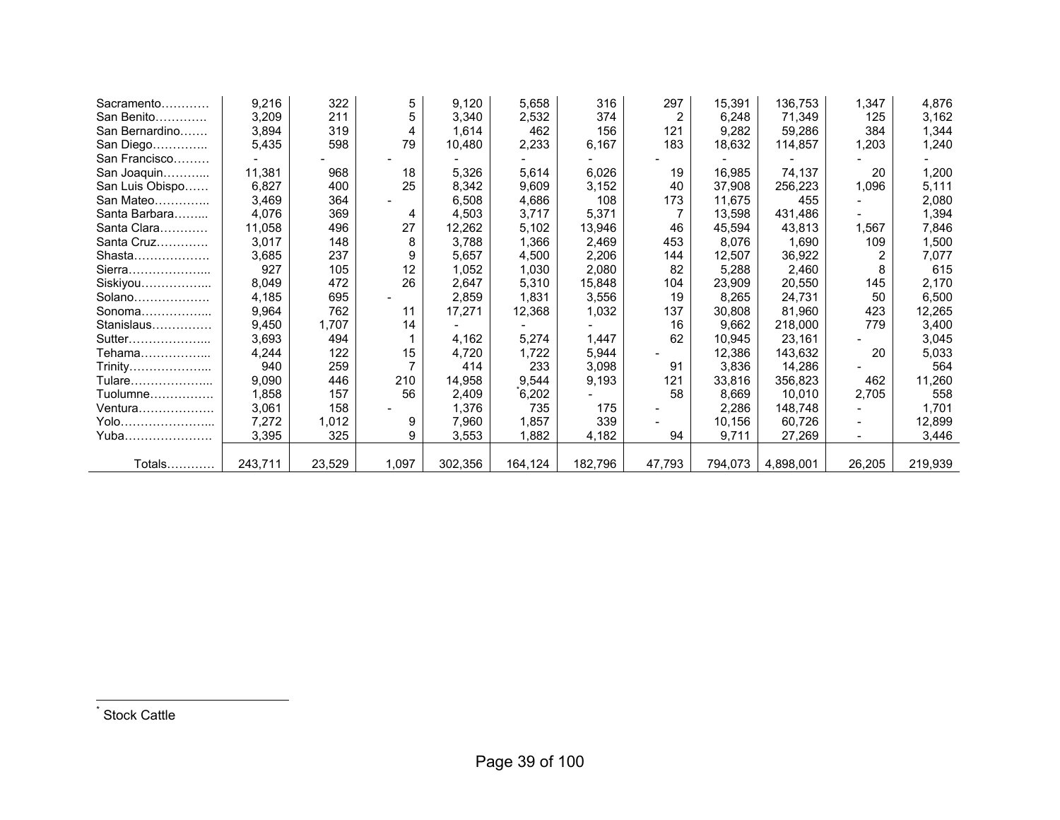| | | | | | | | | | | | |
|---|---|---|---|---|---|---|---|---|---|---|---|
| Sacramento………… | 9,216 | 322 | 5 | 9,120 | 5,658 | 316 | 297 | 15,391 | 136,753 | 1,347 | 4,876 |
| San Benito…………. | 3,209 | 211 | 5 | 3,340 | 2,532 | 374 | 2 | 6,248 | 71,349 | 125 | 3,162 |
| San Bernardino……. | 3,894 | 319 | 4 | 1,614 | 462 | 156 | 121 | 9,282 | 59,286 | 384 | 1,344 |
| San Diego………….. | 5,435 | 598 | 79 | 10,480 | 2,233 | 6,167 | 183 | 18,632 | 114,857 | 1,203 | 1,240 |
| San Francisco……… | - | - | - | - | - | - | - | - | - | - | - |
| San Joaquin………... | 11,381 | 968 | 18 | 5,326 | 5,614 | 6,026 | 19 | 16,985 | 74,137 | 20 | 1,200 |
| San Luis Obispo…… | 6,827 | 400 | 25 | 8,342 | 9,609 | 3,152 | 40 | 37,908 | 256,223 | 1,096 | 5,111 |
| San Mateo………….. | 3,469 | 364 | - | 6,508 | 4,686 | 108 | 173 | 11,675 | 455 | - | 2,080 |
| Santa Barbara……... | 4,076 | 369 | 4 | 4,503 | 3,717 | 5,371 | 7 | 13,598 | 431,486 | - | 1,394 |
| Santa Clara………… | 11,058 | 496 | 27 | 12,262 | 5,102 | 13,946 | 46 | 45,594 | 43,813 | 1,567 | 7,846 |
| Santa Cruz…………. | 3,017 | 148 | 8 | 3,788 | 1,366 | 2,469 | 453 | 8,076 | 1,690 | 109 | 1,500 |
| Shasta………………. | 3,685 | 237 | 9 | 5,657 | 4,500 | 2,206 | 144 | 12,507 | 36,922 | 2 | 7,077 |
| Sierra………………... | 927 | 105 | 12 | 1,052 | 1,030 | 2,080 | 82 | 5,288 | 2,460 | 8 | 615 |
| Siskiyou……………... | 8,049 | 472 | 26 | 2,647 | 5,310 | 15,848 | 104 | 23,909 | 20,550 | 145 | 2,170 |
| Solano………………. | 4,185 | 695 | - | 2,859 | 1,831 | 3,556 | 19 | 8,265 | 24,731 | 50 | 6,500 |
| Sonoma……………... | 9,964 | 762 | 11 | 17,271 | 12,368 | 1,032 | 137 | 30,808 | 81,960 | 423 | 12,265 |
| Stanislaus…………… | 9,450 | 1,707 | 14 | - | - | - | 16 | 9,662 | 218,000 | 779 | 3,400 |
| Sutter………………... | 3,693 | 494 | 1 | 4,162 | 5,274 | 1,447 | 62 | 10,945 | 23,161 | - | 3,045 |
| Tehama……………... | 4,244 | 122 | 15 | 4,720 | 1,722 | 5,944 | - | 12,386 | 143,632 | 20 | 5,033 |
| Trinity………………... | 940 | 259 | 7 | 414 | 233 | 3,098 | 91 | 3,836 | 14,286 | - | 564 |
| Tulare………………... | 9,090 | 446 | 210 | 14,958 | 9,544 | 9,193 | 121 | 33,816 | 356,823 | 462 | 11,260 |
| Tuolumne……………. | 1,858 | 157 | 56 | 2,409 | 6,202* | - | 58 | 8,669 | 10,010 | 2,705 | 558 |
| Ventura………………. | 3,061 | 158 | - | 1,376 | 735 | 175 | - | 2,286 | 148,748 | - | 1,701 |
| Yolo…………………... | 7,272 | 1,012 | 9 | 7,960 | 1,857 | 339 | - | 10,156 | 60,726 | - | 12,899 |
| Yuba…………………. | 3,395 | 325 | 9 | 3,553 | 1,882 | 4,182 | 94 | 9,711 | 27,269 | - | 3,446 |
| Totals………… | 243,711 | 23,529 | 1,097 | 302,356 | 164,124 | 182,796 | 47,793 | 794,073 | 4,898,001 | 26,205 | 219,939 |

* Stock Cattle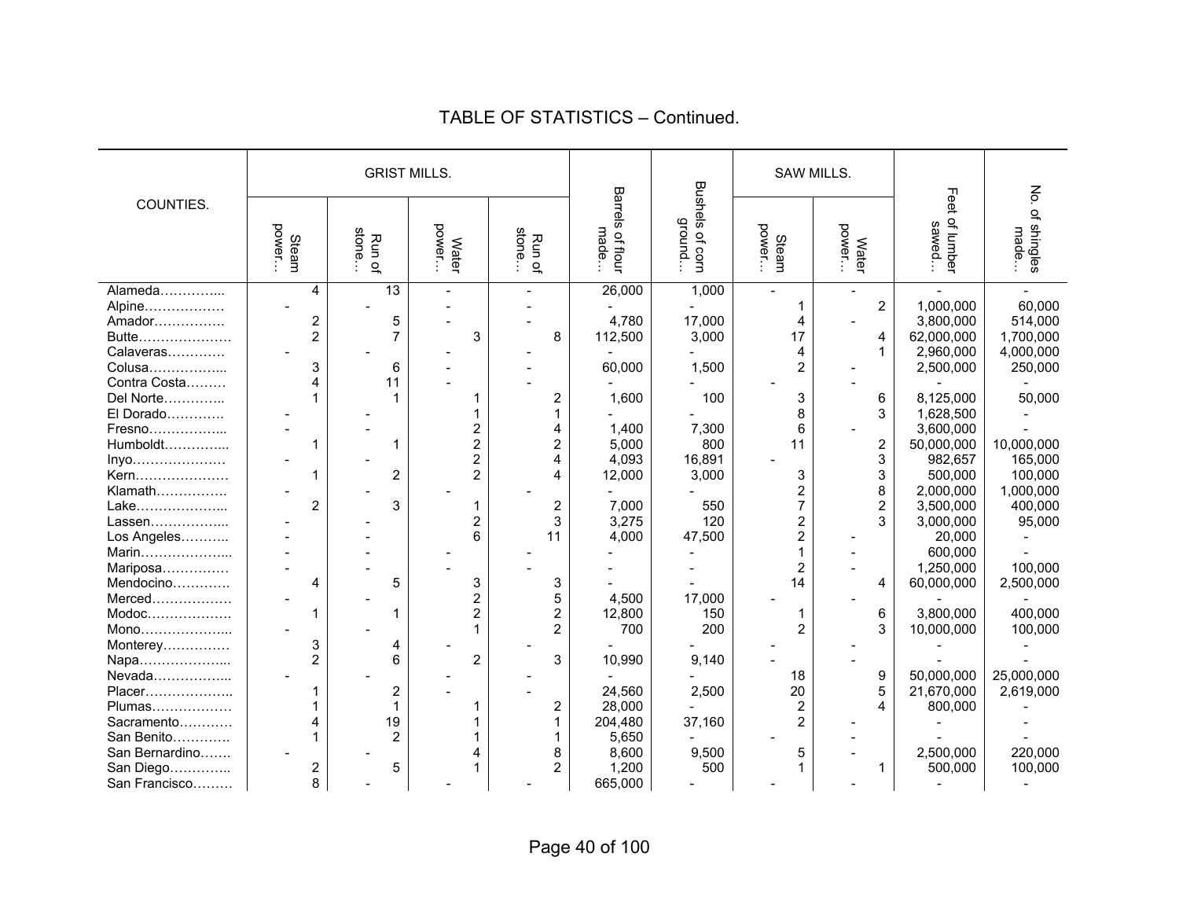## TABLE OF STATISTICS – Continued.

| COUNTIES. | GRIST MILLS. | | | | Barrels of flour made… | Bushels of corn ground… | SAW MILLS. | | Feet of lumber sawed… | No. of shingles made… |
|---|---|---|---|---|---|---|---|---|---|---|
| | Steam power… | Run of stone… | Water power… | Run of stone… | | | Steam power… | Water power… | | |
| Alameda………….... | 4 | 13 | - | - | 26,000 | 1,000 | - | - | - | - |
| Alpine……………… | - | - | - | - | - | - | 1 | 2 | 1,000,000 | 60,000 |
| Amador……………. | 2 | 5 | - | - | 4,780 | 17,000 | 4 | - | 3,800,000 | 514,000 |
| Butte………………… | 2 | 7 | 3 | 8 | 112,500 | 3,000 | 17 | 4 | 62,000,000 | 1,700,000 |
| Calaveras………… | - | - | - | - | - | - | 4 | 1 | 2,960,000 | 4,000,000 |
| Colusa…………….... | 3 | 6 | - | - | 60,000 | 1,500 | 2 | - | 2,500,000 | 250,000 |
| Contra Costa……… | 4 | 11 | - | - | - | - | - | - | - | - |
| Del Norte………….. | 1 | 1 | 1 | 2 | 1,600 | 100 | 3 | 6 | 8,125,000 | 50,000 |
| El Dorado………… | - | - | 1 | 1 | - | - | 8 | 3 | 1,628,500 | - |
| Fresno…………….... | - | - | 2 | 4 | 1,400 | 7,300 | 6 | - | 3,600,000 | - |
| Humboldt………….... | 1 | 1 | 2 | 2 | 5,000 | 800 | 11 | 2 | 50,000,000 | 10,000,000 |
| Inyo………………… | - | - | 2 | 4 | 4,093 | 16,891 | - | 3 | 982,657 | 165,000 |
| Kern………………… | 1 | 2 | 2 | 4 | 12,000 | 3,000 | 3 | 3 | 500,000 | 100,000 |
| Klamath……………. | - | - | - | - | - | - | 2 | 8 | 2,000,000 | 1,000,000 |
| Lake……………….... | 2 | 3 | 1 | 2 | 7,000 | 550 | 7 | 2 | 3,500,000 | 400,000 |
| Lassen…………….... | - | - | 2 | 3 | 3,275 | 120 | 2 | 3 | 3,000,000 | 95,000 |
| Los Angeles……….. | - | - | 6 | 11 | 4,000 | 47,500 | 2 | - | 20,000 | - |
| Marin……………….... | - | - | - | - | - | - | 1 | - | 600,000 | - |
| Mariposa…………… | - | - | - | - | - | - | 2 | - | 1,250,000 | 100,000 |
| Mendocino………… | 4 | 5 | 3 | 3 | - | - | 14 | 4 | 60,000,000 | 2,500,000 |
| Merced……………… | - | - | 2 | 5 | 4,500 | 17,000 | - | - | - | - |
| Modoc………………. | 1 | 1 | 2 | 2 | 12,800 | 150 | 1 | 6 | 3,800,000 | 400,000 |
| Mono……………….... | - | - | 1 | 2 | 700 | 200 | 2 | 3 | 10,000,000 | 100,000 |
| Monterey…………… | 3 | 4 | - | - | - | - | - | - | - | - |
| Napa……………….... | 2 | 6 | 2 | 3 | 10,990 | 9,140 | - | - | - | - |
| Nevada…………….... | - | - | - | - | - | - | 18 | 9 | 50,000,000 | 25,000,000 |
| Placer……………….. | 1 | 2 | - | - | 24,560 | 2,500 | 20 | 5 | 21,670,000 | 2,619,000 |
| Plumas……………… | 1 | 1 | 1 | 2 | 28,000 | - | 2 | 4 | 800,000 | - |
| Sacramento………… | 4 | 19 | 1 | 1 | 204,480 | 37,160 | 2 | - | - | - |
| San Benito…………. | 1 | 2 | 1 | 1 | 5,650 | - | - | - | - | - |
| San Bernardino……. | - | - | 4 | 8 | 8,600 | 9,500 | 5 | - | 2,500,000 | 220,000 |
| San Diego………….. | 2 | 5 | 1 | 2 | 1,200 | 500 | 1 | 1 | 500,000 | 100,000 |
| San Francisco……… | 8 | - | - | - | 665,000 | - | - | - | - | - |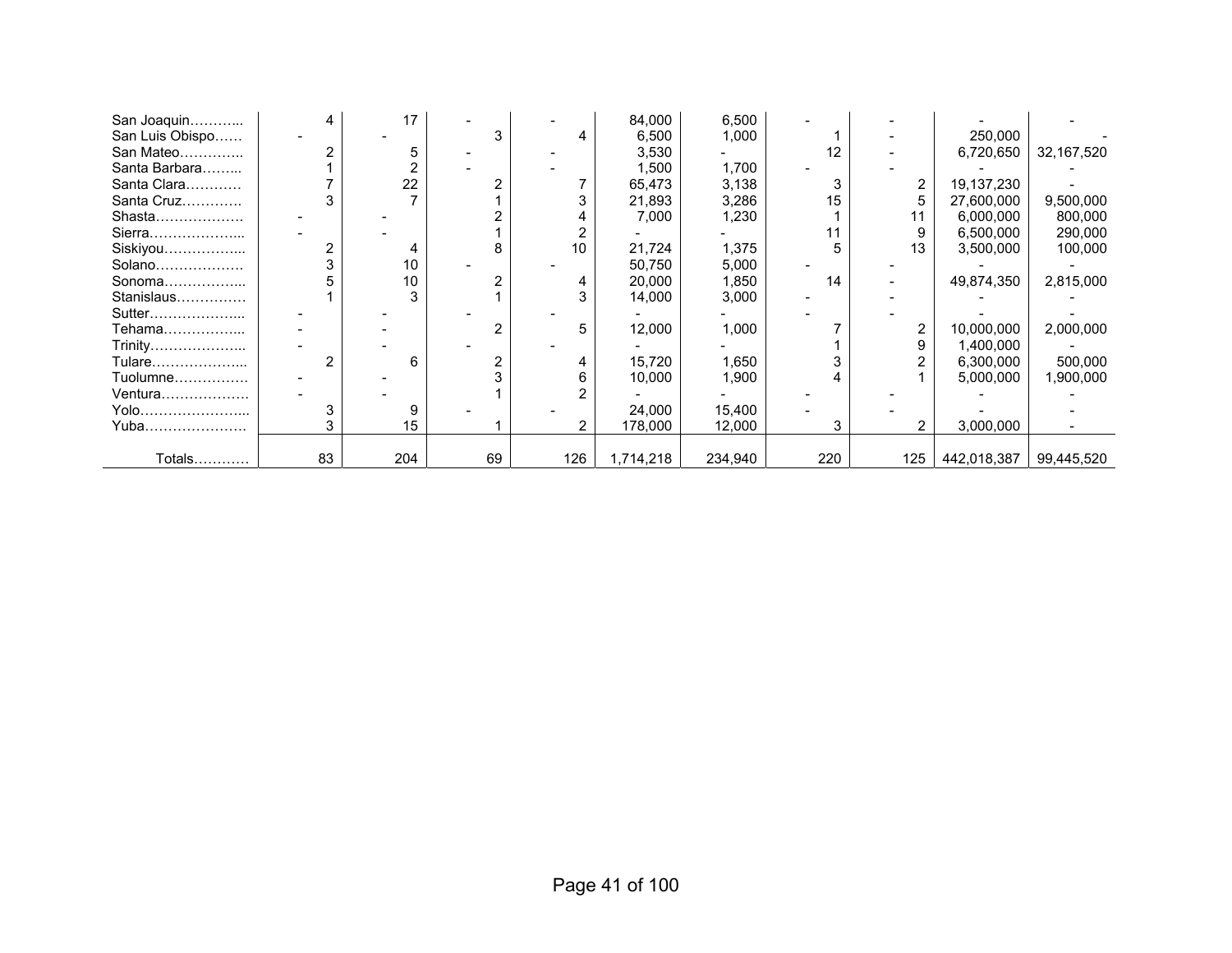| | | | | | | | | | | |
|---|---|---|---|---|---|---|---|---|---|---|
| San Joaquin……….. | 4 | 17 | - | - | 84,000 | 6,500 | - | - | - | - |
| San Luis Obispo…… | - | - | 3 | 4 | 6,500 | 1,000 | 1 | - | 250,000 | - |
| San Mateo………….. | 2 | 5 | - | - | 3,530 | - | 12 | - | 6,720,650 | 32,167,520 |
| Santa Barbara……... | 1 | 2 | - | - | 1,500 | 1,700 | - | - | - | - |
| Santa Clara………… | 7 | 22 | 2 | 7 | 65,473 | 3,138 | 3 | 2 | 19,137,230 | - |
| Santa Cruz………… | 3 | 7 | 1 | 3 | 21,893 | 3,286 | 15 | 5 | 27,600,000 | 9,500,000 |
| Shasta………………. | - | - | 2 | 4 | 7,000 | 1,230 | 1 | 11 | 6,000,000 | 800,000 |
| Sierra………………... | - | - | 1 | 2 | - | - | 11 | 9 | 6,500,000 | 290,000 |
| Siskiyou……………... | 2 | 4 | 8 | 10 | 21,724 | 1,375 | 5 | 13 | 3,500,000 | 100,000 |
| Solano………………. | 3 | 10 | - | - | 50,750 | 5,000 | - | - | - | - |
| Sonoma……………... | 5 | 10 | 2 | 4 | 20,000 | 1,850 | 14 | - | 49,874,350 | 2,815,000 |
| Stanislaus…………… | 1 | 3 | 1 | 3 | 14,000 | 3,000 | - | - | - | - |
| Sutter………………... | - | - | - | - | - | - | - | - | - | - |
| Tehama……………... | - | - | 2 | 5 | 12,000 | 1,000 | 7 | 2 | 10,000,000 | 2,000,000 |
| Trinity………………... | - | - | - | - | - | - | 1 | 9 | 1,400,000 | - |
| Tulare………………... | 2 | 6 | 2 | 4 | 15,720 | 1,650 | 3 | 2 | 6,300,000 | 500,000 |
| Tuolumne……………. | - | - | 3 | 6 | 10,000 | 1,900 | 4 | 1 | 5,000,000 | 1,900,000 |
| Ventura………………. | - | - | 1 | 2 | - | - | - | - | - | - |
| Yolo…………………... | 3 | 9 | - | - | 24,000 | 15,400 | - | - | - | - |
| Yuba…………………. | 3 | 15 | 1 | 2 | 178,000 | 12,000 | 3 | 2 | 3,000,000 | - |
| Totals………… | 83 | 204 | 69 | 126 | 1,714,218 | 234,940 | 220 | 125 | 442,018,387 | 99,445,520 |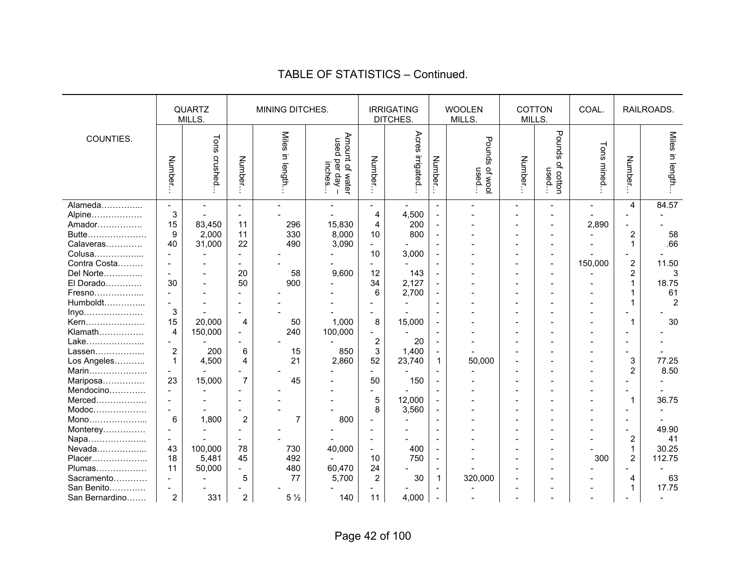## TABLE OF STATISTICS – Continued.

| COUNTIES. | QUARTZ MILLS. | | MINING DITCHES. | | | IRRIGATING DITCHES. | | WOOLEN MILLS. | | COTTON MILLS. | | COAL. | RAILROADS. | |
|---|---|---|---|---|---|---|---|---|---|---|---|---|---|---|
| | Number… | Tons crushed… | Number… | Miles in length… | Amount of water used per day – inches… | Number… | Acres irrigated… | Number… | Pounds of wool used… | Number… | Pounds of cotton used… | Tons mined… | Number… | Miles in length… |
| Alameda………….. | - | - | - | - | - | - | - | - | - | - | - | - | 4 | 84.57 |
| Alpine……………… | 3 | - | - | - | - | 4 | 4,500 | - | - | - | - | - | - | - |
| Amador……………. | 15 | 83,450 | 11 | 296 | 15,830 | 4 | 200 | - | - | - | - | 2,890 | - | - |
| Butte………………… | 9 | 2,000 | 11 | 330 | 8,000 | 10 | 800 | - | - | - | - | - | 2 | 58 |
| Calaveras………… | 40 | 31,000 | 22 | 490 | 3,090 | - | - | - | - | - | - | - | 1 | .66 |
| Colusa……………... | - | - | - | - | - | 10 | 3,000 | - | - | - | - | - | - | - |
| Contra Costa……… | - | - | - | - | - | - | - | - | - | - | - | 150,000 | 2 | 11.50 |
| Del Norte………….. | - | - | 20 | 58 | 9,600 | 12 | 143 | - | - | - | - | - | 2 | 3 |
| El Dorado………… | 30 | - | 50 | 900 | - | 34 | 2,127 | - | - | - | - | - | 1 | 18.75 |
| Fresno……………... | - | - | - | - | - | 6 | 2,700 | - | - | - | - | - | 1 | 61 |
| Humboldt…………... | - | - | - | - | - | - | - | - | - | - | - | - | 1 | 2 |
| Inyo………………… | 3 | - | - | - | - | - | - | - | - | - | - | - | - | - |
| Kern………………… | 15 | 20,000 | 4 | 50 | 1,000 | 8 | 15,000 | - | - | - | - | - | 1 | 30 |
| Klamath……………. | 4 | 150,000 | - | 240 | 100,000 | - | - | - | - | - | - | - | - | - |
| Lake………………... | - | - | - | - | - | 2 | 20 | - | - | - | - | - | - | - |
| Lassen……………... | 2 | 200 | 6 | 15 | 850 | 3 | 1,400 | - | - | - | - | - | - | - |
| Los Angeles……….. | 1 | 4,500 | 4 | 21 | 2,860 | 52 | 23,740 | 1 | 50,000 | - | - | - | 3 | 77.25 |
| Marin………………... | - | - | - | - | - | - | - | - | - | - | - | - | 2 | 8.50 |
| Mariposa…………… | 23 | 15,000 | 7 | 45 | - | 50 | 150 | - | - | - | - | - | - | - |
| Mendocino………… | - | - | - | - | - | - | - | - | - | - | - | - | - | - |
| Merced……………… | - | - | - | - | - | 5 | 12,000 | - | - | - | - | - | 1 | 36.75 |
| Modoc………………. | - | - | - | - | - | 8 | 3,560 | - | - | - | - | - | - | - |
| Mono………………... | 6 | 1,800 | 2 | 7 | 800 | - | - | - | - | - | - | - | - | - |
| Monterey…………… | - | - | - | - | - | - | - | - | - | - | - | - | - | 49.90 |
| Napa………………... | - | - | - | - | - | - | - | - | - | - | - | - | 2 | 41 |
| Nevada……………... | 43 | 100,000 | 78 | 730 | 40,000 | - | 400 | - | - | - | - | - | 1 | 30.25 |
| Placer……………….. | 18 | 5,481 | 45 | 492 | - | 10 | 750 | - | - | - | - | 300 | 2 | 112.75 |
| Plumas……………… | 11 | 50,000 | - | 480 | 60,470 | 24 | - | - | - | - | - | - | - | - |
| Sacramento………… | - | - | 5 | 77 | 5,700 | 2 | 30 | 1 | 320,000 | - | - | - | 4 | 63 |
| San Benito………… | - | - | - | - | - | - | - | - | - | - | - | - | 1 | 17.75 |
| San Bernardino……. | 2 | 331 | 2 | 5 ½ | 140 | 11 | 4,000 | - | - | - | - | - | - | - |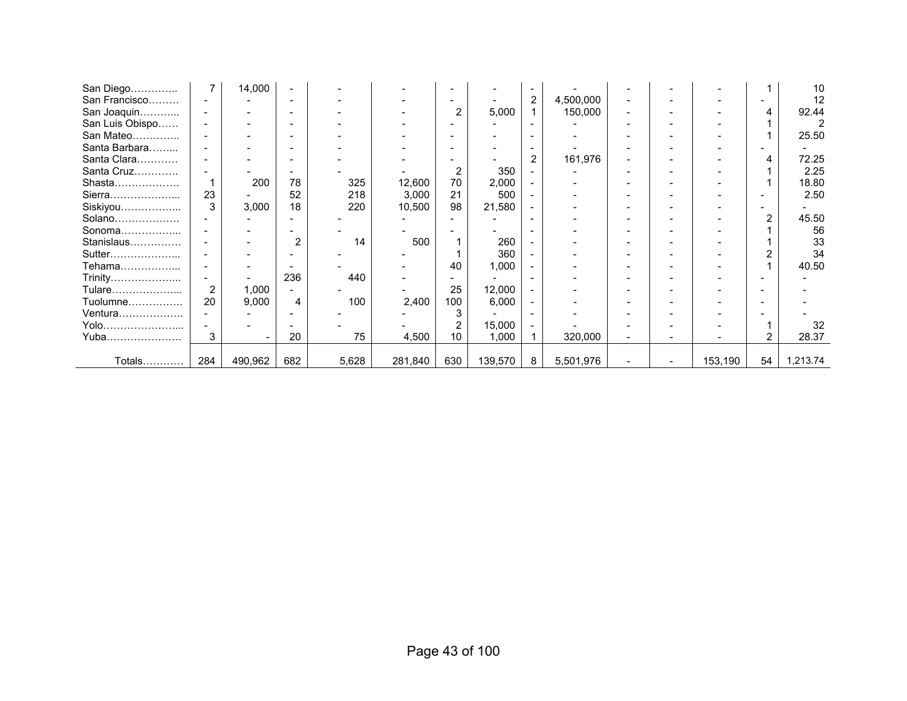| | | | | | | | | | | | | | | |
|---|---|---|---|---|---|---|---|---|---|---|---|---|---|---|
| San Diego………….. | 7 | 14,000 | - | - | - | - | - | - | - | - | - | - | 1 | 10 |
| San Francisco……… | - | - | - | - | - | - | - | 2 | 4,500,000 | - | - | - | - | 12 |
| San Joaquin………... | - | - | - | - | - | 2 | 5,000 | 1 | 150,000 | - | - | - | 4 | 92.44 |
| San Luis Obispo…… | - | - | - | - | - | - | - | - | - | - | - | - | 1 | 2 |
| San Mateo………….. | - | - | - | - | - | - | - | - | - | - | - | - | 1 | 25.50 |
| Santa Barbara……... | - | - | - | - | - | - | - | - | - | - | - | - | - | - |
| Santa Clara………… | - | - | - | - | - | - | - | 2 | 161,976 | - | - | - | 4 | 72.25 |
| Santa Cruz………… | - | - | - | - | - | 2 | 350 | - | - | - | - | - | 1 | 2.25 |
| Shasta………………. | 1 | 200 | 78 | 325 | 12,600 | 70 | 2,000 | - | - | - | - | - | 1 | 18.80 |
| Sierra………………... | 23 | - | 52 | 218 | 3,000 | 21 | 500 | - | - | - | - | - | - | 2.50 |
| Siskiyou……………... | 3 | 3,000 | 18 | 220 | 10,500 | 98 | 21,580 | - | - | - | - | - | - | - |
| Solano………………. | - | - | - | - | - | - | - | - | - | - | - | - | 2 | 45.50 |
| Sonoma……………... | - | - | - | - | - | - | - | - | - | - | - | - | 1 | 56 |
| Stanislaus…………… | - | - | 2 | 14 | 500 | 1 | 260 | - | - | - | - | - | 1 | 33 |
| Sutter………………... | - | - | - | - | - | 1 | 360 | - | - | - | - | - | 2 | 34 |
| Tehama……………... | - | - | - | - | - | 40 | 1,000 | - | - | - | - | - | 1 | 40.50 |
| Trinity………………... | - | - | 236 | 440 | - | - | - | - | - | - | - | - | - | - |
| Tulare………………... | 2 | 1,000 | - | - | - | 25 | 12,000 | - | - | - | - | - | - | - |
| Tuolumne……………. | 20 | 9,000 | 4 | 100 | 2,400 | 100 | 6,000 | - | - | - | - | - | - | - |
| Ventura………………. | - | - | - | - | - | 3 | - | - | - | - | - | - | - | - |
| Yolo…………………... | - | - | - | - | - | 2 | 15,000 | - | - | - | - | - | 1 | 32 |
| Yuba…………………. | 3 | - | 20 | 75 | 4,500 | 10 | 1,000 | 1 | 320,000 | - | - | - | 2 | 28.37 |
| Totals………… | 284 | 490,962 | 682 | 5,628 | 281,840 | 630 | 139,570 | 8 | 5,501,976 | - | - | 153,190 | 54 | 1,213.74 |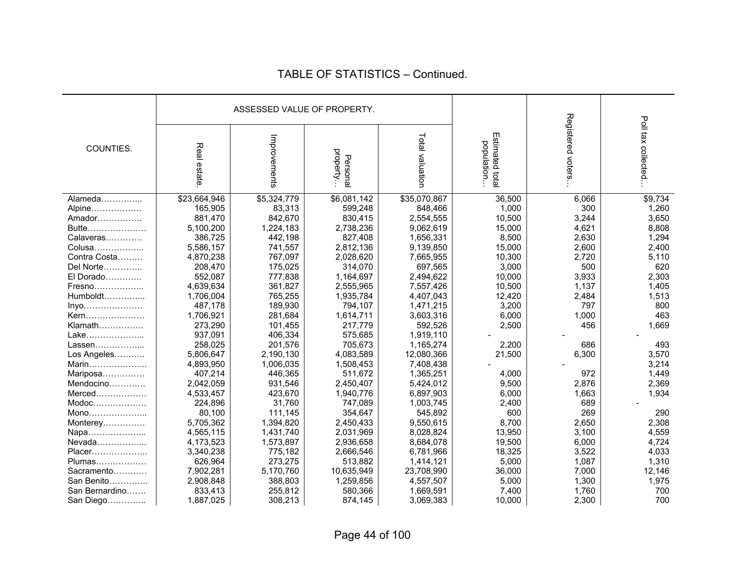## TABLE OF STATISTICS – Continued.

| COUNTIES. | ASSESSED VALUE OF PROPERTY. | | | | Estimated total population… | Registered voters… | Poll tax collected… |
|---|---|---|---|---|---|---|---|
| | Real estate. | Improvements | Personal property… | Total valuation | | | |
| Alameda………….... | $23,664,946 | $5,324,779 | $6,081,142 | $35,070,867 | 36,500 | 6,066 | $9,734 |
| Alpine……………… | 165,905 | 83,313 | 599,248 | 848,466 | 1,000 | 300 | 1,260 |
| Amador……………. | 881,470 | 842,670 | 830,415 | 2,554,555 | 10,500 | 3,244 | 3,650 |
| Butte………………… | 5,100,200 | 1,224,183 | 2,738,236 | 9,062,619 | 15,000 | 4,621 | 8,808 |
| Calaveras…………. | 386,725 | 442,198 | 827,408 | 1,656,331 | 8,500 | 2,630 | 1,294 |
| Colusa……………... | 5,586,157 | 741,557 | 2,812,136 | 9,139,850 | 15,000 | 2,600 | 2,400 |
| Contra Costa……… | 4,870,238 | 767,097 | 2,028,620 | 7,665,955 | 10,300 | 2,720 | 5,110 |
| Del Norte………….. | 208,470 | 175,025 | 314,070 | 697,565 | 3,000 | 500 | 620 |
| El Dorado…………. | 552,087 | 777,838 | 1,164,697 | 2,494,622 | 10,000 | 3,933 | 2,303 |
| Fresno……………... | 4,639,634 | 361,827 | 2,555,965 | 7,557,426 | 10,500 | 1,137 | 1,405 |
| Humboldt…………... | 1,706,004 | 765,255 | 1,935,784 | 4,407,043 | 12,420 | 2,484 | 1,513 |
| Inyo………………… | 487,178 | 189,930 | 794,107 | 1,471,215 | 3,200 | 797 | 800 |
| Kern………………… | 1,706,921 | 281,684 | 1,614,711 | 3,603,316 | 6,000 | 1,000 | 463 |
| Klamath……………. | 273,290 | 101,455 | 217,779 | 592,526 | 2,500 | 456 | 1,669 |
| Lake………………... | 937,091 | 406,334 | 575,685 | 1,919,110 | - | - | - |
| Lassen……………... | 258,025 | 201,576 | 705,673 | 1,165,274 | 2,200 | 686 | 493 |
| Los Angeles……….. | 5,806,647 | 2,190,130 | 4,083,589 | 12,080,366 | 21,500 | 6,300 | 3,570 |
| Marin………………... | 4,893,950 | 1,006,035 | 1,508,453 | 7,408,438 | - | - | 3,214 |
| Mariposa…………… | 407,214 | 446,365 | 511,672 | 1,365,251 | 4,000 | 972 | 1,449 |
| Mendocino…………. | 2,042,059 | 931,546 | 2,450,407 | 5,424,012 | 9,500 | 2,876 | 2,369 |
| Merced……………… | 4,533,457 | 423,670 | 1,940,776 | 6,897,903 | 6,000 | 1,663 | 1,934 |
| Modoc………………. | 224,896 | 31,760 | 747,089 | 1,003,745 | 2,400 | 689 | - |
| Mono………………... | 80,100 | 111,145 | 354,647 | 545,892 | 600 | 269 | 290 |
| Monterey…………… | 5,705,362 | 1,394,820 | 2,450,433 | 9,550,615 | 8,700 | 2,650 | 2,308 |
| Napa………………... | 4,565,115 | 1,431,740 | 2,031,969 | 8,028,824 | 13,950 | 3,100 | 4,559 |
| Nevada……………... | 4,173,523 | 1,573,897 | 2,936,658 | 8,684,078 | 19,500 | 6,000 | 4,724 |
| Placer……………….. | 3,340,238 | 775,182 | 2,666,546 | 6,781,966 | 18,325 | 3,522 | 4,033 |
| Plumas……………… | 626,964 | 273,275 | 513,882 | 1,414,121 | 5,000 | 1,087 | 1,310 |
| Sacramento………… | 7,902,281 | 5,170,760 | 10,635,949 | 23,708,990 | 36,000 | 7,000 | 12,146 |
| San Benito………….. | 2,908,848 | 388,803 | 1,259,856 | 4,557,507 | 5,000 | 1,300 | 1,975 |
| San Bernardino……. | 833,413 | 255,812 | 580,366 | 1,669,591 | 7,400 | 1,760 | 700 |
| San Diego………….. | 1,887,025 | 308,213 | 874,145 | 3,069,383 | 10,000 | 2,300 | 700 |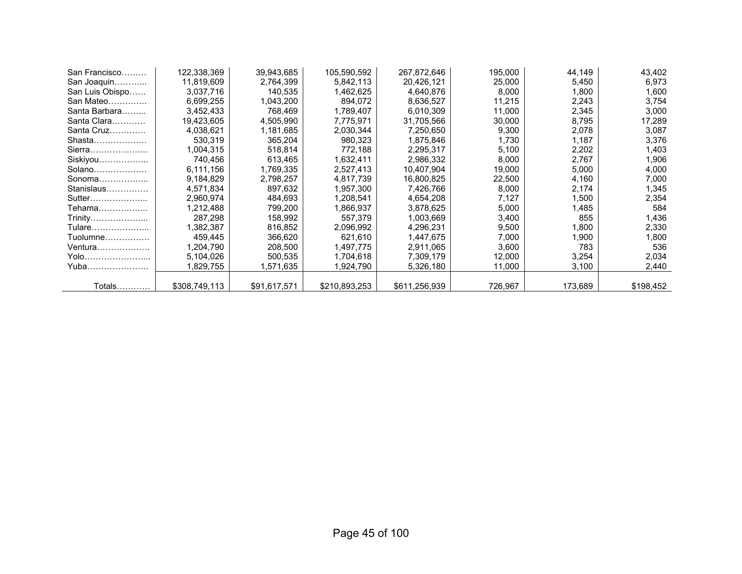| | | | | | | | |
|---|---|---|---|---|---|---|---|
| San Francisco……… | 122,338,369 | 39,943,685 | 105,590,592 | 267,872,646 | 195,000 | 44,149 | 43,402 |
| San Joaquin………... | 11,819,609 | 2,764,399 | 5,842,113 | 20,426,121 | 25,000 | 5,450 | 6,973 |
| San Luis Obispo…… | 3,037,716 | 140,535 | 1,462,625 | 4,640,876 | 8,000 | 1,800 | 1,600 |
| San Mateo………….. | 6,699,255 | 1,043,200 | 894,072 | 8,636,527 | 11,215 | 2,243 | 3,754 |
| Santa Barbara……... | 3,452,433 | 768,469 | 1,789,407 | 6,010,309 | 11,000 | 2,345 | 3,000 |
| Santa Clara………… | 19,423,605 | 4,505,990 | 7,775,971 | 31,705,566 | 30,000 | 8,795 | 17,289 |
| Santa Cruz…………. | 4,038,621 | 1,181,685 | 2,030,344 | 7,250,650 | 9,300 | 2,078 | 3,087 |
| Shasta………………. | 530,319 | 365,204 | 980,323 | 1,875,846 | 1,730 | 1,187 | 3,376 |
| Sierra………………... | 1,004,315 | 518,814 | 772,188 | 2,295,317 | 5,100 | 2,202 | 1,403 |
| Siskiyou……………... | 740,456 | 613,465 | 1,632,411 | 2,986,332 | 8,000 | 2,767 | 1,906 |
| Solano………………. | 6,111,156 | 1,769,335 | 2,527,413 | 10,407,904 | 19,000 | 5,000 | 4,000 |
| Sonoma……………... | 9,184,829 | 2,798,257 | 4,817,739 | 16,800,825 | 22,500 | 4,160 | 7,000 |
| Stanislaus…………… | 4,571,834 | 897,632 | 1,957,300 | 7,426,766 | 8,000 | 2,174 | 1,345 |
| Sutter………………... | 2,960,974 | 484,693 | 1,208,541 | 4,654,208 | 7,127 | 1,500 | 2,354 |
| Tehama……………... | 1,212,488 | 799,200 | 1,866,937 | 3,878,625 | 5,000 | 1,485 | 584 |
| Trinity………………... | 287,298 | 158,992 | 557,379 | 1,003,669 | 3,400 | 855 | 1,436 |
| Tulare………………... | 1,382,387 | 816,852 | 2,096,992 | 4,296,231 | 9,500 | 1,800 | 2,330 |
| Tuolumne……………. | 459,445 | 366,620 | 621,610 | 1,447,675 | 7,000 | 1,900 | 1,800 |
| Ventura………………. | 1,204,790 | 208,500 | 1,497,775 | 2,911,065 | 3,600 | 783 | 536 |
| Yolo…………………... | 5,104,026 | 500,535 | 1,704,618 | 7,309,179 | 12,000 | 3,254 | 2,034 |
| Yuba…………………. | 1,829,755 | 1,571,635 | 1,924,790 | 5,326,180 | 11,000 | 3,100 | 2,440 |
| Totals………… | $308,749,113 | $91,617,571 | $210,893,253 | $611,256,939 | 726,967 | 173,689 | $198,452 |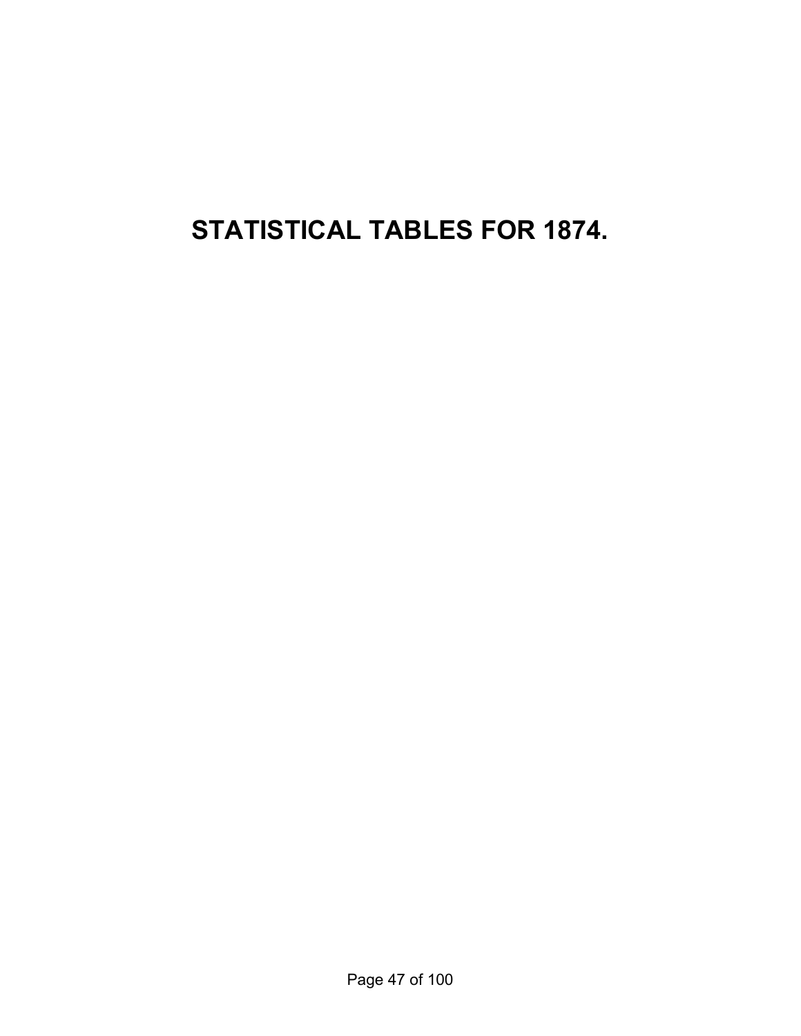# STATISTICAL TABLES FOR 1874.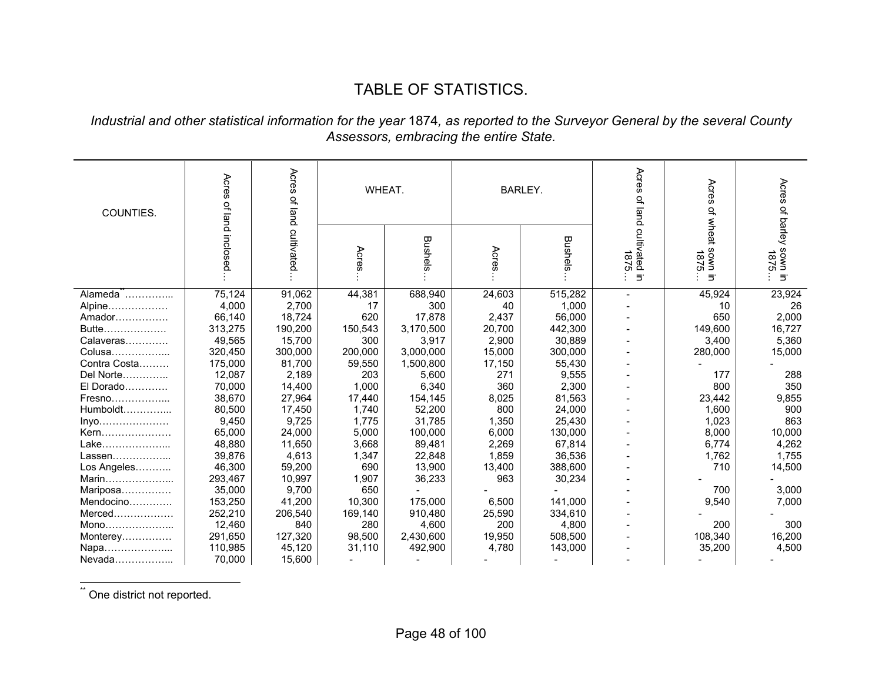# TABLE OF STATISTICS.

*Industrial and other statistical information for the year* 1874*, as reported to the Surveyor General by the several County Assessors, embracing the entire State.*

| COUNTIES. | Acres of land inclosed… | Acres of land cultivated… | WHEAT. | | BARLEY. | | Acres of land cultivated in 1875… | Acres of wheat sown in 1875… | Acres of barley sown in 1875… |
|---|---|---|---|---|---|---|---|---|---|
| | | | Acres… | Bushels… | Acres… | Bushels… | | | |
| Alameda[**]………….. | 75,124 | 91,062 | 44,381 | 688,940 | 24,603 | 515,282 | - | 45,924 | 23,924 |
| Alpine……………… | 4,000 | 2,700 | 17 | 300 | 40 | 1,000 | - | 10 | 26 |
| Amador……………. | 66,140 | 18,724 | 620 | 17,878 | 2,437 | 56,000 | - | 650 | 2,000 |
| Butte………………. | 313,275 | 190,200 | 150,543 | 3,170,500 | 20,700 | 442,300 | - | 149,600 | 16,727 |
| Calaveras…………. | 49,565 | 15,700 | 300 | 3,917 | 2,900 | 30,889 | - | 3,400 | 5,360 |
| Colusa…………….. | 320,450 | 300,000 | 200,000 | 3,000,000 | 15,000 | 300,000 | - | 280,000 | 15,000 |
| Contra Costa……… | 175,000 | 81,700 | 59,550 | 1,500,800 | 17,150 | 55,430 | - | - | - |
| Del Norte………….. | 12,087 | 2,189 | 203 | 5,600 | 271 | 9,555 | - | 177 | 288 |
| El Dorado…………. | 70,000 | 14,400 | 1,000 | 6,340 | 360 | 2,300 | - | 800 | 350 |
| Fresno…………….. | 38,670 | 27,964 | 17,440 | 154,145 | 8,025 | 81,563 | - | 23,442 | 9,855 |
| Humboldt………….. | 80,500 | 17,450 | 1,740 | 52,200 | 800 | 24,000 | - | 1,600 | 900 |
| Inyo………………… | 9,450 | 9,725 | 1,775 | 31,785 | 1,350 | 25,430 | - | 1,023 | 863 |
| Kern………………… | 65,000 | 24,000 | 5,000 | 100,000 | 6,000 | 130,000 | - | 8,000 | 10,000 |
| Lake……………….. | 48,880 | 11,650 | 3,668 | 89,481 | 2,269 | 67,814 | - | 6,774 | 4,262 |
| Lassen…………….. | 39,876 | 4,613 | 1,347 | 22,848 | 1,859 | 36,536 | - | 1,762 | 1,755 |
| Los Angeles……….. | 46,300 | 59,200 | 690 | 13,900 | 13,400 | 388,600 | - | 710 | 14,500 |
| Marin……………….. | 293,467 | 10,997 | 1,907 | 36,233 | 963 | 30,234 | - | - | - |
| Mariposa…………… | 35,000 | 9,700 | 650 | - | - | - | - | 700 | 3,000 |
| Mendocino…………. | 153,250 | 41,200 | 10,300 | 175,000 | 6,500 | 141,000 | - | 9,540 | 7,000 |
| Merced……………… | 252,210 | 206,540 | 169,140 | 910,480 | 25,590 | 334,610 | - | - | - |
| Mono……………….. | 12,460 | 840 | 280 | 4,600 | 200 | 4,800 | - | 200 | 300 |
| Monterey…………… | 291,650 | 127,320 | 98,500 | 2,430,600 | 19,950 | 508,500 | - | 108,340 | 16,200 |
| Napa……………….. | 110,985 | 45,120 | 31,110 | 492,900 | 4,780 | 143,000 | - | 35,200 | 4,500 |
| Nevada…………….. | 70,000 | 15,600 | - | - | - | - | - | - | - |

[**] One district not reported.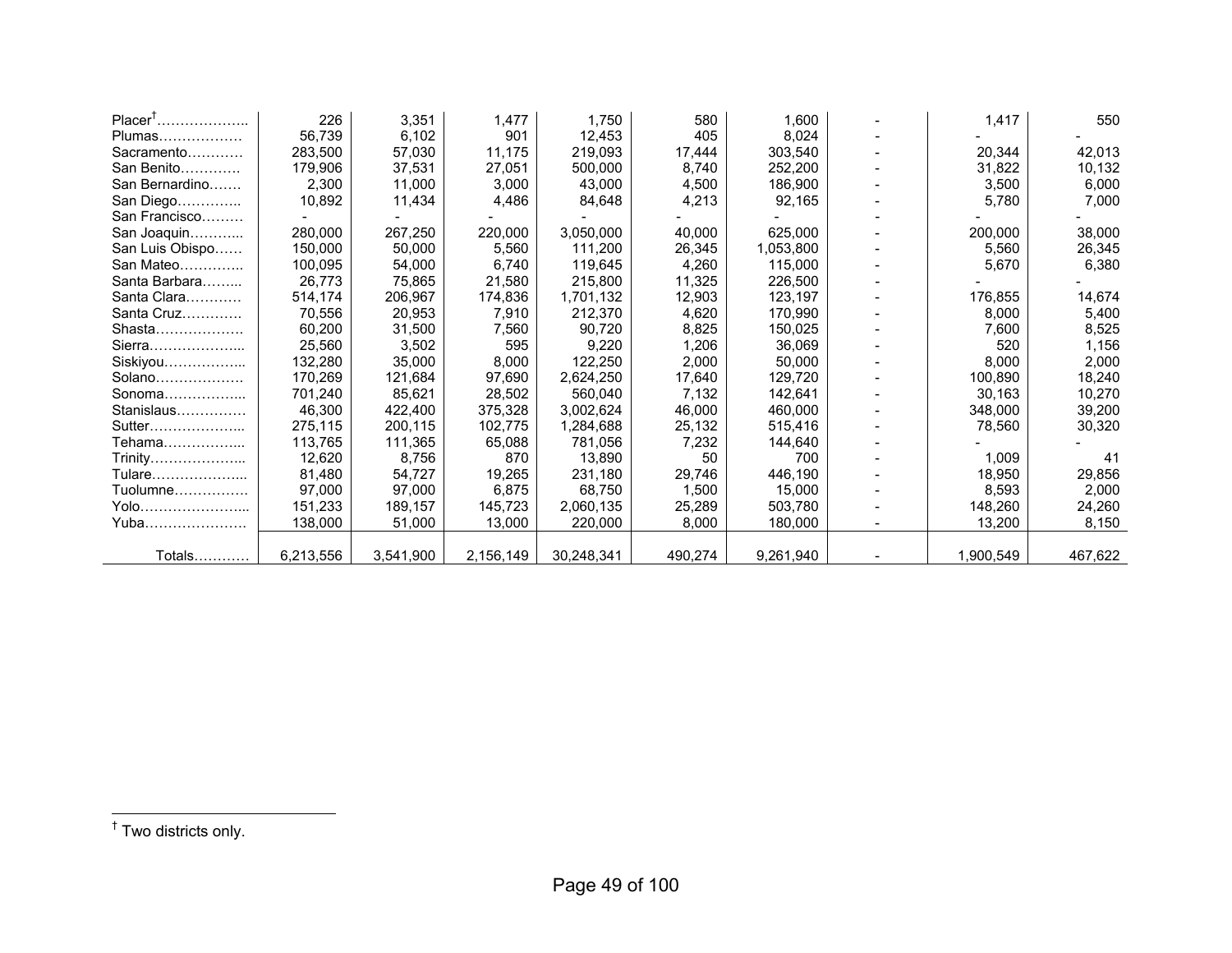| | | | | | | | | | |
|---|---|---|---|---|---|---|---|---|---|
| Placer[†]……………….. | 226 | 3,351 | 1,477 | 1,750 | 580 | 1,600 | - | 1,417 | 550 |
| Plumas……………… | 56,739 | 6,102 | 901 | 12,453 | 405 | 8,024 | - | - | - |
| Sacramento………… | 283,500 | 57,030 | 11,175 | 219,093 | 17,444 | 303,540 | - | 20,344 | 42,013 |
| San Benito…………. | 179,906 | 37,531 | 27,051 | 500,000 | 8,740 | 252,200 | - | 31,822 | 10,132 |
| San Bernardino……. | 2,300 | 11,000 | 3,000 | 43,000 | 4,500 | 186,900 | - | 3,500 | 6,000 |
| San Diego………….. | 10,892 | 11,434 | 4,486 | 84,648 | 4,213 | 92,165 | - | 5,780 | 7,000 |
| San Francisco……… | - | - | - | - | - | - | - | - | - |
| San Joaquin………... | 280,000 | 267,250 | 220,000 | 3,050,000 | 40,000 | 625,000 | - | 200,000 | 38,000 |
| San Luis Obispo…… | 150,000 | 50,000 | 5,560 | 111,200 | 26,345 | 1,053,800 | - | 5,560 | 26,345 |
| San Mateo………….. | 100,095 | 54,000 | 6,740 | 119,645 | 4,260 | 115,000 | - | 5,670 | 6,380 |
| Santa Barbara……... | 26,773 | 75,865 | 21,580 | 215,800 | 11,325 | 226,500 | - | - | - |
| Santa Clara………… | 514,174 | 206,967 | 174,836 | 1,701,132 | 12,903 | 123,197 | - | 176,855 | 14,674 |
| Santa Cruz…………. | 70,556 | 20,953 | 7,910 | 212,370 | 4,620 | 170,990 | - | 8,000 | 5,400 |
| Shasta………………. | 60,200 | 31,500 | 7,560 | 90,720 | 8,825 | 150,025 | - | 7,600 | 8,525 |
| Sierra………………... | 25,560 | 3,502 | 595 | 9,220 | 1,206 | 36,069 | - | 520 | 1,156 |
| Siskiyou……………... | 132,280 | 35,000 | 8,000 | 122,250 | 2,000 | 50,000 | - | 8,000 | 2,000 |
| Solano………………. | 170,269 | 121,684 | 97,690 | 2,624,250 | 17,640 | 129,720 | - | 100,890 | 18,240 |
| Sonoma……………... | 701,240 | 85,621 | 28,502 | 560,040 | 7,132 | 142,641 | - | 30,163 | 10,270 |
| Stanislaus…………… | 46,300 | 422,400 | 375,328 | 3,002,624 | 46,000 | 460,000 | - | 348,000 | 39,200 |
| Sutter………………... | 275,115 | 200,115 | 102,775 | 1,284,688 | 25,132 | 515,416 | - | 78,560 | 30,320 |
| Tehama……………... | 113,765 | 111,365 | 65,088 | 781,056 | 7,232 | 144,640 | - | - | - |
| Trinity………………... | 12,620 | 8,756 | 870 | 13,890 | 50 | 700 | - | 1,009 | 41 |
| Tulare………………... | 81,480 | 54,727 | 19,265 | 231,180 | 29,746 | 446,190 | - | 18,950 | 29,856 |
| Tuolumne……………. | 97,000 | 97,000 | 6,875 | 68,750 | 1,500 | 15,000 | - | 8,593 | 2,000 |
| Yolo…………………... | 151,233 | 189,157 | 145,723 | 2,060,135 | 25,289 | 503,780 | - | 148,260 | 24,260 |
| Yuba…………………. | 138,000 | 51,000 | 13,000 | 220,000 | 8,000 | 180,000 | - | 13,200 | 8,150 |
| Totals………… | 6,213,556 | 3,541,900 | 2,156,149 | 30,248,341 | 490,274 | 9,261,940 | - | 1,900,549 | 467,622 |

[†] Two districts only.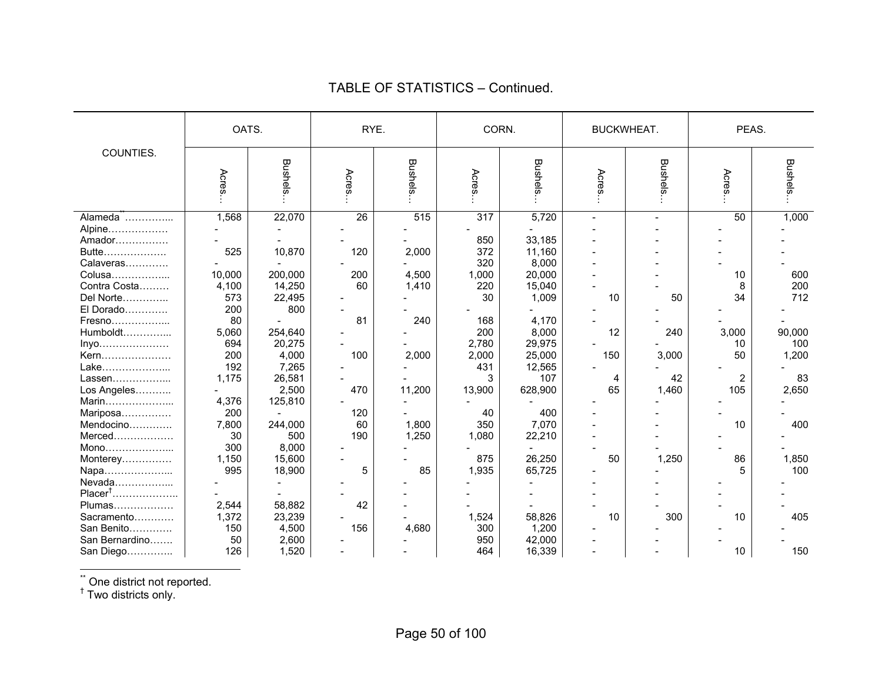## TABLE OF STATISTICS – Continued.

| COUNTIES. | OATS. | | RYE. | | CORN. | | BUCKWHEAT. | | PEAS. | |
|---|---|---|---|---|---|---|---|---|---|---|
| | Acres… | Bushels… | Acres… | Bushels… | Acres… | Bushels… | Acres… | Bushels… | Acres… | Bushels… |
| Alameda[**]………….. | 1,568 | 22,070 | 26 | 515 | 317 | 5,720 | - | - | 50 | 1,000 |
| Alpine……………… | - | - | - | - | - | - | - | - | - | - |
| Amador……………. | - | - | - | - | 850 | 33,185 | - | - | - | - |
| Butte………………. | 525 | 10,870 | 120 | 2,000 | 372 | 11,160 | - | - | - | - |
| Calaveras…………. | - | - | - | - | 320 | 8,000 | - | - | - | - |
| Colusa…………….. | 10,000 | 200,000 | 200 | 4,500 | 1,000 | 20,000 | - | - | 10 | 600 |
| Contra Costa……… | 4,100 | 14,250 | 60 | 1,410 | 220 | 15,040 | - | - | 8 | 200 |
| Del Norte………….. | 573 | 22,495 | - | - | 30 | 1,009 | 10 | 50 | 34 | 712 |
| El Dorado…………. | 200 | 800 | - | - | - | - | - | - | - | - |
| Fresno…………….. | 80 | - | 81 | 240 | 168 | 4,170 | - | - | - | - |
| Humboldt………….. | 5,060 | 254,640 | - | - | 200 | 8,000 | 12 | 240 | 3,000 | 90,000 |
| Inyo………………… | 694 | 20,275 | - | - | 2,780 | 29,975 | - | - | 10 | 100 |
| Kern………………… | 200 | 4,000 | 100 | 2,000 | 2,000 | 25,000 | 150 | 3,000 | 50 | 1,200 |
| Lake……………….. | 192 | 7,265 | - | - | 431 | 12,565 | - | - | - | - |
| Lassen…………….. | 1,175 | 26,581 | - | - | 3 | 107 | 4 | 42 | 2 | 83 |
| Los Angeles……….. | - | 2,500 | 470 | 11,200 | 13,900 | 628,900 | 65 | 1,460 | 105 | 2,650 |
| Marin……………….. | 4,376 | 125,810 | - | - | - | - | - | - | - | - |
| Mariposa…………… | 200 | - | 120 | - | 40 | 400 | - | - | - | - |
| Mendocino…………. | 7,800 | 244,000 | 60 | 1,800 | 350 | 7,070 | - | - | 10 | 400 |
| Merced……………… | 30 | 500 | 190 | 1,250 | 1,080 | 22,210 | - | - | - | - |
| Mono……………….. | 300 | 8,000 | - | - | - | - | - | - | - | - |
| Monterey…………… | 1,150 | 15,600 | - | - | 875 | 26,250 | 50 | 1,250 | 86 | 1,850 |
| Napa……………….. | 995 | 18,900 | 5 | 85 | 1,935 | 65,725 | - | - | 5 | 100 |
| Nevada…………….. | - | - | - | - | - | - | - | - | - | - |
| Placer[†]……………….. | - | - | - | - | - | - | - | - | - | - |
| Plumas……………… | 2,544 | 58,882 | 42 | - | - | - | - | - | - | - |
| Sacramento………… | 1,372 | 23,239 | - | - | 1,524 | 58,826 | 10 | 300 | 10 | 405 |
| San Benito………… | 150 | 4,500 | 156 | 4,680 | 300 | 1,200 | - | - | - | - |
| San Bernardino……. | 50 | 2,600 | - | - | 950 | 42,000 | - | - | - | - |
| San Diego………….. | 126 | 1,520 | - | - | 464 | 16,339 | - | - | 10 | 150 |

[**] One district not reported.
[†] Two districts only.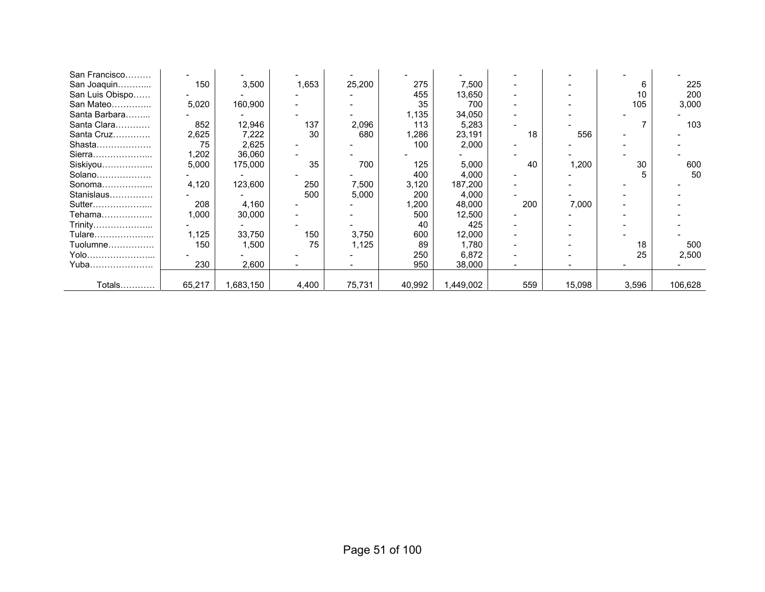| | | | | | | | | | | |
|---|---|---|---|---|---|---|---|---|---|---|
| San Francisco……… | - | - | - | - | - | - | - | - | - | - |
| San Joaquin………... | 150 | 3,500 | 1,653 | 25,200 | 275 | 7,500 | - | - | 6 | 225 |
| San Luis Obispo…… | - | - | - | - | 455 | 13,650 | - | - | 10 | 200 |
| San Mateo………….. | 5,020 | 160,900 | - | - | 35 | 700 | - | - | 105 | 3,000 |
| Santa Barbara……... | - | - | - | - | 1,135 | 34,050 | - | - | - | - |
| Santa Clara………… | 852 | 12,946 | 137 | 2,096 | 113 | 5,283 | - | - | 7 | 103 |
| Santa Cruz…………. | 2,625 | 7,222 | 30 | 680 | 1,286 | 23,191 | 18 | 556 | - | - |
| Shasta………………. | 75 | 2,625 | - | - | 100 | 2,000 | - | - | - | - |
| Sierra………………... | 1,202 | 36,060 | - | - | - | - | - | - | - | - |
| Siskiyou……………... | 5,000 | 175,000 | 35 | 700 | 125 | 5,000 | 40 | 1,200 | 30 | 600 |
| Solano………………. | - | - | - | - | 400 | 4,000 | - | - | 5 | 50 |
| Sonoma……………... | 4,120 | 123,600 | 250 | 7,500 | 3,120 | 187,200 | - | - | - | - |
| Stanislaus…………… | - | - | 500 | 5,000 | 200 | 4,000 | - | - | - | - |
| Sutter………………... | 208 | 4,160 | - | - | 1,200 | 48,000 | 200 | 7,000 | - | - |
| Tehama……………... | 1,000 | 30,000 | - | - | 500 | 12,500 | - | - | - | - |
| Trinity………………... | - | - | - | - | 40 | 425 | - | - | - | - |
| Tulare………………... | 1,125 | 33,750 | 150 | 3,750 | 600 | 12,000 | - | - | - | - |
| Tuolumne……………. | 150 | 1,500 | 75 | 1,125 | 89 | 1,780 | - | - | 18 | 500 |
| Yolo…………………... | - | - | - | - | 250 | 6,872 | - | - | 25 | 2,500 |
| Yuba…………………. | 230 | 2,600 | - | - | 950 | 38,000 | - | - | - | - |
| Totals………… | 65,217 | 1,683,150 | 4,400 | 75,731 | 40,992 | 1,449,002 | 559 | 15,098 | 3,596 | 106,628 |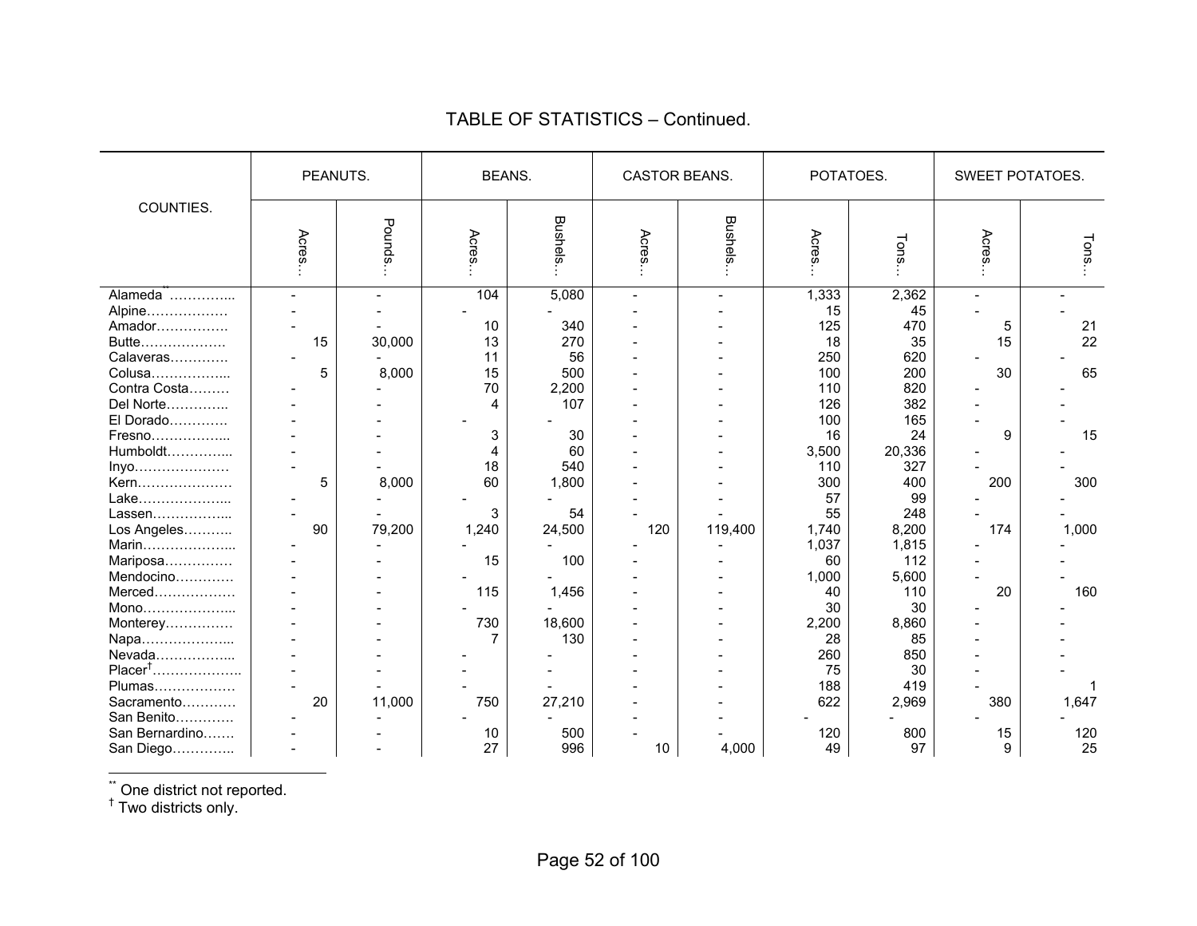## TABLE OF STATISTICS – Continued.

| COUNTIES. | PEANUTS. | | BEANS. | | CASTOR BEANS. | | POTATOES. | | SWEET POTATOES. | |
|---|---|---|---|---|---|---|---|---|---|---|
| | Acres… | Pounds… | Acres… | Bushels… | Acres… | Bushels… | Acres… | Tons… | Acres… | Tons… |
| Alameda[**]………….. | - | - | 104 | 5,080 | - | - | 1,333 | 2,362 | - | - |
| Alpine……………… | - | - | - | - | - | - | 15 | 45 | - | - |
| Amador……………. | - | - | 10 | 340 | - | - | 125 | 470 | 5 | 21 |
| Butte………………. | 15 | 30,000 | 13 | 270 | - | - | 18 | 35 | 15 | 22 |
| Calaveras…………. | - | - | 11 | 56 | - | - | 250 | 620 | - | - |
| Colusa…………….. | 5 | 8,000 | 15 | 500 | - | - | 100 | 200 | 30 | 65 |
| Contra Costa……… | - | - | 70 | 2,200 | - | - | 110 | 820 | - | - |
| Del Norte………….. | - | - | 4 | 107 | - | - | 126 | 382 | - | - |
| El Dorado………… | - | - | - | - | - | - | 100 | 165 | - | - |
| Fresno…………….. | - | - | 3 | 30 | - | - | 16 | 24 | 9 | 15 |
| Humboldt………….. | - | - | 4 | 60 | - | - | 3,500 | 20,336 | - | - |
| Inyo………………… | - | - | 18 | 540 | - | - | 110 | 327 | - | - |
| Kern………………… | 5 | 8,000 | 60 | 1,800 | - | - | 300 | 400 | 200 | 300 |
| Lake……………….. | - | - | - | - | - | - | 57 | 99 | - | - |
| Lassen…………….. | - | - | 3 | 54 | - | - | 55 | 248 | - | - |
| Los Angeles……….. | 90 | 79,200 | 1,240 | 24,500 | 120 | 119,400 | 1,740 | 8,200 | 174 | 1,000 |
| Marin……………….. | - | - | - | - | - | - | 1,037 | 1,815 | - | - |
| Mariposa…………… | - | - | 15 | 100 | - | - | 60 | 112 | - | - |
| Mendocino………… | - | - | - | - | - | - | 1,000 | 5,600 | - | - |
| Merced……………… | - | - | 115 | 1,456 | - | - | 40 | 110 | 20 | 160 |
| Mono……………….. | - | - | - | - | - | - | 30 | 30 | - | - |
| Monterey…………… | - | - | 730 | 18,600 | - | - | 2,200 | 8,860 | - | - |
| Napa……………….. | - | - | 7 | 130 | - | - | 28 | 85 | - | - |
| Nevada…………….. | - | - | - | - | - | - | 260 | 850 | - | - |
| Placer[†]……………….. | - | - | - | - | - | - | 75 | 30 | - | - |
| Plumas……………… | - | - | - | - | - | - | 188 | 419 | - | 1 |
| Sacramento………… | 20 | 11,000 | 750 | 27,210 | - | - | 622 | 2,969 | 380 | 1,647 |
| San Benito………… | - | - | - | - | - | - | - | - | - | - |
| San Bernardino……. | - | - | 10 | 500 | - | - | 120 | 800 | 15 | 120 |
| San Diego………….. | - | - | 27 | 996 | 10 | 4,000 | 49 | 97 | 9 | 25 |

[**] One district not reported.
[†] Two districts only.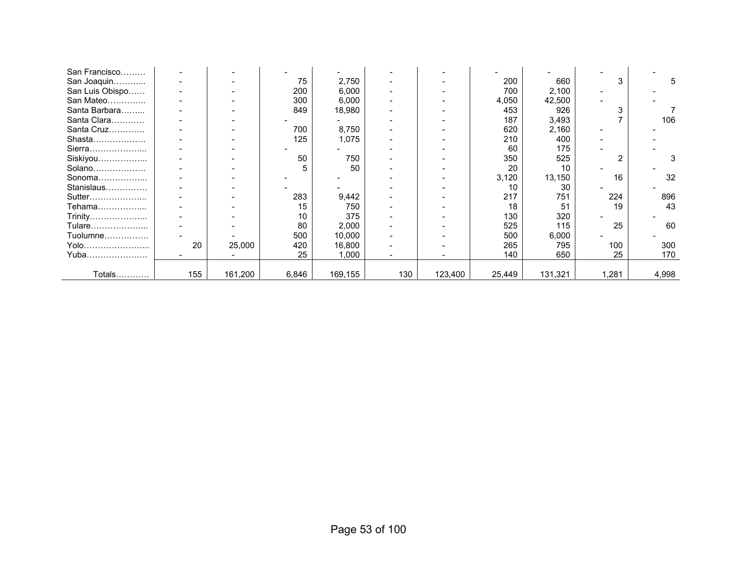| | | | | | | | | | | |
|---|---|---|---|---|---|---|---|---|---|---|
| San Francisco……… | - | - | - | - | - | - | - | - | - | - |
| San Joaquin………... | - | - | 75 | 2,750 | - | - | 200 | 660 | 3 | 5 |
| San Luis Obispo…… | - | - | 200 | 6,000 | - | - | 700 | 2,100 | - | - |
| San Mateo………….. | - | - | 300 | 6,000 | - | - | 4,050 | 42,500 | - | - |
| Santa Barbara……... | - | - | 849 | 18,980 | - | - | 453 | 926 | 3 | 7 |
| Santa Clara………… | - | - | - | - | - | - | 187 | 3,493 | 7 | 106 |
| Santa Cruz…………. | - | - | 700 | 8,750 | - | - | 620 | 2,160 | - | - |
| Shasta………………. | - | - | 125 | 1,075 | - | - | 210 | 400 | - | - |
| Sierra………………... | - | - | - | - | - | - | 60 | 175 | - | - |
| Siskiyou……………... | - | - | 50 | 750 | - | - | 350 | 525 | 2 | 3 |
| Solano………………. | - | - | 5 | 50 | - | - | 20 | 10 | - | - |
| Sonoma……………... | - | - | - | - | - | - | 3,120 | 13,150 | 16 | 32 |
| Stanislaus…………… | - | - | - | - | - | - | 10 | 30 | - | - |
| Sutter………………... | - | - | 283 | 9,442 | - | - | 217 | 751 | 224 | 896 |
| Tehama……………... | - | - | 15 | 750 | - | - | 18 | 51 | 19 | 43 |
| Trinity………………... | - | - | 10 | 375 | - | - | 130 | 320 | - | - |
| Tulare………………... | - | - | 80 | 2,000 | - | - | 525 | 115 | 25 | 60 |
| Tuolumne……………. | - | - | 500 | 10,000 | - | - | 500 | 6,000 | - | - |
| Yolo…………………... | 20 | 25,000 | 420 | 16,800 | - | - | 265 | 795 | 100 | 300 |
| Yuba…………………. | - | - | 25 | 1,000 | - | - | 140 | 650 | 25 | 170 |
| Totals………… | 155 | 161,200 | 6,846 | 169,155 | 130 | 123,400 | 25,449 | 131,321 | 1,281 | 4,998 |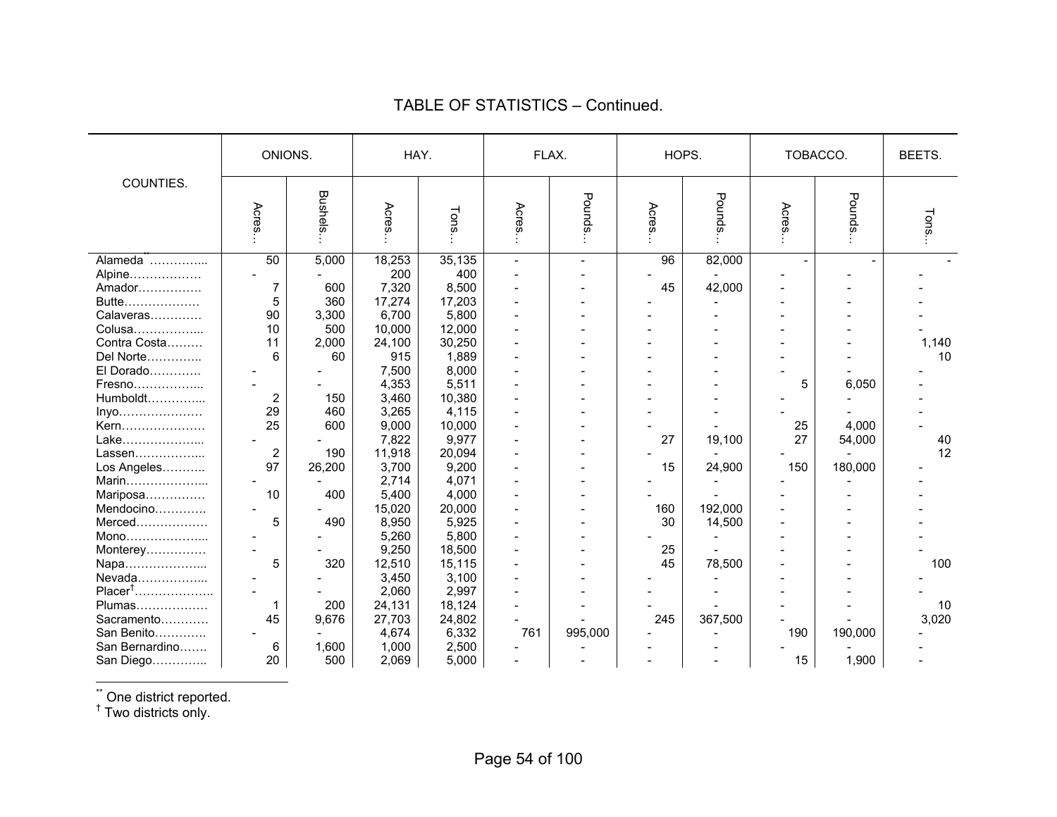## TABLE OF STATISTICS – Continued.

| COUNTIES. | ONIONS. | | HAY. | | FLAX. | | HOPS. | | TOBACCO. | | BEETS. |
|---|---|---|---|---|---|---|---|---|---|---|---|
| | Acres… | Bushels… | Acres… | Tons… | Acres… | Pounds… | Acres… | Pounds… | Acres… | Pounds… | Tons… |
| Alameda[**]………….. | 50 | 5,000 | 18,253 | 35,135 | - | - | 96 | 82,000 | - | - | - |
| Alpine……………… | - | - | 200 | 400 | - | - | - | - | - | - | - |
| Amador……………. | 7 | 600 | 7,320 | 8,500 | - | - | 45 | 42,000 | - | - | - |
| Butte………………. | 5 | 360 | 17,274 | 17,203 | - | - | - | - | - | - | - |
| Calaveras…………. | 90 | 3,300 | 6,700 | 5,800 | - | - | - | - | - | - | - |
| Colusa…………….. | 10 | 500 | 10,000 | 12,000 | - | - | - | - | - | - | - |
| Contra Costa……… | 11 | 2,000 | 24,100 | 30,250 | - | - | - | - | - | - | 1,140 |
| Del Norte………….. | 6 | 60 | 915 | 1,889 | - | - | - | - | - | - | 10 |
| El Dorado…………. | - | - | 7,500 | 8,000 | - | - | - | - | - | - | - |
| Fresno…………….. | - | - | 4,353 | 5,511 | - | - | - | - | 5 | 6,050 | - |
| Humboldt………….. | 2 | 150 | 3,460 | 10,380 | - | - | - | - | - | - | - |
| Inyo………………… | 29 | 460 | 3,265 | 4,115 | - | - | - | - | - | - | - |
| Kern………………… | 25 | 600 | 9,000 | 10,000 | - | - | - | - | 25 | 4,000 | - |
| Lake……………….. | - | - | 7,822 | 9,977 | - | - | 27 | 19,100 | 27 | 54,000 | 40 |
| Lassen…………….. | 2 | 190 | 11,918 | 20,094 | - | - | - | - | - | - | 12 |
| Los Angeles……….. | 97 | 26,200 | 3,700 | 9,200 | - | - | 15 | 24,900 | 150 | 180,000 | - |
| Marin……………….. | - | - | 2,714 | 4,071 | - | - | - | - | - | - | - |
| Mariposa…………… | 10 | 400 | 5,400 | 4,000 | - | - | - | - | - | - | - |
| Mendocino…………. | - | - | 15,020 | 20,000 | - | - | 160 | 192,000 | - | - | - |
| Merced……………… | 5 | 490 | 8,950 | 5,925 | - | - | 30 | 14,500 | - | - | - |
| Mono……………….. | - | - | 5,260 | 5,800 | - | - | - | - | - | - | - |
| Monterey…………… | - | - | 9,250 | 18,500 | - | - | 25 | - | - | - | - |
| Napa……………….. | 5 | 320 | 12,510 | 15,115 | - | - | 45 | 78,500 | - | - | 100 |
| Nevada…………….. | - | - | 3,450 | 3,100 | - | - | - | - | - | - | - |
| Placer[†]……………….. | - | - | 2,060 | 2,997 | - | - | - | - | - | - | - |
| Plumas……………… | 1 | 200 | 24,131 | 18,124 | - | - | - | - | - | - | 10 |
| Sacramento………… | 45 | 9,676 | 27,703 | 24,802 | - | - | 245 | 367,500 | - | - | 3,020 |
| San Benito………… | - | - | 4,674 | 6,332 | 761 | 995,000 | - | - | 190 | 190,000 | - |
| San Bernardino……. | 6 | 1,600 | 1,000 | 2,500 | - | - | - | - | - | - | - |
| San Diego………….. | 20 | 500 | 2,069 | 5,000 | - | - | - | - | 15 | 1,900 | - |

[**] One district reported.
[†] Two districts only.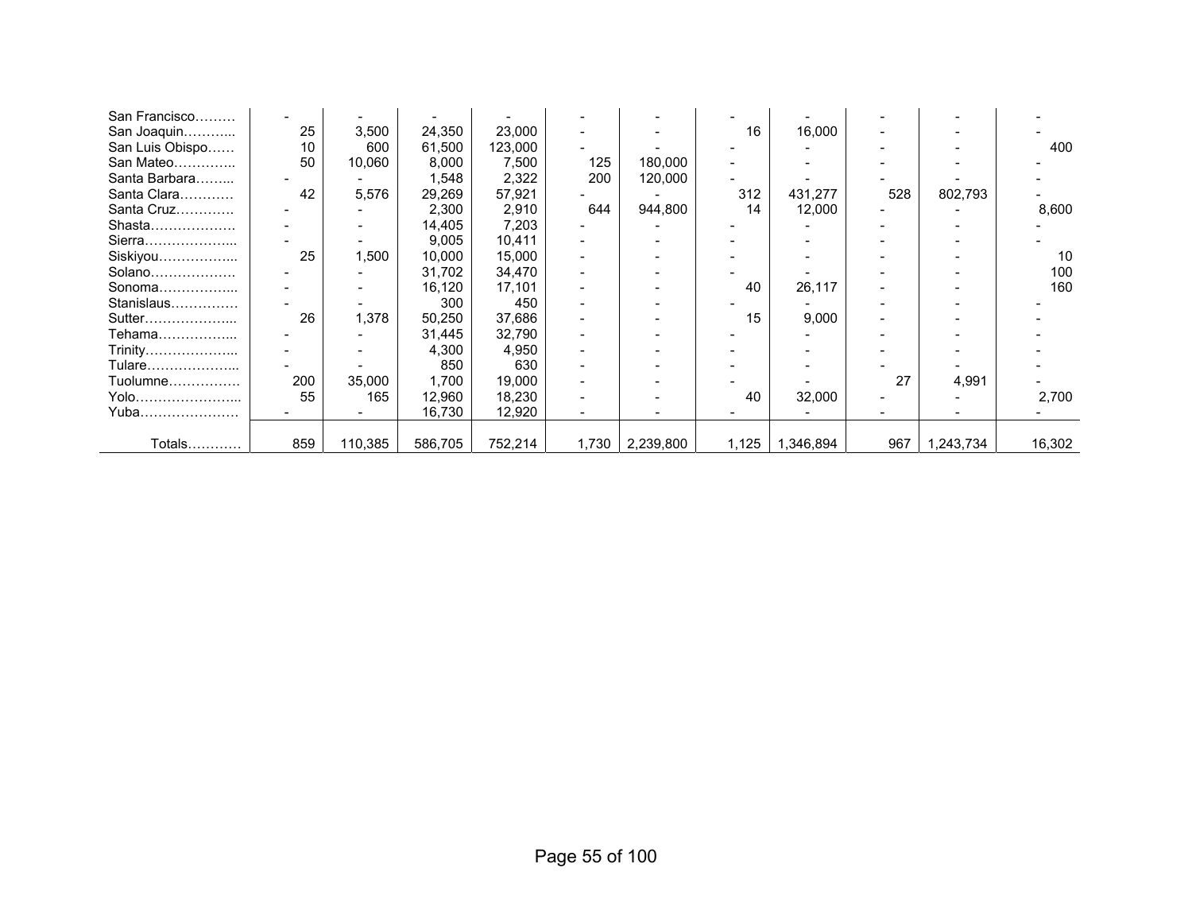| | | | | | | | | | | | |
|---|---|---|---|---|---|---|---|---|---|---|---|
| San Francisco……… | - | - | - | - | - | - | - | - | - | - | - |
| San Joaquin………... | 25 | 3,500 | 24,350 | 23,000 | - | - | 16 | 16,000 | - | - | - |
| San Luis Obispo…… | 10 | 600 | 61,500 | 123,000 | - | - | - | - | - | - | 400 |
| San Mateo………….. | 50 | 10,060 | 8,000 | 7,500 | 125 | 180,000 | - | - | - | - | - |
| Santa Barbara……... | - | - | 1,548 | 2,322 | 200 | 120,000 | - | - | - | - | - |
| Santa Clara………… | 42 | 5,576 | 29,269 | 57,921 | - | - | 312 | 431,277 | 528 | 802,793 | - |
| Santa Cruz…………. | - | - | 2,300 | 2,910 | 644 | 944,800 | 14 | 12,000 | - | - | 8,600 |
| Shasta………………. | - | - | 14,405 | 7,203 | - | - | - | - | - | - | - |
| Sierra………………... | - | - | 9,005 | 10,411 | - | - | - | - | - | - | - |
| Siskiyou……………... | 25 | 1,500 | 10,000 | 15,000 | - | - | - | - | - | - | 10 |
| Solano………………. | - | - | 31,702 | 34,470 | - | - | - | - | - | - | 100 |
| Sonoma……………... | - | - | 16,120 | 17,101 | - | - | 40 | 26,117 | - | - | 160 |
| Stanislaus…………… | - | - | 300 | 450 | - | - | - | - | - | - | - |
| Sutter………………... | 26 | 1,378 | 50,250 | 37,686 | - | - | 15 | 9,000 | - | - | - |
| Tehama……………... | - | - | 31,445 | 32,790 | - | - | - | - | - | - | - |
| Trinity………………... | - | - | 4,300 | 4,950 | - | - | - | - | - | - | - |
| Tulare………………... | - | - | 850 | 630 | - | - | - | - | - | - | - |
| Tuolumne……………. | 200 | 35,000 | 1,700 | 19,000 | - | - | - | - | 27 | 4,991 | - |
| Yolo…………………... | 55 | 165 | 12,960 | 18,230 | - | - | 40 | 32,000 | - | - | 2,700 |
| Yuba…………………. | - | - | 16,730 | 12,920 | - | - | - | - | - | - | - |
| Totals………… | 859 | 110,385 | 586,705 | 752,214 | 1,730 | 2,239,800 | 1,125 | 1,346,894 | 967 | 1,243,734 | 16,302 |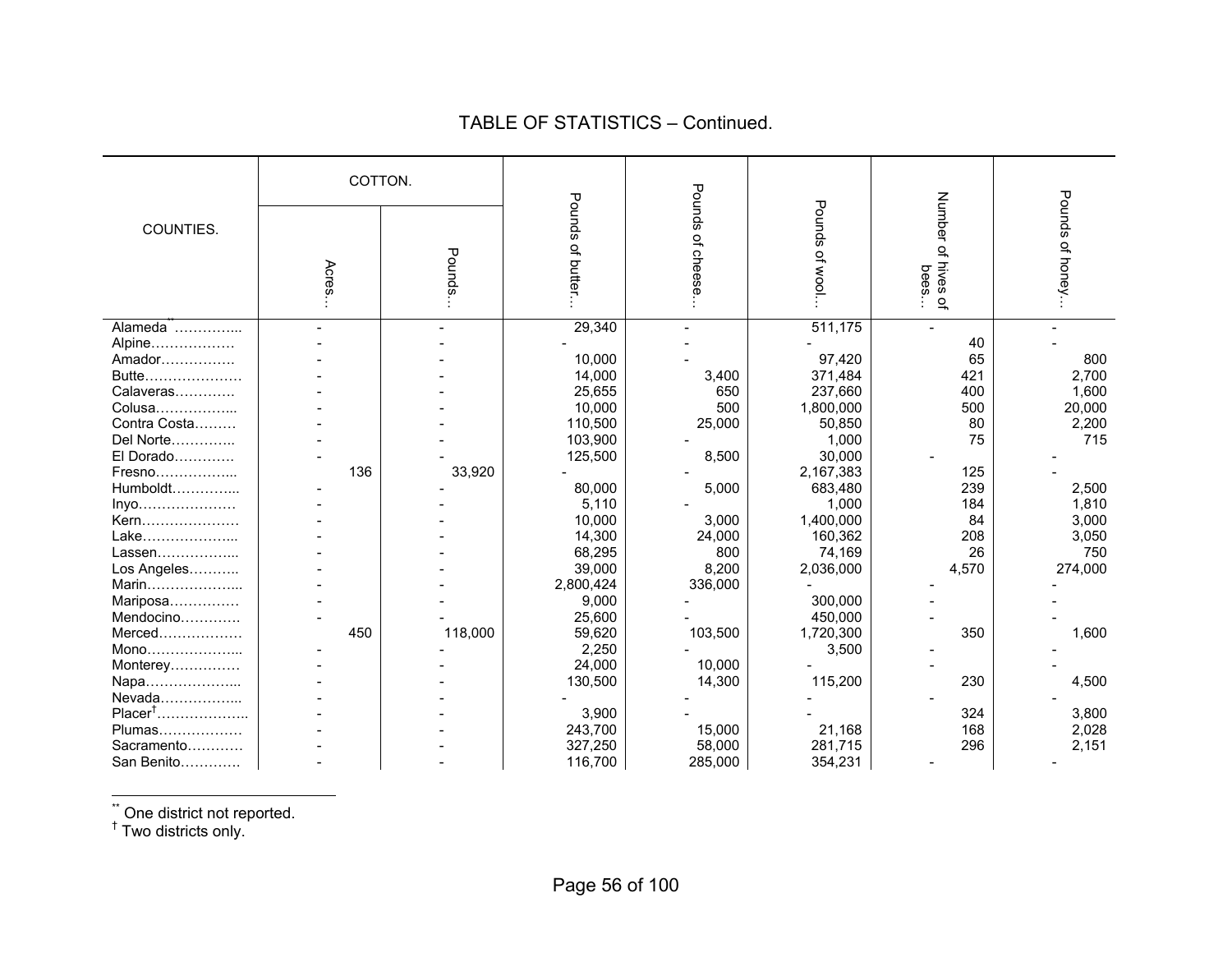## TABLE OF STATISTICS – Continued.

| COUNTIES. | COTTON. | | Pounds of butter… | Pounds of cheese… | Pounds of wool… | Number of hives of bees… | Pounds of honey… |
|---|---|---|---|---|---|---|---|
| | Acres… | Pounds… | | | | | |
| Alameda[**]………….. | - | - | 29,340 | - | 511,175 | - | - |
| Alpine……………… | - | - | - | - | - | 40 | - |
| Amador……………. | - | - | 10,000 | - | 97,420 | 65 | 800 |
| Butte………………… | - | - | 14,000 | 3,400 | 371,484 | 421 | 2,700 |
| Calaveras…………. | - | - | 25,655 | 650 | 237,660 | 400 | 1,600 |
| Colusa…………….. | - | - | 10,000 | 500 | 1,800,000 | 500 | 20,000 |
| Contra Costa……… | - | - | 110,500 | 25,000 | 50,850 | 80 | 2,200 |
| Del Norte………….. | - | - | 103,900 | - | 1,000 | 75 | 715 |
| El Dorado…………. | - | - | 125,500 | 8,500 | 30,000 | - | - |
| Fresno…………….. | 136 | 33,920 | - | - | 2,167,383 | 125 | - |
| Humboldt………….. | - | - | 80,000 | 5,000 | 683,480 | 239 | 2,500 |
| Inyo………………… | - | - | 5,110 | - | 1,000 | 184 | 1,810 |
| Kern………………… | - | - | 10,000 | 3,000 | 1,400,000 | 84 | 3,000 |
| Lake……………….. | - | - | 14,300 | 24,000 | 160,362 | 208 | 3,050 |
| Lassen…………….. | - | - | 68,295 | 800 | 74,169 | 26 | 750 |
| Los Angeles……….. | - | - | 39,000 | 8,200 | 2,036,000 | 4,570 | 274,000 |
| Marin……………….. | - | - | 2,800,424 | 336,000 | - | - | - |
| Mariposa…………… | - | - | 9,000 | - | 300,000 | - | - |
| Mendocino…………. | - | - | 25,600 | - | 450,000 | - | - |
| Merced……………… | 450 | 118,000 | 59,620 | 103,500 | 1,720,300 | 350 | 1,600 |
| Mono……………….. | - | - | 2,250 | - | 3,500 | - | - |
| Monterey…………… | - | - | 24,000 | 10,000 | - | - | - |
| Napa……………….. | - | - | 130,500 | 14,300 | 115,200 | 230 | 4,500 |
| Nevada…………….. | - | - | - | - | - | - | - |
| Placer[†]……………….. | - | - | 3,900 | - | - | 324 | 3,800 |
| Plumas……………… | - | - | 243,700 | 15,000 | 21,168 | 168 | 2,028 |
| Sacramento………… | - | - | 327,250 | 58,000 | 281,715 | 296 | 2,151 |
| San Benito…………. | - | - | 116,700 | 285,000 | 354,231 | - | - |

[**] One district not reported.
[†] Two districts only.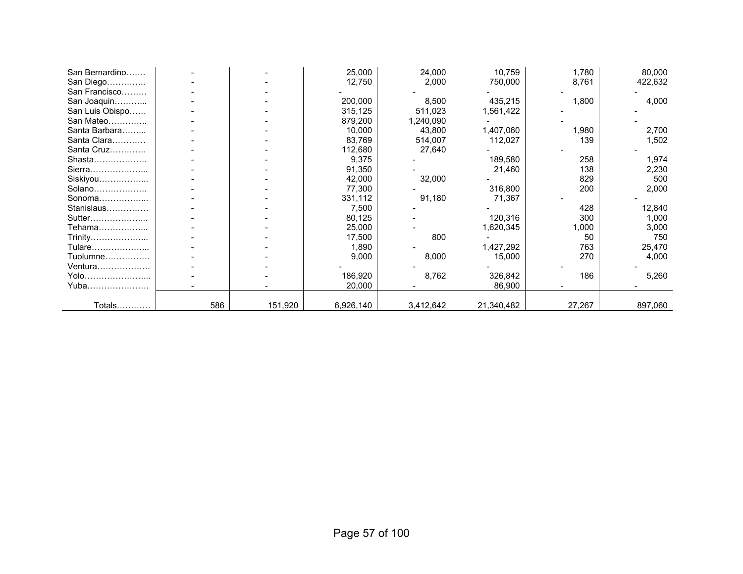| | | | | | | | |
|---|---|---|---|---|---|---|---|
| San Bernardino……. | - | - | 25,000 | 24,000 | 10,759 | 1,780 | 80,000 |
| San Diego………….. | - | - | 12,750 | 2,000 | 750,000 | 8,761 | 422,632 |
| San Francisco……… | - | - | - | - | - | - | - |
| San Joaquin………... | - | - | 200,000 | 8,500 | 435,215 | 1,800 | 4,000 |
| San Luis Obispo…… | - | - | 315,125 | 511,023 | 1,561,422 | - | - |
| San Mateo………….. | - | - | 879,200 | 1,240,090 | - | - | - |
| Santa Barbara……... | - | - | 10,000 | 43,800 | 1,407,060 | 1,980 | 2,700 |
| Santa Clara………… | - | - | 83,769 | 514,007 | 112,027 | 139 | 1,502 |
| Santa Cruz………… | - | - | 112,680 | 27,640 | - | - | - |
| Shasta………………. | - | - | 9,375 | - | 189,580 | 258 | 1,974 |
| Sierra………………... | - | - | 91,350 | - | 21,460 | 138 | 2,230 |
| Siskiyou……………... | - | - | 42,000 | 32,000 | - | 829 | 500 |
| Solano………………. | - | - | 77,300 | - | 316,800 | 200 | 2,000 |
| Sonoma……………... | - | - | 331,112 | 91,180 | 71,367 | - | - |
| Stanislaus…………… | - | - | 7,500 | - | - | 428 | 12,840 |
| Sutter………………... | - | - | 80,125 | - | 120,316 | 300 | 1,000 |
| Tehama……………... | - | - | 25,000 | - | 1,620,345 | 1,000 | 3,000 |
| Trinity………………... | - | - | 17,500 | 800 | - | 50 | 750 |
| Tulare………………... | - | - | 1,890 | - | 1,427,292 | 763 | 25,470 |
| Tuolumne……………. | - | - | 9,000 | 8,000 | 15,000 | 270 | 4,000 |
| Ventura………………. | - | - | - | - | - | - | - |
| Yolo…………………... | - | - | 186,920 | 8,762 | 326,842 | 186 | 5,260 |
| Yuba…………………. | - | - | 20,000 | - | 86,900 | - | - |
| Totals………… | 586 | 151,920 | 6,926,140 | 3,412,642 | 21,340,482 | 27,267 | 897,060 |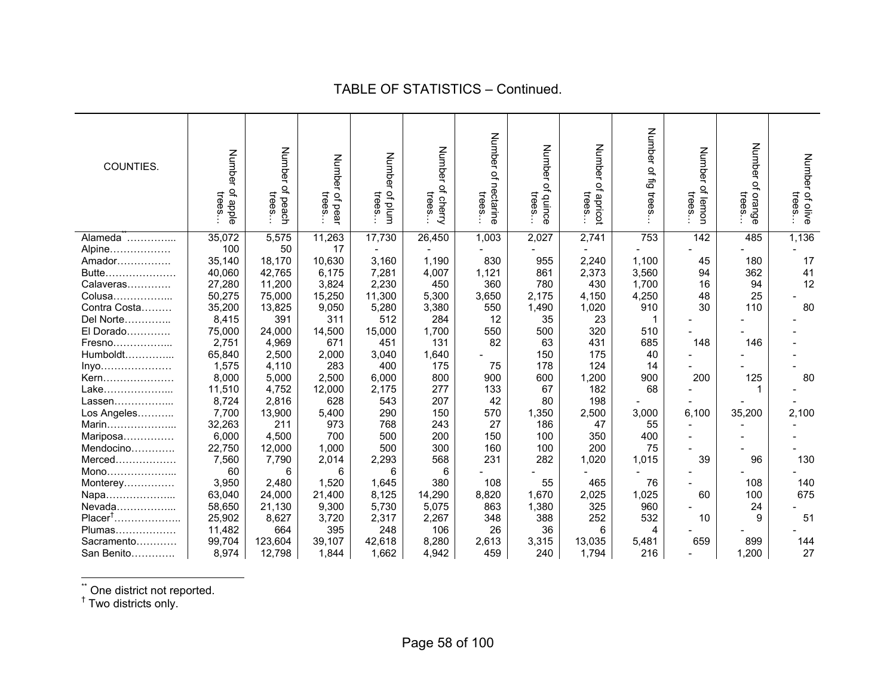## TABLE OF STATISTICS – Continued.

| COUNTIES. | Number of apple trees… | Number of peach trees… | Number of pear trees… | Number of plum trees… | Number of cherry trees… | Number of nectarine trees… | Number of quince trees… | Number of apricot trees… | Number of fig trees… | Number of lemon trees… | Number of orange trees… | Number of olive trees… |
|---|---|---|---|---|---|---|---|---|---|---|---|---|
| Alameda[**] …………... | 35,072 | 5,575 | 11,263 | 17,730 | 26,450 | 1,003 | 2,027 | 2,741 | 753 | 142 | 485 | 1,136 |
| Alpine……………… | 100 | 50 | 17 | - | - | - | - | - | - | - | - | - |
| Amador……………. | 35,140 | 18,170 | 10,630 | 3,160 | 1,190 | 830 | 955 | 2,240 | 1,100 | 45 | 180 | 17 |
| Butte………………… | 40,060 | 42,765 | 6,175 | 7,281 | 4,007 | 1,121 | 861 | 2,373 | 3,560 | 94 | 362 | 41 |
| Calaveras…………. | 27,280 | 11,200 | 3,824 | 2,230 | 450 | 360 | 780 | 430 | 1,700 | 16 | 94 | 12 |
| Colusa……………... | 50,275 | 75,000 | 15,250 | 11,300 | 5,300 | 3,650 | 2,175 | 4,150 | 4,250 | 48 | 25 | - |
| Contra Costa……… | 35,200 | 13,825 | 9,050 | 5,280 | 3,380 | 550 | 1,490 | 1,020 | 910 | 30 | 110 | 80 |
| Del Norte………….. | 8,415 | 391 | 311 | 512 | 284 | 12 | 35 | 23 | 1 | - | - | - |
| El Dorado…………. | 75,000 | 24,000 | 14,500 | 15,000 | 1,700 | 550 | 500 | 320 | 510 | - | - | - |
| Fresno……………... | 2,751 | 4,969 | 671 | 451 | 131 | 82 | 63 | 431 | 685 | 148 | 146 | - |
| Humboldt…………... | 65,840 | 2,500 | 2,000 | 3,040 | 1,640 | - | 150 | 175 | 40 | - | - | - |
| Inyo………………… | 1,575 | 4,110 | 283 | 400 | 175 | 75 | 178 | 124 | 14 | - | - | - |
| Kern………………… | 8,000 | 5,000 | 2,500 | 6,000 | 800 | 900 | 600 | 1,200 | 900 | 200 | 125 | 80 |
| Lake………………... | 11,510 | 4,752 | 12,000 | 2,175 | 277 | 133 | 67 | 182 | 68 | - | 1 | - |
| Lassen……………... | 8,724 | 2,816 | 628 | 543 | 207 | 42 | 80 | 198 | - | - | - | - |
| Los Angeles……….. | 7,700 | 13,900 | 5,400 | 290 | 150 | 570 | 1,350 | 2,500 | 3,000 | 6,100 | 35,200 | 2,100 |
| Marin………………... | 32,263 | 211 | 973 | 768 | 243 | 27 | 186 | 47 | 55 | - | - | - |
| Mariposa…………… | 6,000 | 4,500 | 700 | 500 | 200 | 150 | 100 | 350 | 400 | - | - | - |
| Mendocino…………. | 22,750 | 12,000 | 1,000 | 500 | 300 | 160 | 100 | 200 | 75 | - | - | - |
| Merced……………… | 7,560 | 7,790 | 2,014 | 2,293 | 568 | 231 | 282 | 1,020 | 1,015 | 39 | 96 | 130 |
| Mono………………... | 60 | 6 | 6 | 6 | 6 | - | - | - | - | - | - | - |
| Monterey…………… | 3,950 | 2,480 | 1,520 | 1,645 | 380 | 108 | 55 | 465 | 76 | - | 108 | 140 |
| Napa………………... | 63,040 | 24,000 | 21,400 | 8,125 | 14,290 | 8,820 | 1,670 | 2,025 | 1,025 | 60 | 100 | 675 |
| Nevada……………... | 58,650 | 21,130 | 9,300 | 5,730 | 5,075 | 863 | 1,380 | 325 | 960 | - | 24 | - |
| Placer[†]……………….. | 25,902 | 8,627 | 3,720 | 2,317 | 2,267 | 348 | 388 | 252 | 532 | 10 | 9 | 51 |
| Plumas……………… | 11,482 | 664 | 395 | 248 | 106 | 26 | 36 | 6 | 4 | - | - | - |
| Sacramento………… | 99,704 | 123,604 | 39,107 | 42,618 | 8,280 | 2,613 | 3,315 | 13,035 | 5,481 | 659 | 899 | 144 |
| San Benito…………. | 8,974 | 12,798 | 1,844 | 1,662 | 4,942 | 459 | 240 | 1,794 | 216 | - | 1,200 | 27 |

[**] One district not reported.
[†] Two districts only.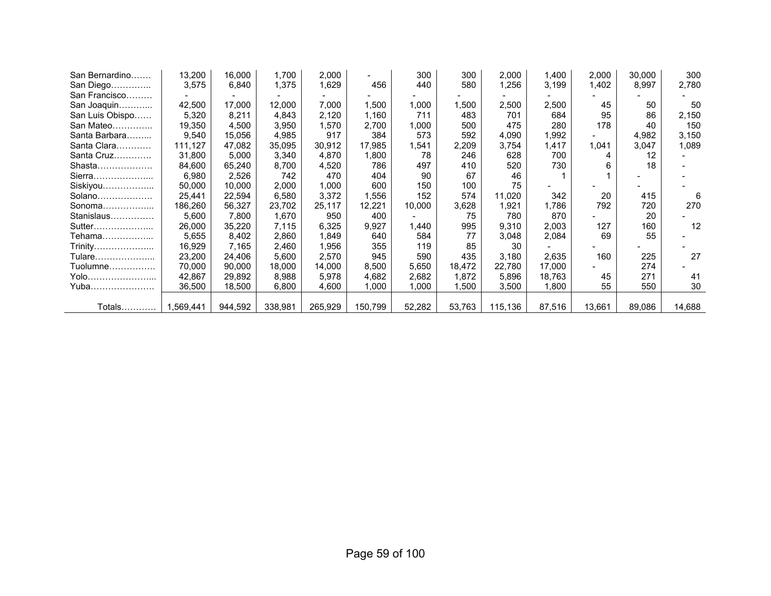| | | | | | | | | | | | | |
|---|---|---|---|---|---|---|---|---|---|---|---|---|
| San Bernardino……. | 13,200 | 16,000 | 1,700 | 2,000 | - | 300 | 300 | 2,000 | 1,400 | 2,000 | 30,000 | 300 |
| San Diego………….. | 3,575 | 6,840 | 1,375 | 1,629 | 456 | 440 | 580 | 1,256 | 3,199 | 1,402 | 8,997 | 2,780 |
| San Francisco……… | - | - | - | - | - | - | - | - | - | - | - | - |
| San Joaquin………... | 42,500 | 17,000 | 12,000 | 7,000 | 1,500 | 1,000 | 1,500 | 2,500 | 2,500 | 45 | 50 | 50 |
| San Luis Obispo…… | 5,320 | 8,211 | 4,843 | 2,120 | 1,160 | 711 | 483 | 701 | 684 | 95 | 86 | 2,150 |
| San Mateo………….. | 19,350 | 4,500 | 3,950 | 1,570 | 2,700 | 1,000 | 500 | 475 | 280 | 178 | 40 | 150 |
| Santa Barbara……... | 9,540 | 15,056 | 4,985 | 917 | 384 | 573 | 592 | 4,090 | 1,992 | - | 4,982 | 3,150 |
| Santa Clara………… | 111,127 | 47,082 | 35,095 | 30,912 | 17,985 | 1,541 | 2,209 | 3,754 | 1,417 | 1,041 | 3,047 | 1,089 |
| Santa Cruz…………. | 31,800 | 5,000 | 3,340 | 4,870 | 1,800 | 78 | 246 | 628 | 700 | 4 | 12 | - |
| Shasta………………. | 84,600 | 65,240 | 8,700 | 4,520 | 786 | 497 | 410 | 520 | 730 | 6 | 18 | - |
| Sierra………………... | 6,980 | 2,526 | 742 | 470 | 404 | 90 | 67 | 46 | 1 | 1 | - | - |
| Siskiyou……………... | 50,000 | 10,000 | 2,000 | 1,000 | 600 | 150 | 100 | 75 | - | - | - | - |
| Solano………………. | 25,441 | 22,594 | 6,580 | 3,372 | 1,556 | 152 | 574 | 11,020 | 342 | 20 | 415 | 6 |
| Sonoma……………... | 186,260 | 56,327 | 23,702 | 25,117 | 12,221 | 10,000 | 3,628 | 1,921 | 1,786 | 792 | 720 | 270 |
| Stanislaus…………… | 5,600 | 7,800 | 1,670 | 950 | 400 | - | 75 | 780 | 870 | - | 20 | - |
| Sutter………………... | 26,000 | 35,220 | 7,115 | 6,325 | 9,927 | 1,440 | 995 | 9,310 | 2,003 | 127 | 160 | 12 |
| Tehama……………... | 5,655 | 8,402 | 2,860 | 1,849 | 640 | 584 | 77 | 3,048 | 2,084 | 69 | 55 | - |
| Trinity………………... | 16,929 | 7,165 | 2,460 | 1,956 | 355 | 119 | 85 | 30 | - | - | - | - |
| Tulare………………... | 23,200 | 24,406 | 5,600 | 2,570 | 945 | 590 | 435 | 3,180 | 2,635 | 160 | 225 | 27 |
| Tuolumne……………. | 70,000 | 90,000 | 18,000 | 14,000 | 8,500 | 5,650 | 18,472 | 22,780 | 17,000 | - | 274 | - |
| Yolo…………………... | 42,867 | 29,892 | 8,988 | 5,978 | 4,682 | 2,682 | 1,872 | 5,896 | 18,763 | 45 | 271 | 41 |
| Yuba…………………. | 36,500 | 18,500 | 6,800 | 4,600 | 1,000 | 1,000 | 1,500 | 3,500 | 1,800 | 55 | 550 | 30 |
| Totals………… | 1,569,441 | 944,592 | 338,981 | 265,929 | 150,799 | 52,282 | 53,763 | 115,136 | 87,516 | 13,661 | 89,086 | 14,688 |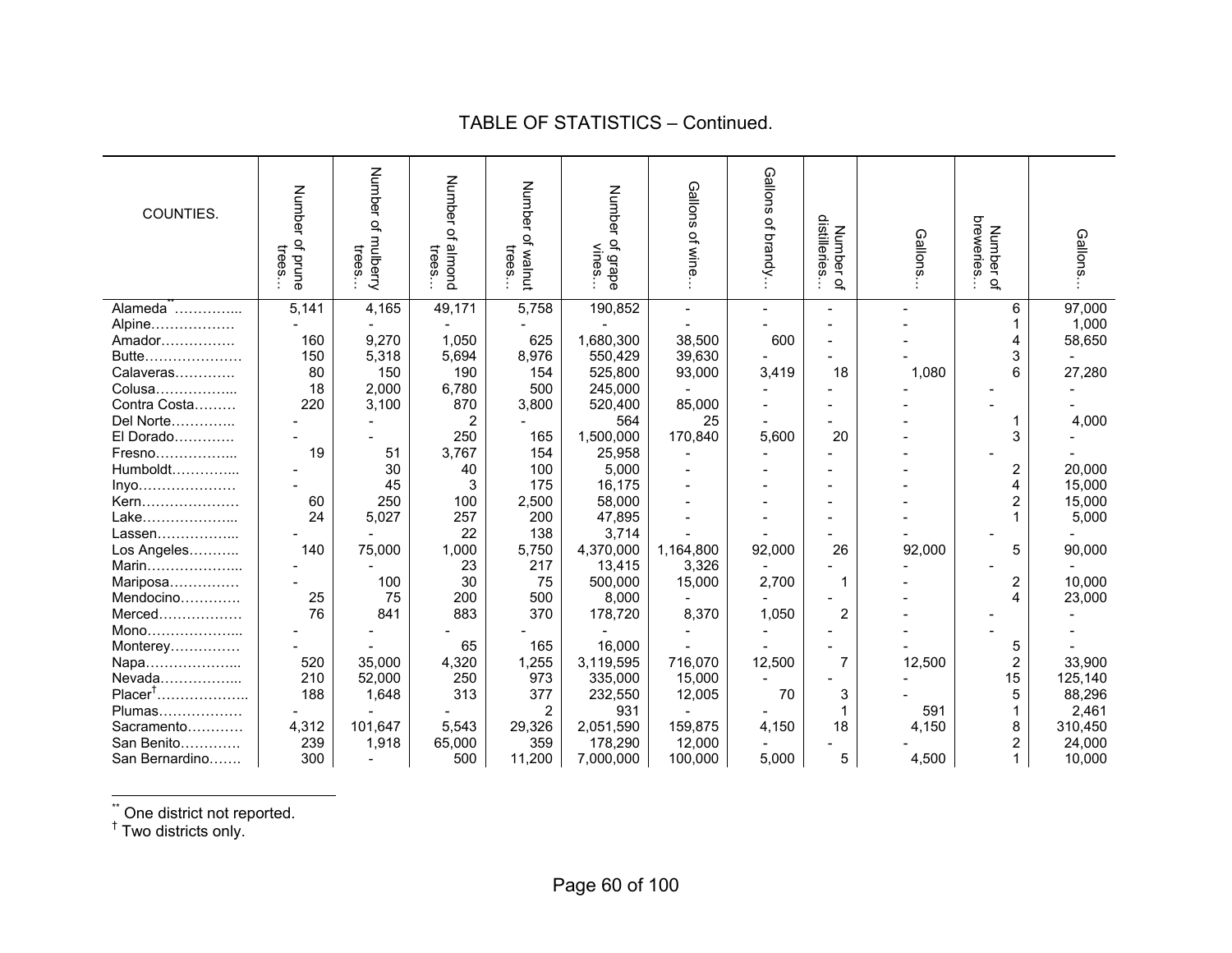## TABLE OF STATISTICS – Continued.

| COUNTIES. | Number of prune trees… | Number of mulberry trees… | Number of almond trees… | Number of walnut trees… | Number of grape vines… | Gallons of wine… | Gallons of brandy… | Number of distilleries… | Gallons… | Number of breweries… | Gallons… |
|---|---|---|---|---|---|---|---|---|---|---|---|
| Alameda[**]………….. | 5,141 | 4,165 | 49,171 | 5,758 | 190,852 | - | - | - | - | 6 | 97,000 |
| Alpine……………… | - | - | - | - | - | - | - | - | - | 1 | 1,000 |
| Amador……………. | 160 | 9,270 | 1,050 | 625 | 1,680,300 | 38,500 | 600 | - | - | 4 | 58,650 |
| Butte………………… | 150 | 5,318 | 5,694 | 8,976 | 550,429 | 39,630 | - | - | - | 3 | - |
| Calaveras…………. | 80 | 150 | 190 | 154 | 525,800 | 93,000 | 3,419 | 18 | 1,080 | 6 | 27,280 |
| Colusa……………... | 18 | 2,000 | 6,780 | 500 | 245,000 | - | - | - | - | - | - |
| Contra Costa……… | 220 | 3,100 | 870 | 3,800 | 520,400 | 85,000 | - | - | - | - | - |
| Del Norte………….. | - | - | 2 | - | 564 | 25 | - | - | - | 1 | 4,000 |
| El Dorado…………. | - | - | 250 | 165 | 1,500,000 | 170,840 | 5,600 | 20 | - | 3 | - |
| Fresno……………... | 19 | 51 | 3,767 | 154 | 25,958 | - | - | - | - | - | - |
| Humboldt…………... | - | 30 | 40 | 100 | 5,000 | - | - | - | - | 2 | 20,000 |
| Inyo………………… | - | 45 | 3 | 175 | 16,175 | - | - | - | - | 4 | 15,000 |
| Kern………………… | 60 | 250 | 100 | 2,500 | 58,000 | - | - | - | - | 2 | 15,000 |
| Lake………………... | 24 | 5,027 | 257 | 200 | 47,895 | - | - | - | - | 1 | 5,000 |
| Lassen……………... | - | - | 22 | 138 | 3,714 | - | - | - | - | - | - |
| Los Angeles……….. | 140 | 75,000 | 1,000 | 5,750 | 4,370,000 | 1,164,800 | 92,000 | 26 | 92,000 | 5 | 90,000 |
| Marin………………... | - | - | 23 | 217 | 13,415 | 3,326 | - | - | - | - | - |
| Mariposa…………… | - | 100 | 30 | 75 | 500,000 | 15,000 | 2,700 | 1 | - | 2 | 10,000 |
| Mendocino…………. | 25 | 75 | 200 | 500 | 8,000 | - | - | - | - | 4 | 23,000 |
| Merced……………… | 76 | 841 | 883 | 370 | 178,720 | 8,370 | 1,050 | 2 | - | - | - |
| Mono………………... | - | - | - | - | - | - | - | - | - | - | - |
| Monterey…………… | - | - | 65 | 165 | 16,000 | - | - | - | - | 5 | - |
| Napa………………... | 520 | 35,000 | 4,320 | 1,255 | 3,119,595 | 716,070 | 12,500 | 7 | 12,500 | 2 | 33,900 |
| Nevada……………... | 210 | 52,000 | 250 | 973 | 335,000 | 15,000 | - | - | - | 15 | 125,140 |
| Placer[†]……………….. | 188 | 1,648 | 313 | 377 | 232,550 | 12,005 | 70 | 3 | - | 5 | 88,296 |
| Plumas……………… | - | - | - | 2 | 931 | - | - | 1 | 591 | 1 | 2,461 |
| Sacramento………… | 4,312 | 101,647 | 5,543 | 29,326 | 2,051,590 | 159,875 | 4,150 | 18 | 4,150 | 8 | 310,450 |
| San Benito…………. | 239 | 1,918 | 65,000 | 359 | 178,290 | 12,000 | - | - | - | 2 | 24,000 |
| San Bernardino……. | 300 | - | 500 | 11,200 | 7,000,000 | 100,000 | 5,000 | 5 | 4,500 | 1 | 10,000 |

[**] One district not reported.
[†] Two districts only.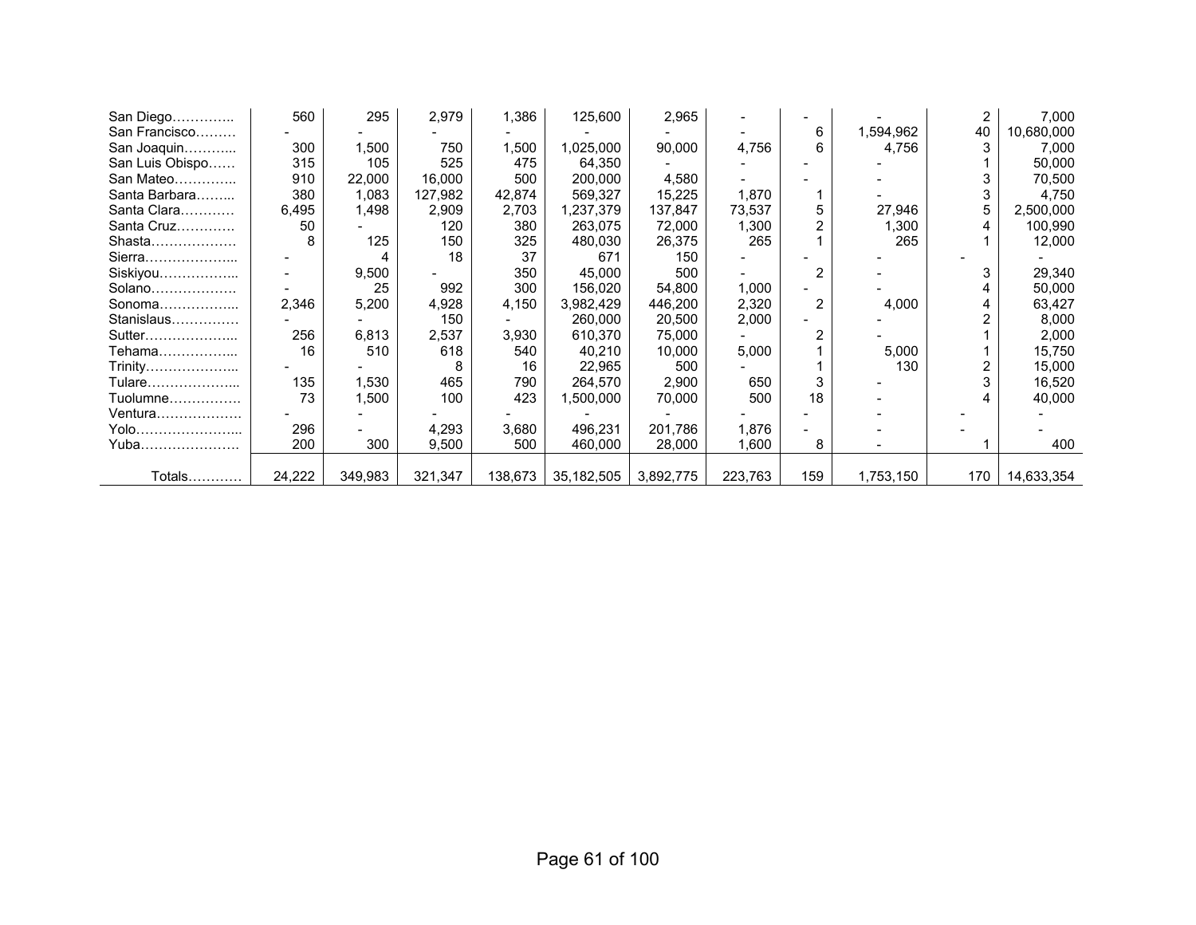| | | | | | | | | | | |
|---|---|---|---|---|---|---|---|---|---|---|
| San Diego………….. | 560 | 295 | 2,979 | 1,386 | 125,600 | 2,965 | - | - | - | 2 | 7,000 |
| San Francisco……… | - | - | - | - | - | - | - | 6 | 1,594,962 | 40 | 10,680,000 |
| San Joaquin……….. | 300 | 1,500 | 750 | 1,500 | 1,025,000 | 90,000 | 4,756 | 6 | 4,756 | 3 | 7,000 |
| San Luis Obispo…… | 315 | 105 | 525 | 475 | 64,350 | - | - | - | - | 1 | 50,000 |
| San Mateo………….. | 910 | 22,000 | 16,000 | 500 | 200,000 | 4,580 | - | - | - | 3 | 70,500 |
| Santa Barbara……... | 380 | 1,083 | 127,982 | 42,874 | 569,327 | 15,225 | 1,870 | 1 | - | 3 | 4,750 |
| Santa Clara………… | 6,495 | 1,498 | 2,909 | 2,703 | 1,237,379 | 137,847 | 73,537 | 5 | 27,946 | 5 | 2,500,000 |
| Santa Cruz………… | 50 | - | 120 | 380 | 263,075 | 72,000 | 1,300 | 2 | 1,300 | 4 | 100,990 |
| Shasta………………. | 8 | 125 | 150 | 325 | 480,030 | 26,375 | 265 | 1 | 265 | 1 | 12,000 |
| Sierra………………... | - | 4 | 18 | 37 | 671 | 150 | - | - | - | - | - |
| Siskiyou……………... | - | 9,500 | - | 350 | 45,000 | 500 | - | 2 | - | 3 | 29,340 |
| Solano………………. | - | 25 | 992 | 300 | 156,020 | 54,800 | 1,000 | - | - | 4 | 50,000 |
| Sonoma……………... | 2,346 | 5,200 | 4,928 | 4,150 | 3,982,429 | 446,200 | 2,320 | 2 | 4,000 | 4 | 63,427 |
| Stanislaus…………… | - | - | 150 | - | 260,000 | 20,500 | 2,000 | - | - | 2 | 8,000 |
| Sutter………………... | 256 | 6,813 | 2,537 | 3,930 | 610,370 | 75,000 | - | 2 | - | 1 | 2,000 |
| Tehama……………... | 16 | 510 | 618 | 540 | 40,210 | 10,000 | 5,000 | 1 | 5,000 | 1 | 15,750 |
| Trinity………………... | - | - | 8 | 16 | 22,965 | 500 | - | 1 | 130 | 2 | 15,000 |
| Tulare………………... | 135 | 1,530 | 465 | 790 | 264,570 | 2,900 | 650 | 3 | - | 3 | 16,520 |
| Tuolumne……………. | 73 | 1,500 | 100 | 423 | 1,500,000 | 70,000 | 500 | 18 | - | 4 | 40,000 |
| Ventura………………. | - | - | - | - | - | - | - | - | - | - | - |
| Yolo…………………... | 296 | - | 4,293 | 3,680 | 496,231 | 201,786 | 1,876 | - | - | - | - |
| Yuba…………………. | 200 | 300 | 9,500 | 500 | 460,000 | 28,000 | 1,600 | 8 | - | 1 | 400 |
| Totals………… | 24,222 | 349,983 | 321,347 | 138,673 | 35,182,505 | 3,892,775 | 223,763 | 159 | 1,753,150 | 170 | 14,633,354 |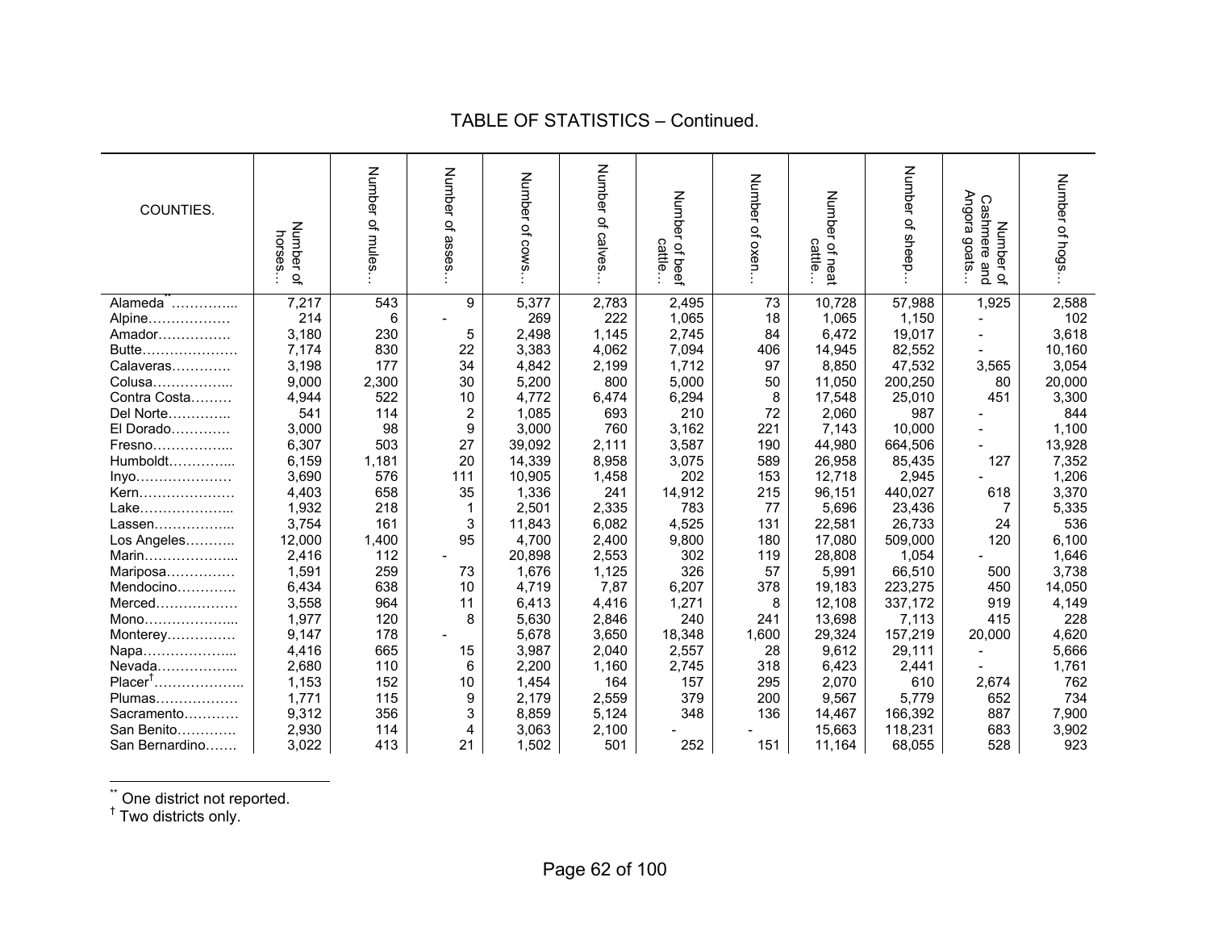# TABLE OF STATISTICS – Continued.

| COUNTIES. | Number of horses… | Number of mules… | Number of asses… | Number of cows… | Number of calves… | Number of beef cattle… | Number of oxen… | Number of neat cattle… | Number of sheep… | Number of Cashmere and Angora goats… | Number of hogs… |
|---|---|---|---|---|---|---|---|---|---|---|---|
| Alameda[**] ………….. | 7,217 | 543 | 9 | 5,377 | 2,783 | 2,495 | 73 | 10,728 | 57,988 | 1,925 | 2,588 |
| Alpine……………… | 214 | 6 | - | 269 | 222 | 1,065 | 18 | 1,065 | 1,150 | - | 102 |
| Amador……………. | 3,180 | 230 | 5 | 2,498 | 1,145 | 2,745 | 84 | 6,472 | 19,017 | - | 3,618 |
| Butte………………… | 7,174 | 830 | 22 | 3,383 | 4,062 | 7,094 | 406 | 14,945 | 82,552 | - | 10,160 |
| Calaveras…………. | 3,198 | 177 | 34 | 4,842 | 2,199 | 1,712 | 97 | 8,850 | 47,532 | 3,565 | 3,054 |
| Colusa…………….. | 9,000 | 2,300 | 30 | 5,200 | 800 | 5,000 | 50 | 11,050 | 200,250 | 80 | 20,000 |
| Contra Costa……… | 4,944 | 522 | 10 | 4,772 | 6,474 | 6,294 | 8 | 17,548 | 25,010 | 451 | 3,300 |
| Del Norte………….. | 541 | 114 | 2 | 1,085 | 693 | 210 | 72 | 2,060 | 987 | - | 844 |
| El Dorado…………. | 3,000 | 98 | 9 | 3,000 | 760 | 3,162 | 221 | 7,143 | 10,000 | - | 1,100 |
| Fresno…………….. | 6,307 | 503 | 27 | 39,092 | 2,111 | 3,587 | 190 | 44,980 | 664,506 | - | 13,928 |
| Humboldt………….. | 6,159 | 1,181 | 20 | 14,339 | 8,958 | 3,075 | 589 | 26,958 | 85,435 | 127 | 7,352 |
| Inyo………………… | 3,690 | 576 | 111 | 10,905 | 1,458 | 202 | 153 | 12,718 | 2,945 | - | 1,206 |
| Kern………………… | 4,403 | 658 | 35 | 1,336 | 241 | 14,912 | 215 | 96,151 | 440,027 | 618 | 3,370 |
| Lake……………….. | 1,932 | 218 | 1 | 2,501 | 2,335 | 783 | 77 | 5,696 | 23,436 | 7 | 5,335 |
| Lassen…………….. | 3,754 | 161 | 3 | 11,843 | 6,082 | 4,525 | 131 | 22,581 | 26,733 | 24 | 536 |
| Los Angeles……….. | 12,000 | 1,400 | 95 | 4,700 | 2,400 | 9,800 | 180 | 17,080 | 509,000 | 120 | 6,100 |
| Marin……………….. | 2,416 | 112 | - | 20,898 | 2,553 | 302 | 119 | 28,808 | 1,054 | - | 1,646 |
| Mariposa…………… | 1,591 | 259 | 73 | 1,676 | 1,125 | 326 | 57 | 5,991 | 66,510 | 500 | 3,738 |
| Mendocino…………. | 6,434 | 638 | 10 | 4,719 | 7,87 | 6,207 | 378 | 19,183 | 223,275 | 450 | 14,050 |
| Merced……………… | 3,558 | 964 | 11 | 6,413 | 4,416 | 1,271 | 8 | 12,108 | 337,172 | 919 | 4,149 |
| Mono……………….. | 1,977 | 120 | 8 | 5,630 | 2,846 | 240 | 241 | 13,698 | 7,113 | 415 | 228 |
| Monterey…………… | 9,147 | 178 | - | 5,678 | 3,650 | 18,348 | 1,600 | 29,324 | 157,219 | 20,000 | 4,620 |
| Napa……………….. | 4,416 | 665 | 15 | 3,987 | 2,040 | 2,557 | 28 | 9,612 | 29,111 | - | 5,666 |
| Nevada…………….. | 2,680 | 110 | 6 | 2,200 | 1,160 | 2,745 | 318 | 6,423 | 2,441 | - | 1,761 |
| Placer[†]……………….. | 1,153 | 152 | 10 | 1,454 | 164 | 157 | 295 | 2,070 | 610 | 2,674 | 762 |
| Plumas……………… | 1,771 | 115 | 9 | 2,179 | 2,559 | 379 | 200 | 9,567 | 5,779 | 652 | 734 |
| Sacramento………… | 9,312 | 356 | 3 | 8,859 | 5,124 | 348 | 136 | 14,467 | 166,392 | 887 | 7,900 |
| San Benito…………. | 2,930 | 114 | 4 | 3,063 | 2,100 | - | - | 15,663 | 118,231 | 683 | 3,902 |
| San Bernardino……. | 3,022 | 413 | 21 | 1,502 | 501 | 252 | 151 | 11,164 | 68,055 | 528 | 923 |

[**] One district not reported.
[†] Two districts only.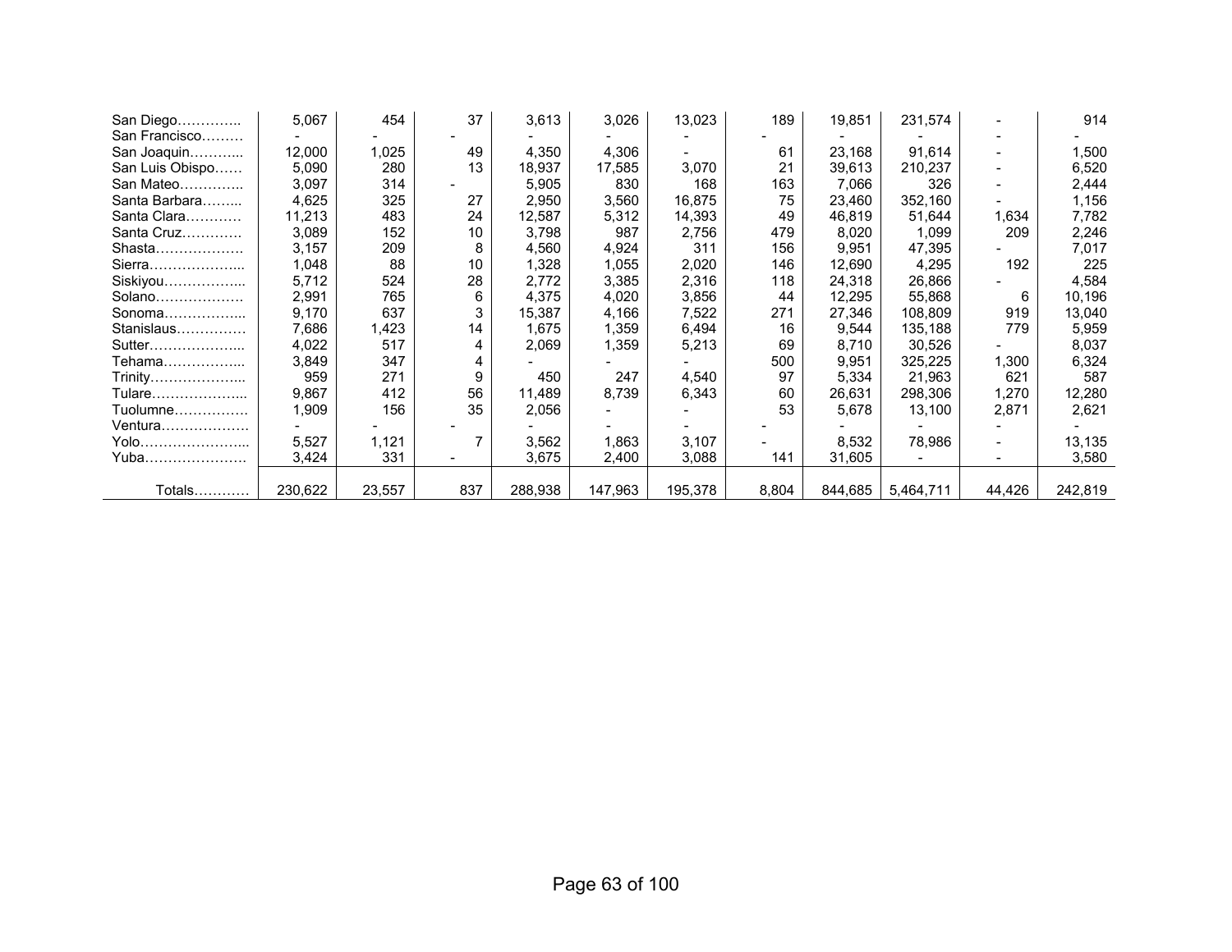| | | | | | | | | | | | |
|---|---|---|---|---|---|---|---|---|---|---|---|
| San Diego………….. | 5,067 | 454 | 37 | 3,613 | 3,026 | 13,023 | 189 | 19,851 | 231,574 | - | 914 |
| San Francisco……… | - | - | - | - | - | - | - | - | - | - | - |
| San Joaquin………... | 12,000 | 1,025 | 49 | 4,350 | 4,306 | - | 61 | 23,168 | 91,614 | - | 1,500 |
| San Luis Obispo…… | 5,090 | 280 | 13 | 18,937 | 17,585 | 3,070 | 21 | 39,613 | 210,237 | - | 6,520 |
| San Mateo………….. | 3,097 | 314 | - | 5,905 | 830 | 168 | 163 | 7,066 | 326 | - | 2,444 |
| Santa Barbara……... | 4,625 | 325 | 27 | 2,950 | 3,560 | 16,875 | 75 | 23,460 | 352,160 | - | 1,156 |
| Santa Clara………… | 11,213 | 483 | 24 | 12,587 | 5,312 | 14,393 | 49 | 46,819 | 51,644 | 1,634 | 7,782 |
| Santa Cruz…………. | 3,089 | 152 | 10 | 3,798 | 987 | 2,756 | 479 | 8,020 | 1,099 | 209 | 2,246 |
| Shasta………………. | 3,157 | 209 | 8 | 4,560 | 4,924 | 311 | 156 | 9,951 | 47,395 | - | 7,017 |
| Sierra………………... | 1,048 | 88 | 10 | 1,328 | 1,055 | 2,020 | 146 | 12,690 | 4,295 | 192 | 225 |
| Siskiyou……………... | 5,712 | 524 | 28 | 2,772 | 3,385 | 2,316 | 118 | 24,318 | 26,866 | - | 4,584 |
| Solano………………. | 2,991 | 765 | 6 | 4,375 | 4,020 | 3,856 | 44 | 12,295 | 55,868 | 6 | 10,196 |
| Sonoma……………... | 9,170 | 637 | 3 | 15,387 | 4,166 | 7,522 | 271 | 27,346 | 108,809 | 919 | 13,040 |
| Stanislaus…………… | 7,686 | 1,423 | 14 | 1,675 | 1,359 | 6,494 | 16 | 9,544 | 135,188 | 779 | 5,959 |
| Sutter………………... | 4,022 | 517 | 4 | 2,069 | 1,359 | 5,213 | 69 | 8,710 | 30,526 | - | 8,037 |
| Tehama……………... | 3,849 | 347 | 4 | - | - | - | 500 | 9,951 | 325,225 | 1,300 | 6,324 |
| Trinity………………... | 959 | 271 | 9 | 450 | 247 | 4,540 | 97 | 5,334 | 21,963 | 621 | 587 |
| Tulare………………... | 9,867 | 412 | 56 | 11,489 | 8,739 | 6,343 | 60 | 26,631 | 298,306 | 1,270 | 12,280 |
| Tuolumne……………. | 1,909 | 156 | 35 | 2,056 | - | - | 53 | 5,678 | 13,100 | 2,871 | 2,621 |
| Ventura………………. | - | - | - | - | - | - | - | - | - | - | - |
| Yolo…………………... | 5,527 | 1,121 | 7 | 3,562 | 1,863 | 3,107 | - | 8,532 | 78,986 | - | 13,135 |
| Yuba…………………. | 3,424 | 331 | - | 3,675 | 2,400 | 3,088 | 141 | 31,605 | - | - | 3,580 |
| Totals………… | 230,622 | 23,557 | 837 | 288,938 | 147,963 | 195,378 | 8,804 | 844,685 | 5,464,711 | 44,426 | 242,819 |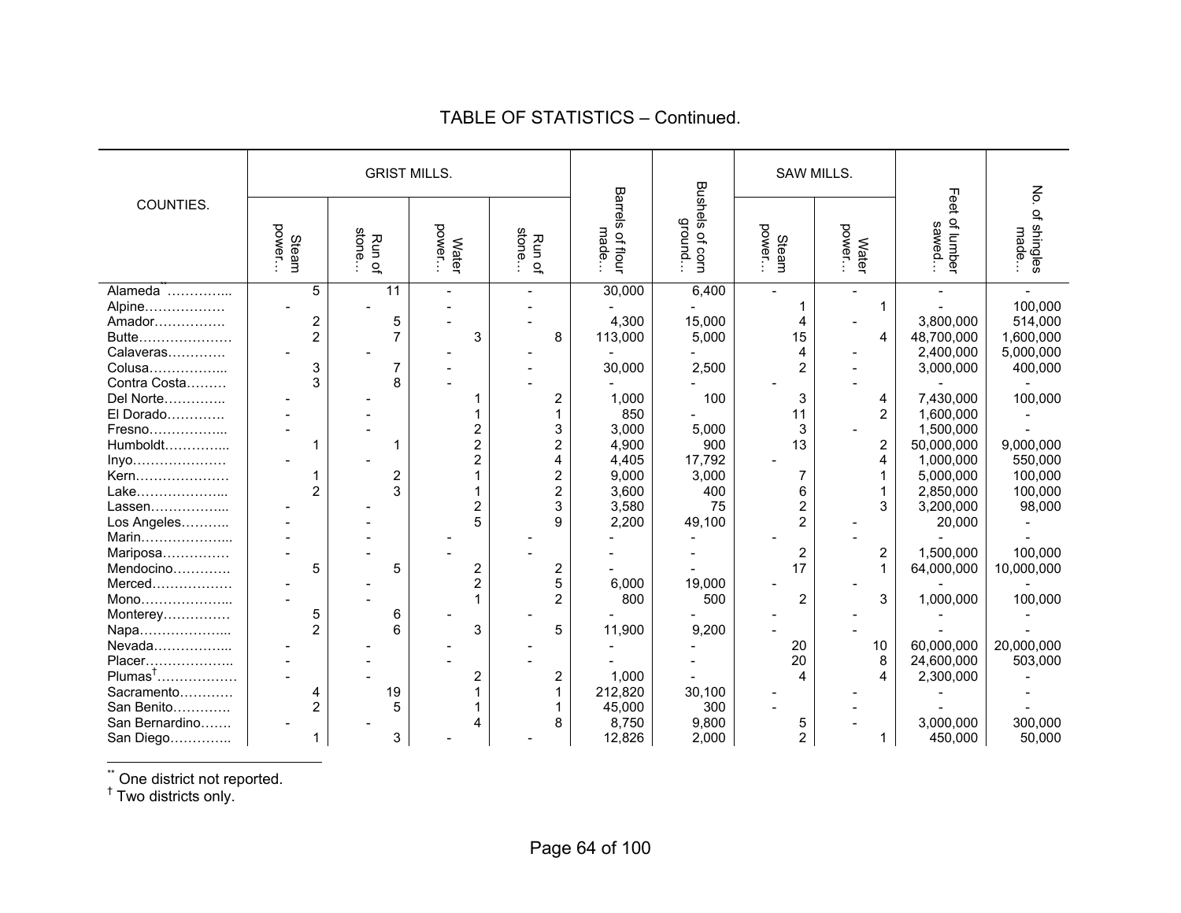## TABLE OF STATISTICS – Continued.

| COUNTIES. | GRIST MILLS. | | | | Barrels of flour made… | Bushels of corn ground… | SAW MILLS. | | Feet of lumber sawed… | No. of shingles made… |
|---|---|---|---|---|---|---|---|---|---|---|
| | Steam power… | Run of stone… | Water power… | Run of stone… | | | Steam power… | Water power… | | |
| Alameda[**] ………….. | 5 | 11 | - | - | 30,000 | 6,400 | - | - | - | - |
| Alpine……………… | - | - | - | - | - | - | 1 | 1 | - | 100,000 |
| Amador……………. | 2 | 5 | - | - | 4,300 | 15,000 | 4 | - | 3,800,000 | 514,000 |
| Butte………………… | 2 | 7 | 3 | 8 | 113,000 | 5,000 | 15 | 4 | 48,700,000 | 1,600,000 |
| Calaveras………… | - | - | - | - | - | - | 4 | - | 2,400,000 | 5,000,000 |
| Colusa…………….. | 3 | 7 | - | - | 30,000 | 2,500 | 2 | - | 3,000,000 | 400,000 |
| Contra Costa……… | 3 | 8 | - | - | - | - | - | - | - | - |
| Del Norte………….. | - | - | 1 | 2 | 1,000 | 100 | 3 | 4 | 7,430,000 | 100,000 |
| El Dorado………… | - | - | 1 | 1 | 850 | - | 11 | 2 | 1,600,000 | - |
| Fresno…………….. | - | - | 2 | 3 | 3,000 | 5,000 | 3 | - | 1,500,000 | - |
| Humboldt………….. | 1 | 1 | 2 | 2 | 4,900 | 900 | 13 | 2 | 50,000,000 | 9,000,000 |
| Inyo………………… | - | - | 2 | 4 | 4,405 | 17,792 | - | 4 | 1,000,000 | 550,000 |
| Kern………………… | 1 | 2 | 1 | 2 | 9,000 | 3,000 | 7 | 1 | 5,000,000 | 100,000 |
| Lake……………….. | 2 | 3 | 1 | 2 | 3,600 | 400 | 6 | 1 | 2,850,000 | 100,000 |
| Lassen…………….. | - | - | 2 | 3 | 3,580 | 75 | 2 | 3 | 3,200,000 | 98,000 |
| Los Angeles……….. | - | - | 5 | 9 | 2,200 | 49,100 | 2 | - | 20,000 | - |
| Marin……………….. | - | - | - | - | - | - | - | - | - | - |
| Mariposa…………… | - | - | - | - | - | - | 2 | 2 | 1,500,000 | 100,000 |
| Mendocino…………. | 5 | 5 | 2 | 2 | - | - | 17 | 1 | 64,000,000 | 10,000,000 |
| Merced……………… | - | - | 2 | 5 | 6,000 | 19,000 | - | - | - | - |
| Mono……………….. | - | - | 1 | 2 | 800 | 500 | 2 | 3 | 1,000,000 | 100,000 |
| Monterey…………… | 5 | 6 | - | - | - | - | - | - | - | - |
| Napa……………….. | 2 | 6 | 3 | 5 | 11,900 | 9,200 | - | - | - | - |
| Nevada…………….. | - | - | - | - | - | - | 20 | 10 | 60,000,000 | 20,000,000 |
| Placer……………….. | - | - | - | - | - | - | 20 | 8 | 24,600,000 | 503,000 |
| Plumas[†]……………… | - | - | 2 | 2 | 1,000 | - | 4 | 4 | 2,300,000 | - |
| Sacramento………… | 4 | 19 | 1 | 1 | 212,820 | 30,100 | - | - | - | - |
| San Benito…………. | 2 | 5 | 1 | 1 | 45,000 | 300 | - | - | - | - |
| San Bernardino……. | - | - | 4 | 8 | 8,750 | 9,800 | 5 | - | 3,000,000 | 300,000 |
| San Diego………….. | 1 | 3 | - | - | 12,826 | 2,000 | 2 | 1 | 450,000 | 50,000 |

[**] One district not reported.
[†] Two districts only.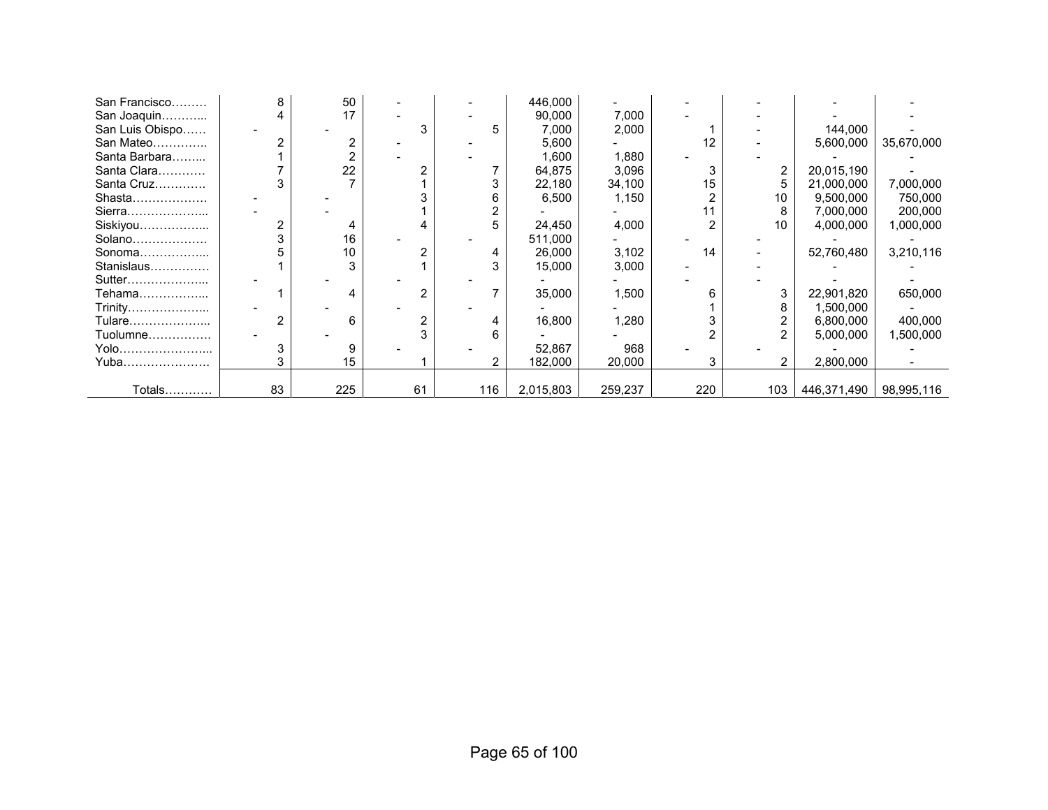| | | | | | | | | | | |
|---|---|---|---|---|---|---|---|---|---|---|
| San Francisco……… | 8 | 50 | - | - | 446,000 | - | - | - | - | - |
| San Joaquin………... | 4 | 17 | - | - | 90,000 | 7,000 | - | - | - | - |
| San Luis Obispo…… | - | - | 3 | 5 | 7,000 | 2,000 | 1 | - | 144,000 | - |
| San Mateo………….. | 2 | 2 | - | - | 5,600 | - | 12 | - | 5,600,000 | 35,670,000 |
| Santa Barbara……... | 1 | 2 | - | - | 1,600 | 1,880 | - | - | - | - |
| Santa Clara………… | 7 | 22 | 2 | 7 | 64,875 | 3,096 | 3 | 2 | 20,015,190 | - |
| Santa Cruz…………. | 3 | 7 | 1 | 3 | 22,180 | 34,100 | 15 | 5 | 21,000,000 | 7,000,000 |
| Shasta………………. | - | - | 3 | 6 | 6,500 | 1,150 | 2 | 10 | 9,500,000 | 750,000 |
| Sierra………………... | - | - | 1 | 2 | - | - | 11 | 8 | 7,000,000 | 200,000 |
| Siskiyou……………... | 2 | 4 | 4 | 5 | 24,450 | 4,000 | 2 | 10 | 4,000,000 | 1,000,000 |
| Solano………………. | 3 | 16 | - | - | 511,000 | - | - | - | - | - |
| Sonoma……………... | 5 | 10 | 2 | 4 | 26,000 | 3,102 | 14 | - | 52,760,480 | 3,210,116 |
| Stanislaus…………… | 1 | 3 | 1 | 3 | 15,000 | 3,000 | - | - | - | - |
| Sutter………………... | - | - | - | - | - | - | - | - | - | - |
| Tehama……………... | 1 | 4 | 2 | 7 | 35,000 | 1,500 | 6 | 3 | 22,901,820 | 650,000 |
| Trinity………………... | - | - | - | - | - | - | 1 | 8 | 1,500,000 | - |
| Tulare………………... | 2 | 6 | 2 | 4 | 16,800 | 1,280 | 3 | 2 | 6,800,000 | 400,000 |
| Tuolumne……………. | - | - | 3 | 6 | - | - | 2 | 2 | 5,000,000 | 1,500,000 |
| Yolo…………………... | 3 | 9 | - | - | 52,867 | 968 | - | - | - | - |
| Yuba…………………. | 3 | 15 | 1 | 2 | 182,000 | 20,000 | 3 | 2 | 2,800,000 | - |
| Totals………… | 83 | 225 | 61 | 116 | 2,015,803 | 259,237 | 220 | 103 | 446,371,490 | 98,995,116 |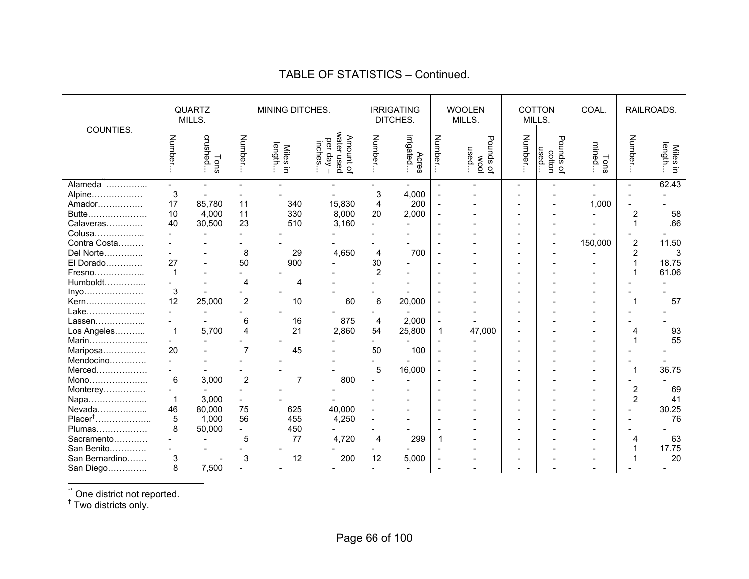## TABLE OF STATISTICS – Continued.

| COUNTIES. | QUARTZ MILLS. | | MINING DITCHES. | | | IRRIGATING DITCHES. | | WOOLEN MILLS. | | COTTON MILLS. | | COAL. | RAILROADS. | |
|---|---|---|---|---|---|---|---|---|---|---|---|---|---|---|
| | Number… | Tons crushed… | Number… | Miles in length… | Amount of water used per day – inches… | Number… | Acres irrigated… | Number… | Pounds of wool used… | Number… | Pounds of cotton used… | Tons mined… | Number… | Miles in length… |
| Alameda[**]… | - | - | - | - | - | - | - | - | - | - | - | - | - | 62.43 |
| Alpine… | 3 | - | - | - | - | 3 | 4,000 | - | - | - | - | - | - | - |
| Amador… | 17 | 85,780 | 11 | 340 | 15,830 | 4 | 200 | - | - | - | - | 1,000 | - | - |
| Butte… | 10 | 4,000 | 11 | 330 | 8,000 | 20 | 2,000 | - | - | - | - | - | 2 | 58 |
| Calaveras… | 40 | 30,500 | 23 | 510 | 3,160 | - | - | - | - | - | - | - | 1 | .66 |
| Colusa… | - | - | - | - | - | - | - | - | - | - | - | - | - | - |
| Contra Costa… | - | - | - | - | - | - | - | - | - | - | - | 150,000 | 2 | 11.50 |
| Del Norte… | - | - | 8 | 29 | 4,650 | 4 | 700 | - | - | - | - | - | 2 | 3 |
| El Dorado… | 27 | - | 50 | 900 | - | 30 | - | - | - | - | - | - | 1 | 18.75 |
| Fresno… | 1 | - | - | - | - | 2 | - | - | - | - | - | - | 1 | 61.06 |
| Humboldt… | - | - | 4 | 4 | - | - | - | - | - | - | - | - | - | - |
| Inyo… | 3 | - | - | - | - | - | - | - | - | - | - | - | - | - |
| Kern… | 12 | 25,000 | 2 | 10 | 60 | 6 | 20,000 | - | - | - | - | - | 1 | 57 |
| Lake… | - | - | - | - | - | - | - | - | - | - | - | - | - | - |
| Lassen… | - | - | 6 | 16 | 875 | 4 | 2,000 | - | - | - | - | - | - | - |
| Los Angeles… | 1 | 5,700 | 4 | 21 | 2,860 | 54 | 25,800 | 1 | 47,000 | - | - | - | 4 | 93 |
| Marin… | - | - | - | - | - | - | - | - | - | - | - | - | 1 | 55 |
| Mariposa… | 20 | - | 7 | 45 | - | 50 | 100 | - | - | - | - | - | - | - |
| Mendocino… | - | - | - | - | - | - | - | - | - | - | - | - | - | - |
| Merced… | - | - | - | - | - | 5 | 16,000 | - | - | - | - | - | 1 | 36.75 |
| Mono… | 6 | 3,000 | 2 | 7 | 800 | - | - | - | - | - | - | - | - | - |
| Monterey… | - | - | - | - | - | - | - | - | - | - | - | - | 2 | 69 |
| Napa… | 1 | 3,000 | - | - | - | - | - | - | - | - | - | - | 2 | 41 |
| Nevada… | 46 | 80,000 | 75 | 625 | 40,000 | - | - | - | - | - | - | - | - | 30.25 |
| Placer[†]… | 5 | 1,000 | 56 | 455 | 4,250 | - | - | - | - | - | - | - | - | 76 |
| Plumas… | 8 | 50,000 | - | 450 | - | - | - | - | - | - | - | - | - | - |
| Sacramento… | - | - | 5 | 77 | 4,720 | 4 | 299 | 1 | - | - | - | - | 4 | 63 |
| San Benito… | - | - | - | - | - | - | - | - | - | - | - | - | 1 | 17.75 |
| San Bernardino… | 3 | - | 3 | 12 | 200 | 12 | 5,000 | - | - | - | - | - | 1 | 20 |
| San Diego… | 8 | 7,500 | - | - | - | - | - | - | - | - | - | - | - | - |

[**] One district not reported.
[†] Two districts only.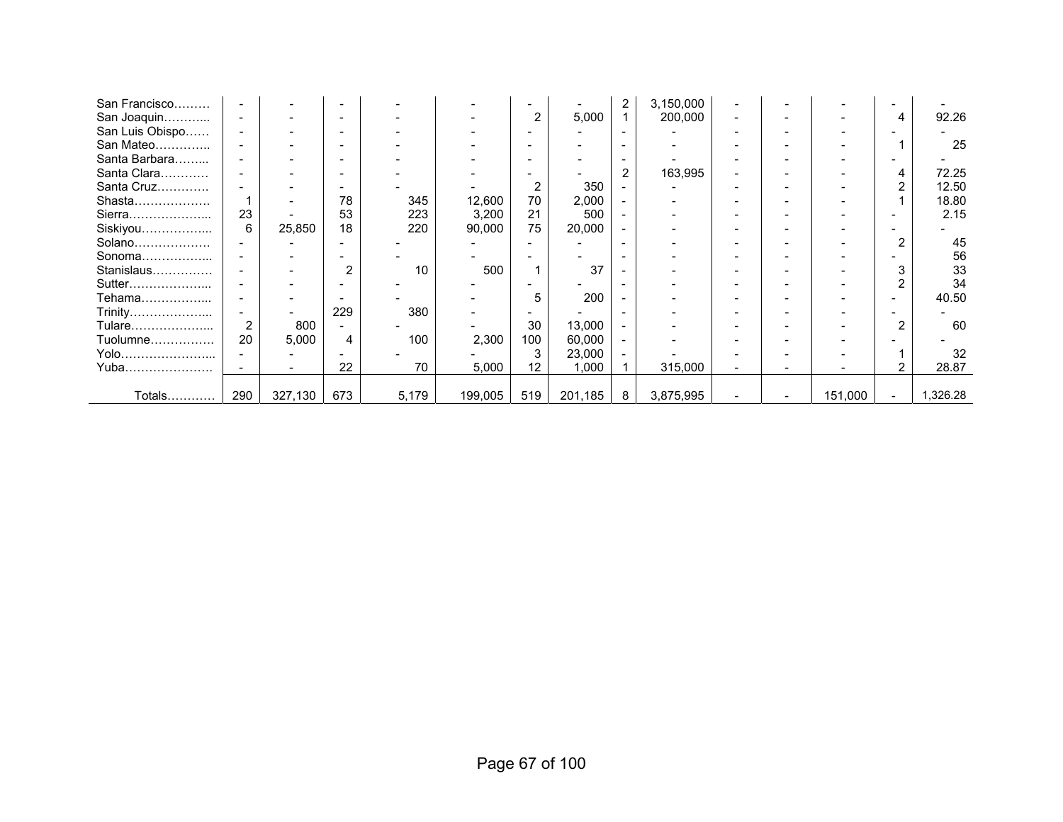| | | | | | | | | | | | | | | |
|---|---|---|---|---|---|---|---|---|---|---|---|---|---|---|
| San Francisco……… | - | - | - | - | - | - | - | 2 | 3,150,000 | - | - | - | - | - |
| San Joaquin………... | - | - | - | - | - | 2 | 5,000 | 1 | 200,000 | - | - | - | 4 | 92.26 |
| San Luis Obispo…… | - | - | - | - | - | - | - | - | - | - | - | - | - | - |
| San Mateo………….. | - | - | - | - | - | - | - | - | - | - | - | - | 1 | 25 |
| Santa Barbara……... | - | - | - | - | - | - | - | - | - | - | - | - | - | - |
| Santa Clara………… | - | - | - | - | - | - | - | 2 | 163,995 | - | - | - | 4 | 72.25 |
| Santa Cruz…………. | - | - | - | - | - | 2 | 350 | - | - | - | - | - | 2 | 12.50 |
| Shasta………………. | 1 | - | 78 | 345 | 12,600 | 70 | 2,000 | - | - | - | - | - | 1 | 18.80 |
| Sierra………………... | 23 | - | 53 | 223 | 3,200 | 21 | 500 | - | - | - | - | - | - | 2.15 |
| Siskiyou……………... | 6 | 25,850 | 18 | 220 | 90,000 | 75 | 20,000 | - | - | - | - | - | - | - |
| Solano………………. | - | - | - | - | - | - | - | - | - | - | - | - | 2 | 45 |
| Sonoma……………... | - | - | - | - | - | - | - | - | - | - | - | - | - | 56 |
| Stanislaus…………… | - | - | 2 | 10 | 500 | 1 | 37 | - | - | - | - | - | 3 | 33 |
| Sutter………………... | - | - | - | - | - | - | - | - | - | - | - | - | 2 | 34 |
| Tehama……………... | - | - | - | - | - | 5 | 200 | - | - | - | - | - | - | 40.50 |
| Trinity………………... | - | - | 229 | 380 | - | - | - | - | - | - | - | - | - | - |
| Tulare………………... | 2 | 800 | - | - | - | 30 | 13,000 | - | - | - | - | - | 2 | 60 |
| Tuolumne……………. | 20 | 5,000 | 4 | 100 | 2,300 | 100 | 60,000 | - | - | - | - | - | - | - |
| Yolo…………………... | - | - | - | - | - | 3 | 23,000 | - | - | - | - | - | 1 | 32 |
| Yuba…………………. | - | - | 22 | 70 | 5,000 | 12 | 1,000 | 1 | 315,000 | - | - | - | 2 | 28.87 |
| Totals………… | 290 | 327,130 | 673 | 5,179 | 199,005 | 519 | 201,185 | 8 | 3,875,995 | - | - | 151,000 | - | 1,326.28 |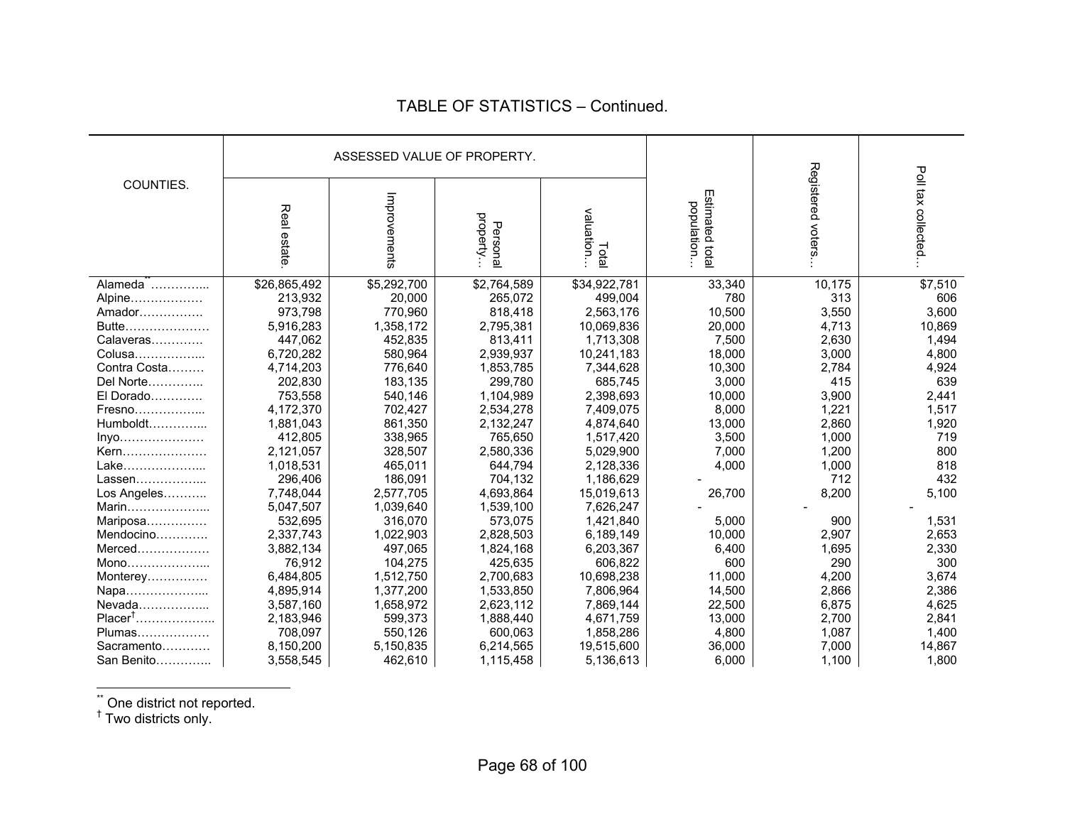## TABLE OF STATISTICS – Continued.

| COUNTIES. | ASSESSED VALUE OF PROPERTY. | | | | Estimated total population… | Registered voters… | Poll tax collected… |
|---|---|---|---|---|---|---|---|
| | Real estate. | Improvements | Personal property… | Total valuation… | | | |
| Alameda[\*\*]………….. | $26,865,492 | $5,292,700 | $2,764,589 | $34,922,781 | 33,340 | 10,175 | $7,510 |
| Alpine……………… | 213,932 | 20,000 | 265,072 | 499,004 | 780 | 313 | 606 |
| Amador……………. | 973,798 | 770,960 | 818,418 | 2,563,176 | 10,500 | 3,550 | 3,600 |
| Butte………………… | 5,916,283 | 1,358,172 | 2,795,381 | 10,069,836 | 20,000 | 4,713 | 10,869 |
| Calaveras…………. | 447,062 | 452,835 | 813,411 | 1,713,308 | 7,500 | 2,630 | 1,494 |
| Colusa…………….... | 6,720,282 | 580,964 | 2,939,937 | 10,241,183 | 18,000 | 3,000 | 4,800 |
| Contra Costa……… | 4,714,203 | 776,640 | 1,853,785 | 7,344,628 | 10,300 | 2,784 | 4,924 |
| Del Norte………….. | 202,830 | 183,135 | 299,780 | 685,745 | 3,000 | 415 | 639 |
| El Dorado…………. | 753,558 | 540,146 | 1,104,989 | 2,398,693 | 10,000 | 3,900 | 2,441 |
| Fresno…………….... | 4,172,370 | 702,427 | 2,534,278 | 7,409,075 | 8,000 | 1,221 | 1,517 |
| Humboldt………….... | 1,881,043 | 861,350 | 2,132,247 | 4,874,640 | 13,000 | 2,860 | 1,920 |
| Inyo………………… | 412,805 | 338,965 | 765,650 | 1,517,420 | 3,500 | 1,000 | 719 |
| Kern………………… | 2,121,057 | 328,507 | 2,580,336 | 5,029,900 | 7,000 | 1,200 | 800 |
| Lake………………... | 1,018,531 | 465,011 | 644,794 | 2,128,336 | 4,000 | 1,000 | 818 |
| Lassen……………... | 296,406 | 186,091 | 704,132 | 1,186,629 | - | 712 | 432 |
| Los Angeles……….. | 7,748,044 | 2,577,705 | 4,693,864 | 15,019,613 | 26,700 | 8,200 | 5,100 |
| Marin………………... | 5,047,507 | 1,039,640 | 1,539,100 | 7,626,247 | - | - | - |
| Mariposa…………… | 532,695 | 316,070 | 573,075 | 1,421,840 | 5,000 | 900 | 1,531 |
| Mendocino…………. | 2,337,743 | 1,022,903 | 2,828,503 | 6,189,149 | 10,000 | 2,907 | 2,653 |
| Merced……………… | 3,882,134 | 497,065 | 1,824,168 | 6,203,367 | 6,400 | 1,695 | 2,330 |
| Mono………………... | 76,912 | 104,275 | 425,635 | 606,822 | 600 | 290 | 300 |
| Monterey…………… | 6,484,805 | 1,512,750 | 2,700,683 | 10,698,238 | 11,000 | 4,200 | 3,674 |
| Napa………………... | 4,895,914 | 1,377,200 | 1,533,850 | 7,806,964 | 14,500 | 2,866 | 2,386 |
| Nevada……………... | 3,587,160 | 1,658,972 | 2,623,112 | 7,869,144 | 22,500 | 6,875 | 4,625 |
| Placer[†]……………….. | 2,183,946 | 599,373 | 1,888,440 | 4,671,759 | 13,000 | 2,700 | 2,841 |
| Plumas……………… | 708,097 | 550,126 | 600,063 | 1,858,286 | 4,800 | 1,087 | 1,400 |
| Sacramento………… | 8,150,200 | 5,150,835 | 6,214,565 | 19,515,600 | 36,000 | 7,000 | 14,867 |
| San Benito………….. | 3,558,545 | 462,610 | 1,115,458 | 5,136,613 | 6,000 | 1,100 | 1,800 |

[\*\*] One district not reported.
[†] Two districts only.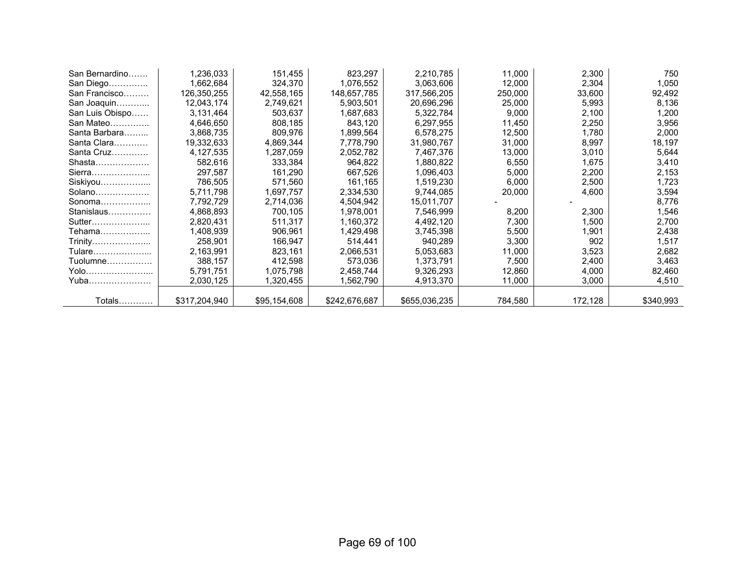| | | | | | | | |
|---|---|---|---|---|---|---|---|
| San Bernardino……. | 1,236,033 | 151,455 | 823,297 | 2,210,785 | 11,000 | 2,300 | 750 |
| San Diego………….. | 1,662,684 | 324,370 | 1,076,552 | 3,063,606 | 12,000 | 2,304 | 1,050 |
| San Francisco……… | 126,350,255 | 42,558,165 | 148,657,785 | 317,566,205 | 250,000 | 33,600 | 92,492 |
| San Joaquin……….. | 12,043,174 | 2,749,621 | 5,903,501 | 20,696,296 | 25,000 | 5,993 | 8,136 |
| San Luis Obispo…… | 3,131,464 | 503,637 | 1,687,683 | 5,322,784 | 9,000 | 2,100 | 1,200 |
| San Mateo………….. | 4,646,650 | 808,185 | 843,120 | 6,297,955 | 11,450 | 2,250 | 3,956 |
| Santa Barbara…….. | 3,868,735 | 809,976 | 1,899,564 | 6,578,275 | 12,500 | 1,780 | 2,000 |
| Santa Clara………… | 19,332,633 | 4,869,344 | 7,778,790 | 31,980,767 | 31,000 | 8,997 | 18,197 |
| Santa Cruz………… | 4,127,535 | 1,287,059 | 2,052,782 | 7,467,376 | 13,000 | 3,010 | 5,644 |
| Shasta………………. | 582,616 | 333,384 | 964,822 | 1,880,822 | 6,550 | 1,675 | 3,410 |
| Sierra……………….. | 297,587 | 161,290 | 667,526 | 1,096,403 | 5,000 | 2,200 | 2,153 |
| Siskiyou…………….. | 786,505 | 571,560 | 161,165 | 1,519,230 | 6,000 | 2,500 | 1,723 |
| Solano………………. | 5,711,798 | 1,697,757 | 2,334,530 | 9,744,085 | 20,000 | 4,600 | 3,594 |
| Sonoma…………….. | 7,792,729 | 2,714,036 | 4,504,942 | 15,011,707 | - | - | 8,776 |
| Stanislaus………….. | 4,868,893 | 700,105 | 1,978,001 | 7,546,999 | 8,200 | 2,300 | 1,546 |
| Sutter……………….. | 2,820,431 | 511,317 | 1,160,372 | 4,492,120 | 7,300 | 1,500 | 2,700 |
| Tehama…………….. | 1,408,939 | 906,961 | 1,429,498 | 3,745,398 | 5,500 | 1,901 | 2,438 |
| Trinity……………….. | 258,901 | 166,947 | 514,441 | 940,289 | 3,300 | 902 | 1,517 |
| Tulare……………….. | 2,163,991 | 823,161 | 2,066,531 | 5,053,683 | 11,000 | 3,523 | 2,682 |
| Tuolumne……………. | 388,157 | 412,598 | 573,036 | 1,373,791 | 7,500 | 2,400 | 3,463 |
| Yolo………………….. | 5,791,751 | 1,075,798 | 2,458,744 | 9,326,293 | 12,860 | 4,000 | 82,460 |
| Yuba…………………. | 2,030,125 | 1,320,455 | 1,562,790 | 4,913,370 | 11,000 | 3,000 | 4,510 |
| Totals………… | $317,204,940 | $95,154,608 | $242,676,687 | $655,036,235 | 784,580 | 172,128 | $340,993 |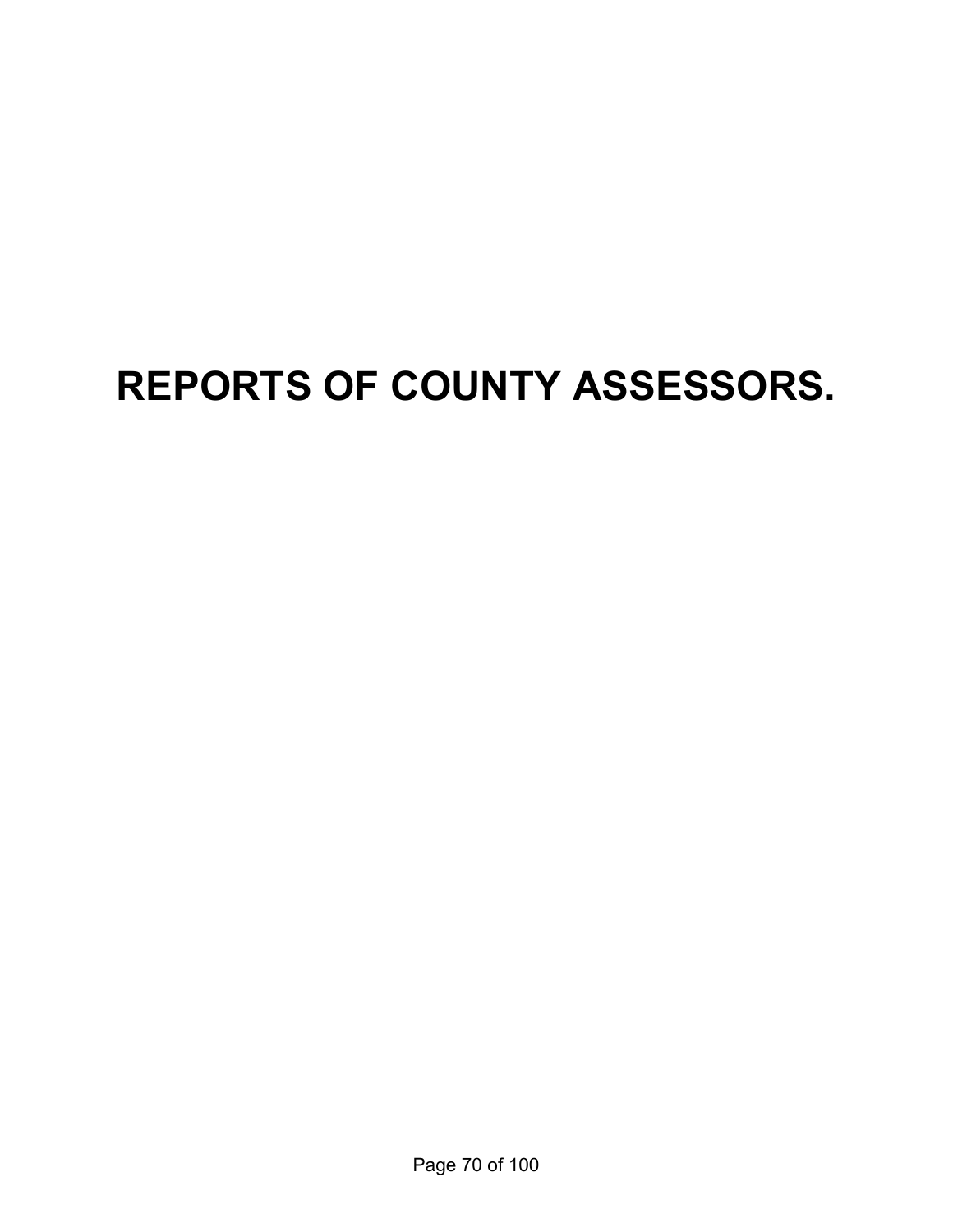# REPORTS OF COUNTY ASSESSORS.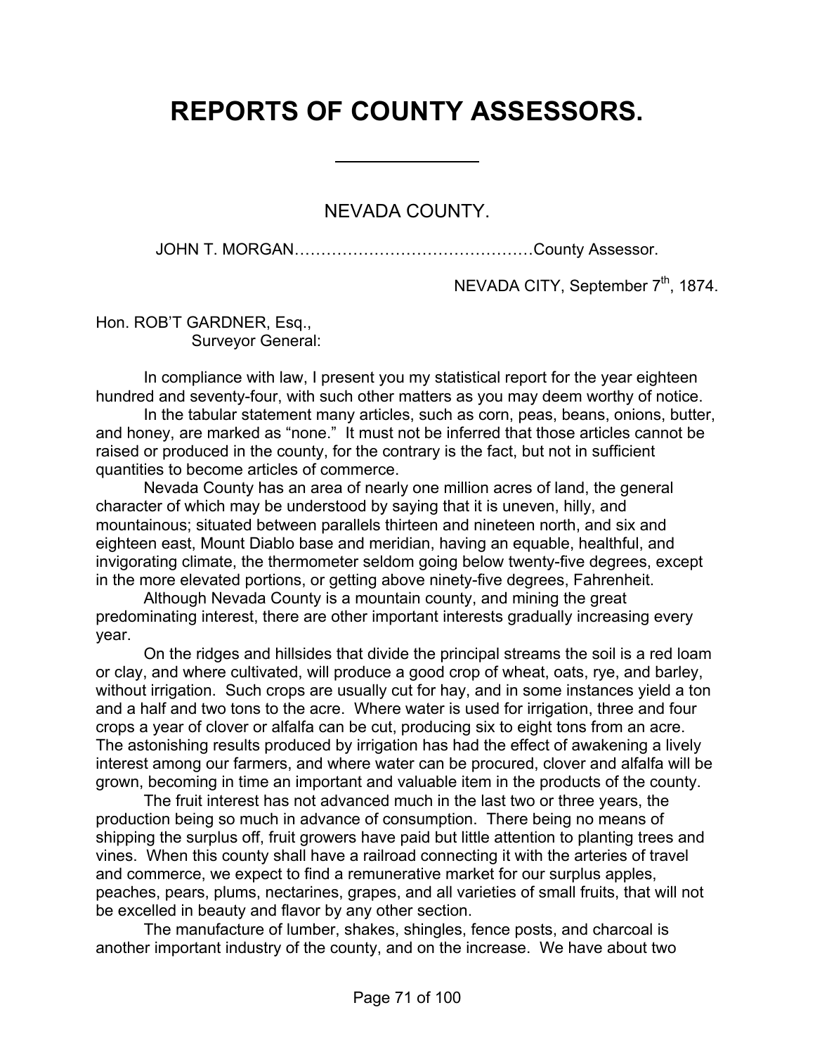# REPORTS OF COUNTY ASSESSORS.

---

## NEVADA COUNTY.

JOHN T. MORGAN………………………………………County Assessor.

NEVADA CITY, September 7th, 1874.

Hon. ROB'T GARDNER, Esq.,
Surveyor General:

In compliance with law, I present you my statistical report for the year eighteen hundred and seventy-four, with such other matters as you may deem worthy of notice.

In the tabular statement many articles, such as corn, peas, beans, onions, butter, and honey, are marked as "none." It must not be inferred that those articles cannot be raised or produced in the county, for the contrary is the fact, but not in sufficient quantities to become articles of commerce.

Nevada County has an area of nearly one million acres of land, the general character of which may be understood by saying that it is uneven, hilly, and mountainous; situated between parallels thirteen and nineteen north, and six and eighteen east, Mount Diablo base and meridian, having an equable, healthful, and invigorating climate, the thermometer seldom going below twenty-five degrees, except in the more elevated portions, or getting above ninety-five degrees, Fahrenheit.

Although Nevada County is a mountain county, and mining the great predominating interest, there are other important interests gradually increasing every year.

On the ridges and hillsides that divide the principal streams the soil is a red loam or clay, and where cultivated, will produce a good crop of wheat, oats, rye, and barley, without irrigation. Such crops are usually cut for hay, and in some instances yield a ton and a half and two tons to the acre. Where water is used for irrigation, three and four crops a year of clover or alfalfa can be cut, producing six to eight tons from an acre. The astonishing results produced by irrigation has had the effect of awakening a lively interest among our farmers, and where water can be procured, clover and alfalfa will be grown, becoming in time an important and valuable item in the products of the county.

The fruit interest has not advanced much in the last two or three years, the production being so much in advance of consumption. There being no means of shipping the surplus off, fruit growers have paid but little attention to planting trees and vines. When this county shall have a railroad connecting it with the arteries of travel and commerce, we expect to find a remunerative market for our surplus apples, peaches, pears, plums, nectarines, grapes, and all varieties of small fruits, that will not be excelled in beauty and flavor by any other section.

The manufacture of lumber, shakes, shingles, fence posts, and charcoal is another important industry of the county, and on the increase. We have about two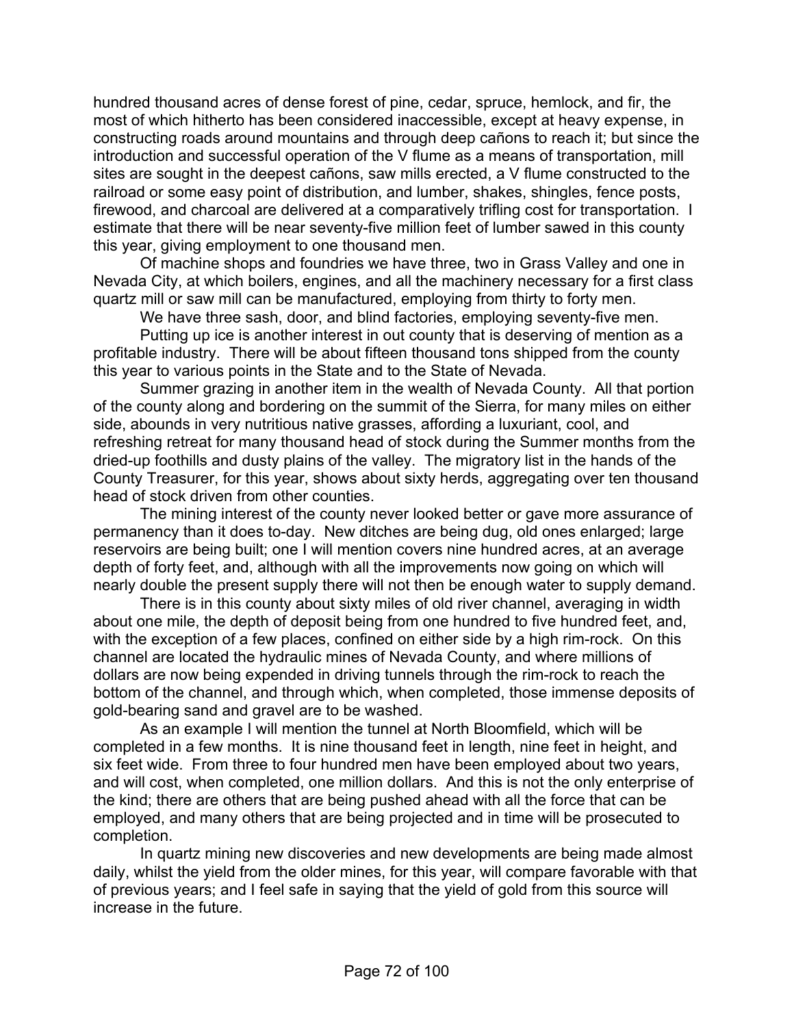hundred thousand acres of dense forest of pine, cedar, spruce, hemlock, and fir, the most of which hitherto has been considered inaccessible, except at heavy expense, in constructing roads around mountains and through deep cañons to reach it; but since the introduction and successful operation of the V flume as a means of transportation, mill sites are sought in the deepest cañons, saw mills erected, a V flume constructed to the railroad or some easy point of distribution, and lumber, shakes, shingles, fence posts, firewood, and charcoal are delivered at a comparatively trifling cost for transportation. I estimate that there will be near seventy-five million feet of lumber sawed in this county this year, giving employment to one thousand men.

Of machine shops and foundries we have three, two in Grass Valley and one in Nevada City, at which boilers, engines, and all the machinery necessary for a first class quartz mill or saw mill can be manufactured, employing from thirty to forty men.

We have three sash, door, and blind factories, employing seventy-five men.

Putting up ice is another interest in out county that is deserving of mention as a profitable industry. There will be about fifteen thousand tons shipped from the county this year to various points in the State and to the State of Nevada.

Summer grazing in another item in the wealth of Nevada County. All that portion of the county along and bordering on the summit of the Sierra, for many miles on either side, abounds in very nutritious native grasses, affording a luxuriant, cool, and refreshing retreat for many thousand head of stock during the Summer months from the dried-up foothills and dusty plains of the valley. The migratory list in the hands of the County Treasurer, for this year, shows about sixty herds, aggregating over ten thousand head of stock driven from other counties.

The mining interest of the county never looked better or gave more assurance of permanency than it does to-day. New ditches are being dug, old ones enlarged; large reservoirs are being built; one I will mention covers nine hundred acres, at an average depth of forty feet, and, although with all the improvements now going on which will nearly double the present supply there will not then be enough water to supply demand.

There is in this county about sixty miles of old river channel, averaging in width about one mile, the depth of deposit being from one hundred to five hundred feet, and, with the exception of a few places, confined on either side by a high rim-rock. On this channel are located the hydraulic mines of Nevada County, and where millions of dollars are now being expended in driving tunnels through the rim-rock to reach the bottom of the channel, and through which, when completed, those immense deposits of gold-bearing sand and gravel are to be washed.

As an example I will mention the tunnel at North Bloomfield, which will be completed in a few months. It is nine thousand feet in length, nine feet in height, and six feet wide. From three to four hundred men have been employed about two years, and will cost, when completed, one million dollars. And this is not the only enterprise of the kind; there are others that are being pushed ahead with all the force that can be employed, and many others that are being projected and in time will be prosecuted to completion.

In quartz mining new discoveries and new developments are being made almost daily, whilst the yield from the older mines, for this year, will compare favorable with that of previous years; and I feel safe in saying that the yield of gold from this source will increase in the future.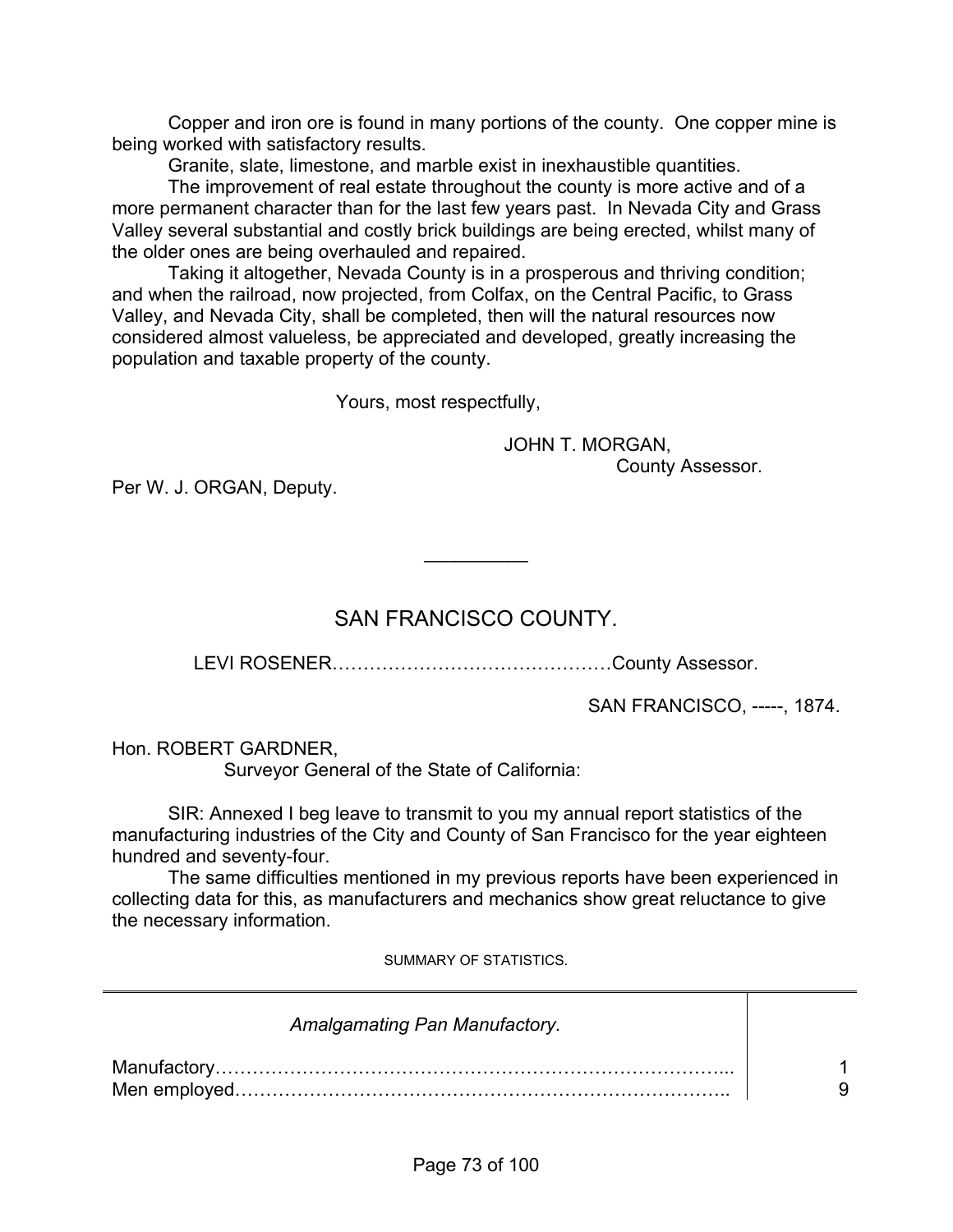Copper and iron ore is found in many portions of the county. One copper mine is being worked with satisfactory results.

Granite, slate, limestone, and marble exist in inexhaustible quantities.

The improvement of real estate throughout the county is more active and of a more permanent character than for the last few years past. In Nevada City and Grass Valley several substantial and costly brick buildings are being erected, whilst many of the older ones are being overhauled and repaired.

Taking it altogether, Nevada County is in a prosperous and thriving condition; and when the railroad, now projected, from Colfax, on the Central Pacific, to Grass Valley, and Nevada City, shall be completed, then will the natural resources now considered almost valueless, be appreciated and developed, greatly increasing the population and taxable property of the county.

Yours, most respectfully,

JOHN T. MORGAN,
County Assessor.

Per W. J. ORGAN, Deputy.

---

## SAN FRANCISCO COUNTY.

LEVI ROSENER……………………………………County Assessor.

SAN FRANCISCO, -----, 1874.

Hon. ROBERT GARDNER,
Surveyor General of the State of California:

SIR: Annexed I beg leave to transmit to you my annual report statistics of the manufacturing industries of the City and County of San Francisco for the year eighteen hundred and seventy-four.

The same difficulties mentioned in my previous reports have been experienced in collecting data for this, as manufacturers and mechanics show great reluctance to give the necessary information.

SUMMARY OF STATISTICS.

| *Amalgamating Pan Manufactory.* | |
|---|---|
| Manufactory………………………………………………………………….. | 1 |
| Men employed……………………………………………………………….. | 9 |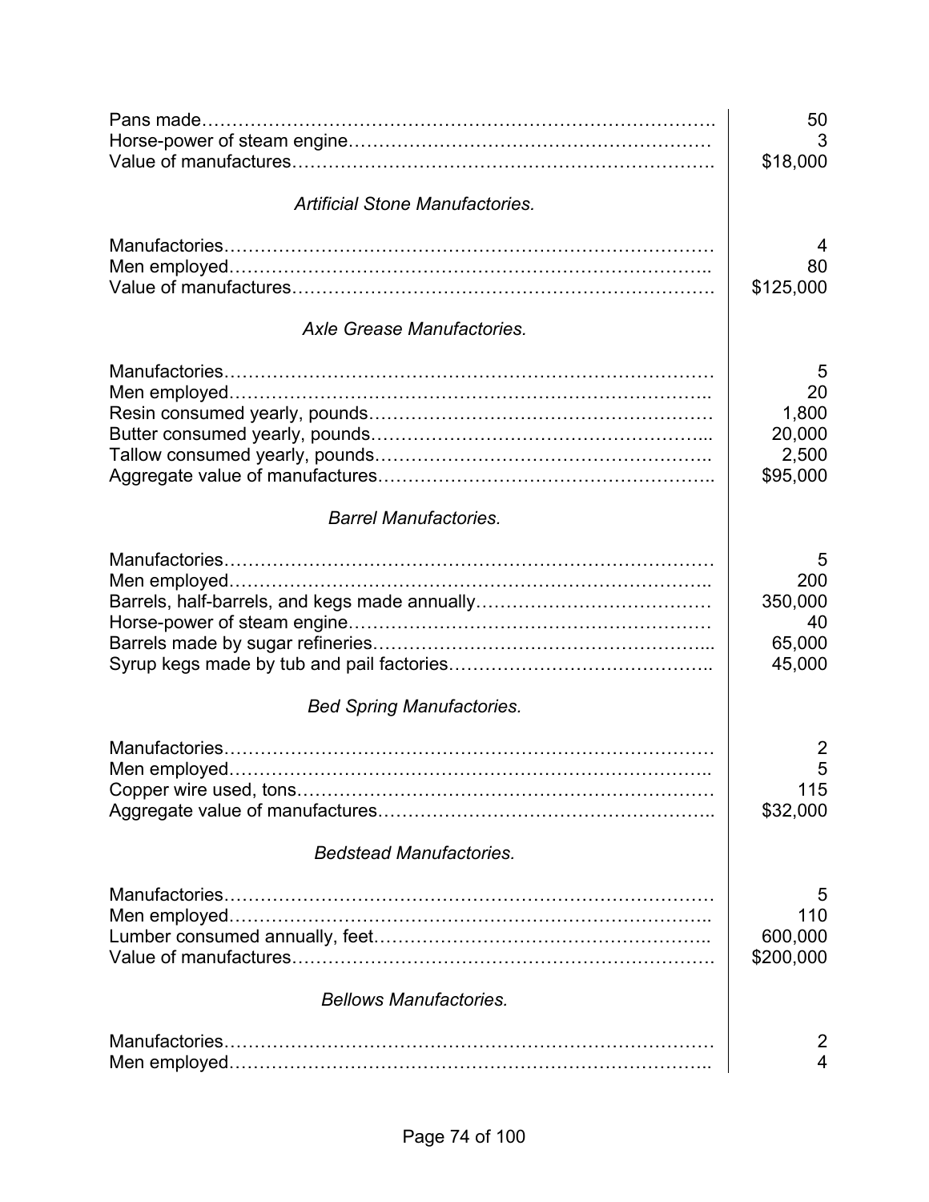| | |
|---|---|
| Pans made………………………………………………………………………. | 50 |
| Horse-power of steam engine…………………………………………………… | 3 |
| Value of manufactures…………………………………………………………. | $18,000 |

*Artificial Stone Manufactories.*

| | |
|---|---|
| Manufactories……………………………………………………………………… | 4 |
| Men employed…………………………………………………………………….. | 80 |
| Value of manufactures…………………………………………………………. | $125,000 |

*Axle Grease Manufactories.*

| | |
|---|---|
| Manufactories……………………………………………………………………… | 5 |
| Men employed…………………………………………………………………….. | 20 |
| Resin consumed yearly, pounds………………………………………………… | 1,800 |
| Butter consumed yearly, pounds……………………………………………….... | 20,000 |
| Tallow consumed yearly, pounds……………………………………………….. | 2,500 |
| Aggregate value of manufactures……………………………………………….. | $95,000 |

*Barrel Manufactories.*

| | |
|---|---|
| Manufactories……………………………………………………………………… | 5 |
| Men employed…………………………………………………………………….. | 200 |
| Barrels, half-barrels, and kegs made annually………………………………… | 350,000 |
| Horse-power of steam engine…………………………………………………… | 40 |
| Barrels made by sugar refineries………………………………………………... | 65,000 |
| Syrup kegs made by tub and pail factories…………………………………….. | 45,000 |

*Bed Spring Manufactories.*

| | |
|---|---|
| Manufactories……………………………………………………………………… | 2 |
| Men employed…………………………………………………………………….. | 5 |
| Copper wire used, tons…………………………………………………………… | 115 |
| Aggregate value of manufactures……………………………………………….. | $32,000 |

*Bedstead Manufactories.*

| | |
|---|---|
| Manufactories……………………………………………………………………… | 5 |
| Men employed…………………………………………………………………….. | 110 |
| Lumber consumed annually, feet……………………………………………….. | 600,000 |
| Value of manufactures…………………………………………………………. | $200,000 |

*Bellows Manufactories.*

| | |
|---|---|
| Manufactories……………………………………………………………………… | 2 |
| Men employed…………………………………………………………………….. | 4 |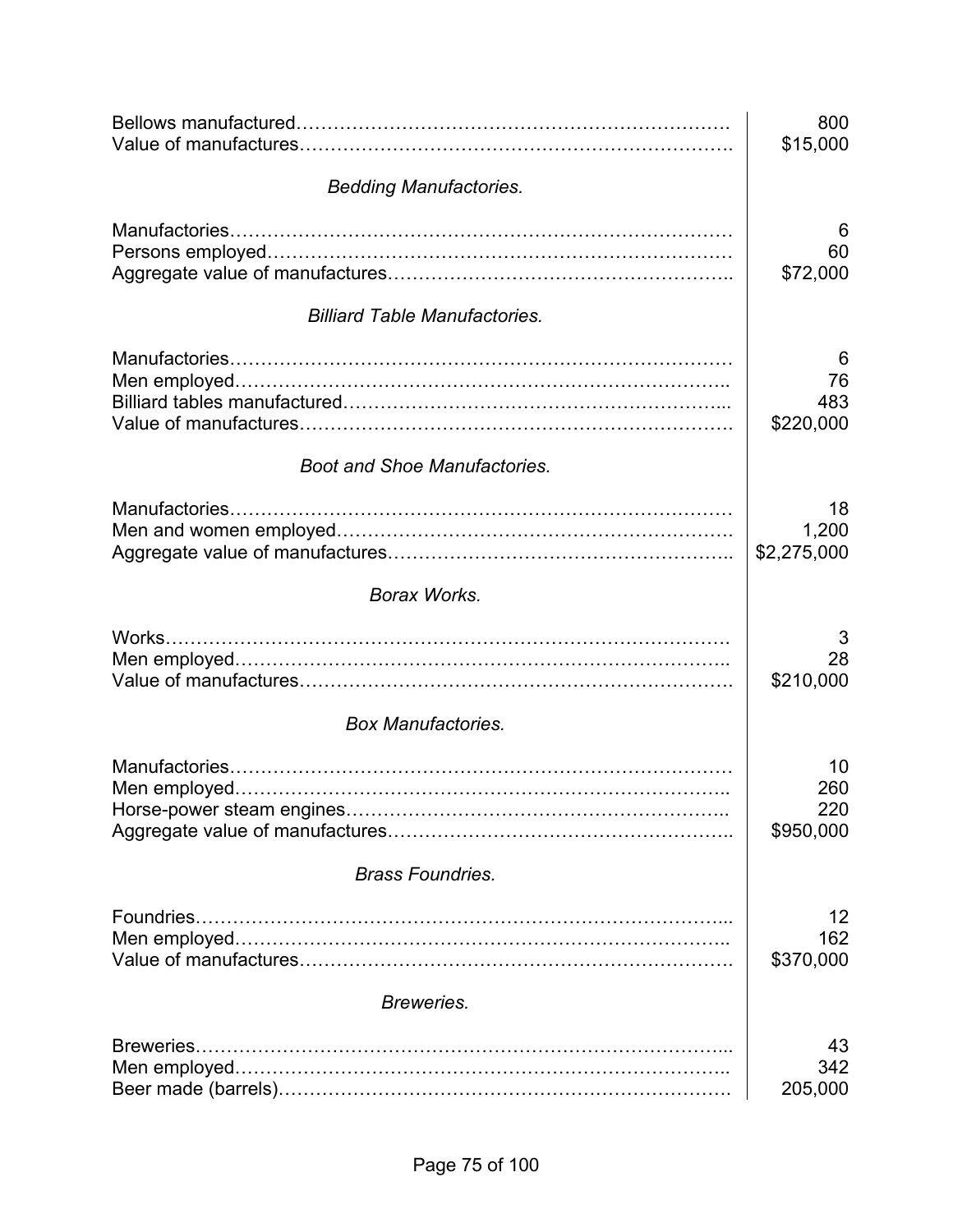| | |
|---|---|
| Bellows manufactured | 800 |
| Value of manufactures | $15,000 |

*Bedding Manufactories.*

| | |
|---|---|
| Manufactories | 6 |
| Persons employed | 60 |
| Aggregate value of manufactures | $72,000 |

*Billiard Table Manufactories.*

| | |
|---|---|
| Manufactories | 6 |
| Men employed | 76 |
| Billiard tables manufactured | 483 |
| Value of manufactures | $220,000 |

*Boot and Shoe Manufactories.*

| | |
|---|---|
| Manufactories | 18 |
| Men and women employed | 1,200 |
| Aggregate value of manufactures | $2,275,000 |

*Borax Works.*

| | |
|---|---|
| Works | 3 |
| Men employed | 28 |
| Value of manufactures | $210,000 |

*Box Manufactories.*

| | |
|---|---|
| Manufactories | 10 |
| Men employed | 260 |
| Horse-power steam engines | 220 |
| Aggregate value of manufactures | $950,000 |

*Brass Foundries.*

| | |
|---|---|
| Foundries | 12 |
| Men employed | 162 |
| Value of manufactures | $370,000 |

*Breweries.*

| | |
|---|---|
| Breweries | 43 |
| Men employed | 342 |
| Beer made (barrels) | 205,000 |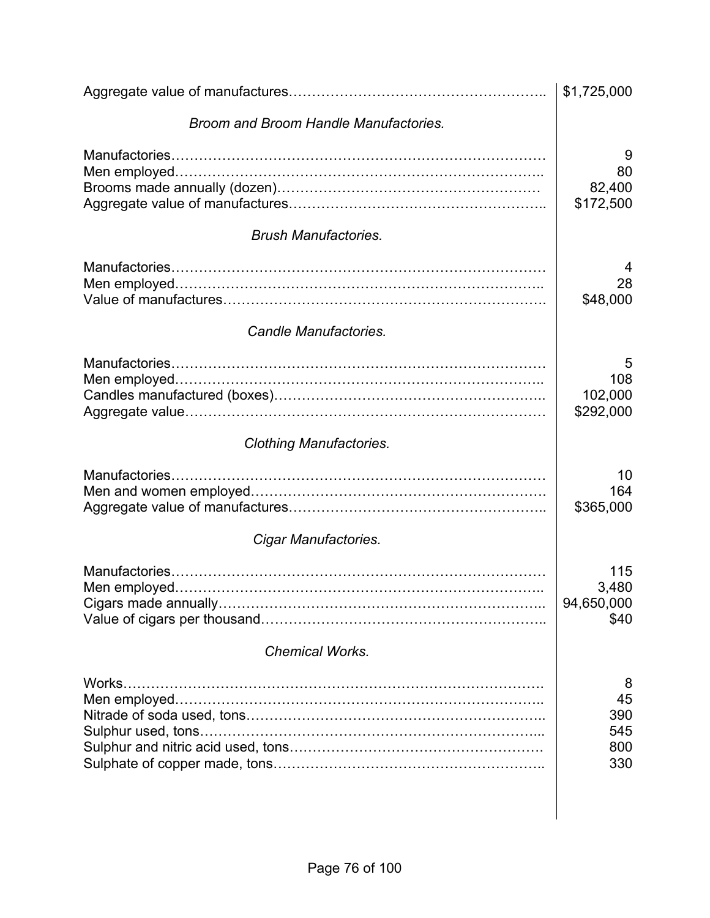| | |
|---|---|
| Aggregate value of manufactures………………………………………………. | $1,725,000 |
| *Broom and Broom Handle Manufactories.* | |
| Manufactories……………………………………………………………………… | 9 |
| Men employed…………………………………………………………………….. | 80 |
| Brooms made annually (dozen)………………………………………………… | 82,400 |
| Aggregate value of manufactures………………………………………………. | $172,500 |
| *Brush Manufactories.* | |
| Manufactories……………………………………………………………………… | 4 |
| Men employed…………………………………………………………………….. | 28 |
| Value of manufactures…………………………………………………………. | $48,000 |
| *Candle Manufactories.* | |
| Manufactories……………………………………………………………………… | 5 |
| Men employed…………………………………………………………………….. | 108 |
| Candles manufactured (boxes)…………………………………………………. | 102,000 |
| Aggregate value…………………………………………………………………… | $292,000 |
| *Clothing Manufactories.* | |
| Manufactories……………………………………………………………………… | 10 |
| Men and women employed……………………………………………………. | 164 |
| Aggregate value of manufactures………………………………………………. | $365,000 |
| *Cigar Manufactories.* | |
| Manufactories……………………………………………………………………… | 115 |
| Men employed…………………………………………………………………….. | 3,480 |
| Cigars made annually…………………………………………………………... | 94,650,000 |
| Value of cigars per thousand…………………………………………………... | $40 |
| *Chemical Works.* | |
| Works……………………………………………………………………………… | 8 |
| Men employed…………………………………………………………………….. | 45 |
| Nitrade of soda used, tons……………………………………………………... | 390 |
| Sulphur used, tons……………………………………………………………... | 545 |
| Sulphur and nitric acid used, tons……………………………………………… | 800 |
| Sulphate of copper made, tons…………………………………………………. | 330 |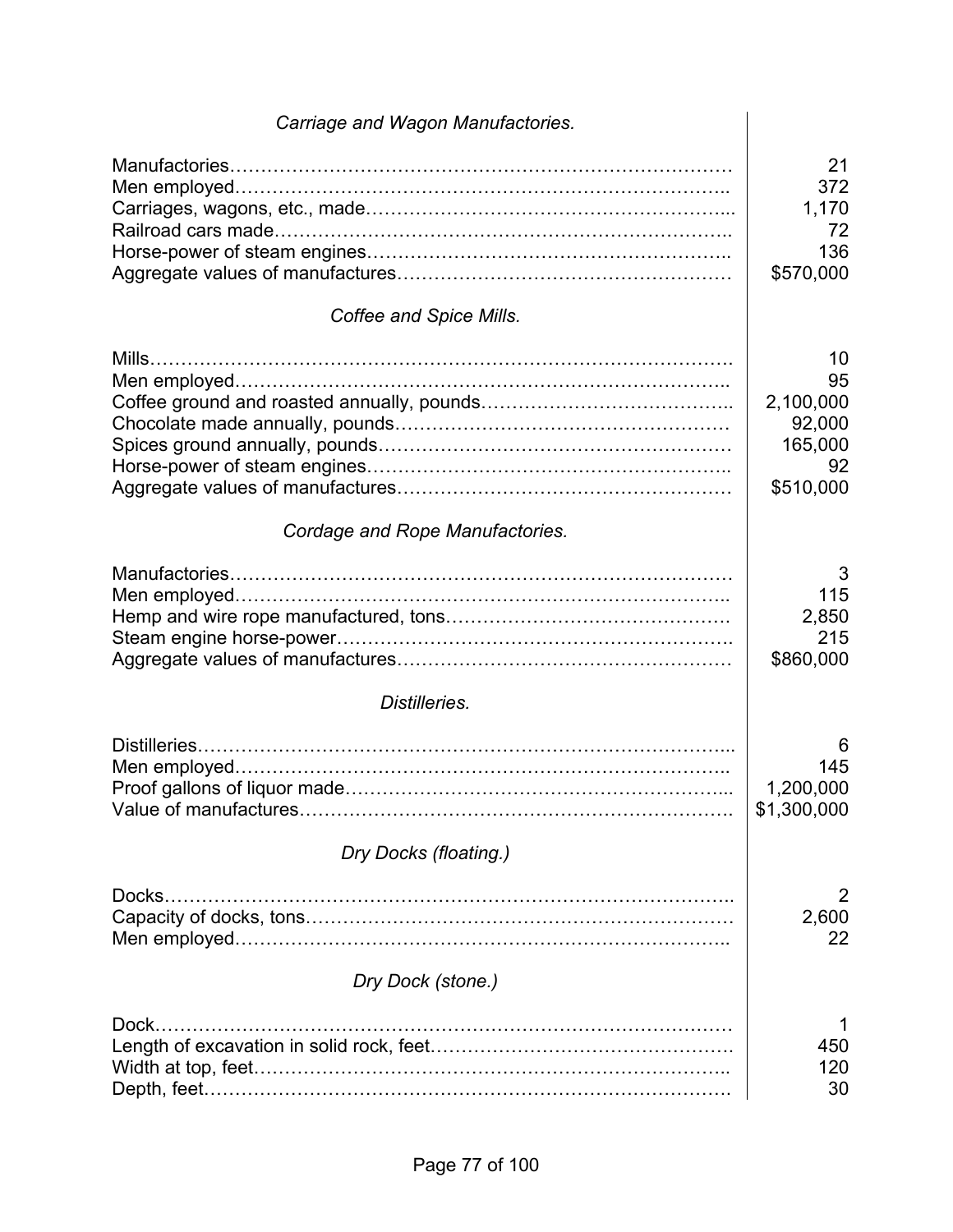*Carriage and Wagon Manufactories.*

| | |
|---|---:|
| Manufactories | 21 |
| Men employed | 372 |
| Carriages, wagons, etc., made | 1,170 |
| Railroad cars made | 72 |
| Horse-power of steam engines | 136 |
| Aggregate values of manufactures | $570,000 |

*Coffee and Spice Mills.*

| | |
|---|---:|
| Mills | 10 |
| Men employed | 95 |
| Coffee ground and roasted annually, pounds | 2,100,000 |
| Chocolate made annually, pounds | 92,000 |
| Spices ground annually, pounds | 165,000 |
| Horse-power of steam engines | 92 |
| Aggregate values of manufactures | $510,000 |

*Cordage and Rope Manufactories.*

| | |
|---|---:|
| Manufactories | 3 |
| Men employed | 115 |
| Hemp and wire rope manufactured, tons | 2,850 |
| Steam engine horse-power | 215 |
| Aggregate values of manufactures | $860,000 |

*Distilleries.*

| | |
|---|---:|
| Distilleries | 6 |
| Men employed | 145 |
| Proof gallons of liquor made | 1,200,000 |
| Value of manufactures | $1,300,000 |

*Dry Docks (floating.)*

| | |
|---|---:|
| Docks | 2 |
| Capacity of docks, tons | 2,600 |
| Men employed | 22 |

*Dry Dock (stone.)*

| | |
|---|---:|
| Dock | 1 |
| Length of excavation in solid rock, feet | 450 |
| Width at top, feet | 120 |
| Depth, feet | 30 |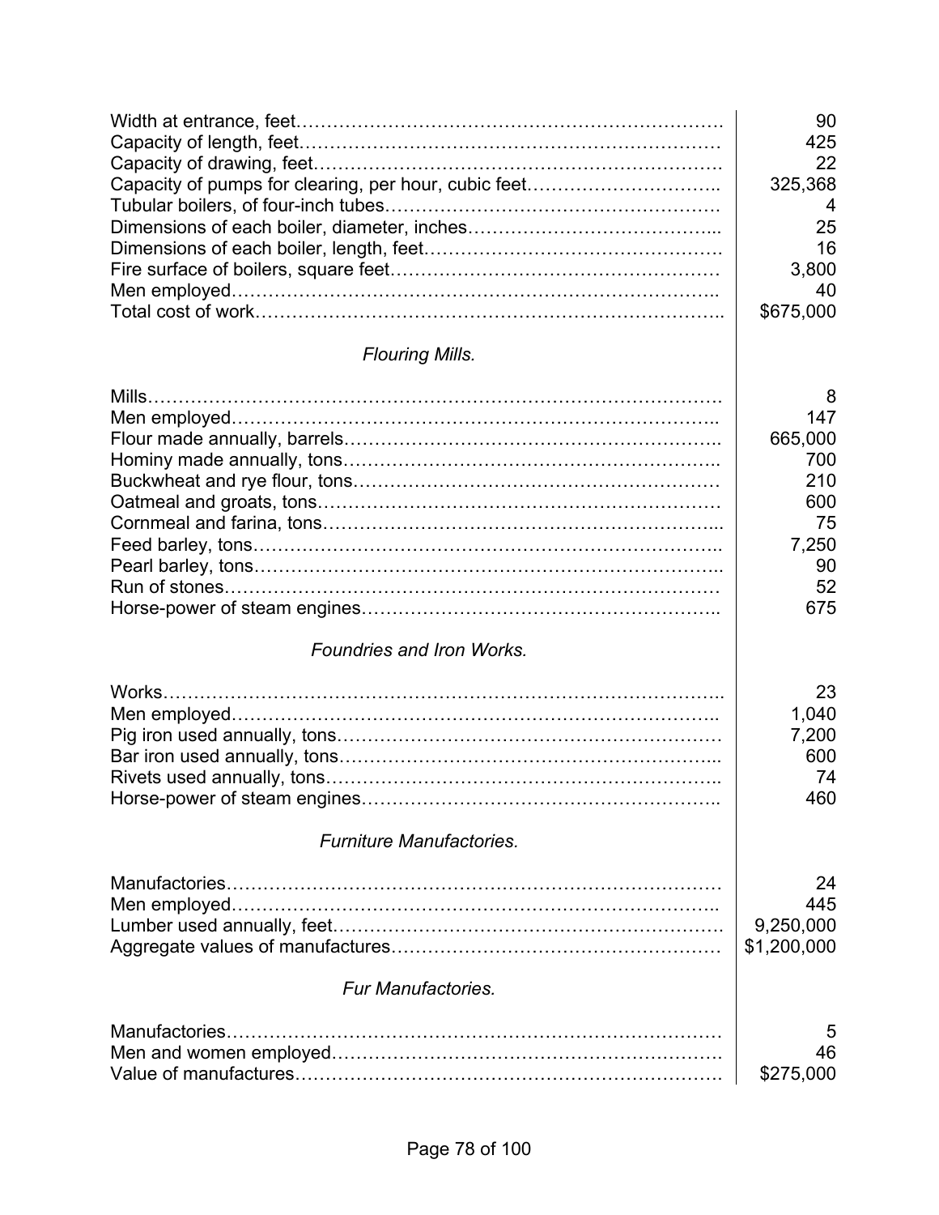| | |
|---|---|
| Width at entrance, feet | 90 |
| Capacity of length, feet | 425 |
| Capacity of drawing, feet | 22 |
| Capacity of pumps for clearing, per hour, cubic feet | 325,368 |
| Tubular boilers, of four-inch tubes | 4 |
| Dimensions of each boiler, diameter, inches | 25 |
| Dimensions of each boiler, length, feet | 16 |
| Fire surface of boilers, square feet | 3,800 |
| Men employed | 40 |
| Total cost of work | $675,000 |

*Flouring Mills.*

| | |
|---|---|
| Mills | 8 |
| Men employed | 147 |
| Flour made annually, barrels | 665,000 |
| Hominy made annually, tons | 700 |
| Buckwheat and rye flour, tons | 210 |
| Oatmeal and groats, tons | 600 |
| Cornmeal and farina, tons | 75 |
| Feed barley, tons | 7,250 |
| Pearl barley, tons | 90 |
| Run of stones | 52 |
| Horse-power of steam engines | 675 |

*Foundries and Iron Works.*

| | |
|---|---|
| Works | 23 |
| Men employed | 1,040 |
| Pig iron used annually, tons | 7,200 |
| Bar iron used annually, tons | 600 |
| Rivets used annually, tons | 74 |
| Horse-power of steam engines | 460 |

*Furniture Manufactories.*

| | |
|---|---|
| Manufactories | 24 |
| Men employed | 445 |
| Lumber used annually, feet | 9,250,000 |
| Aggregate values of manufactures | $1,200,000 |

*Fur Manufactories.*

| | |
|---|---|
| Manufactories | 5 |
| Men and women employed | 46 |
| Value of manufactures | $275,000 |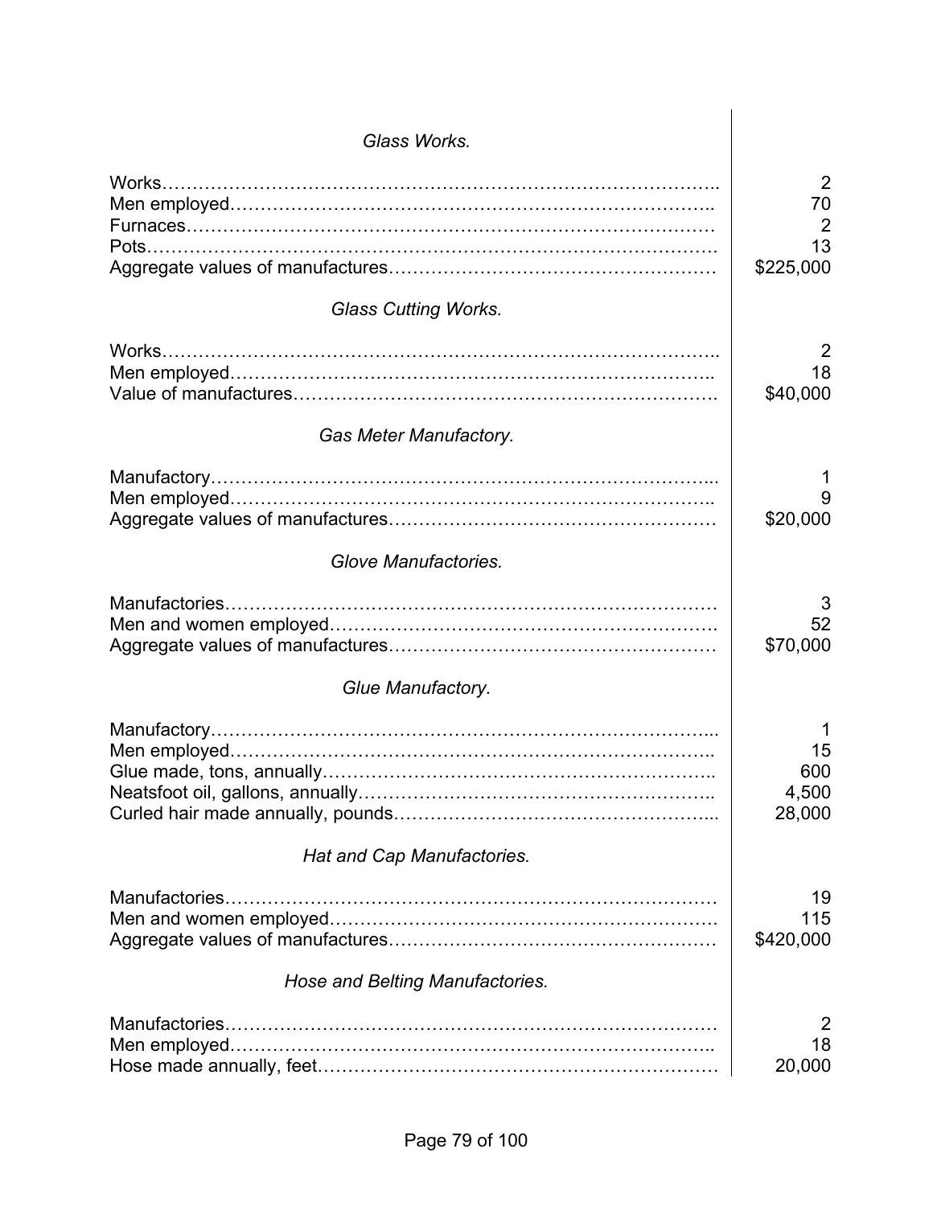*Glass Works.*

| | |
|---|---:|
| Works | 2 |
| Men employed | 70 |
| Furnaces | 2 |
| Pots | 13 |
| Aggregate values of manufactures | $225,000 |

*Glass Cutting Works.*

| | |
|---|---:|
| Works | 2 |
| Men employed | 18 |
| Value of manufactures | $40,000 |

*Gas Meter Manufactory.*

| | |
|---|---:|
| Manufactory | 1 |
| Men employed | 9 |
| Aggregate values of manufactures | $20,000 |

*Glove Manufactories.*

| | |
|---|---:|
| Manufactories | 3 |
| Men and women employed | 52 |
| Aggregate values of manufactures | $70,000 |

*Glue Manufactory.*

| | |
|---|---:|
| Manufactory | 1 |
| Men employed | 15 |
| Glue made, tons, annually | 600 |
| Neatsfoot oil, gallons, annually | 4,500 |
| Curled hair made annually, pounds | 28,000 |

*Hat and Cap Manufactories.*

| | |
|---|---:|
| Manufactories | 19 |
| Men and women employed | 115 |
| Aggregate values of manufactures | $420,000 |

*Hose and Belting Manufactories.*

| | |
|---|---:|
| Manufactories | 2 |
| Men employed | 18 |
| Hose made annually, feet | 20,000 |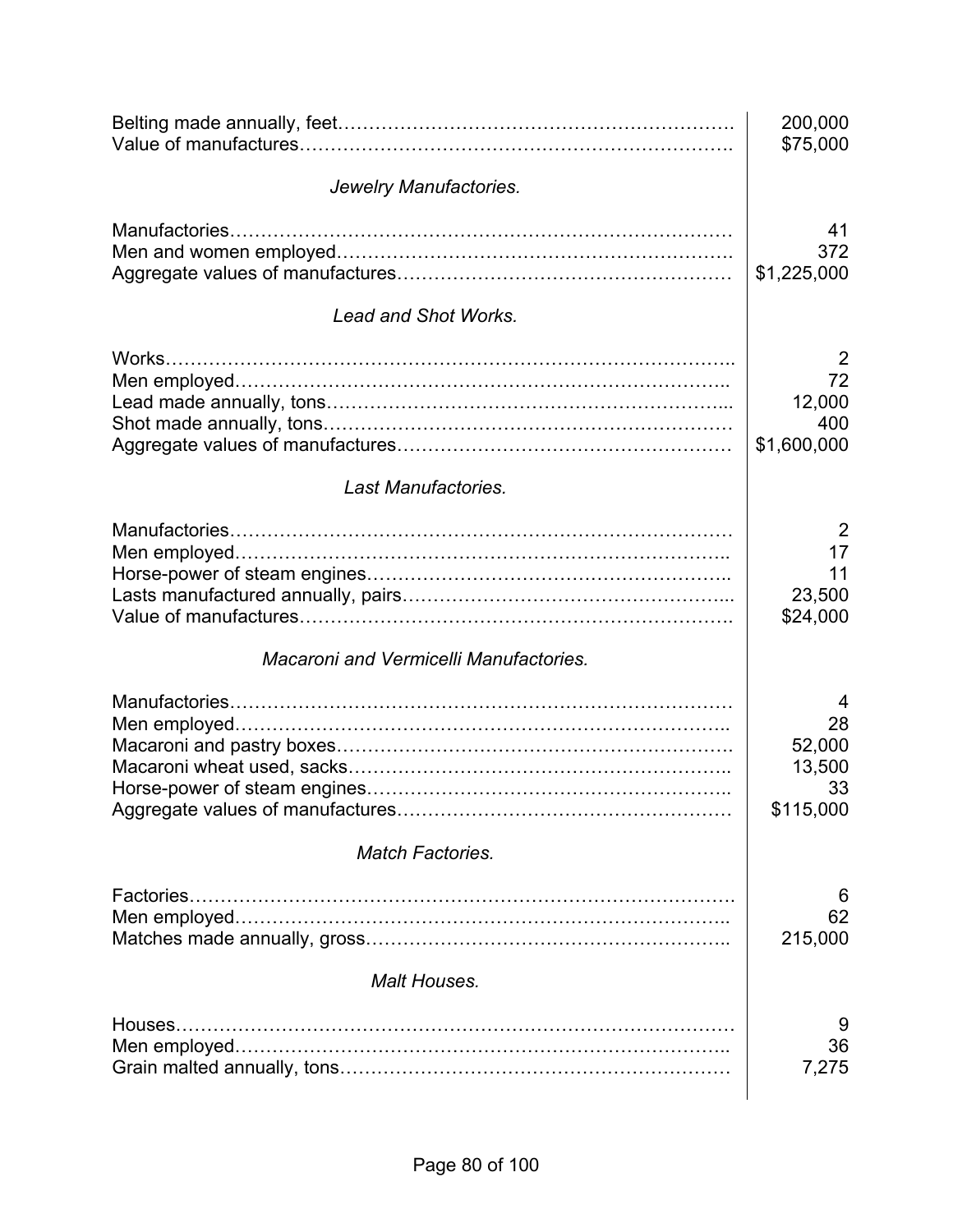| | |
|---|---|
| Belting made annually, feet | 200,000 |
| Value of manufactures | $75,000 |

*Jewelry Manufactories.*

| | |
|---|---|
| Manufactories | 41 |
| Men and women employed | 372 |
| Aggregate values of manufactures | $1,225,000 |

*Lead and Shot Works.*

| | |
|---|---|
| Works | 2 |
| Men employed | 72 |
| Lead made annually, tons | 12,000 |
| Shot made annually, tons | 400 |
| Aggregate values of manufactures | $1,600,000 |

*Last Manufactories.*

| | |
|---|---|
| Manufactories | 2 |
| Men employed | 17 |
| Horse-power of steam engines | 11 |
| Lasts manufactured annually, pairs | 23,500 |
| Value of manufactures | $24,000 |

*Macaroni and Vermicelli Manufactories.*

| | |
|---|---|
| Manufactories | 4 |
| Men employed | 28 |
| Macaroni and pastry boxes | 52,000 |
| Macaroni wheat used, sacks | 13,500 |
| Horse-power of steam engines | 33 |
| Aggregate values of manufactures | $115,000 |

*Match Factories.*

| | |
|---|---|
| Factories | 6 |
| Men employed | 62 |
| Matches made annually, gross | 215,000 |

*Malt Houses.*

| | |
|---|---|
| Houses | 9 |
| Men employed | 36 |
| Grain malted annually, tons | 7,275 |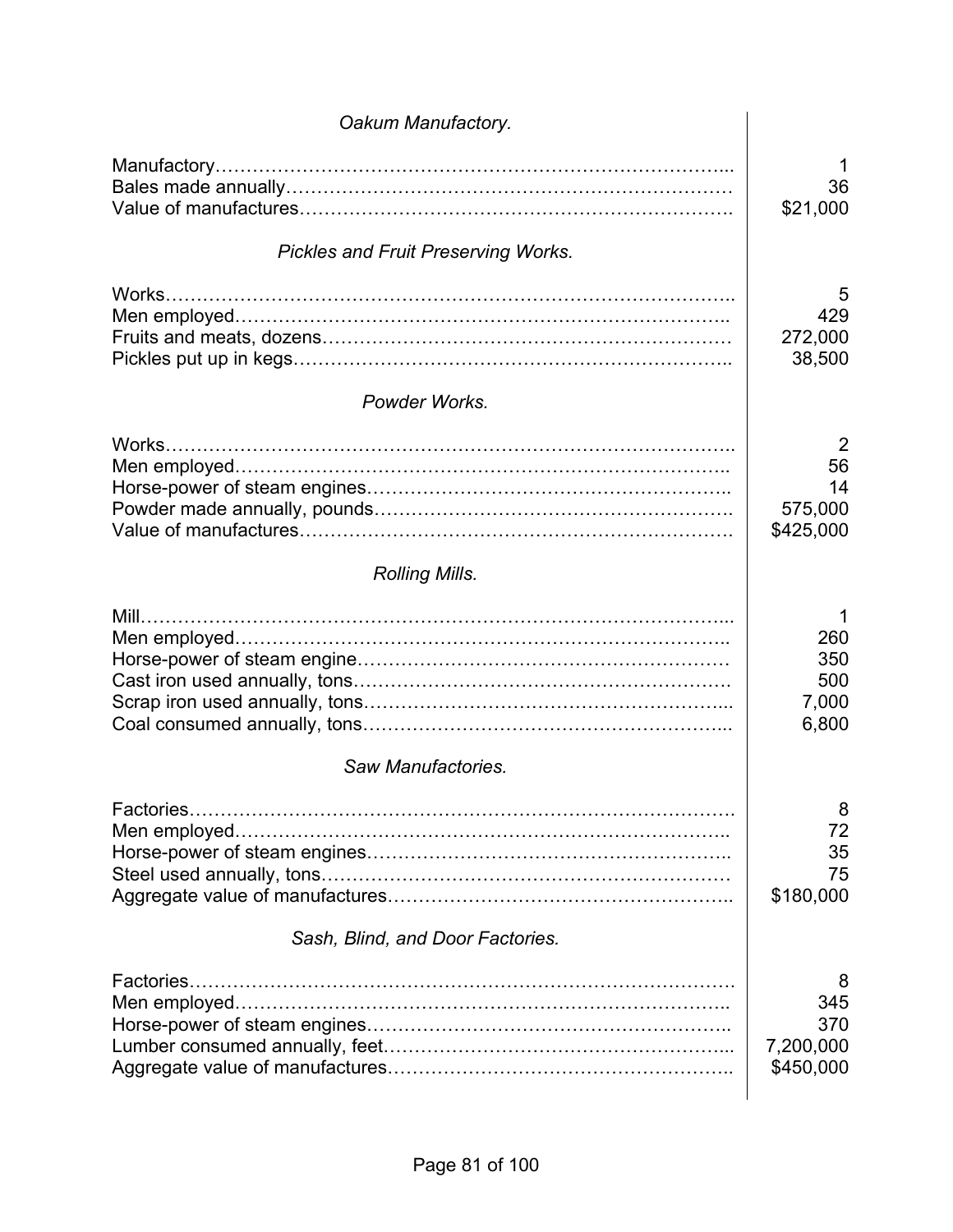*Oakum Manufactory.*

| | |
|---|---|
| Manufactory | 1 |
| Bales made annually | 36 |
| Value of manufactures | $21,000 |

*Pickles and Fruit Preserving Works.*

| | |
|---|---|
| Works | 5 |
| Men employed | 429 |
| Fruits and meats, dozens | 272,000 |
| Pickles put up in kegs | 38,500 |

*Powder Works.*

| | |
|---|---|
| Works | 2 |
| Men employed | 56 |
| Horse-power of steam engines | 14 |
| Powder made annually, pounds | 575,000 |
| Value of manufactures | $425,000 |

*Rolling Mills.*

| | |
|---|---|
| Mill | 1 |
| Men employed | 260 |
| Horse-power of steam engine | 350 |
| Cast iron used annually, tons | 500 |
| Scrap iron used annually, tons | 7,000 |
| Coal consumed annually, tons | 6,800 |

*Saw Manufactories.*

| | |
|---|---|
| Factories | 8 |
| Men employed | 72 |
| Horse-power of steam engines | 35 |
| Steel used annually, tons | 75 |
| Aggregate value of manufactures | $180,000 |

*Sash, Blind, and Door Factories.*

| | |
|---|---|
| Factories | 8 |
| Men employed | 345 |
| Horse-power of steam engines | 370 |
| Lumber consumed annually, feet | 7,200,000 |
| Aggregate value of manufactures | $450,000 |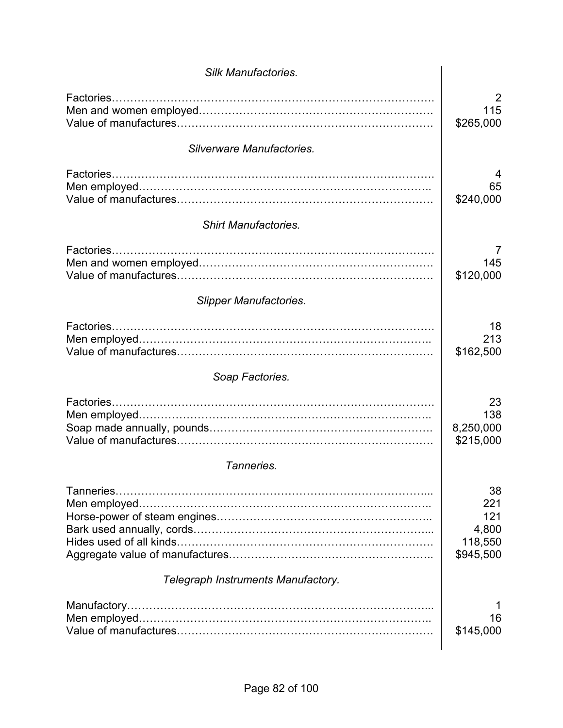*Silk Manufactories.*

| | |
|---|---:|
| Factories | 2 |
| Men and women employed | 115 |
| Value of manufactures | $265,000 |

*Silverware Manufactories.*

| | |
|---|---:|
| Factories | 4 |
| Men employed | 65 |
| Value of manufactures | $240,000 |

*Shirt Manufactories.*

| | |
|---|---:|
| Factories | 7 |
| Men and women employed | 145 |
| Value of manufactures | $120,000 |

*Slipper Manufactories.*

| | |
|---|---:|
| Factories | 18 |
| Men employed | 213 |
| Value of manufactures | $162,500 |

*Soap Factories.*

| | |
|---|---:|
| Factories | 23 |
| Men employed | 138 |
| Soap made annually, pounds | 8,250,000 |
| Value of manufactures | $215,000 |

*Tanneries.*

| | |
|---|---:|
| Tanneries | 38 |
| Men employed | 221 |
| Horse-power of steam engines | 121 |
| Bark used annually, cords | 4,800 |
| Hides used of all kinds | 118,550 |
| Aggregate value of manufactures | $945,500 |

*Telegraph Instruments Manufactory.*

| | |
|---|---:|
| Manufactory | 1 |
| Men employed | 16 |
| Value of manufactures | $145,000 |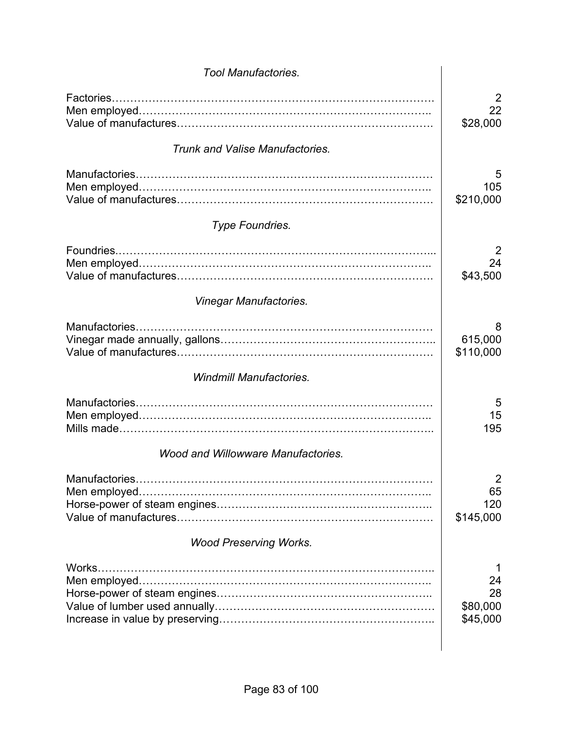*Tool Manufactories.*

| | |
|---|---:|
| Factories | 2 |
| Men employed | 22 |
| Value of manufactures | $28,000 |

*Trunk and Valise Manufactories.*

| | |
|---|---:|
| Manufactories | 5 |
| Men employed | 105 |
| Value of manufactures | $210,000 |

*Type Foundries.*

| | |
|---|---:|
| Foundries | 2 |
| Men employed | 24 |
| Value of manufactures | $43,500 |

*Vinegar Manufactories.*

| | |
|---|---:|
| Manufactories | 8 |
| Vinegar made annually, gallons | 615,000 |
| Value of manufactures | $110,000 |

*Windmill Manufactories.*

| | |
|---|---:|
| Manufactories | 5 |
| Men employed | 15 |
| Mills made | 195 |

*Wood and Willowware Manufactories.*

| | |
|---|---:|
| Manufactories | 2 |
| Men employed | 65 |
| Horse-power of steam engines | 120 |
| Value of manufactures | $145,000 |

*Wood Preserving Works.*

| | |
|---|---:|
| Works | 1 |
| Men employed | 24 |
| Horse-power of steam engines | 28 |
| Value of lumber used annually | $80,000 |
| Increase in value by preserving | $45,000 |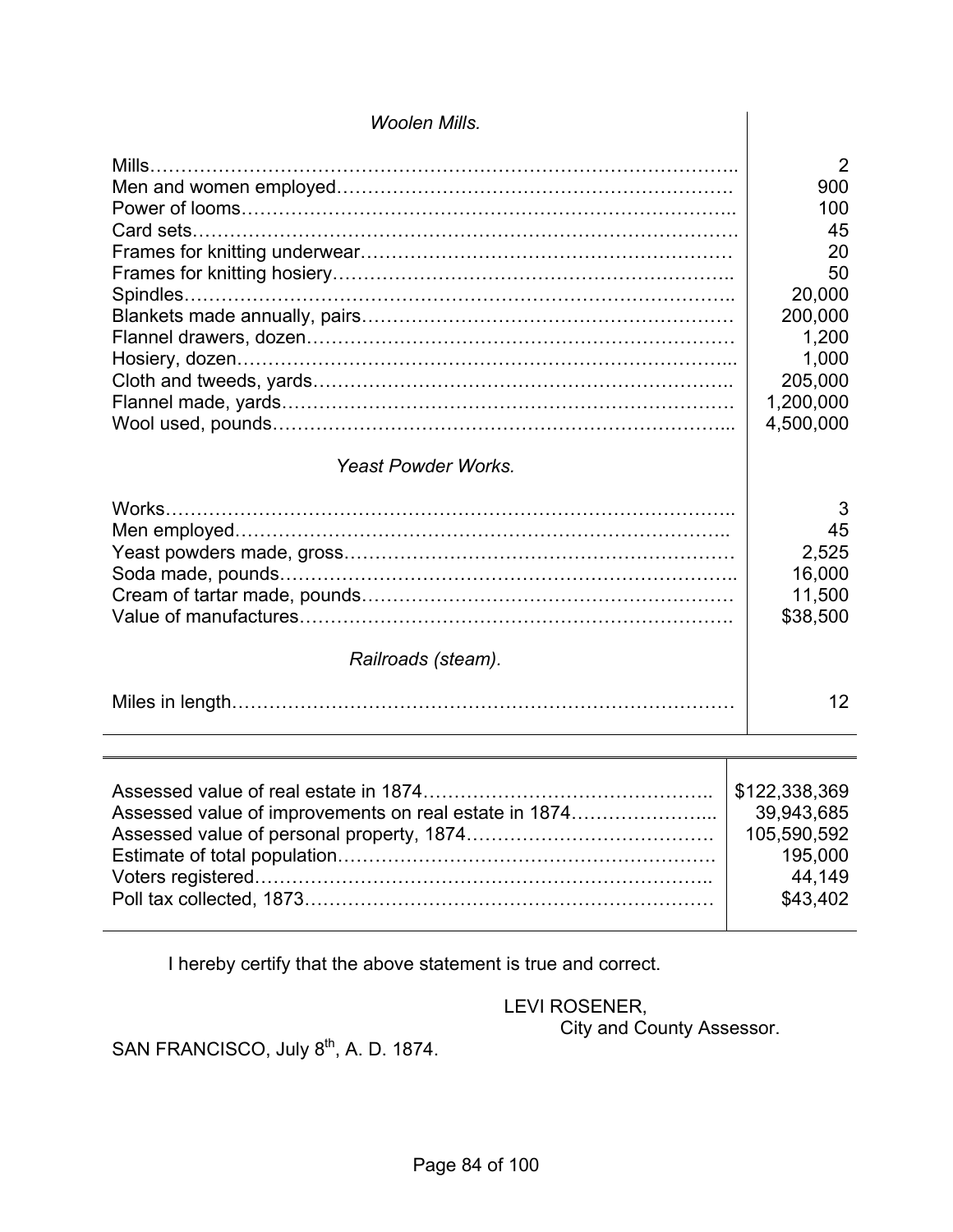| *Woolen Mills.* | |
|---|---|
| Mills | 2 |
| Men and women employed | 900 |
| Power of looms | 100 |
| Card sets | 45 |
| Frames for knitting underwear | 20 |
| Frames for knitting hosiery | 50 |
| Spindles | 20,000 |
| Blankets made annually, pairs | 200,000 |
| Flannel drawers, dozen | 1,200 |
| Hosiery, dozen | 1,000 |
| Cloth and tweeds, yards | 205,000 |
| Flannel made, yards | 1,200,000 |
| Wool used, pounds | 4,500,000 |
| *Yeast Powder Works.* | |
| Works | 3 |
| Men employed | 45 |
| Yeast powders made, gross | 2,525 |
| Soda made, pounds | 16,000 |
| Cream of tartar made, pounds | 11,500 |
| Value of manufactures | $38,500 |
| *Railroads (steam).* | |
| Miles in length | 12 |

| | |
|---|---|
| Assessed value of real estate in 1874 | $122,338,369 |
| Assessed value of improvements on real estate in 1874 | 39,943,685 |
| Assessed value of personal property, 1874 | 105,590,592 |
| Estimate of total population | 195,000 |
| Voters registered | 44,149 |
| Poll tax collected, 1873 | $43,402 |

I hereby certify that the above statement is true and correct.

LEVI ROSENER,
City and County Assessor.

SAN FRANCISCO, July 8th, A. D. 1874.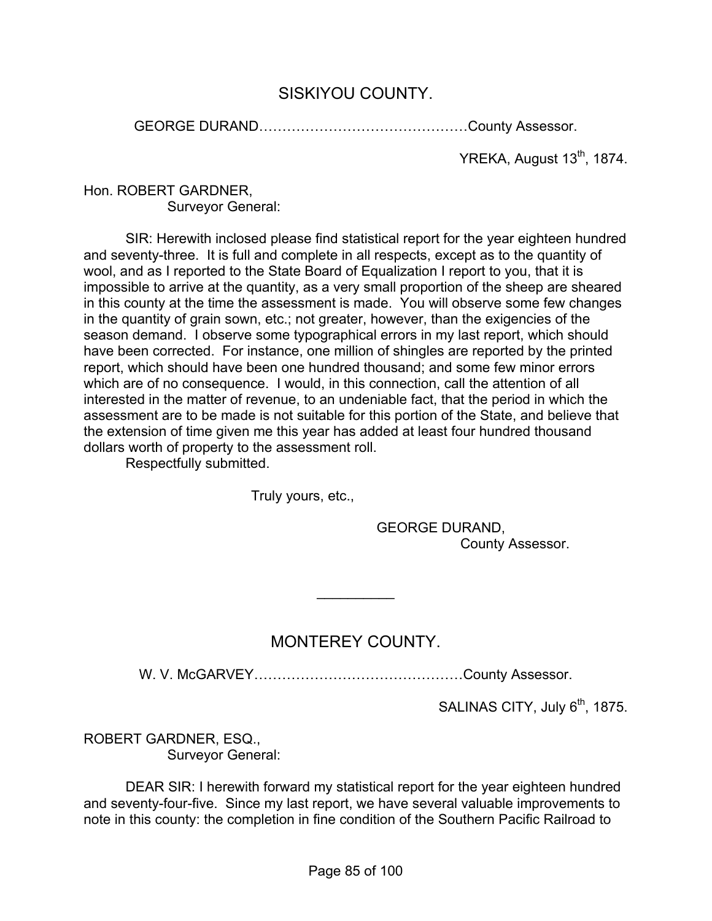## SISKIYOU COUNTY.

GEORGE DURAND……………………………………County Assessor.

YREKA, August 13th, 1874.

Hon. ROBERT GARDNER,
Surveyor General:

SIR: Herewith inclosed please find statistical report for the year eighteen hundred and seventy-three. It is full and complete in all respects, except as to the quantity of wool, and as I reported to the State Board of Equalization I report to you, that it is impossible to arrive at the quantity, as a very small proportion of the sheep are sheared in this county at the time the assessment is made. You will observe some few changes in the quantity of grain sown, etc.; not greater, however, than the exigencies of the season demand. I observe some typographical errors in my last report, which should have been corrected. For instance, one million of shingles are reported by the printed report, which should have been one hundred thousand; and some few minor errors which are of no consequence. I would, in this connection, call the attention of all interested in the matter of revenue, to an undeniable fact, that the period in which the assessment are to be made is not suitable for this portion of the State, and believe that the extension of time given me this year has added at least four hundred thousand dollars worth of property to the assessment roll.

Respectfully submitted.

Truly yours, etc.,

GEORGE DURAND,
County Assessor.

---

## MONTEREY COUNTY.

W. V. McGARVEY……………………………………County Assessor.

SALINAS CITY, July 6th, 1875.

ROBERT GARDNER, ESQ.,
Surveyor General:

DEAR SIR: I herewith forward my statistical report for the year eighteen hundred and seventy-four-five. Since my last report, we have several valuable improvements to note in this county: the completion in fine condition of the Southern Pacific Railroad to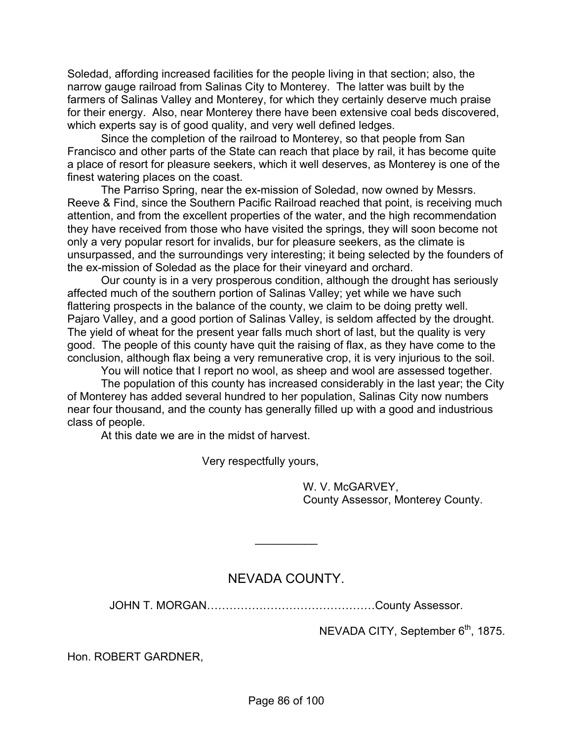Soledad, affording increased facilities for the people living in that section; also, the narrow gauge railroad from Salinas City to Monterey. The latter was built by the farmers of Salinas Valley and Monterey, for which they certainly deserve much praise for their energy. Also, near Monterey there have been extensive coal beds discovered, which experts say is of good quality, and very well defined ledges.

Since the completion of the railroad to Monterey, so that people from San Francisco and other parts of the State can reach that place by rail, it has become quite a place of resort for pleasure seekers, which it well deserves, as Monterey is one of the finest watering places on the coast.

The Parriso Spring, near the ex-mission of Soledad, now owned by Messrs. Reeve & Find, since the Southern Pacific Railroad reached that point, is receiving much attention, and from the excellent properties of the water, and the high recommendation they have received from those who have visited the springs, they will soon become not only a very popular resort for invalids, bur for pleasure seekers, as the climate is unsurpassed, and the surroundings very interesting; it being selected by the founders of the ex-mission of Soledad as the place for their vineyard and orchard.

Our county is in a very prosperous condition, although the drought has seriously affected much of the southern portion of Salinas Valley; yet while we have such flattering prospects in the balance of the county, we claim to be doing pretty well. Pajaro Valley, and a good portion of Salinas Valley, is seldom affected by the drought. The yield of wheat for the present year falls much short of last, but the quality is very good. The people of this county have quit the raising of flax, as they have come to the conclusion, although flax being a very remunerative crop, it is very injurious to the soil.

You will notice that I report no wool, as sheep and wool are assessed together.

The population of this county has increased considerably in the last year; the City of Monterey has added several hundred to her population, Salinas City now numbers near four thousand, and the county has generally filled up with a good and industrious class of people.

At this date we are in the midst of harvest.

Very respectfully yours,

W. V. McGARVEY,
County Assessor, Monterey County.

---

## NEVADA COUNTY.

JOHN T. MORGAN……………………………………County Assessor.

NEVADA CITY, September 6th, 1875.

Hon. ROBERT GARDNER,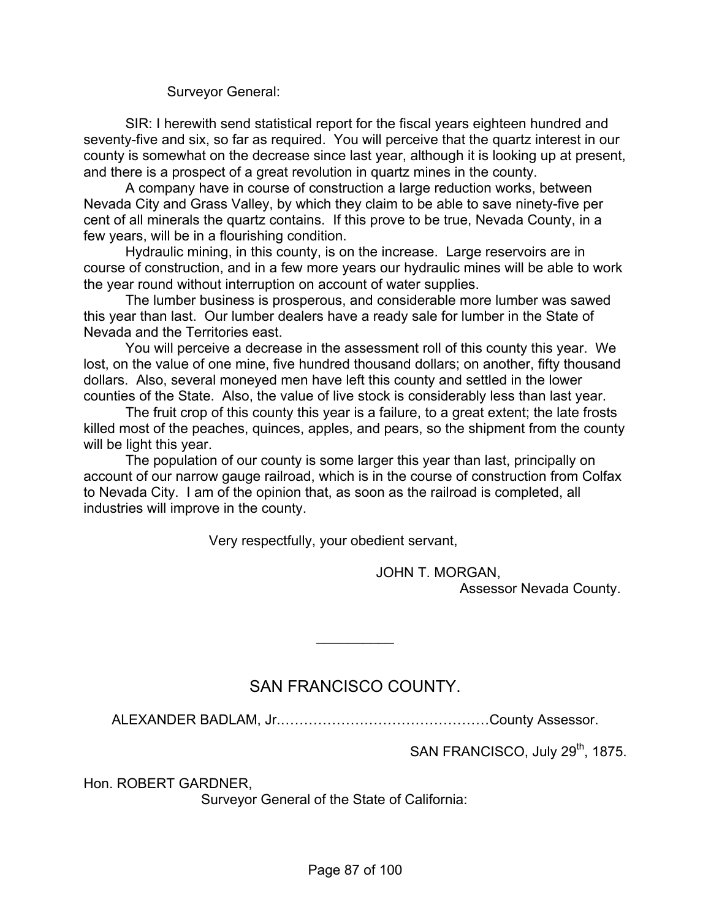Surveyor General:

SIR: I herewith send statistical report for the fiscal years eighteen hundred and seventy-five and six, so far as required. You will perceive that the quartz interest in our county is somewhat on the decrease since last year, although it is looking up at present, and there is a prospect of a great revolution in quartz mines in the county.

A company have in course of construction a large reduction works, between Nevada City and Grass Valley, by which they claim to be able to save ninety-five per cent of all minerals the quartz contains. If this prove to be true, Nevada County, in a few years, will be in a flourishing condition.

Hydraulic mining, in this county, is on the increase. Large reservoirs are in course of construction, and in a few more years our hydraulic mines will be able to work the year round without interruption on account of water supplies.

The lumber business is prosperous, and considerable more lumber was sawed this year than last. Our lumber dealers have a ready sale for lumber in the State of Nevada and the Territories east.

You will perceive a decrease in the assessment roll of this county this year. We lost, on the value of one mine, five hundred thousand dollars; on another, fifty thousand dollars. Also, several moneyed men have left this county and settled in the lower counties of the State. Also, the value of live stock is considerably less than last year.

The fruit crop of this county this year is a failure, to a great extent; the late frosts killed most of the peaches, quinces, apples, and pears, so the shipment from the county will be light this year.

The population of our county is some larger this year than last, principally on account of our narrow gauge railroad, which is in the course of construction from Colfax to Nevada City. I am of the opinion that, as soon as the railroad is completed, all industries will improve in the county.

Very respectfully, your obedient servant,

JOHN T. MORGAN,
Assessor Nevada County.

---

## SAN FRANCISCO COUNTY.

ALEXANDER BADLAM, Jr.………………………………………County Assessor.

SAN FRANCISCO, July 29th, 1875.

Hon. ROBERT GARDNER,
Surveyor General of the State of California: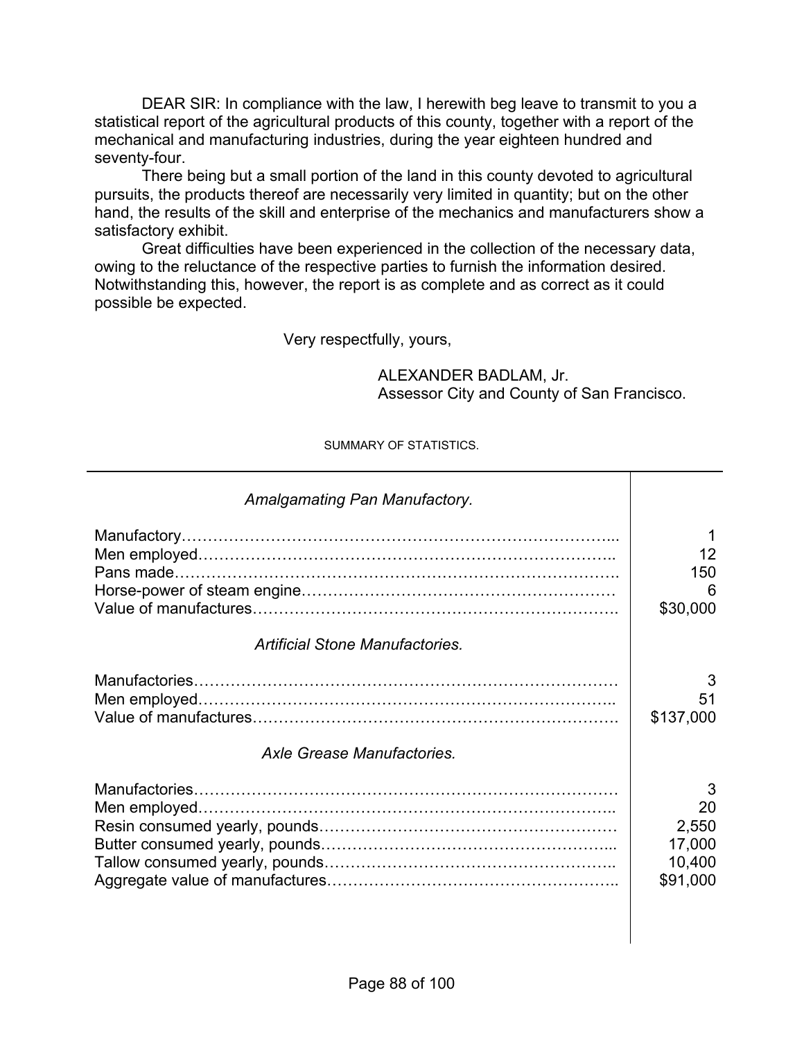DEAR SIR: In compliance with the law, I herewith beg leave to transmit to you a statistical report of the agricultural products of this county, together with a report of the mechanical and manufacturing industries, during the year eighteen hundred and seventy-four.

There being but a small portion of the land in this county devoted to agricultural pursuits, the products thereof are necessarily very limited in quantity; but on the other hand, the results of the skill and enterprise of the mechanics and manufacturers show a satisfactory exhibit.

Great difficulties have been experienced in the collection of the necessary data, owing to the reluctance of the respective parties to furnish the information desired. Notwithstanding this, however, the report is as complete and as correct as it could possible be expected.

Very respectfully, yours,

ALEXANDER BADLAM, Jr.
Assessor City and County of San Francisco.

SUMMARY OF STATISTICS.

| | |
|---|---|
| *Amalgamating Pan Manufactory.* | |
| Manufactory | 1 |
| Men employed | 12 |
| Pans made | 150 |
| Horse-power of steam engine | 6 |
| Value of manufactures | $30,000 |
| *Artificial Stone Manufactories.* | |
| Manufactories | 3 |
| Men employed | 51 |
| Value of manufactures | $137,000 |
| *Axle Grease Manufactories.* | |
| Manufactories | 3 |
| Men employed | 20 |
| Resin consumed yearly, pounds | 2,550 |
| Butter consumed yearly, pounds | 17,000 |
| Tallow consumed yearly, pounds | 10,400 |
| Aggregate value of manufactures | $91,000 |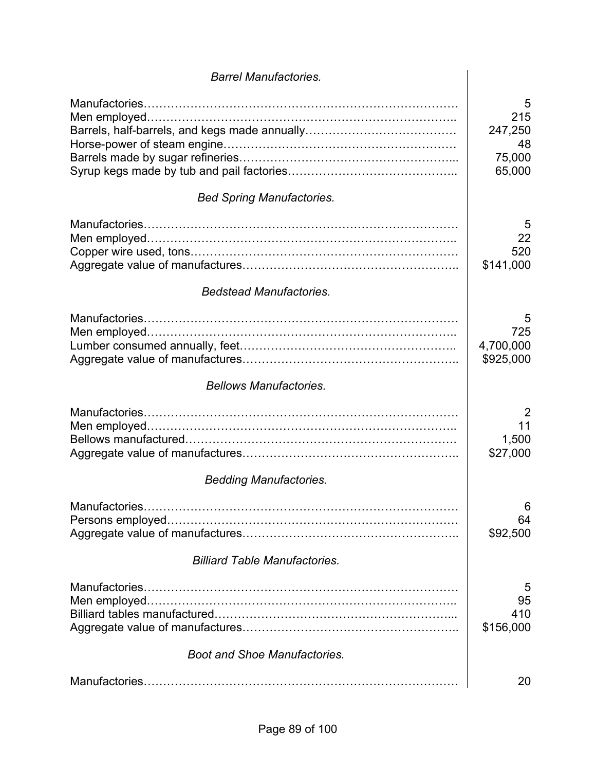*Barrel Manufactories.*

| | |
|---|---|
| Manufactories | 5 |
| Men employed | 215 |
| Barrels, half-barrels, and kegs made annually | 247,250 |
| Horse-power of steam engine | 48 |
| Barrels made by sugar refineries | 75,000 |
| Syrup kegs made by tub and pail factories | 65,000 |

*Bed Spring Manufactories.*

| | |
|---|---|
| Manufactories | 5 |
| Men employed | 22 |
| Copper wire used, tons | 520 |
| Aggregate value of manufactures | $141,000 |

*Bedstead Manufactories.*

| | |
|---|---|
| Manufactories | 5 |
| Men employed | 725 |
| Lumber consumed annually, feet | 4,700,000 |
| Aggregate value of manufactures | $925,000 |

*Bellows Manufactories.*

| | |
|---|---|
| Manufactories | 2 |
| Men employed | 11 |
| Bellows manufactured | 1,500 |
| Aggregate value of manufactures | $27,000 |

*Bedding Manufactories.*

| | |
|---|---|
| Manufactories | 6 |
| Persons employed | 64 |
| Aggregate value of manufactures | $92,500 |

*Billiard Table Manufactories.*

| | |
|---|---|
| Manufactories | 5 |
| Men employed | 95 |
| Billiard tables manufactured | 410 |
| Aggregate value of manufactures | $156,000 |

*Boot and Shoe Manufactories.*

| | |
|---|---|
| Manufactories | 20 |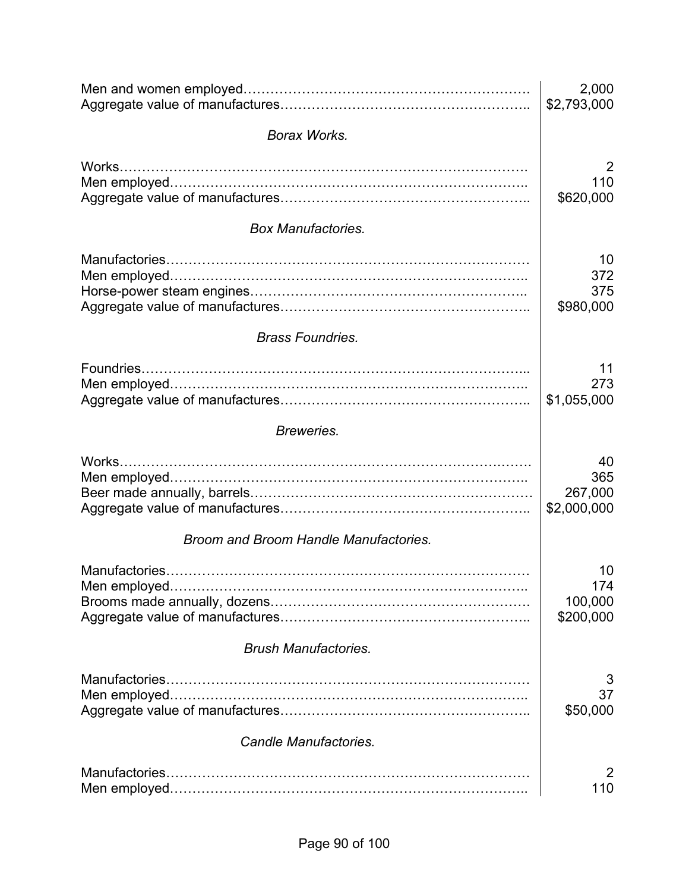| | |
|---|---|
| Men and women employed………………………………………………………. | 2,000 |
| Aggregate value of manufactures……………………………………………….. | $2,793,000 |

*Borax Works.*

| | |
|---|---|
| Works……………………………………………………………………………. | 2 |
| Men employed………………………………………………………………….. | 110 |
| Aggregate value of manufactures……………………………………………….. | $620,000 |

*Box Manufactories.*

| | |
|---|---|
| Manufactories…………………………………………………………………… | 10 |
| Men employed………………………………………………………………….. | 372 |
| Horse-power steam engines…………………………………………………….. | 375 |
| Aggregate value of manufactures……………………………………………….. | $980,000 |

*Brass Foundries.*

| | |
|---|---|
| Foundries………………………………………………………………………... | 11 |
| Men employed………………………………………………………………….. | 273 |
| Aggregate value of manufactures……………………………………………….. | $1,055,000 |

*Breweries.*

| | |
|---|---|
| Works……………………………………………………………………………. | 40 |
| Men employed………………………………………………………………….. | 365 |
| Beer made annually, barrels……………………………………………………… | 267,000 |
| Aggregate value of manufactures……………………………………………….. | $2,000,000 |

*Broom and Broom Handle Manufactories.*

| | |
|---|---|
| Manufactories…………………………………………………………………… | 10 |
| Men employed………………………………………………………………….. | 174 |
| Brooms made annually, dozens…………………………………………………. | 100,000 |
| Aggregate value of manufactures……………………………………………….. | $200,000 |

*Brush Manufactories.*

| | |
|---|---|
| Manufactories…………………………………………………………………… | 3 |
| Men employed………………………………………………………………….. | 37 |
| Aggregate value of manufactures……………………………………………….. | $50,000 |

*Candle Manufactories.*

| | |
|---|---|
| Manufactories…………………………………………………………………… | 2 |
| Men employed………………………………………………………………….. | 110 |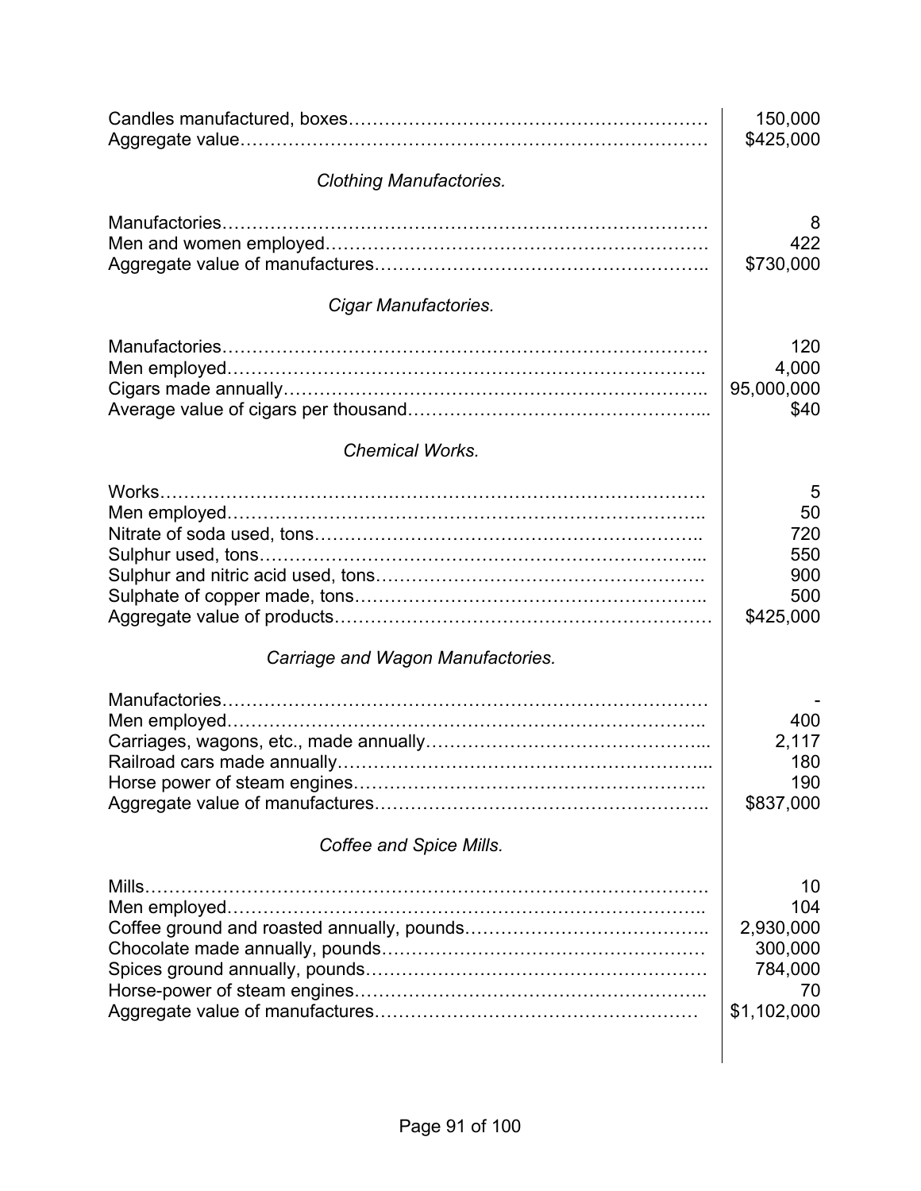| | |
|---|---|
| Candles manufactured, boxes | 150,000 |
| Aggregate value | $425,000 |

*Clothing Manufactories.*

| | |
|---|---|
| Manufactories | 8 |
| Men and women employed | 422 |
| Aggregate value of manufactures | $730,000 |

*Cigar Manufactories.*

| | |
|---|---|
| Manufactories | 120 |
| Men employed | 4,000 |
| Cigars made annually | 95,000,000 |
| Average value of cigars per thousand | $40 |

*Chemical Works.*

| | |
|---|---|
| Works | 5 |
| Men employed | 50 |
| Nitrate of soda used, tons | 720 |
| Sulphur used, tons | 550 |
| Sulphur and nitric acid used, tons | 900 |
| Sulphate of copper made, tons | 500 |
| Aggregate value of products | $425,000 |

*Carriage and Wagon Manufactories.*

| | |
|---|---|
| Manufactories | - |
| Men employed | 400 |
| Carriages, wagons, etc., made annually | 2,117 |
| Railroad cars made annually | 180 |
| Horse power of steam engines | 190 |
| Aggregate value of manufactures | $837,000 |

*Coffee and Spice Mills.*

| | |
|---|---|
| Mills | 10 |
| Men employed | 104 |
| Coffee ground and roasted annually, pounds | 2,930,000 |
| Chocolate made annually, pounds | 300,000 |
| Spices ground annually, pounds | 784,000 |
| Horse-power of steam engines | 70 |
| Aggregate value of manufactures | $1,102,000 |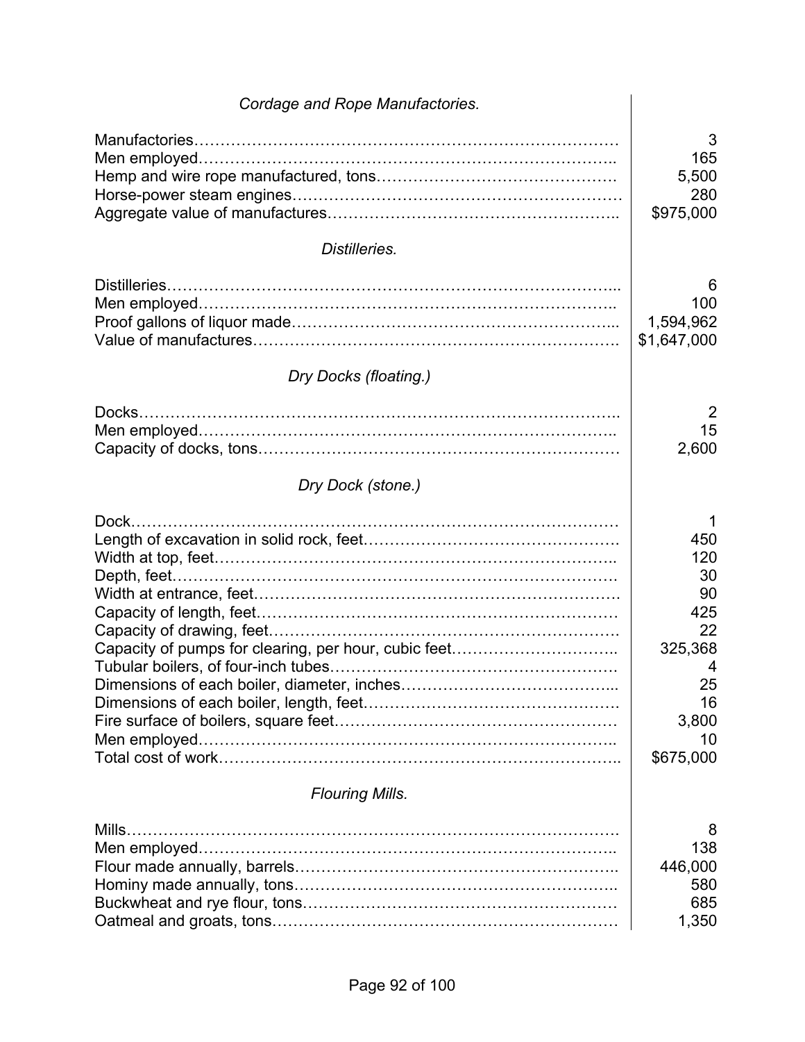*Cordage and Rope Manufactories.*

| | |
|---|---:|
| Manufactories | 3 |
| Men employed | 165 |
| Hemp and wire rope manufactured, tons | 5,500 |
| Horse-power steam engines | 280 |
| Aggregate value of manufactures | $975,000 |

*Distilleries.*

| | |
|---|---:|
| Distilleries | 6 |
| Men employed | 100 |
| Proof gallons of liquor made | 1,594,962 |
| Value of manufactures | $1,647,000 |

*Dry Docks (floating.)*

| | |
|---|---:|
| Docks | 2 |
| Men employed | 15 |
| Capacity of docks, tons | 2,600 |

*Dry Dock (stone.)*

| | |
|---|---:|
| Dock | 1 |
| Length of excavation in solid rock, feet | 450 |
| Width at top, feet | 120 |
| Depth, feet | 30 |
| Width at entrance, feet | 90 |
| Capacity of length, feet | 425 |
| Capacity of drawing, feet | 22 |
| Capacity of pumps for clearing, per hour, cubic feet | 325,368 |
| Tubular boilers, of four-inch tubes | 4 |
| Dimensions of each boiler, diameter, inches | 25 |
| Dimensions of each boiler, length, feet | 16 |
| Fire surface of boilers, square feet | 3,800 |
| Men employed | 10 |
| Total cost of work | $675,000 |

*Flouring Mills.*

| | |
|---|---:|
| Mills | 8 |
| Men employed | 138 |
| Flour made annually, barrels | 446,000 |
| Hominy made annually, tons | 580 |
| Buckwheat and rye flour, tons | 685 |
| Oatmeal and groats, tons | 1,350 |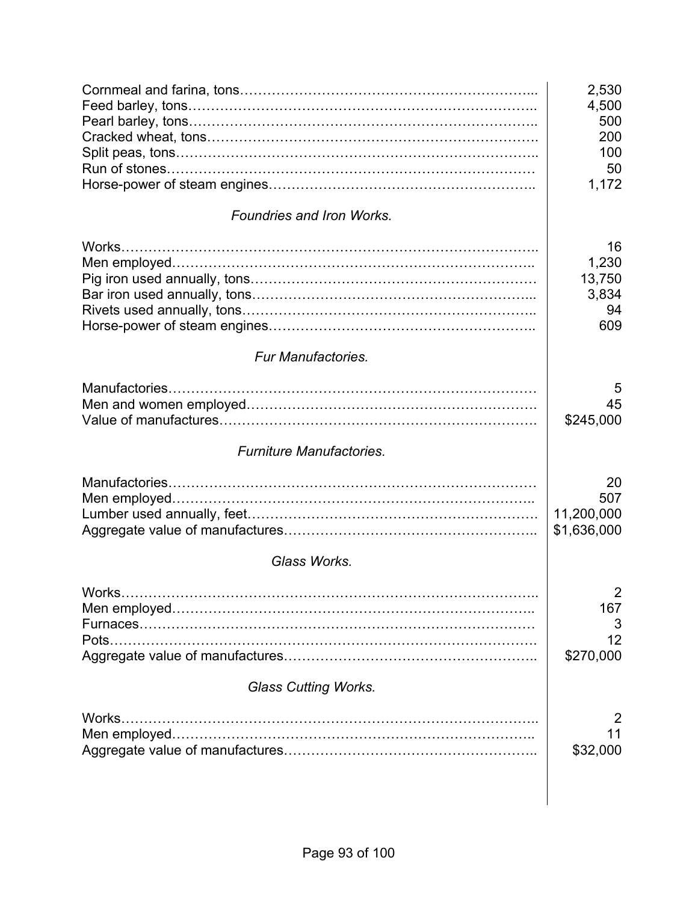| | |
|---|---|
| Cornmeal and farina, tons | 2,530 |
| Feed barley, tons | 4,500 |
| Pearl barley, tons | 500 |
| Cracked wheat, tons | 200 |
| Split peas, tons | 100 |
| Run of stones | 50 |
| Horse-power of steam engines | 1,172 |

*Foundries and Iron Works.*

| | |
|---|---|
| Works | 16 |
| Men employed | 1,230 |
| Pig iron used annually, tons | 13,750 |
| Bar iron used annually, tons | 3,834 |
| Rivets used annually, tons | 94 |
| Horse-power of steam engines | 609 |

*Fur Manufactories.*

| | |
|---|---|
| Manufactories | 5 |
| Men and women employed | 45 |
| Value of manufactures | $245,000 |

*Furniture Manufactories.*

| | |
|---|---|
| Manufactories | 20 |
| Men employed | 507 |
| Lumber used annually, feet | 11,200,000 |
| Aggregate value of manufactures | $1,636,000 |

*Glass Works.*

| | |
|---|---|
| Works | 2 |
| Men employed | 167 |
| Furnaces | 3 |
| Pots | 12 |
| Aggregate value of manufactures | $270,000 |

*Glass Cutting Works.*

| | |
|---|---|
| Works | 2 |
| Men employed | 11 |
| Aggregate value of manufactures | $32,000 |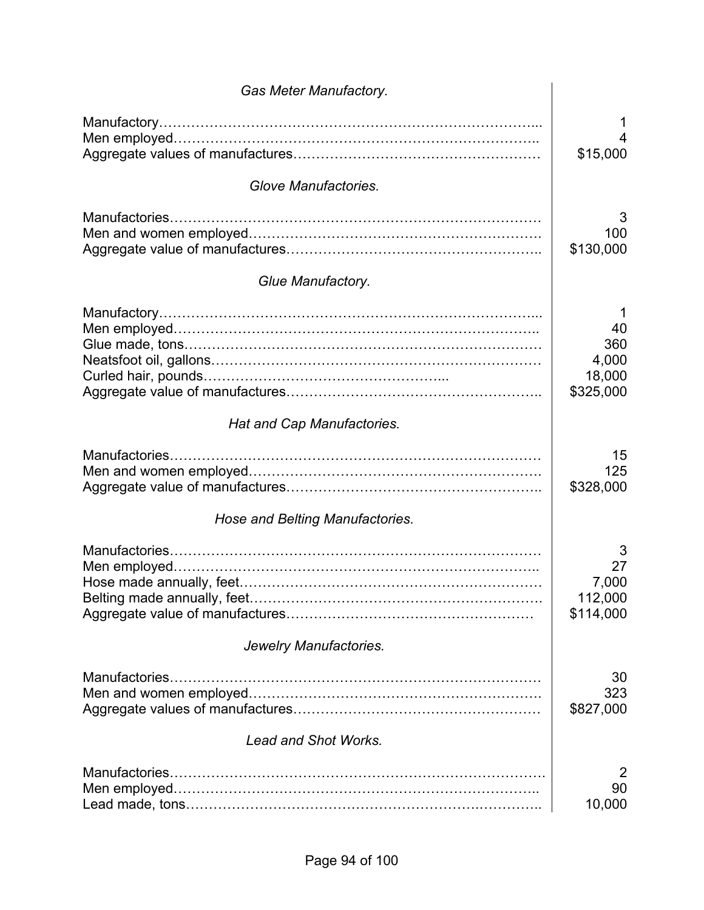*Gas Meter Manufactory.*

| | |
|---|---|
| Manufactory | 1 |
| Men employed | 4 |
| Aggregate values of manufactures | $15,000 |

*Glove Manufactories.*

| | |
|---|---|
| Manufactories | 3 |
| Men and women employed | 100 |
| Aggregate value of manufactures | $130,000 |

*Glue Manufactory.*

| | |
|---|---|
| Manufactory | 1 |
| Men employed | 40 |
| Glue made, tons | 360 |
| Neatsfoot oil, gallons | 4,000 |
| Curled hair, pounds | 18,000 |
| Aggregate value of manufactures | $325,000 |

*Hat and Cap Manufactories.*

| | |
|---|---|
| Manufactories | 15 |
| Men and women employed | 125 |
| Aggregate value of manufactures | $328,000 |

*Hose and Belting Manufactories.*

| | |
|---|---|
| Manufactories | 3 |
| Men employed | 27 |
| Hose made annually, feet | 7,000 |
| Belting made annually, feet | 112,000 |
| Aggregate value of manufactures | $114,000 |

*Jewelry Manufactories.*

| | |
|---|---|
| Manufactories | 30 |
| Men and women employed | 323 |
| Aggregate values of manufactures | $827,000 |

*Lead and Shot Works.*

| | |
|---|---|
| Manufactories | 2 |
| Men employed | 90 |
| Lead made, tons | 10,000 |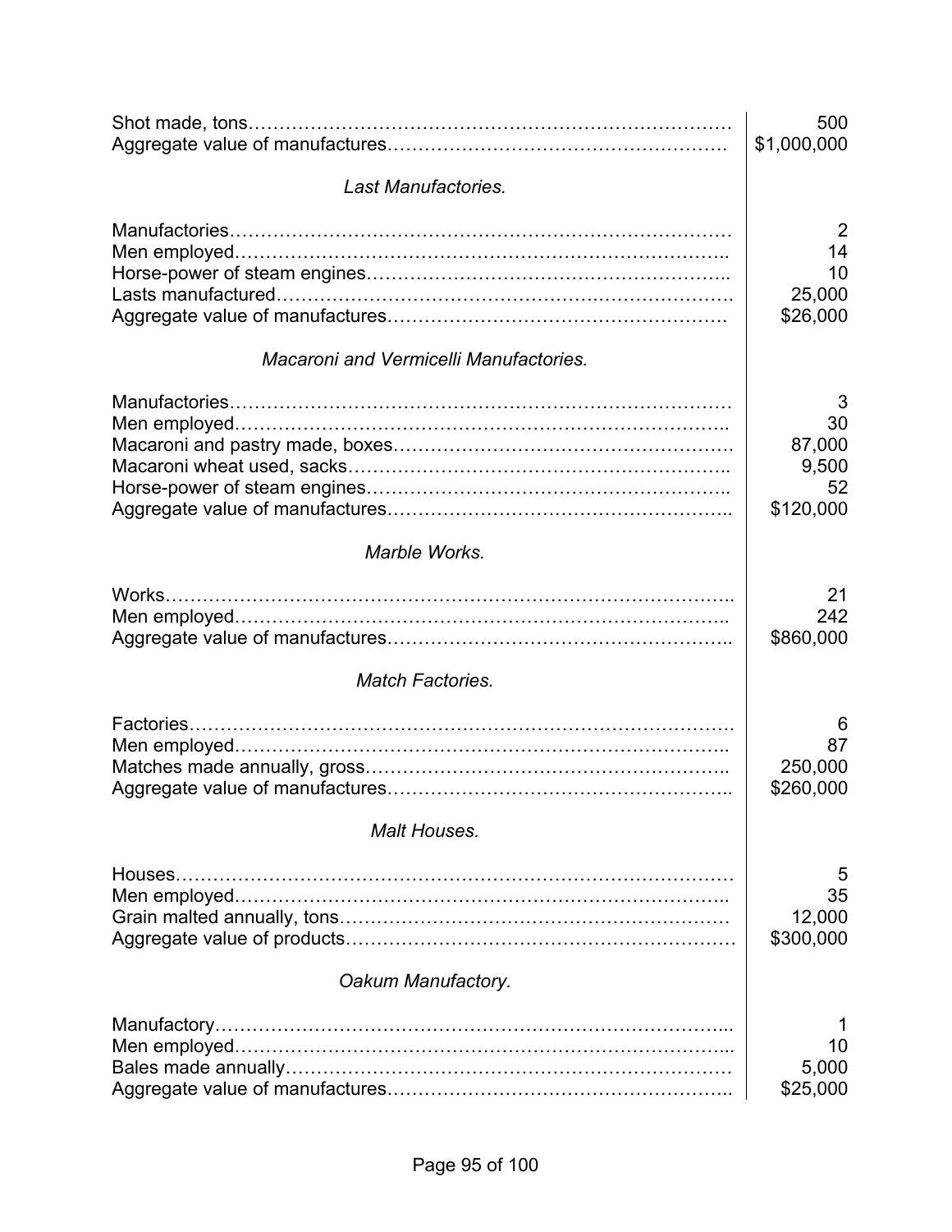| | |
|---|---|
| Shot made, tons | 500 |
| Aggregate value of manufactures | $1,000,000 |

*Last Manufactories.*

| | |
|---|---|
| Manufactories | 2 |
| Men employed | 14 |
| Horse-power of steam engines | 10 |
| Lasts manufactured | 25,000 |
| Aggregate value of manufactures | $26,000 |

*Macaroni and Vermicelli Manufactories.*

| | |
|---|---|
| Manufactories | 3 |
| Men employed | 30 |
| Macaroni and pastry made, boxes | 87,000 |
| Macaroni wheat used, sacks | 9,500 |
| Horse-power of steam engines | 52 |
| Aggregate value of manufactures | $120,000 |

*Marble Works.*

| | |
|---|---|
| Works | 21 |
| Men employed | 242 |
| Aggregate value of manufactures | $860,000 |

*Match Factories.*

| | |
|---|---|
| Factories | 6 |
| Men employed | 87 |
| Matches made annually, gross | 250,000 |
| Aggregate value of manufactures | $260,000 |

*Malt Houses.*

| | |
|---|---|
| Houses | 5 |
| Men employed | 35 |
| Grain malted annually, tons | 12,000 |
| Aggregate value of products | $300,000 |

*Oakum Manufactory.*

| | |
|---|---|
| Manufactory | 1 |
| Men employed | 10 |
| Bales made annually | 5,000 |
| Aggregate value of manufactures | $25,000 |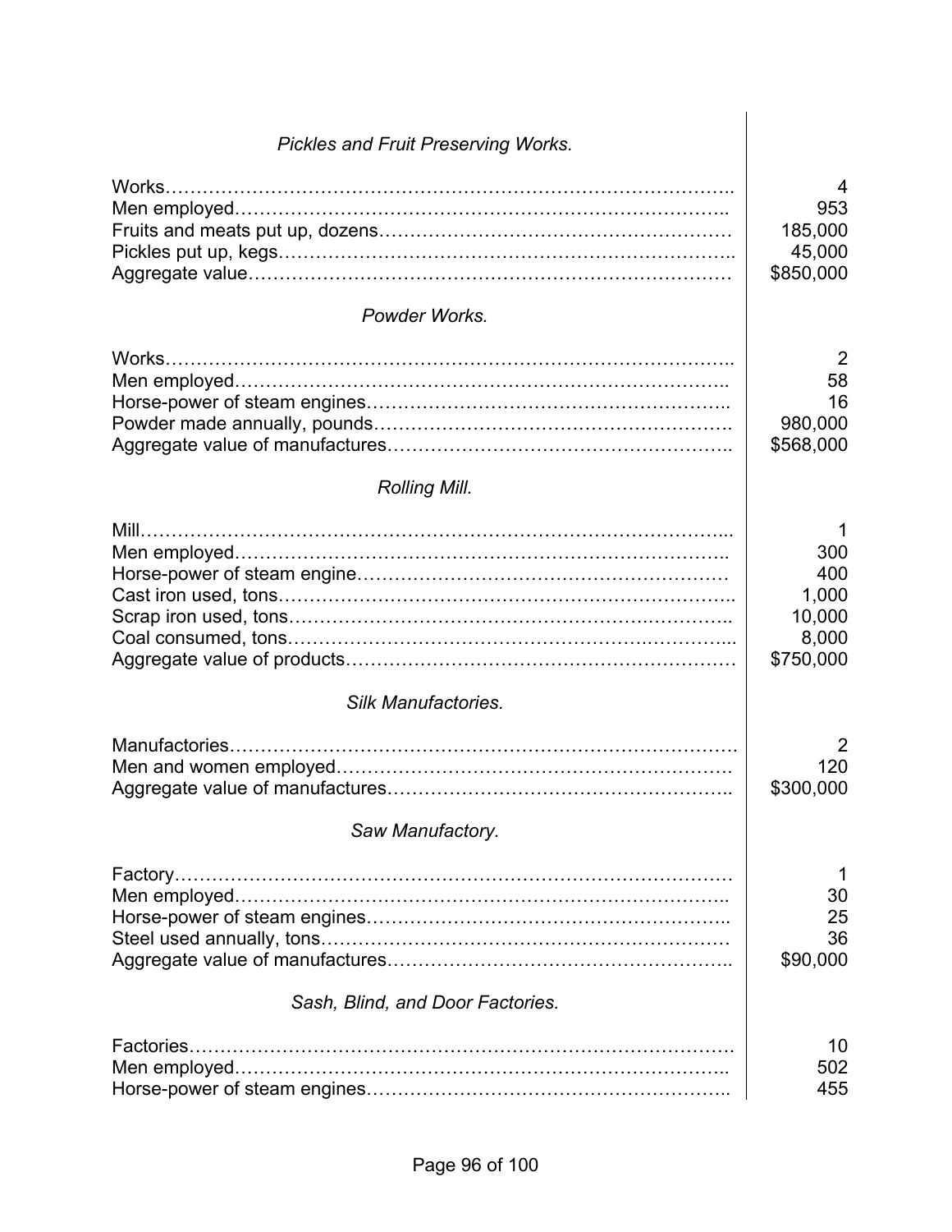*Pickles and Fruit Preserving Works.*

| | |
|---|---|
| Works | 4 |
| Men employed | 953 |
| Fruits and meats put up, dozens | 185,000 |
| Pickles put up, kegs | 45,000 |
| Aggregate value | $850,000 |

*Powder Works.*

| | |
|---|---|
| Works | 2 |
| Men employed | 58 |
| Horse-power of steam engines | 16 |
| Powder made annually, pounds | 980,000 |
| Aggregate value of manufactures | $568,000 |

*Rolling Mill.*

| | |
|---|---|
| Mill | 1 |
| Men employed | 300 |
| Horse-power of steam engine | 400 |
| Cast iron used, tons | 1,000 |
| Scrap iron used, tons | 10,000 |
| Coal consumed, tons | 8,000 |
| Aggregate value of products | $750,000 |

*Silk Manufactories.*

| | |
|---|---|
| Manufactories | 2 |
| Men and women employed | 120 |
| Aggregate value of manufactures | $300,000 |

*Saw Manufactory.*

| | |
|---|---|
| Factory | 1 |
| Men employed | 30 |
| Horse-power of steam engines | 25 |
| Steel used annually, tons | 36 |
| Aggregate value of manufactures | $90,000 |

*Sash, Blind, and Door Factories.*

| | |
|---|---|
| Factories | 10 |
| Men employed | 502 |
| Horse-power of steam engines | 455 |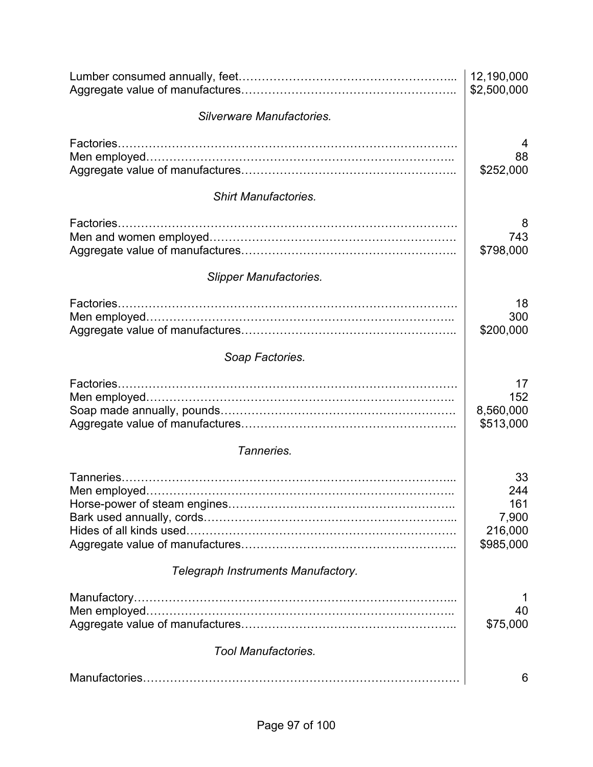| | |
|---|---|
| Lumber consumed annually, feet | 12,190,000 |
| Aggregate value of manufactures | $2,500,000 |

*Silverware Manufactories.*

| | |
|---|---|
| Factories | 4 |
| Men employed | 88 |
| Aggregate value of manufactures | $252,000 |

*Shirt Manufactories.*

| | |
|---|---|
| Factories | 8 |
| Men and women employed | 743 |
| Aggregate value of manufactures | $798,000 |

*Slipper Manufactories.*

| | |
|---|---|
| Factories | 18 |
| Men employed | 300 |
| Aggregate value of manufactures | $200,000 |

*Soap Factories.*

| | |
|---|---|
| Factories | 17 |
| Men employed | 152 |
| Soap made annually, pounds | 8,560,000 |
| Aggregate value of manufactures | $513,000 |

*Tanneries.*

| | |
|---|---|
| Tanneries | 33 |
| Men employed | 244 |
| Horse-power of steam engines | 161 |
| Bark used annually, cords | 7,900 |
| Hides of all kinds used | 216,000 |
| Aggregate value of manufactures | $985,000 |

*Telegraph Instruments Manufactory.*

| | |
|---|---|
| Manufactory | 1 |
| Men employed | 40 |
| Aggregate value of manufactures | $75,000 |

*Tool Manufactories.*

| | |
|---|---|
| Manufactories | 6 |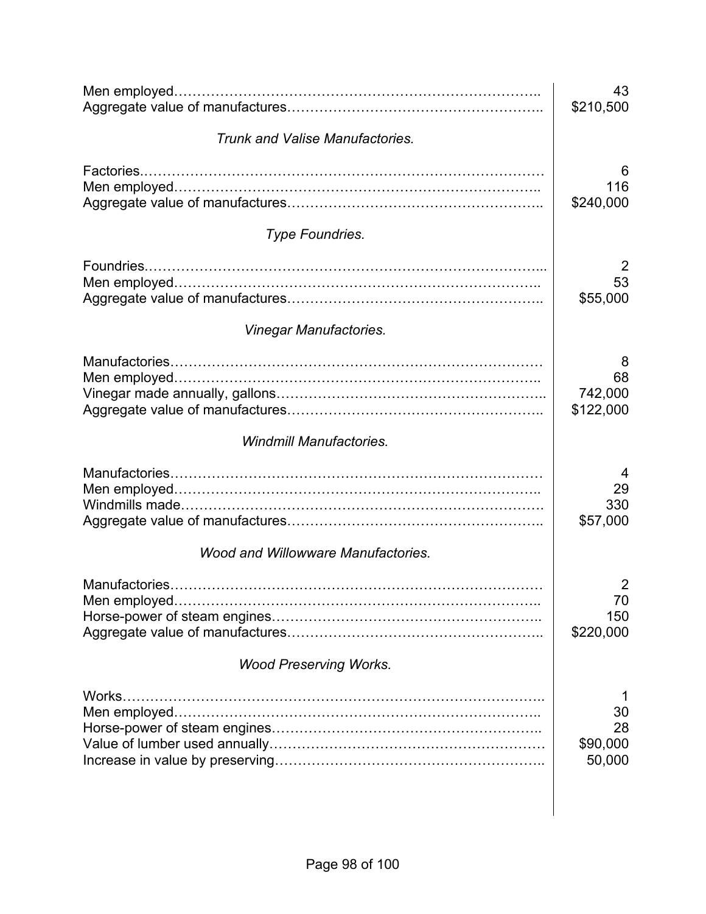| | |
|---|---|
| Men employed | 43 |
| Aggregate value of manufactures | $210,500 |

*Trunk and Valise Manufactories.*

| | |
|---|---|
| Factories | 6 |
| Men employed | 116 |
| Aggregate value of manufactures | $240,000 |

*Type Foundries.*

| | |
|---|---|
| Foundries | 2 |
| Men employed | 53 |
| Aggregate value of manufactures | $55,000 |

*Vinegar Manufactories.*

| | |
|---|---|
| Manufactories | 8 |
| Men employed | 68 |
| Vinegar made annually, gallons | 742,000 |
| Aggregate value of manufactures | $122,000 |

*Windmill Manufactories.*

| | |
|---|---|
| Manufactories | 4 |
| Men employed | 29 |
| Windmills made | 330 |
| Aggregate value of manufactures | $57,000 |

*Wood and Willowware Manufactories.*

| | |
|---|---|
| Manufactories | 2 |
| Men employed | 70 |
| Horse-power of steam engines | 150 |
| Aggregate value of manufactures | $220,000 |

*Wood Preserving Works.*

| | |
|---|---|
| Works | 1 |
| Men employed | 30 |
| Horse-power of steam engines | 28 |
| Value of lumber used annually | $90,000 |
| Increase in value by preserving | 50,000 |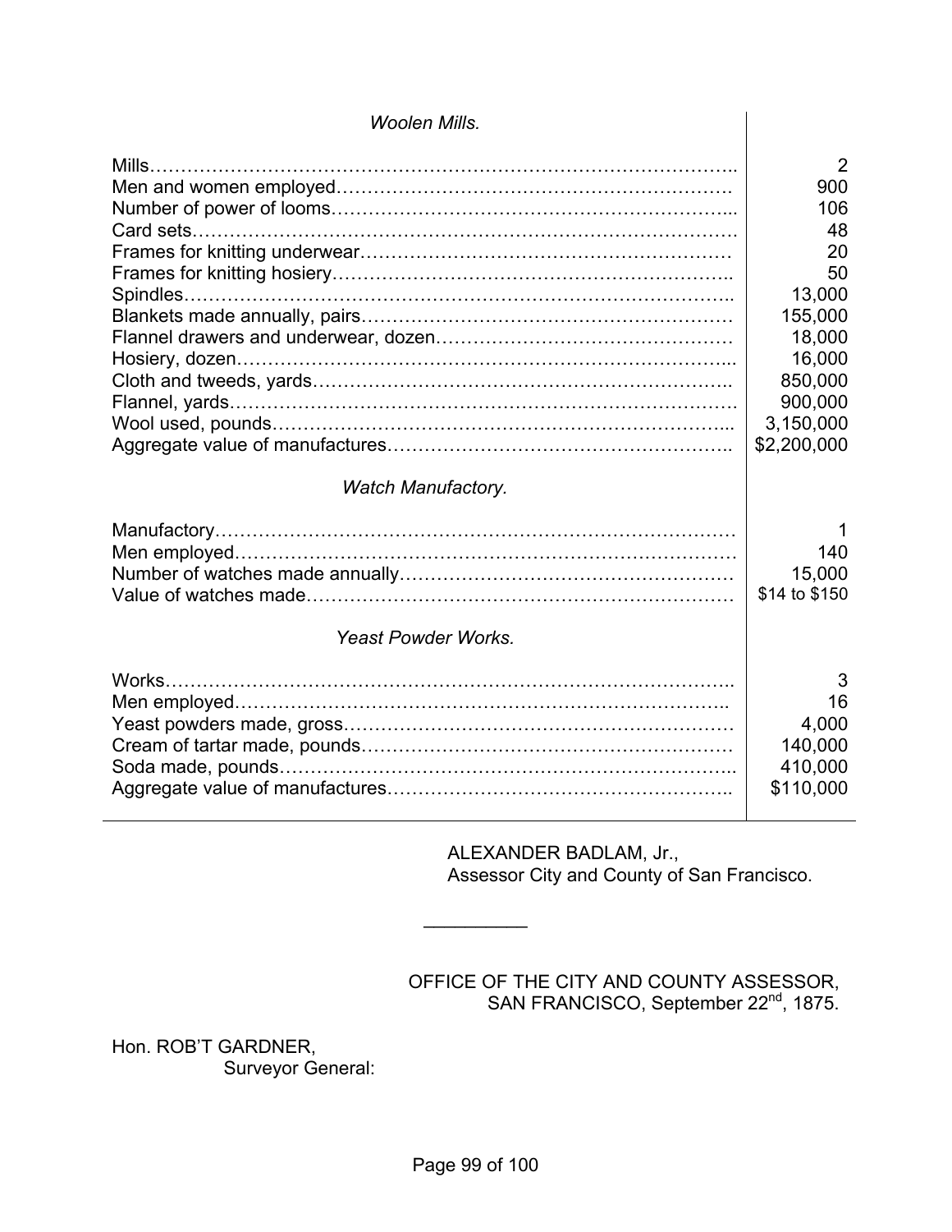| *Woolen Mills.* | |
|---|---|
| Mills | 2 |
| Men and women employed | 900 |
| Number of power of looms | 106 |
| Card sets | 48 |
| Frames for knitting underwear | 20 |
| Frames for knitting hosiery | 50 |
| Spindles | 13,000 |
| Blankets made annually, pairs | 155,000 |
| Flannel drawers and underwear, dozen | 18,000 |
| Hosiery, dozen | 16,000 |
| Cloth and tweeds, yards | 850,000 |
| Flannel, yards | 900,000 |
| Wool used, pounds | 3,150,000 |
| Aggregate value of manufactures | $2,200,000 |
| *Watch Manufactory.* | |
| Manufactory | 1 |
| Men employed | 140 |
| Number of watches made annually | 15,000 |
| Value of watches made | $14 to $150 |
| *Yeast Powder Works.* | |
| Works | 3 |
| Men employed | 16 |
| Yeast powders made, gross | 4,000 |
| Cream of tartar made, pounds | 140,000 |
| Soda made, pounds | 410,000 |
| Aggregate value of manufactures | $110,000 |

ALEXANDER BADLAM, Jr.,
Assessor City and County of San Francisco.

---

OFFICE OF THE CITY AND COUNTY ASSESSOR,
SAN FRANCISCO, September 22nd, 1875.

Hon. ROB'T GARDNER,
Surveyor General: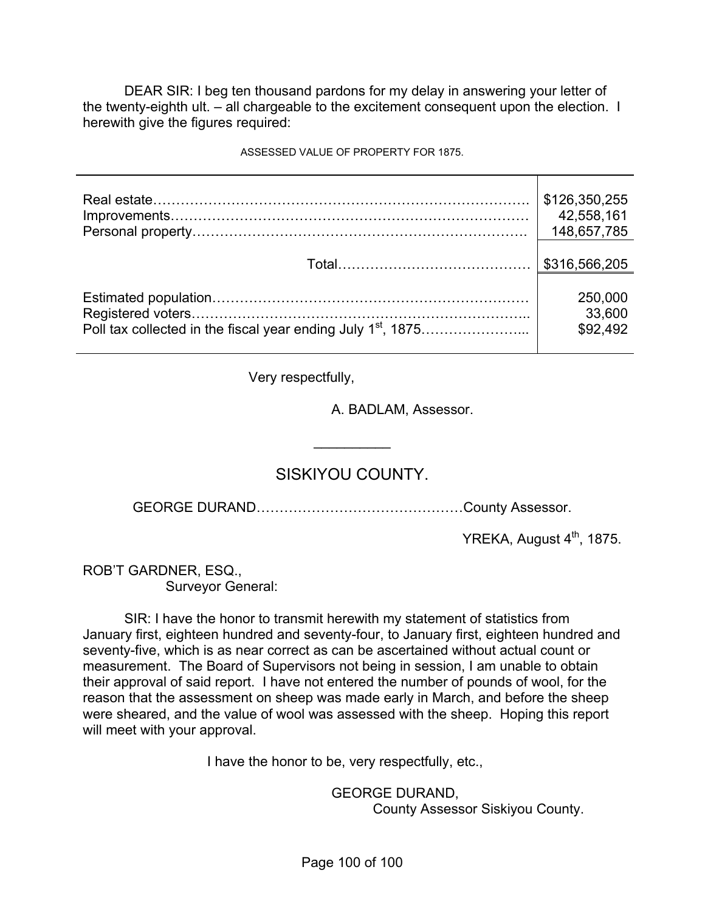DEAR SIR: I beg ten thousand pardons for my delay in answering your letter of the twenty-eighth ult. – all chargeable to the excitement consequent upon the election. I herewith give the figures required:

ASSESSED VALUE OF PROPERTY FOR 1875.

| | |
|---|---|
| Real estate | $126,350,255 |
| Improvements | 42,558,161 |
| Personal property | 148,657,785 |
| Total | $316,566,205 |
| Estimated population | 250,000 |
| Registered voters | 33,600 |
| Poll tax collected in the fiscal year ending July 1st, 1875 | $92,492 |

Very respectfully,

A. BADLAM, Assessor.

---

## SISKIYOU COUNTY.

GEORGE DURAND……………………………………County Assessor.

YREKA, August 4th, 1875.

ROB'T GARDNER, ESQ.,
Surveyor General:

SIR: I have the honor to transmit herewith my statement of statistics from January first, eighteen hundred and seventy-four, to January first, eighteen hundred and seventy-five, which is as near correct as can be ascertained without actual count or measurement. The Board of Supervisors not being in session, I am unable to obtain their approval of said report. I have not entered the number of pounds of wool, for the reason that the assessment on sheep was made early in March, and before the sheep were sheared, and the value of wool was assessed with the sheep. Hoping this report will meet with your approval.

I have the honor to be, very respectfully, etc.,

GEORGE DURAND,
County Assessor Siskiyou County.